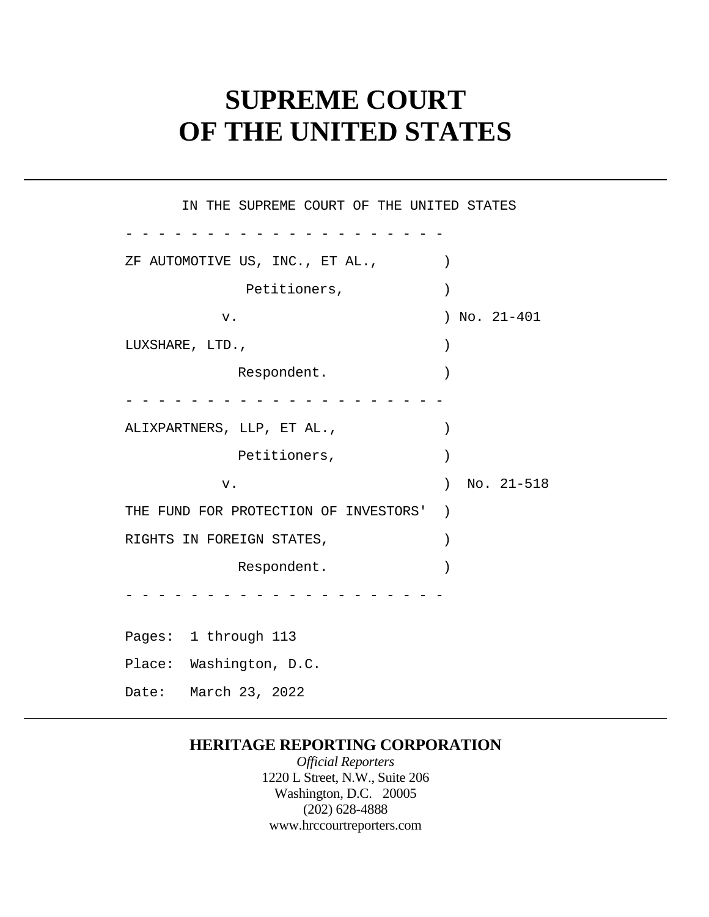# SUPREME COURT OF THE UNITED STATES

IN THE SUPREME COURT OF THE UNITED STATES

\- - - - - - - - - - - - - - - - - - - - -

ZF AUTOMOTIVE US, INC., ET AL., )

Petitioners, )

v. ) No. 21-401

LUXSHARE, LTD., )

Respondent. )

\- - - - - - - - - - - - - - - - - - - - -

ALIXPARTNERS, LLP, ET AL., )

Petitioners, )

v. ) No. 21-518

THE FUND FOR PROTECTION OF INVESTORS' )

RIGHTS IN FOREIGN STATES, )

Respondent. )

\- - - - - - - - - - - - - - - - - - - - -

Pages: 1 through 113

Place: Washington, D.C.

Date: March 23, 2022

**HERITAGE REPORTING CORPORATION**

*Official Reporters*

1220 L Street, N.W., Suite 206

Washington, D.C. 20005

(202) 628-4888

www.hrccourtreporters.com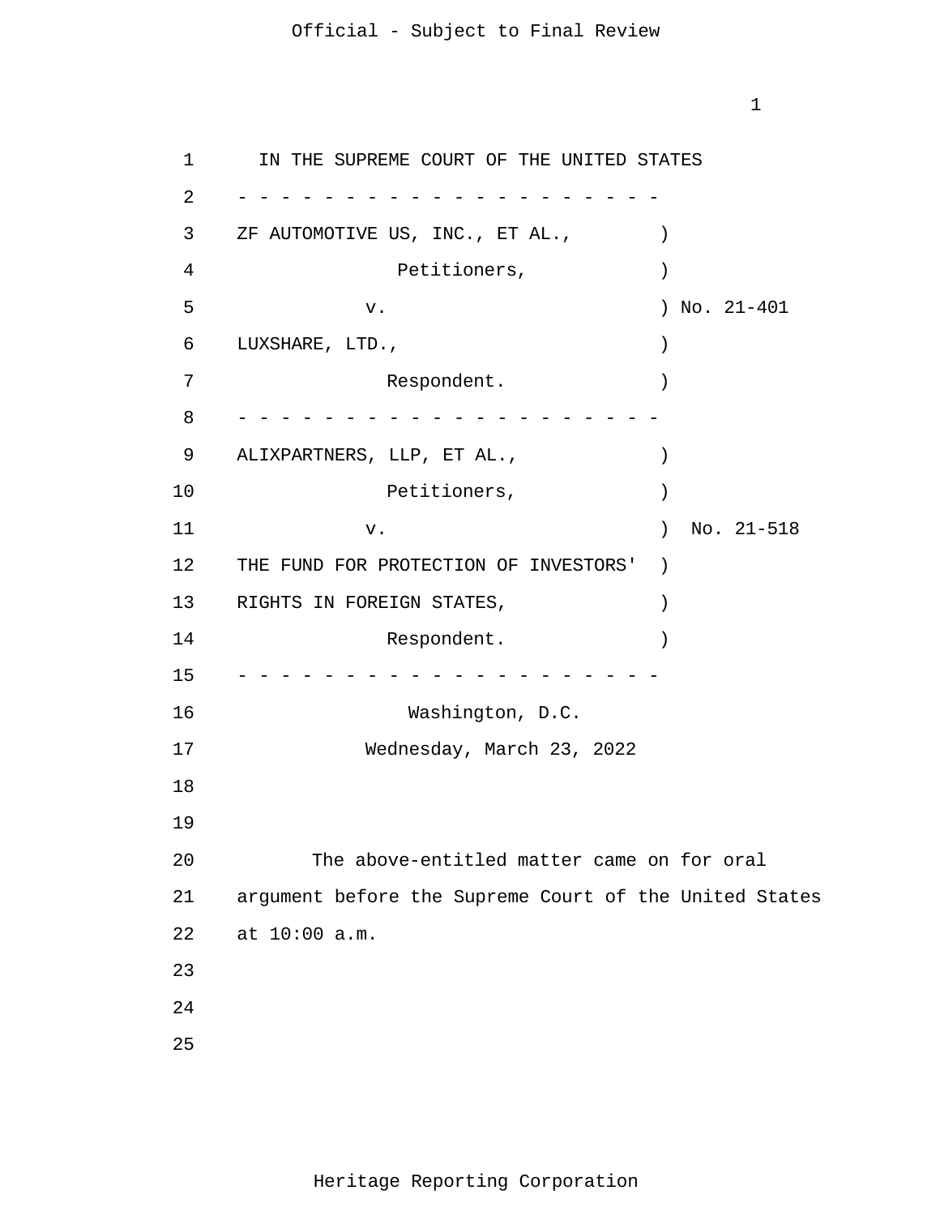IN THE SUPREME COURT OF THE UNITED STATES

\- - - - - - - - - - - - - - - - - - - - -

ZF AUTOMOTIVE US, INC., ET AL., )

Petitioners, )

v. ) No. 21-401

LUXSHARE, LTD., )

Respondent. )

\- - - - - - - - - - - - - - - - - - - - -

ALIXPARTNERS, LLP, ET AL., )

Petitioners, )

v. ) No. 21-518

THE FUND FOR PROTECTION OF INVESTORS' )

RIGHTS IN FOREIGN STATES, )

Respondent. )

\- - - - - - - - - - - - - - - - - - - - -

Washington, D.C.

Wednesday, March 23, 2022

The above-entitled matter came on for oral argument before the Supreme Court of the United States at 10:00 a.m.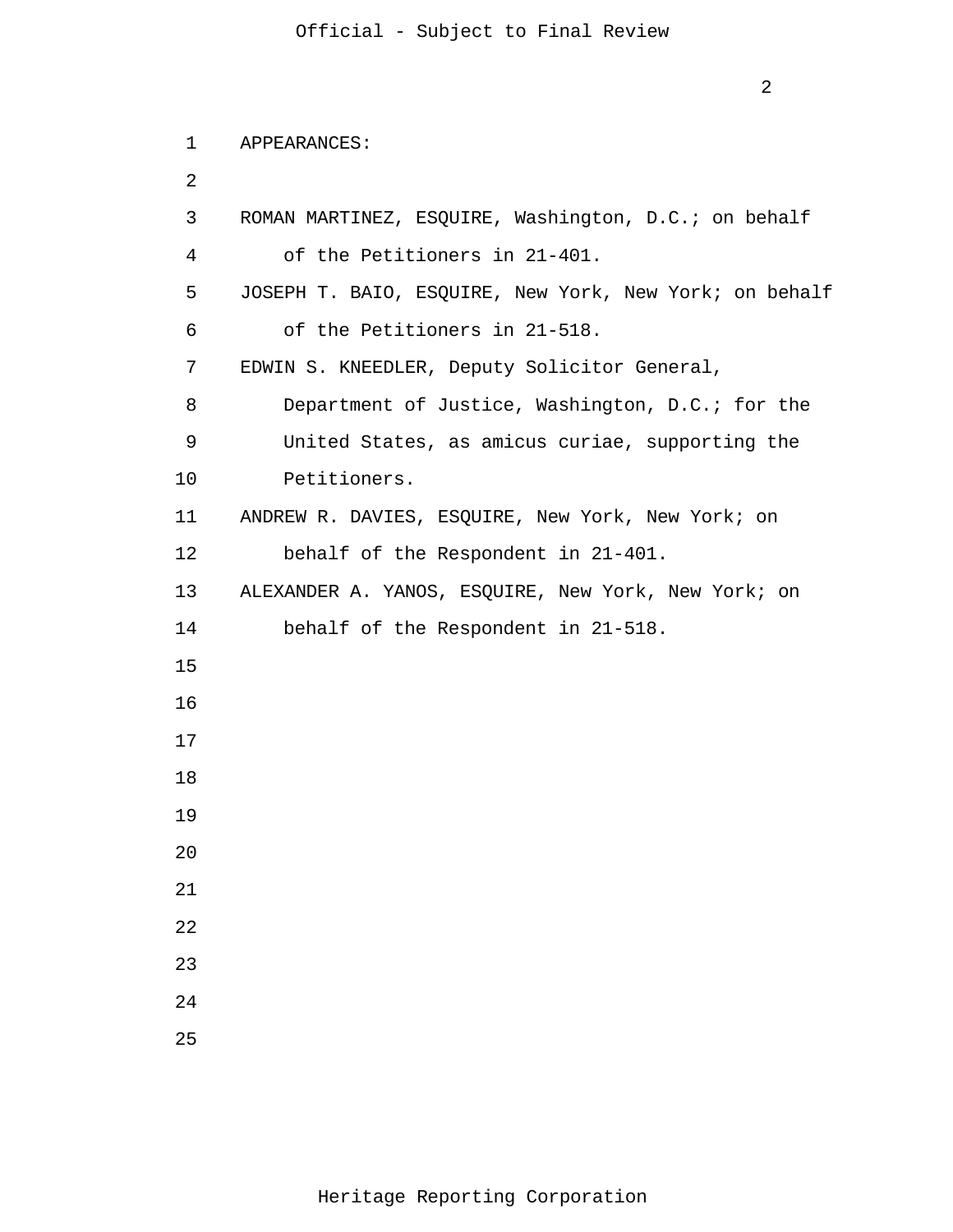APPEARANCES:

ROMAN MARTINEZ, ESQUIRE, Washington, D.C.; on behalf of the Petitioners in 21-401.

JOSEPH T. BAIO, ESQUIRE, New York, New York; on behalf of the Petitioners in 21-518.

EDWIN S. KNEEDLER, Deputy Solicitor General, Department of Justice, Washington, D.C.; for the United States, as amicus curiae, supporting the Petitioners.

ANDREW R. DAVIES, ESQUIRE, New York, New York; on behalf of the Respondent in 21-401.

ALEXANDER A. YANOS, ESQUIRE, New York, New York; on behalf of the Respondent in 21-518.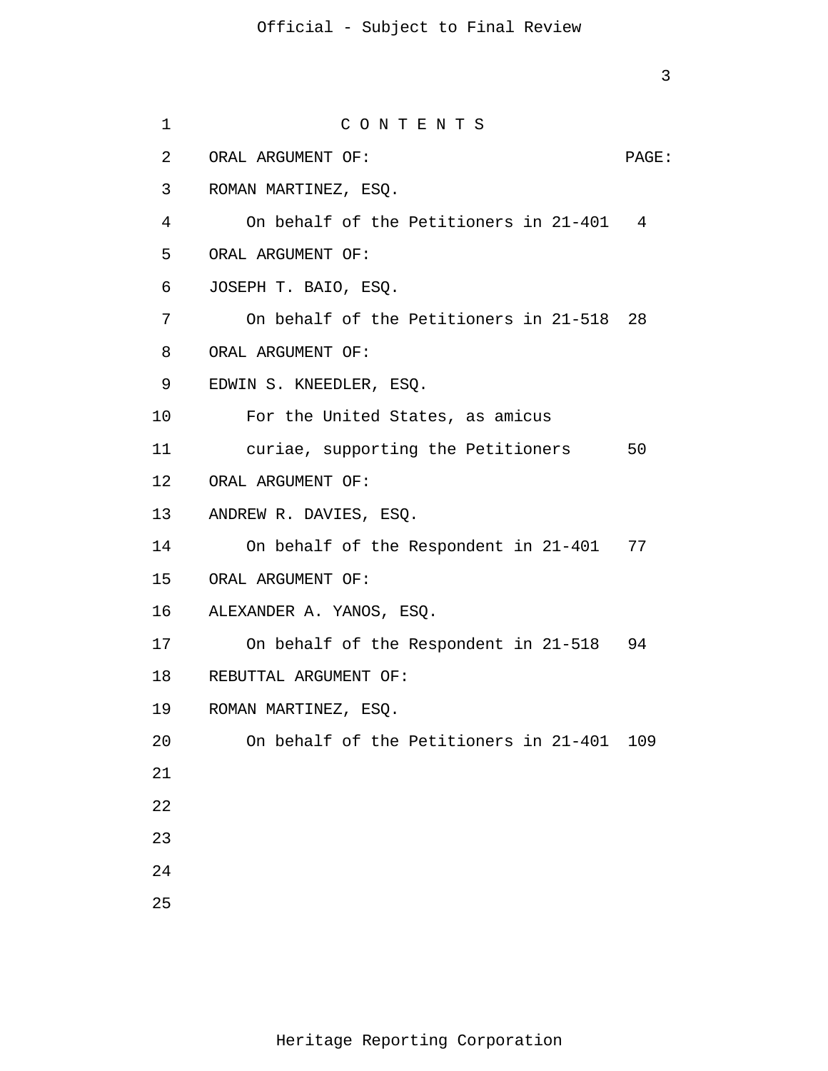C O N T E N T S

| ORAL ARGUMENT OF: | PAGE: |
| --- | --- |
| ROMAN MARTINEZ, ESQ. | |
| On behalf of the Petitioners in 21-401 | 4 |
| ORAL ARGUMENT OF: | |
| JOSEPH T. BAIO, ESQ. | |
| On behalf of the Petitioners in 21-518 | 28 |
| ORAL ARGUMENT OF: | |
| EDWIN S. KNEEDLER, ESQ. | |
| For the United States, as amicus curiae, supporting the Petitioners | 50 |
| ORAL ARGUMENT OF: | |
| ANDREW R. DAVIES, ESQ. | |
| On behalf of the Respondent in 21-401 | 77 |
| ORAL ARGUMENT OF: | |
| ALEXANDER A. YANOS, ESQ. | |
| On behalf of the Respondent in 21-518 | 94 |
| REBUTTAL ARGUMENT OF: | |
| ROMAN MARTINEZ, ESQ. | |
| On behalf of the Petitioners in 21-401 | 109 |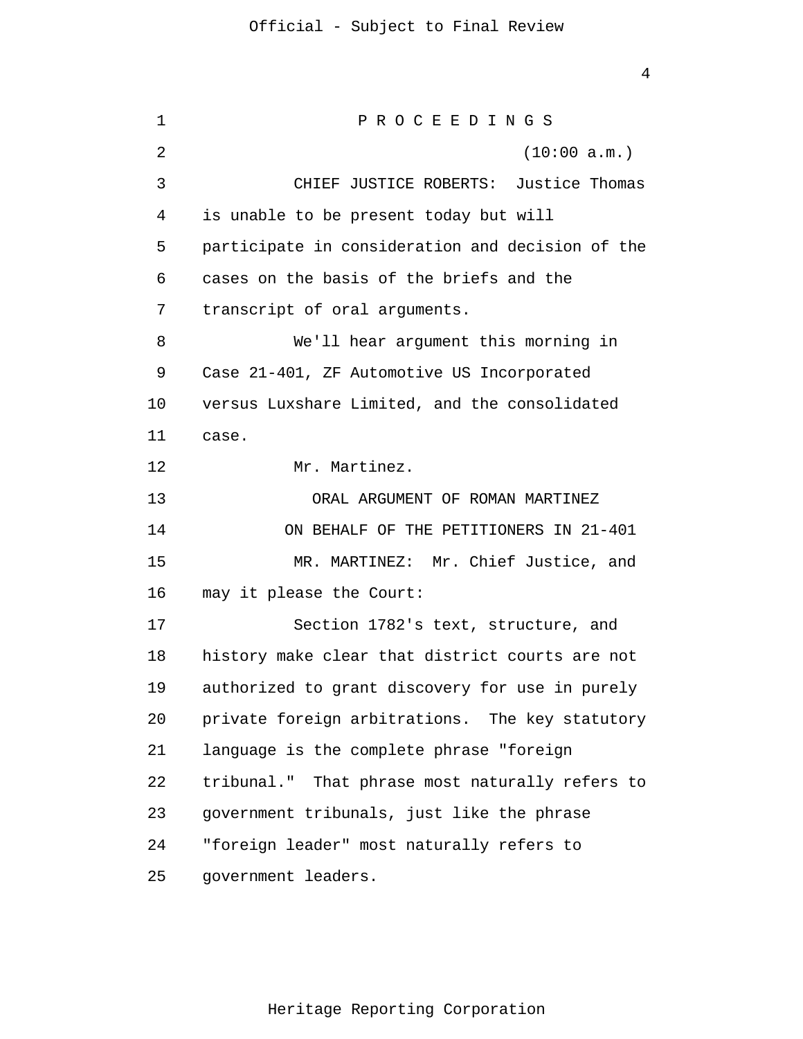P R O C E E D I N G S

(10:00 a.m.)

CHIEF JUSTICE ROBERTS: Justice Thomas is unable to be present today but will participate in consideration and decision of the cases on the basis of the briefs and the transcript of oral arguments.

We'll hear argument this morning in Case 21-401, ZF Automotive US Incorporated versus Luxshare Limited, and the consolidated case.

Mr. Martinez.

ORAL ARGUMENT OF ROMAN MARTINEZ

ON BEHALF OF THE PETITIONERS IN 21-401

MR. MARTINEZ: Mr. Chief Justice, and may it please the Court:

Section 1782's text, structure, and history make clear that district courts are not authorized to grant discovery for use in purely private foreign arbitrations. The key statutory language is the complete phrase "foreign tribunal." That phrase most naturally refers to government tribunals, just like the phrase "foreign leader" most naturally refers to government leaders.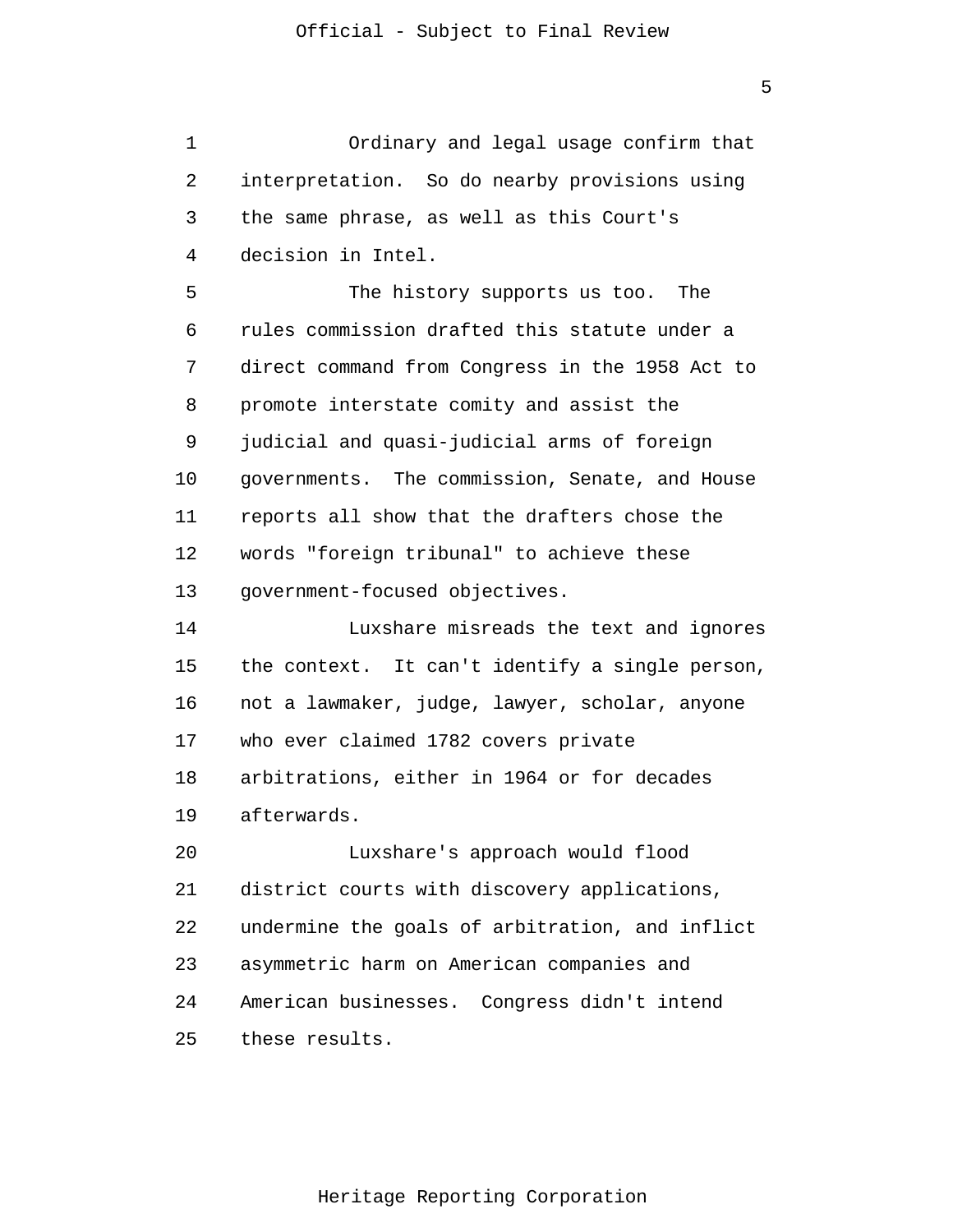Ordinary and legal usage confirm that interpretation. So do nearby provisions using the same phrase, as well as this Court's decision in Intel.

The history supports us too. The rules commission drafted this statute under a direct command from Congress in the 1958 Act to promote interstate comity and assist the judicial and quasi-judicial arms of foreign governments. The commission, Senate, and House reports all show that the drafters chose the words "foreign tribunal" to achieve these government-focused objectives.

Luxshare misreads the text and ignores the context. It can't identify a single person, not a lawmaker, judge, lawyer, scholar, anyone who ever claimed 1782 covers private arbitrations, either in 1964 or for decades afterwards.

Luxshare's approach would flood district courts with discovery applications, undermine the goals of arbitration, and inflict asymmetric harm on American companies and American businesses. Congress didn't intend these results.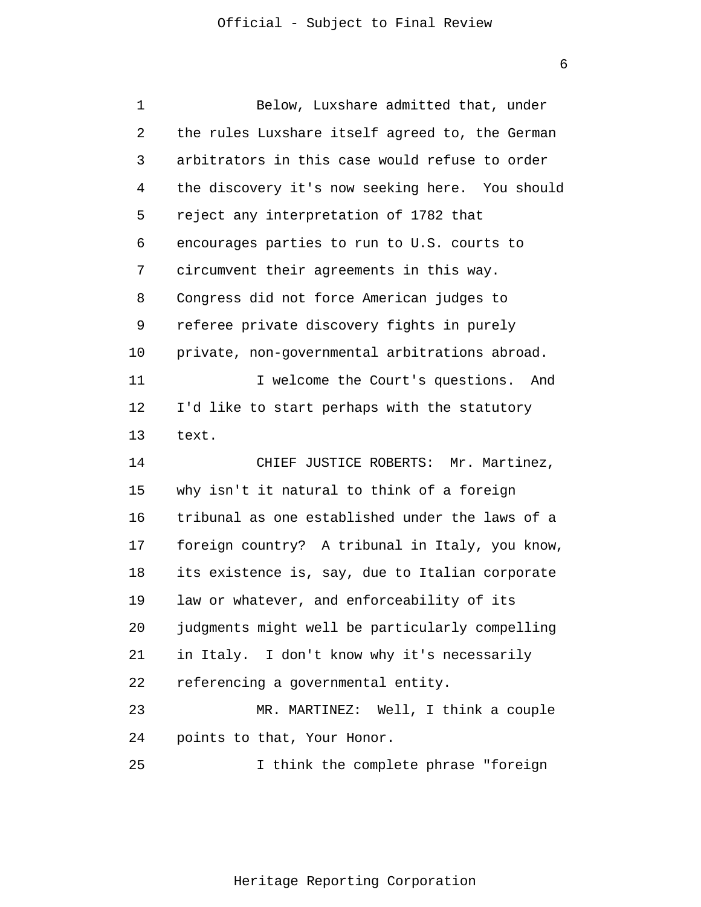Below, Luxshare admitted that, under the rules Luxshare itself agreed to, the German arbitrators in this case would refuse to order the discovery it's now seeking here. You should reject any interpretation of 1782 that encourages parties to run to U.S. courts to circumvent their agreements in this way. Congress did not force American judges to referee private discovery fights in purely private, non-governmental arbitrations abroad.

I welcome the Court's questions. And I'd like to start perhaps with the statutory text.

CHIEF JUSTICE ROBERTS: Mr. Martinez, why isn't it natural to think of a foreign tribunal as one established under the laws of a foreign country? A tribunal in Italy, you know, its existence is, say, due to Italian corporate law or whatever, and enforceability of its judgments might well be particularly compelling in Italy. I don't know why it's necessarily referencing a governmental entity.

MR. MARTINEZ: Well, I think a couple points to that, Your Honor.

I think the complete phrase "foreign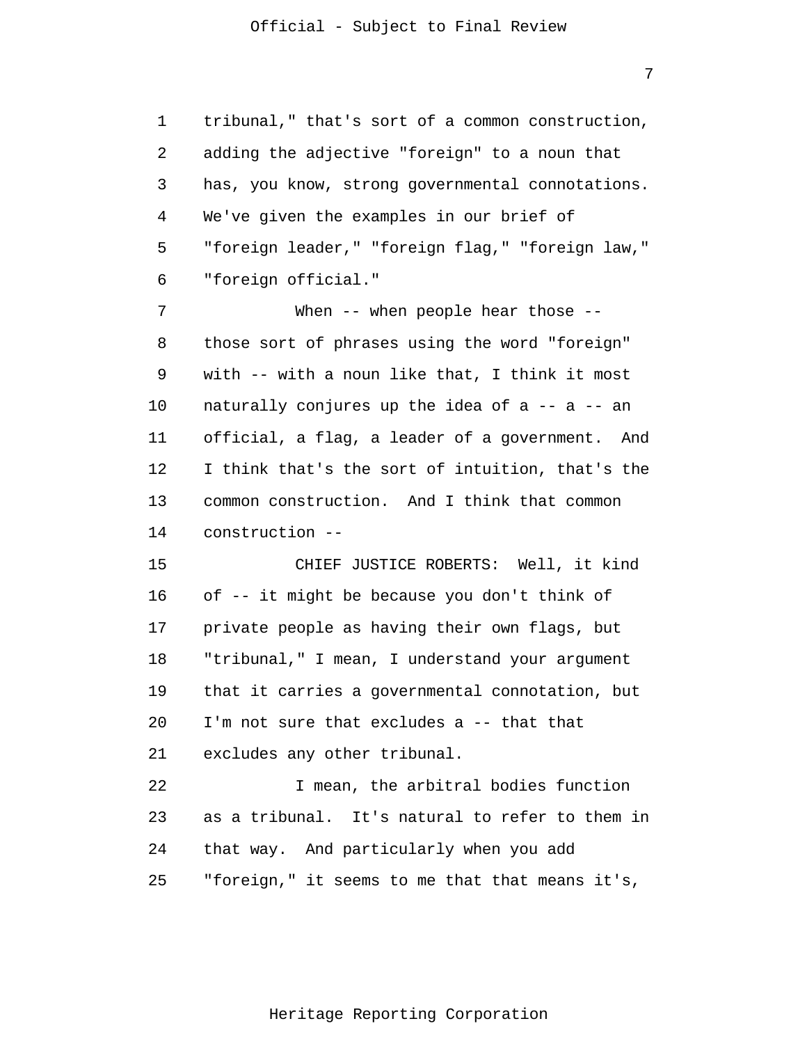tribunal," that's sort of a common construction, adding the adjective "foreign" to a noun that has, you know, strong governmental connotations. We've given the examples in our brief of "foreign leader," "foreign flag," "foreign law," "foreign official."

When -- when people hear those -- those sort of phrases using the word "foreign" with -- with a noun like that, I think it most naturally conjures up the idea of a -- a -- an official, a flag, a leader of a government. And I think that's the sort of intuition, that's the common construction. And I think that common construction --

CHIEF JUSTICE ROBERTS: Well, it kind of -- it might be because you don't think of private people as having their own flags, but "tribunal," I mean, I understand your argument that it carries a governmental connotation, but I'm not sure that excludes a -- that that excludes any other tribunal.

I mean, the arbitral bodies function as a tribunal. It's natural to refer to them in that way. And particularly when you add "foreign," it seems to me that that means it's,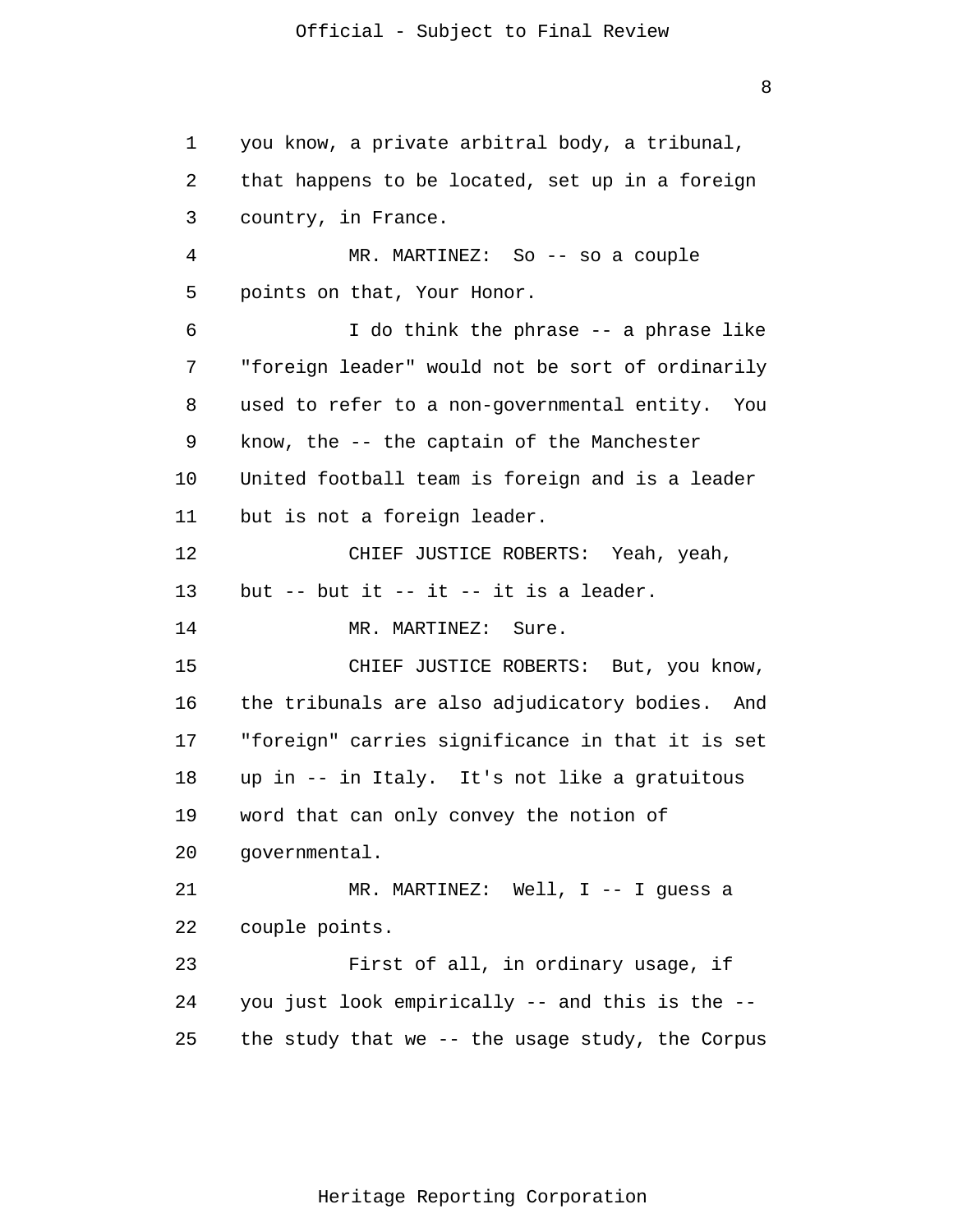you know, a private arbitral body, a tribunal, that happens to be located, set up in a foreign country, in France.

MR. MARTINEZ: So -- so a couple points on that, Your Honor.

I do think the phrase -- a phrase like "foreign leader" would not be sort of ordinarily used to refer to a non-governmental entity. You know, the -- the captain of the Manchester United football team is foreign and is a leader but is not a foreign leader.

CHIEF JUSTICE ROBERTS: Yeah, yeah, but -- but it -- it -- it is a leader.

MR. MARTINEZ: Sure.

CHIEF JUSTICE ROBERTS: But, you know, the tribunals are also adjudicatory bodies. And "foreign" carries significance in that it is set up in -- in Italy. It's not like a gratuitous word that can only convey the notion of governmental.

MR. MARTINEZ: Well, I -- I guess a couple points.

First of all, in ordinary usage, if you just look empirically -- and this is the -- the study that we -- the usage study, the Corpus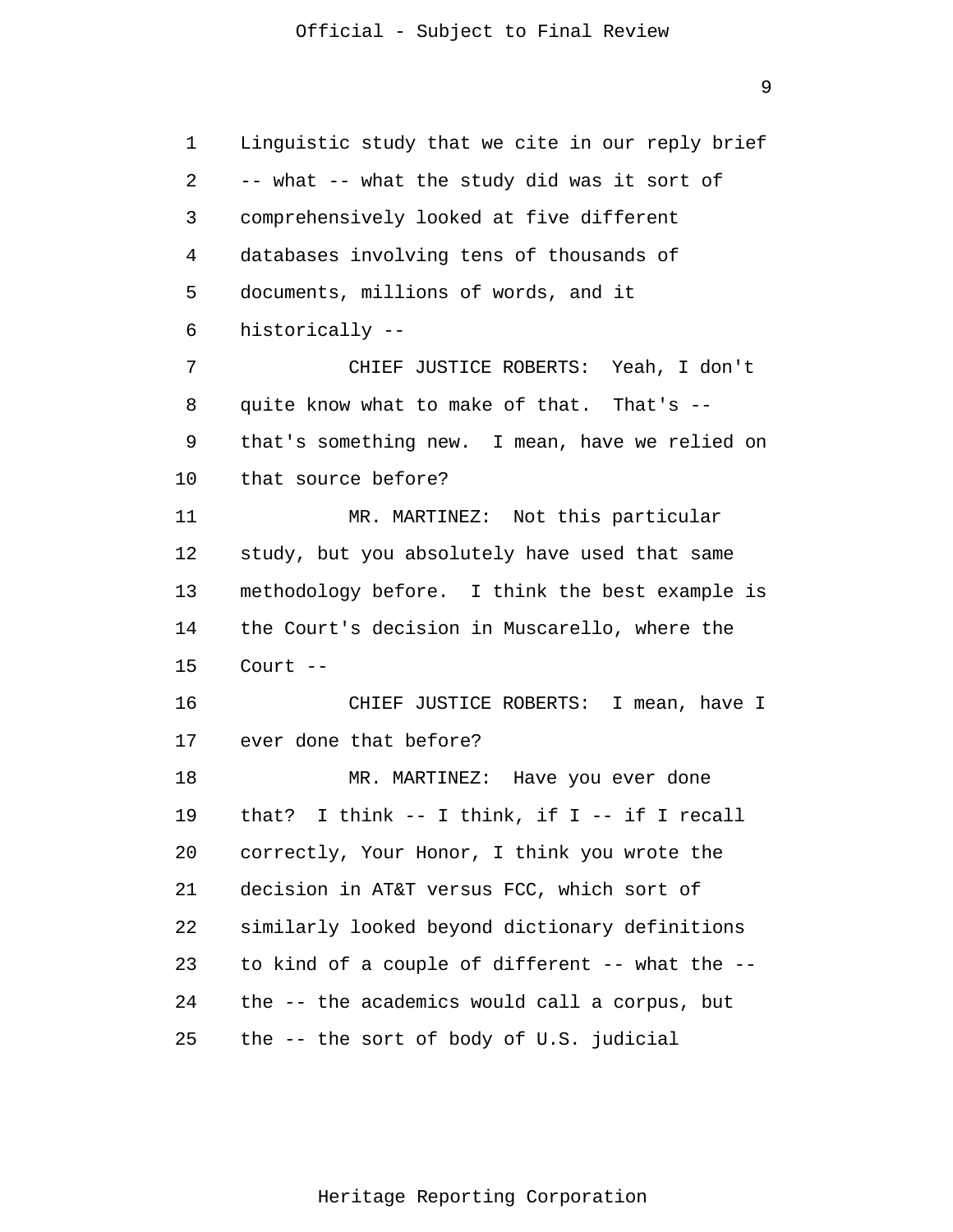Linguistic study that we cite in our reply brief -- what -- what the study did was it sort of comprehensively looked at five different databases involving tens of thousands of documents, millions of words, and it historically --

CHIEF JUSTICE ROBERTS: Yeah, I don't quite know what to make of that. That's -- that's something new. I mean, have we relied on that source before?

MR. MARTINEZ: Not this particular study, but you absolutely have used that same methodology before. I think the best example is the Court's decision in Muscarello, where the Court --

CHIEF JUSTICE ROBERTS: I mean, have I ever done that before?

MR. MARTINEZ: Have you ever done that? I think -- I think, if I -- if I recall correctly, Your Honor, I think you wrote the decision in AT&T versus FCC, which sort of similarly looked beyond dictionary definitions to kind of a couple of different -- what the -- the -- the academics would call a corpus, but the -- the sort of body of U.S. judicial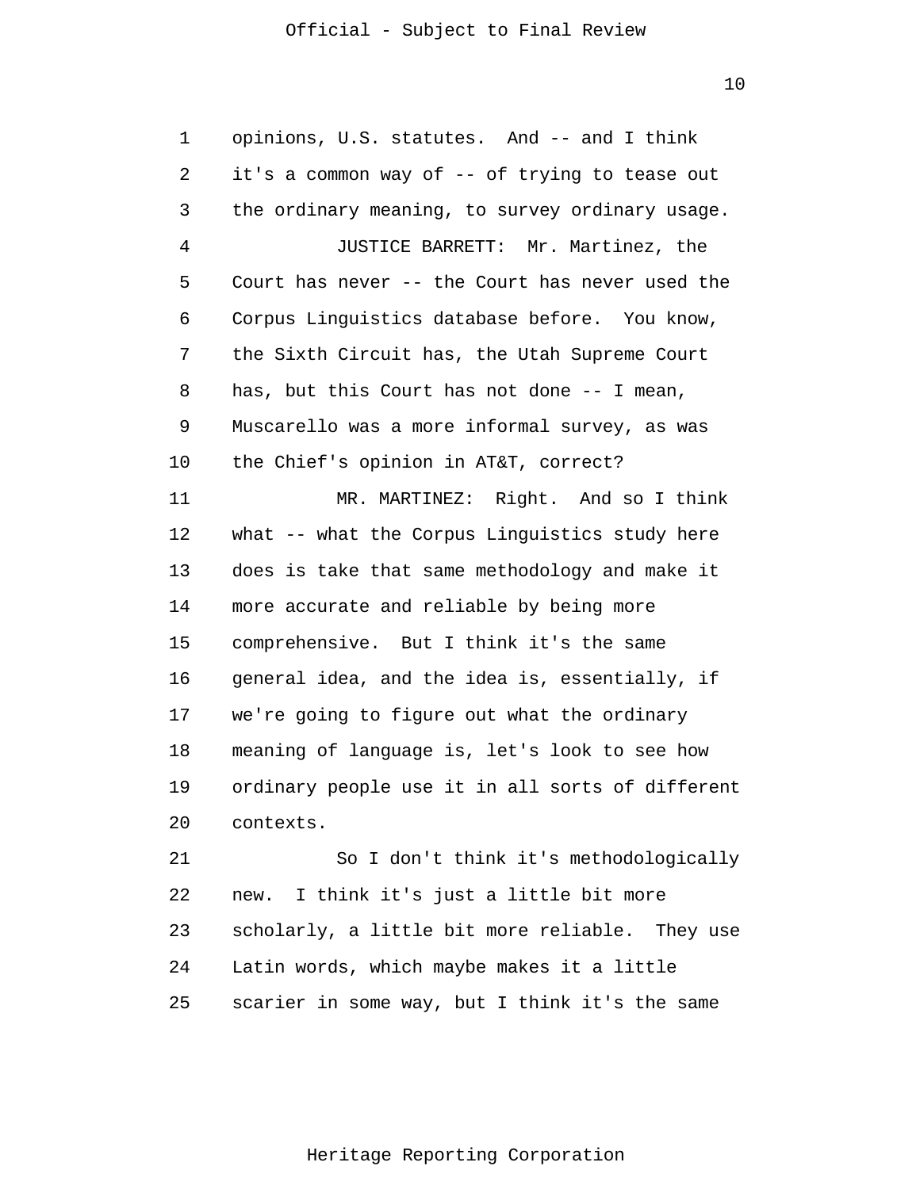opinions, U.S. statutes. And -- and I think it's a common way of -- of trying to tease out the ordinary meaning, to survey ordinary usage.

JUSTICE BARRETT: Mr. Martinez, the Court has never -- the Court has never used the Corpus Linguistics database before. You know, the Sixth Circuit has, the Utah Supreme Court has, but this Court has not done -- I mean, Muscarello was a more informal survey, as was the Chief's opinion in AT&T, correct?

MR. MARTINEZ: Right. And so I think what -- what the Corpus Linguistics study here does is take that same methodology and make it more accurate and reliable by being more comprehensive. But I think it's the same general idea, and the idea is, essentially, if we're going to figure out what the ordinary meaning of language is, let's look to see how ordinary people use it in all sorts of different contexts.

So I don't think it's methodologically new. I think it's just a little bit more scholarly, a little bit more reliable. They use Latin words, which maybe makes it a little scarier in some way, but I think it's the same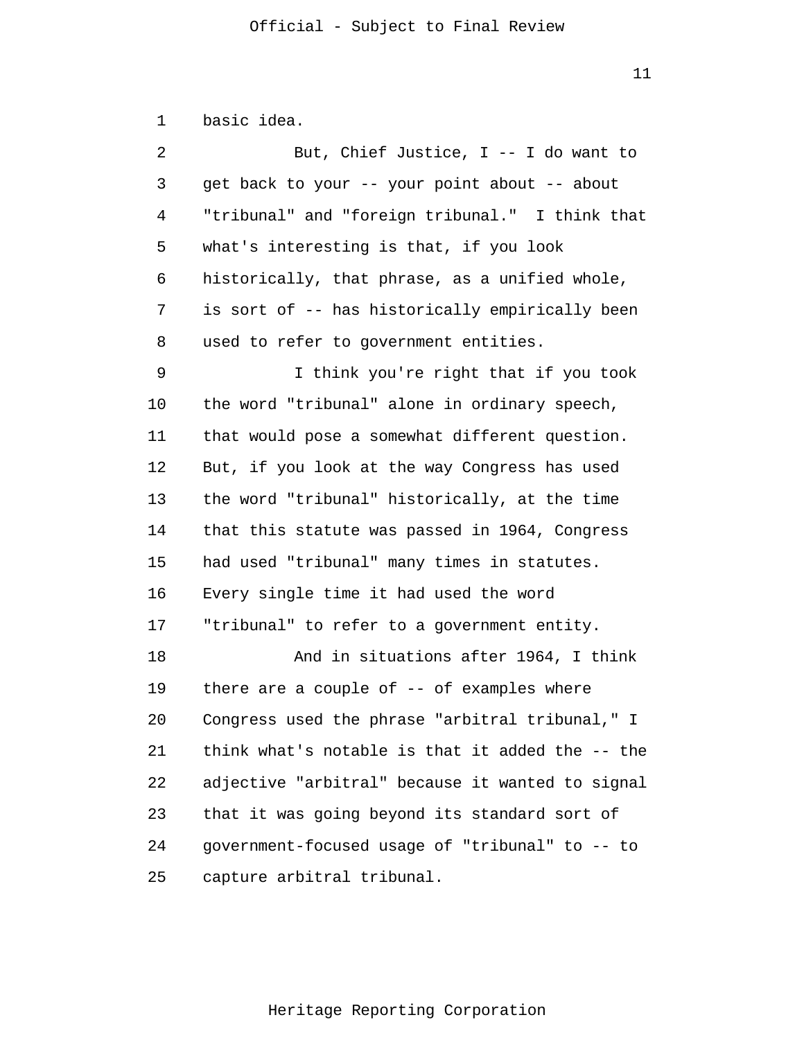basic idea.

But, Chief Justice, I -- I do want to get back to your -- your point about -- about "tribunal" and "foreign tribunal." I think that what's interesting is that, if you look historically, that phrase, as a unified whole, is sort of -- has historically empirically been used to refer to government entities.

I think you're right that if you took the word "tribunal" alone in ordinary speech, that would pose a somewhat different question. But, if you look at the way Congress has used the word "tribunal" historically, at the time that this statute was passed in 1964, Congress had used "tribunal" many times in statutes. Every single time it had used the word "tribunal" to refer to a government entity.

And in situations after 1964, I think there are a couple of -- of examples where Congress used the phrase "arbitral tribunal," I think what's notable is that it added the -- the adjective "arbitral" because it wanted to signal that it was going beyond its standard sort of government-focused usage of "tribunal" to -- to capture arbitral tribunal.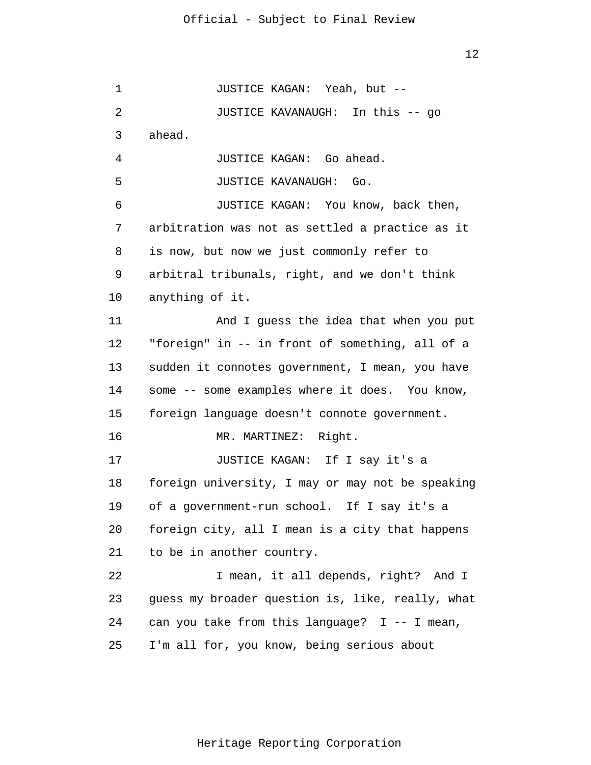JUSTICE KAGAN: Yeah, but --

JUSTICE KAVANAUGH: In this -- go ahead.

JUSTICE KAGAN: Go ahead.

JUSTICE KAVANAUGH: Go.

JUSTICE KAGAN: You know, back then, arbitration was not as settled a practice as it is now, but now we just commonly refer to arbitral tribunals, right, and we don't think anything of it.

And I guess the idea that when you put "foreign" in -- in front of something, all of a sudden it connotes government, I mean, you have some -- some examples where it does. You know, foreign language doesn't connote government.

MR. MARTINEZ: Right.

JUSTICE KAGAN: If I say it's a foreign university, I may or may not be speaking of a government-run school. If I say it's a foreign city, all I mean is a city that happens to be in another country.

I mean, it all depends, right? And I guess my broader question is, like, really, what can you take from this language? I -- I mean, I'm all for, you know, being serious about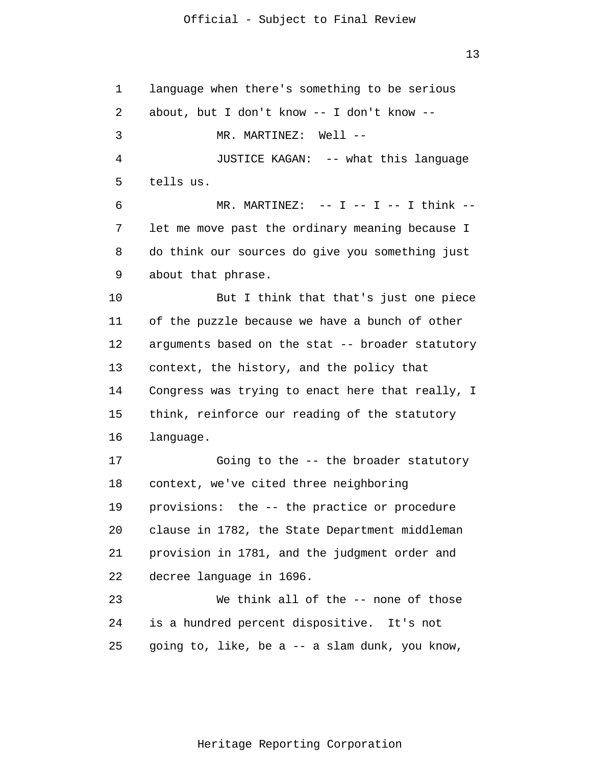language when there's something to be serious about, but I don't know -- I don't know --

MR. MARTINEZ: Well --

JUSTICE KAGAN: -- what this language tells us.

MR. MARTINEZ: -- I -- I -- I think -- let me move past the ordinary meaning because I do think our sources do give you something just about that phrase.

But I think that that's just one piece of the puzzle because we have a bunch of other arguments based on the stat -- broader statutory context, the history, and the policy that Congress was trying to enact here that really, I think, reinforce our reading of the statutory language.

Going to the -- the broader statutory context, we've cited three neighboring provisions: the -- the practice or procedure clause in 1782, the State Department middleman provision in 1781, and the judgment order and decree language in 1696.

We think all of the -- none of those is a hundred percent dispositive. It's not going to, like, be a -- a slam dunk, you know,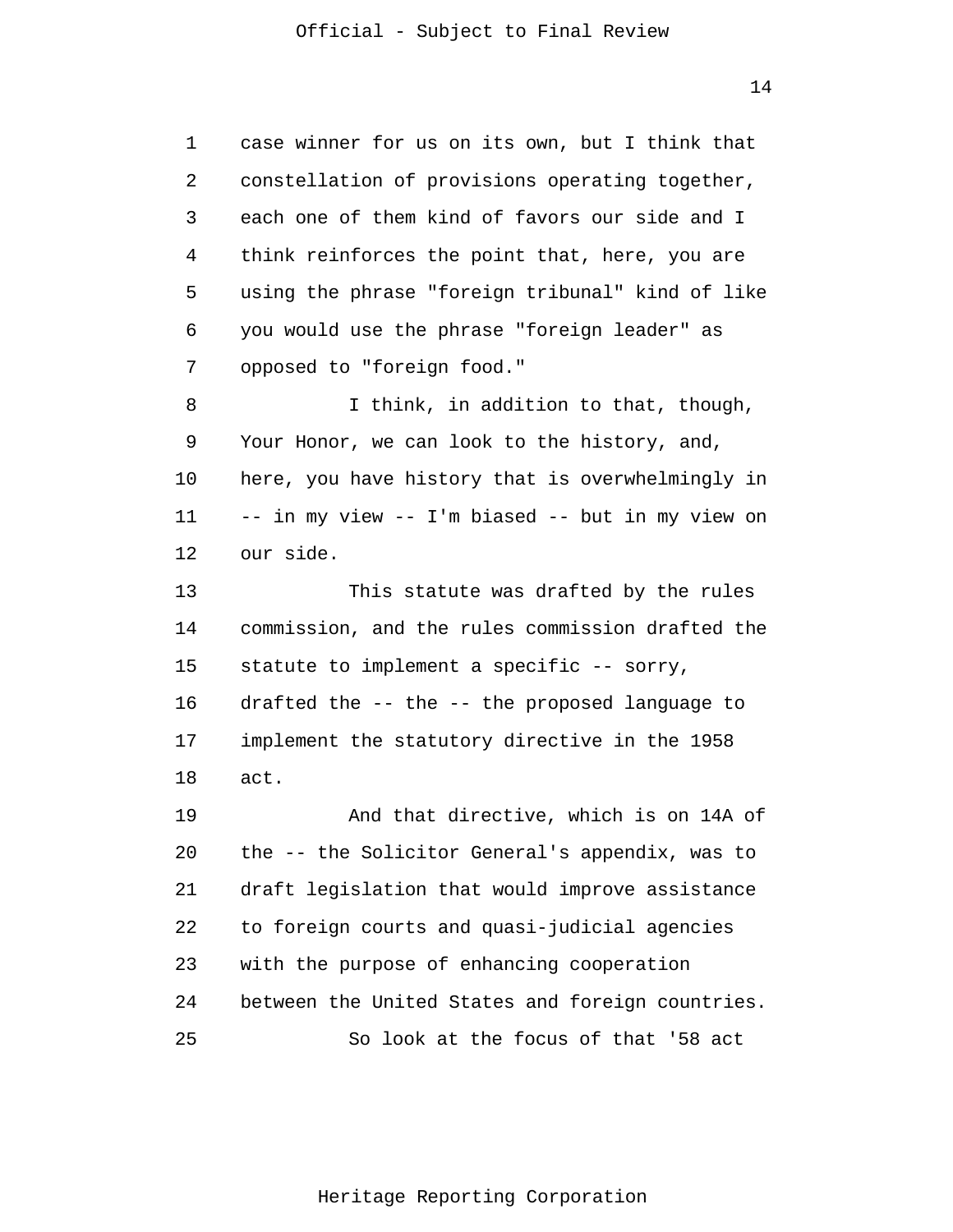case winner for us on its own, but I think that constellation of provisions operating together, each one of them kind of favors our side and I think reinforces the point that, here, you are using the phrase "foreign tribunal" kind of like you would use the phrase "foreign leader" as opposed to "foreign food."

I think, in addition to that, though, Your Honor, we can look to the history, and, here, you have history that is overwhelmingly in -- in my view -- I'm biased -- but in my view on our side.

This statute was drafted by the rules commission, and the rules commission drafted the statute to implement a specific -- sorry, drafted the -- the -- the proposed language to implement the statutory directive in the 1958 act.

And that directive, which is on 14A of the -- the Solicitor General's appendix, was to draft legislation that would improve assistance to foreign courts and quasi-judicial agencies with the purpose of enhancing cooperation between the United States and foreign countries.

So look at the focus of that '58 act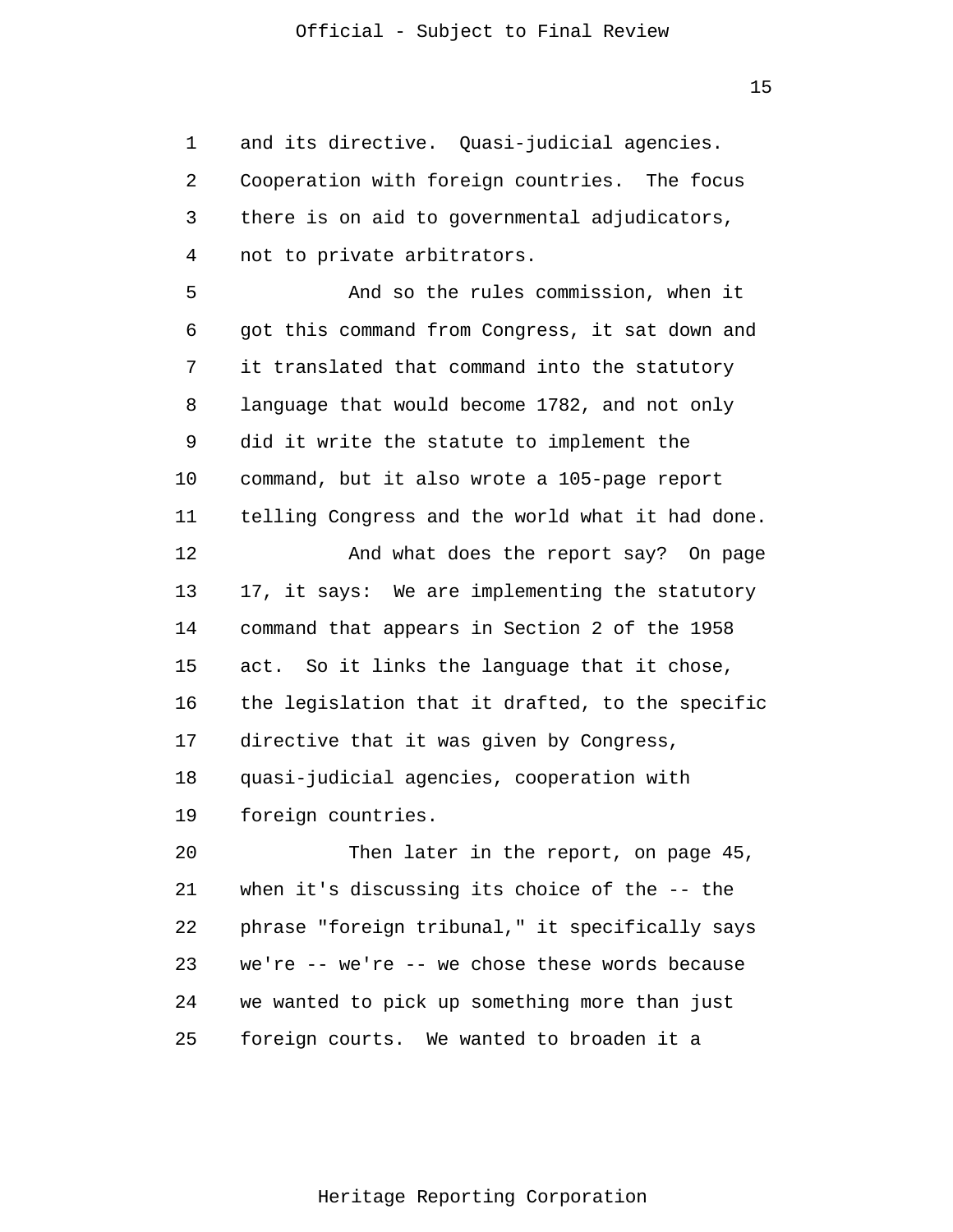and its directive. Quasi-judicial agencies. Cooperation with foreign countries. The focus there is on aid to governmental adjudicators, not to private arbitrators.

And so the rules commission, when it got this command from Congress, it sat down and it translated that command into the statutory language that would become 1782, and not only did it write the statute to implement the command, but it also wrote a 105-page report telling Congress and the world what it had done.

And what does the report say? On page 17, it says: We are implementing the statutory command that appears in Section 2 of the 1958 act. So it links the language that it chose, the legislation that it drafted, to the specific directive that it was given by Congress, quasi-judicial agencies, cooperation with foreign countries.

Then later in the report, on page 45, when it's discussing its choice of the -- the phrase "foreign tribunal," it specifically says we're -- we're -- we chose these words because we wanted to pick up something more than just foreign courts. We wanted to broaden it a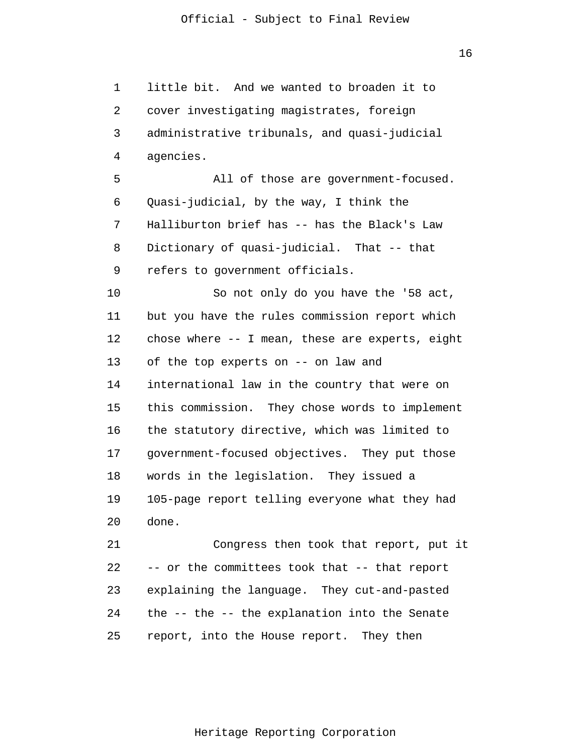little bit. And we wanted to broaden it to cover investigating magistrates, foreign administrative tribunals, and quasi-judicial agencies.

All of those are government-focused. Quasi-judicial, by the way, I think the Halliburton brief has -- has the Black's Law Dictionary of quasi-judicial. That -- that refers to government officials.

So not only do you have the '58 act, but you have the rules commission report which chose where -- I mean, these are experts, eight of the top experts on -- on law and international law in the country that were on this commission. They chose words to implement the statutory directive, which was limited to government-focused objectives. They put those words in the legislation. They issued a 105-page report telling everyone what they had done.

Congress then took that report, put it -- or the committees took that -- that report explaining the language. They cut-and-pasted the -- the -- the explanation into the Senate report, into the House report. They then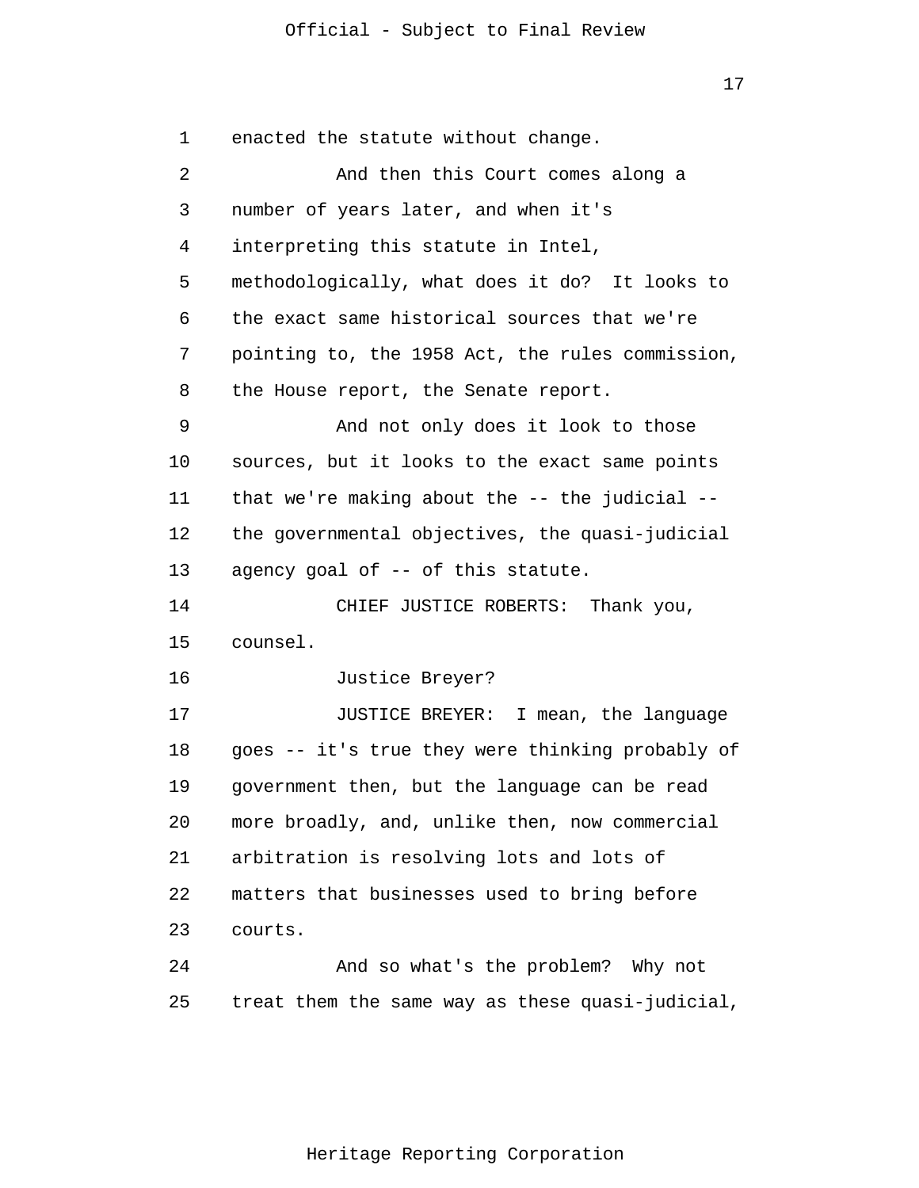enacted the statute without change.

And then this Court comes along a number of years later, and when it's interpreting this statute in Intel, methodologically, what does it do? It looks to the exact same historical sources that we're pointing to, the 1958 Act, the rules commission, the House report, the Senate report.

And not only does it look to those sources, but it looks to the exact same points that we're making about the -- the judicial -- the governmental objectives, the quasi-judicial agency goal of -- of this statute.

CHIEF JUSTICE ROBERTS: Thank you, counsel.

Justice Breyer?

JUSTICE BREYER: I mean, the language goes -- it's true they were thinking probably of government then, but the language can be read more broadly, and, unlike then, now commercial arbitration is resolving lots and lots of matters that businesses used to bring before courts.

And so what's the problem? Why not treat them the same way as these quasi-judicial,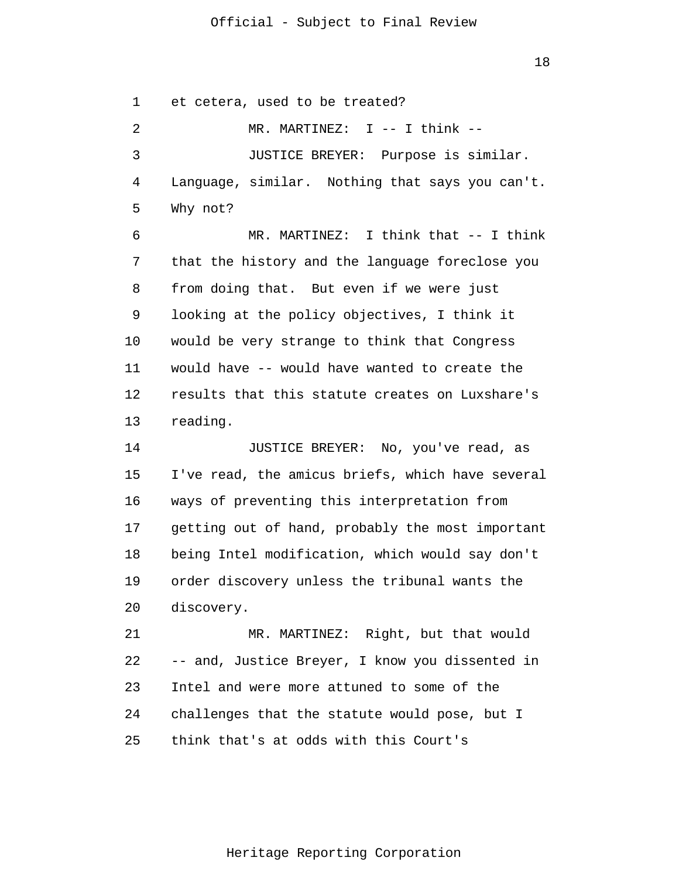et cetera, used to be treated?

MR. MARTINEZ: I -- I think --

JUSTICE BREYER: Purpose is similar. Language, similar. Nothing that says you can't. Why not?

MR. MARTINEZ: I think that -- I think that the history and the language foreclose you from doing that. But even if we were just looking at the policy objectives, I think it would be very strange to think that Congress would have -- would have wanted to create the results that this statute creates on Luxshare's reading.

JUSTICE BREYER: No, you've read, as I've read, the amicus briefs, which have several ways of preventing this interpretation from getting out of hand, probably the most important being Intel modification, which would say don't order discovery unless the tribunal wants the discovery.

MR. MARTINEZ: Right, but that would -- and, Justice Breyer, I know you dissented in Intel and were more attuned to some of the challenges that the statute would pose, but I think that's at odds with this Court's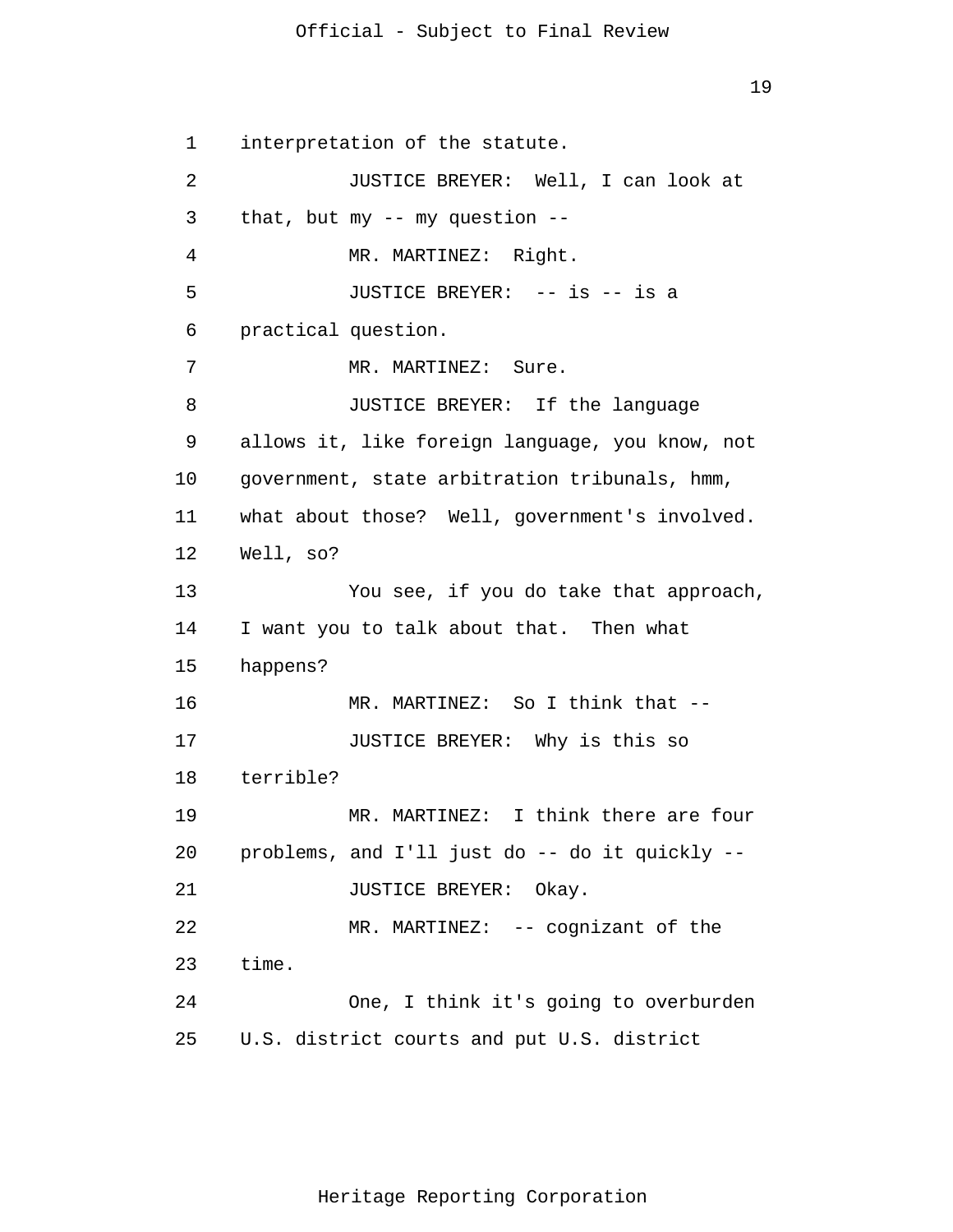interpretation of the statute.

JUSTICE BREYER: Well, I can look at that, but my -- my question --

MR. MARTINEZ: Right.

JUSTICE BREYER: -- is -- is a practical question.

MR. MARTINEZ: Sure.

JUSTICE BREYER: If the language allows it, like foreign language, you know, not government, state arbitration tribunals, hmm, what about those? Well, government's involved. Well, so?

You see, if you do take that approach, I want you to talk about that. Then what happens?

MR. MARTINEZ: So I think that --

JUSTICE BREYER: Why is this so terrible?

MR. MARTINEZ: I think there are four problems, and I'll just do -- do it quickly --

JUSTICE BREYER: Okay.

MR. MARTINEZ: -- cognizant of the time.

One, I think it's going to overburden U.S. district courts and put U.S. district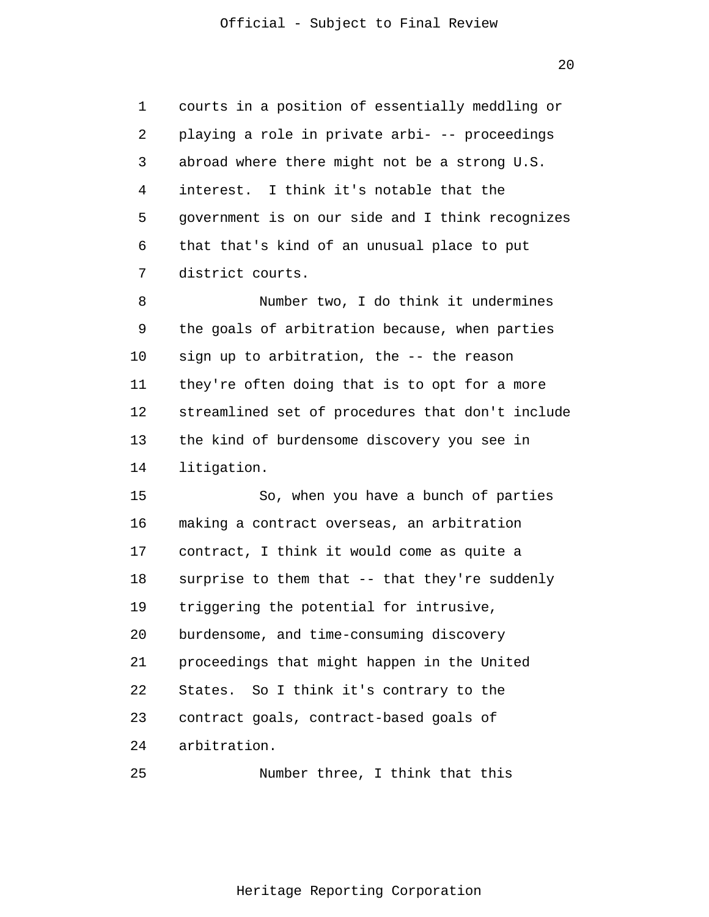courts in a position of essentially meddling or playing a role in private arbi- -- proceedings abroad where there might not be a strong U.S. interest. I think it's notable that the government is on our side and I think recognizes that that's kind of an unusual place to put district courts.

Number two, I do think it undermines the goals of arbitration because, when parties sign up to arbitration, the -- the reason they're often doing that is to opt for a more streamlined set of procedures that don't include the kind of burdensome discovery you see in litigation.

So, when you have a bunch of parties making a contract overseas, an arbitration contract, I think it would come as quite a surprise to them that -- that they're suddenly triggering the potential for intrusive, burdensome, and time-consuming discovery proceedings that might happen in the United States. So I think it's contrary to the contract goals, contract-based goals of arbitration.

Number three, I think that this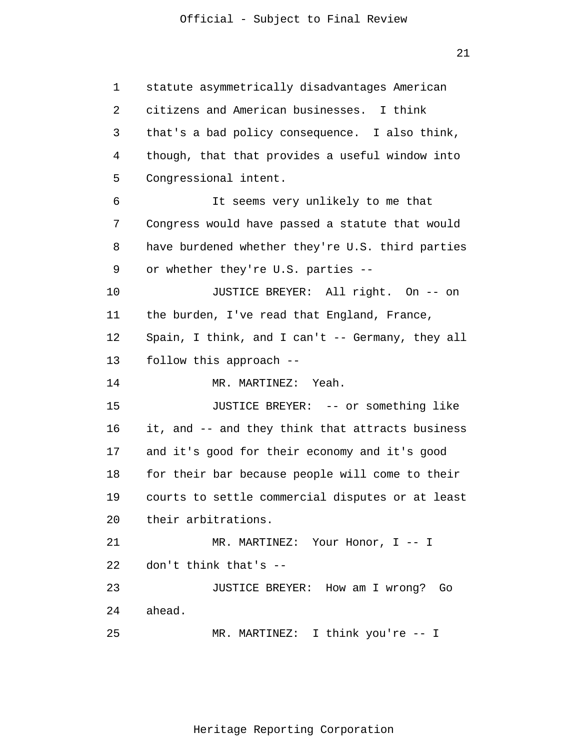statute asymmetrically disadvantages American citizens and American businesses. I think that's a bad policy consequence. I also think, though, that that provides a useful window into Congressional intent.

It seems very unlikely to me that Congress would have passed a statute that would have burdened whether they're U.S. third parties or whether they're U.S. parties --

JUSTICE BREYER: All right. On -- on the burden, I've read that England, France, Spain, I think, and I can't -- Germany, they all follow this approach --

MR. MARTINEZ: Yeah.

JUSTICE BREYER: -- or something like it, and -- and they think that attracts business and it's good for their economy and it's good for their bar because people will come to their courts to settle commercial disputes or at least their arbitrations.

MR. MARTINEZ: Your Honor, I -- I don't think that's --

JUSTICE BREYER: How am I wrong? Go ahead.

MR. MARTINEZ: I think you're -- I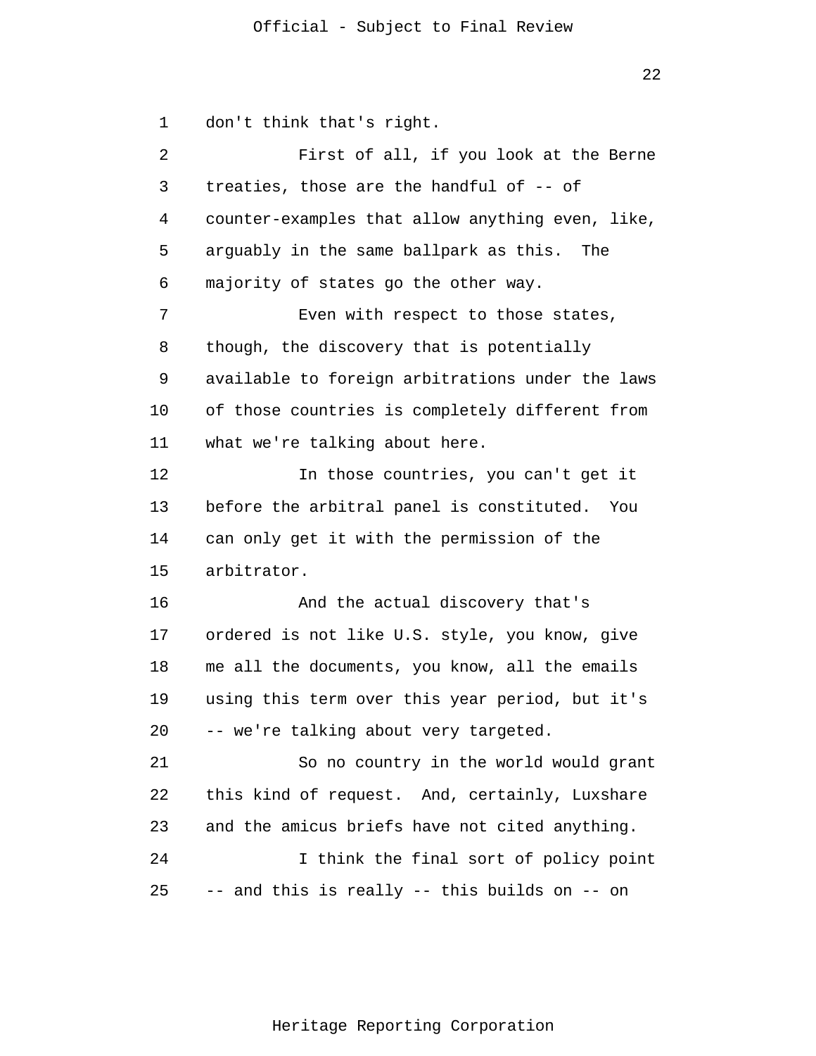don't think that's right.

First of all, if you look at the Berne treaties, those are the handful of -- of counter-examples that allow anything even, like, arguably in the same ballpark as this. The majority of states go the other way.

Even with respect to those states, though, the discovery that is potentially available to foreign arbitrations under the laws of those countries is completely different from what we're talking about here.

In those countries, you can't get it before the arbitral panel is constituted. You can only get it with the permission of the arbitrator.

And the actual discovery that's ordered is not like U.S. style, you know, give me all the documents, you know, all the emails using this term over this year period, but it's -- we're talking about very targeted.

So no country in the world would grant this kind of request. And, certainly, Luxshare and the amicus briefs have not cited anything.

I think the final sort of policy point -- and this is really -- this builds on -- on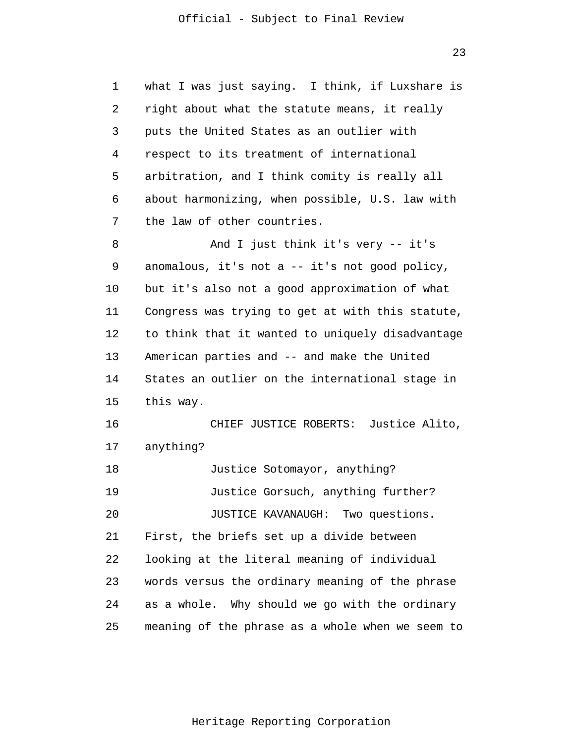what I was just saying. I think, if Luxshare is right about what the statute means, it really puts the United States as an outlier with respect to its treatment of international arbitration, and I think comity is really all about harmonizing, when possible, U.S. law with the law of other countries.

And I just think it's very -- it's anomalous, it's not a -- it's not good policy, but it's also not a good approximation of what Congress was trying to get at with this statute, to think that it wanted to uniquely disadvantage American parties and -- and make the United States an outlier on the international stage in this way.

CHIEF JUSTICE ROBERTS: Justice Alito, anything?

Justice Sotomayor, anything?

Justice Gorsuch, anything further?

JUSTICE KAVANAUGH: Two questions. First, the briefs set up a divide between looking at the literal meaning of individual words versus the ordinary meaning of the phrase as a whole. Why should we go with the ordinary meaning of the phrase as a whole when we seem to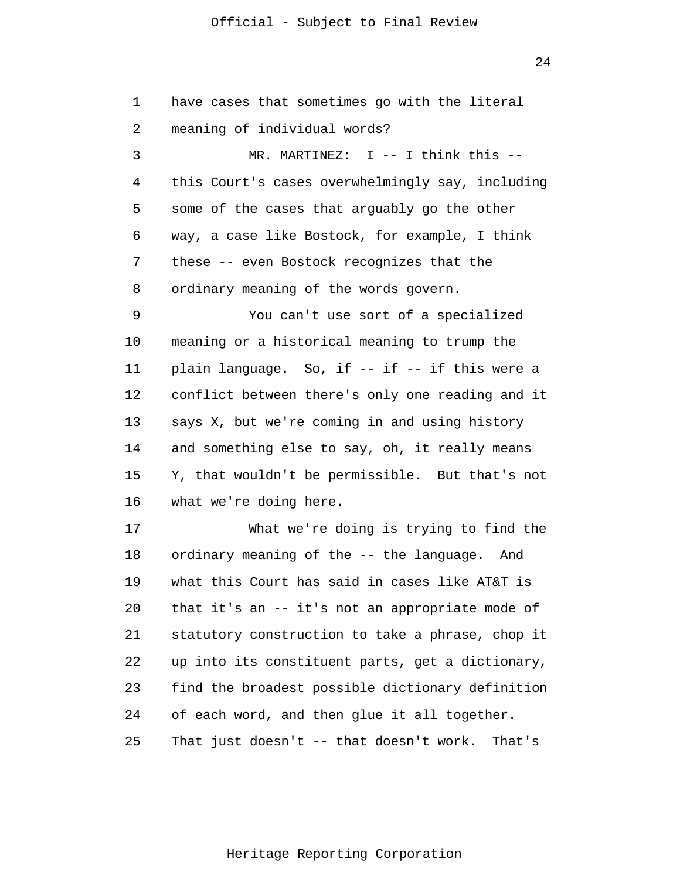have cases that sometimes go with the literal meaning of individual words?

MR. MARTINEZ: I -- I think this -- this Court's cases overwhelmingly say, including some of the cases that arguably go the other way, a case like Bostock, for example, I think these -- even Bostock recognizes that the ordinary meaning of the words govern.

You can't use sort of a specialized meaning or a historical meaning to trump the plain language. So, if -- if -- if this were a conflict between there's only one reading and it says X, but we're coming in and using history and something else to say, oh, it really means Y, that wouldn't be permissible. But that's not what we're doing here.

What we're doing is trying to find the ordinary meaning of the -- the language. And what this Court has said in cases like AT&T is that it's an -- it's not an appropriate mode of statutory construction to take a phrase, chop it up into its constituent parts, get a dictionary, find the broadest possible dictionary definition of each word, and then glue it all together. That just doesn't -- that doesn't work. That's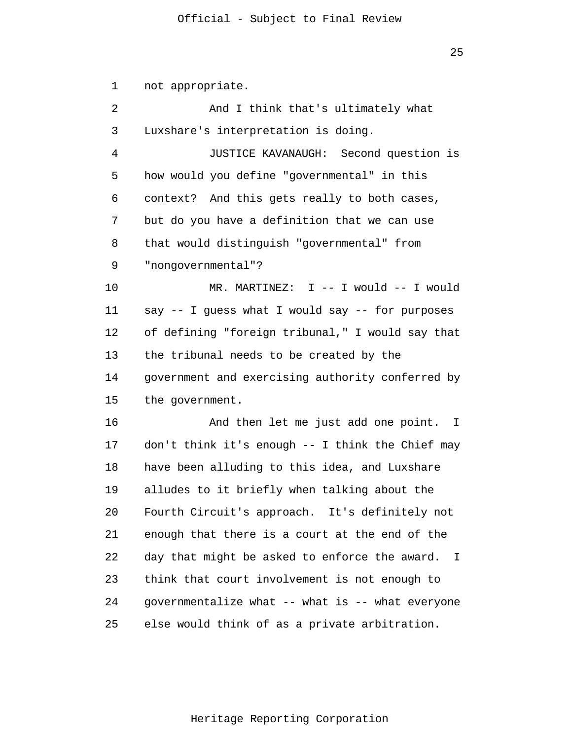not appropriate.

And I think that's ultimately what Luxshare's interpretation is doing.

JUSTICE KAVANAUGH: Second question is how would you define "governmental" in this context? And this gets really to both cases, but do you have a definition that we can use that would distinguish "governmental" from "nongovernmental"?

MR. MARTINEZ: I -- I would -- I would say -- I guess what I would say -- for purposes of defining "foreign tribunal," I would say that the tribunal needs to be created by the government and exercising authority conferred by the government.

And then let me just add one point. I don't think it's enough -- I think the Chief may have been alluding to this idea, and Luxshare alludes to it briefly when talking about the Fourth Circuit's approach. It's definitely not enough that there is a court at the end of the day that might be asked to enforce the award. I think that court involvement is not enough to governmentalize what -- what is -- what everyone else would think of as a private arbitration.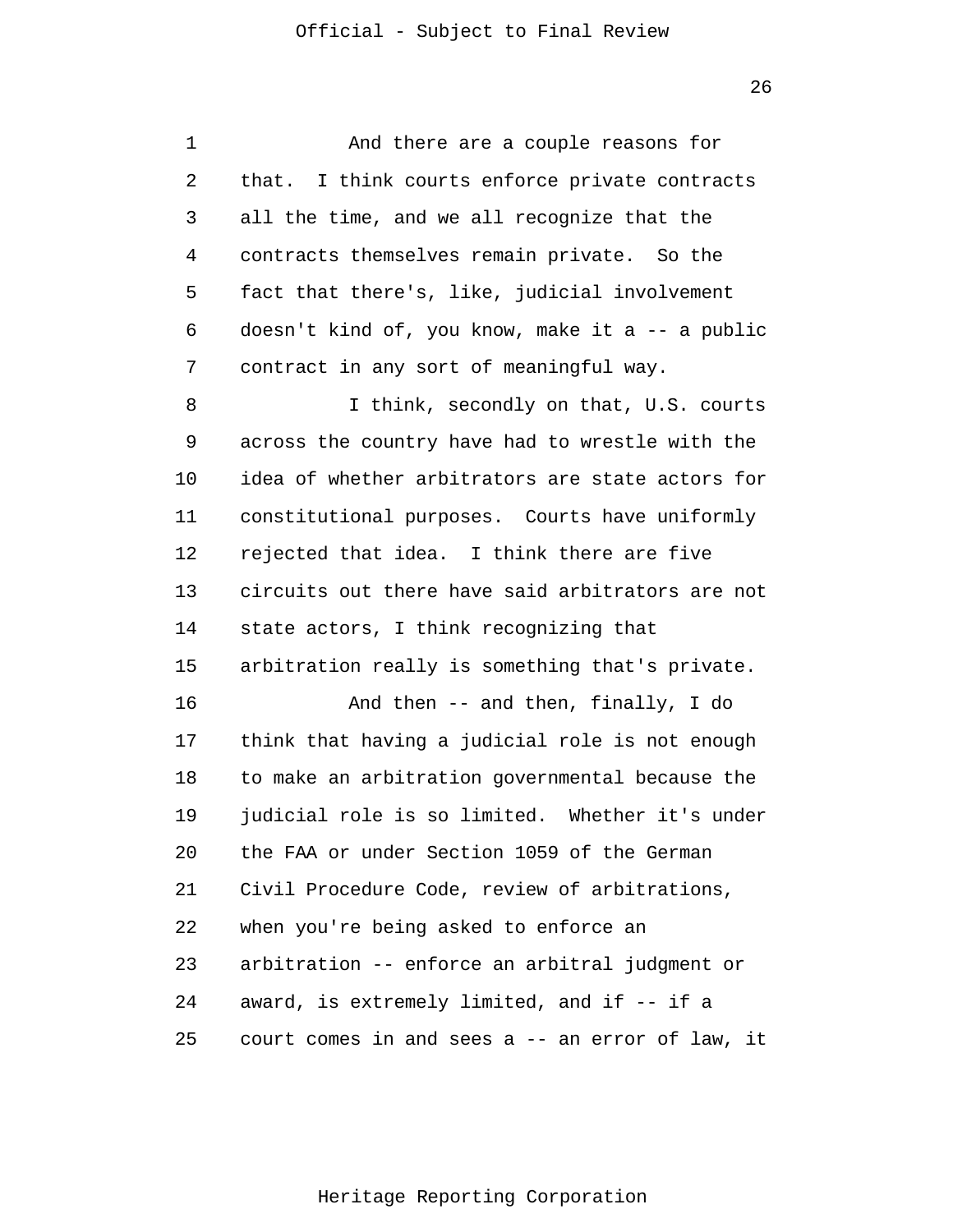And there are a couple reasons for that. I think courts enforce private contracts all the time, and we all recognize that the contracts themselves remain private. So the fact that there's, like, judicial involvement doesn't kind of, you know, make it a -- a public contract in any sort of meaningful way.

I think, secondly on that, U.S. courts across the country have had to wrestle with the idea of whether arbitrators are state actors for constitutional purposes. Courts have uniformly rejected that idea. I think there are five circuits out there have said arbitrators are not state actors, I think recognizing that arbitration really is something that's private.

And then -- and then, finally, I do think that having a judicial role is not enough to make an arbitration governmental because the judicial role is so limited. Whether it's under the FAA or under Section 1059 of the German Civil Procedure Code, review of arbitrations, when you're being asked to enforce an arbitration -- enforce an arbitral judgment or award, is extremely limited, and if -- if a court comes in and sees a -- an error of law, it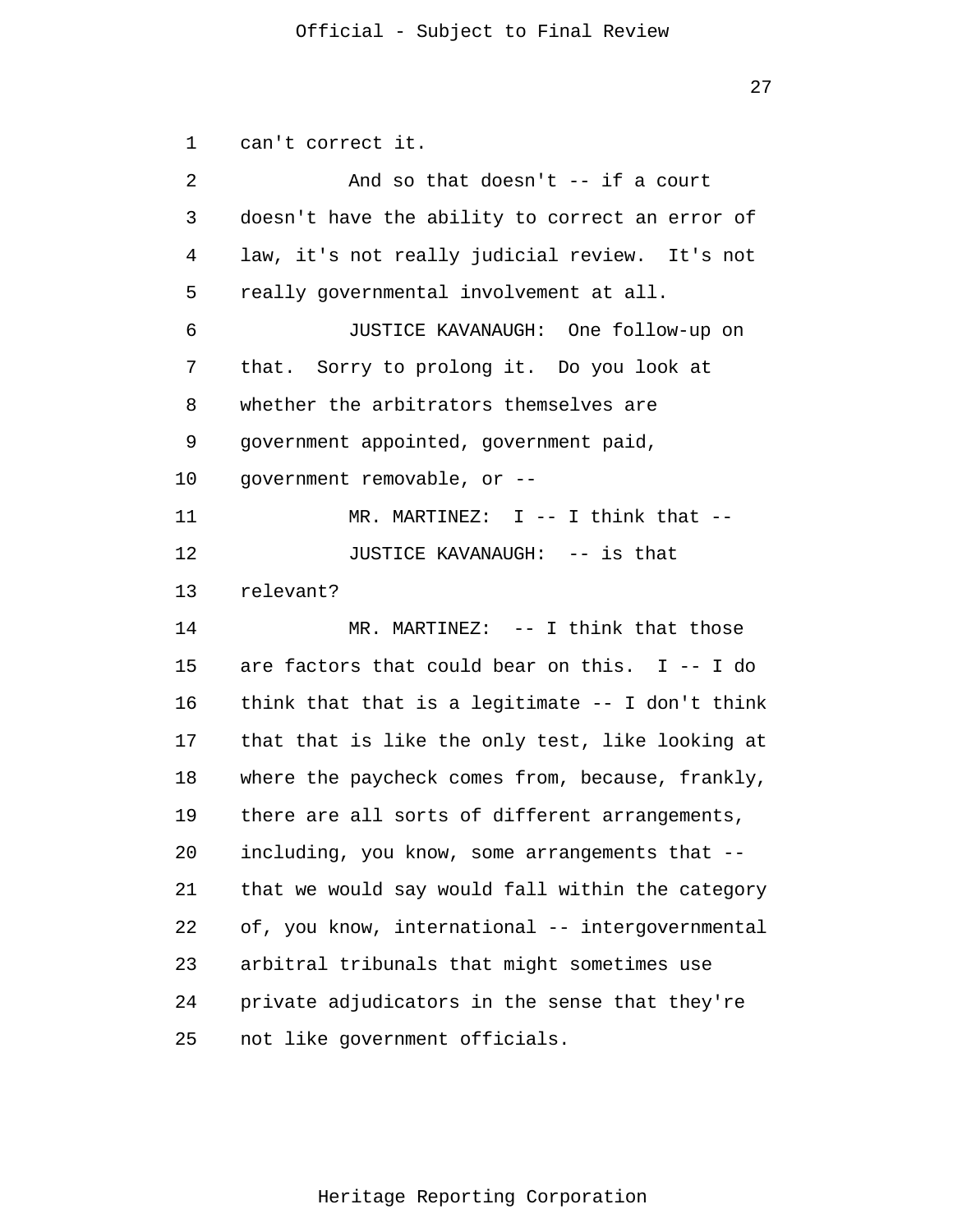can't correct it.

And so that doesn't -- if a court doesn't have the ability to correct an error of law, it's not really judicial review. It's not really governmental involvement at all.

JUSTICE KAVANAUGH: One follow-up on that. Sorry to prolong it. Do you look at whether the arbitrators themselves are government appointed, government paid, government removable, or --

MR. MARTINEZ: I -- I think that --

JUSTICE KAVANAUGH: -- is that relevant?

MR. MARTINEZ: -- I think that those are factors that could bear on this. I -- I do think that that is a legitimate -- I don't think that that is like the only test, like looking at where the paycheck comes from, because, frankly, there are all sorts of different arrangements, including, you know, some arrangements that -- that we would say would fall within the category of, you know, international -- intergovernmental arbitral tribunals that might sometimes use private adjudicators in the sense that they're not like government officials.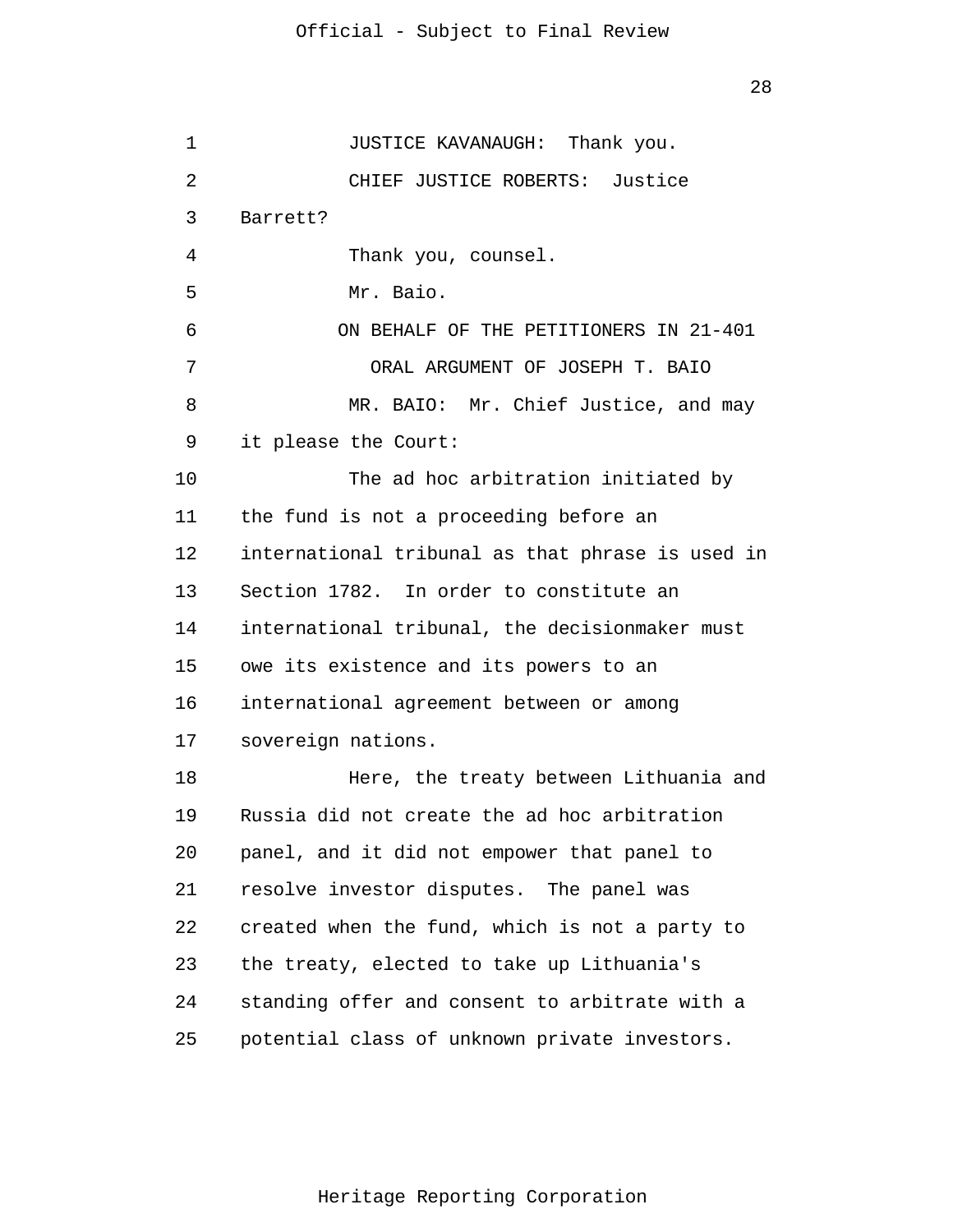JUSTICE KAVANAUGH: Thank you.

CHIEF JUSTICE ROBERTS: Justice Barrett?

Thank you, counsel.

Mr. Baio.

ON BEHALF OF THE PETITIONERS IN 21-401

ORAL ARGUMENT OF JOSEPH T. BAIO

MR. BAIO: Mr. Chief Justice, and may it please the Court:

The ad hoc arbitration initiated by the fund is not a proceeding before an international tribunal as that phrase is used in Section 1782. In order to constitute an international tribunal, the decisionmaker must owe its existence and its powers to an international agreement between or among sovereign nations.

Here, the treaty between Lithuania and Russia did not create the ad hoc arbitration panel, and it did not empower that panel to resolve investor disputes. The panel was created when the fund, which is not a party to the treaty, elected to take up Lithuania's standing offer and consent to arbitrate with a potential class of unknown private investors.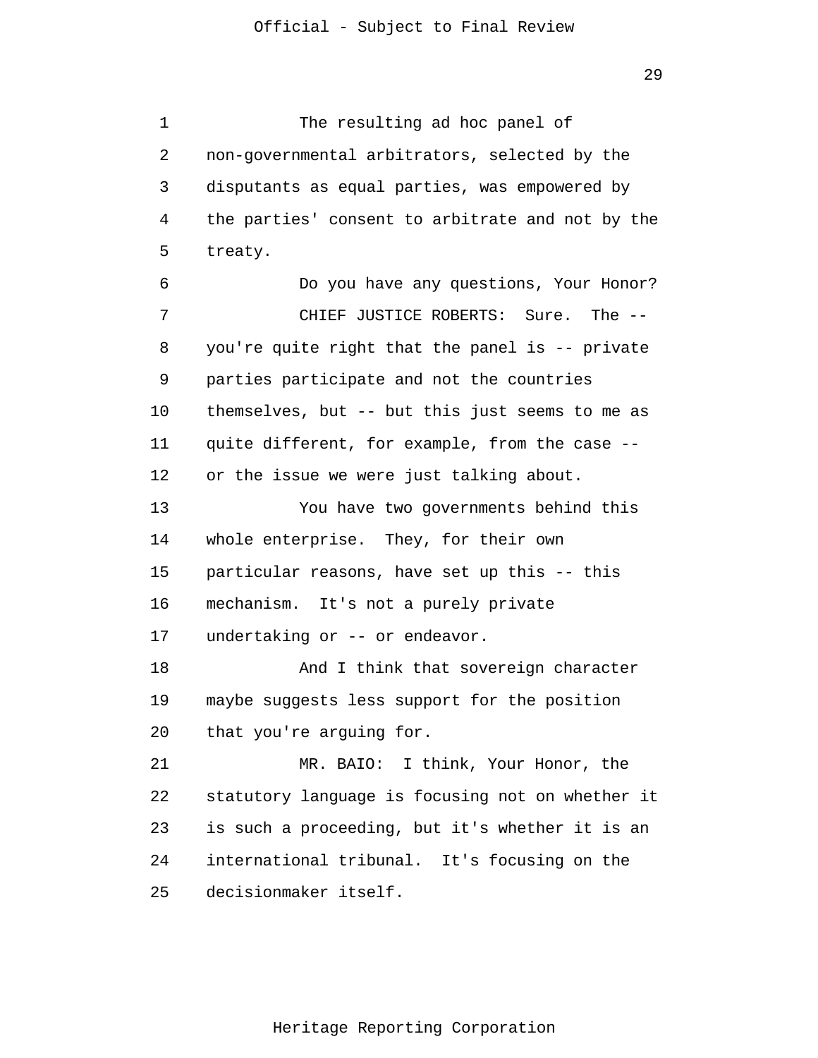The resulting ad hoc panel of non-governmental arbitrators, selected by the disputants as equal parties, was empowered by the parties' consent to arbitrate and not by the treaty.

Do you have any questions, Your Honor?

CHIEF JUSTICE ROBERTS: Sure. The -- you're quite right that the panel is -- private parties participate and not the countries themselves, but -- but this just seems to me as quite different, for example, from the case -- or the issue we were just talking about.

You have two governments behind this whole enterprise. They, for their own particular reasons, have set up this -- this mechanism. It's not a purely private undertaking or -- or endeavor.

And I think that sovereign character maybe suggests less support for the position that you're arguing for.

MR. BAIO: I think, Your Honor, the statutory language is focusing not on whether it is such a proceeding, but it's whether it is an international tribunal. It's focusing on the decisionmaker itself.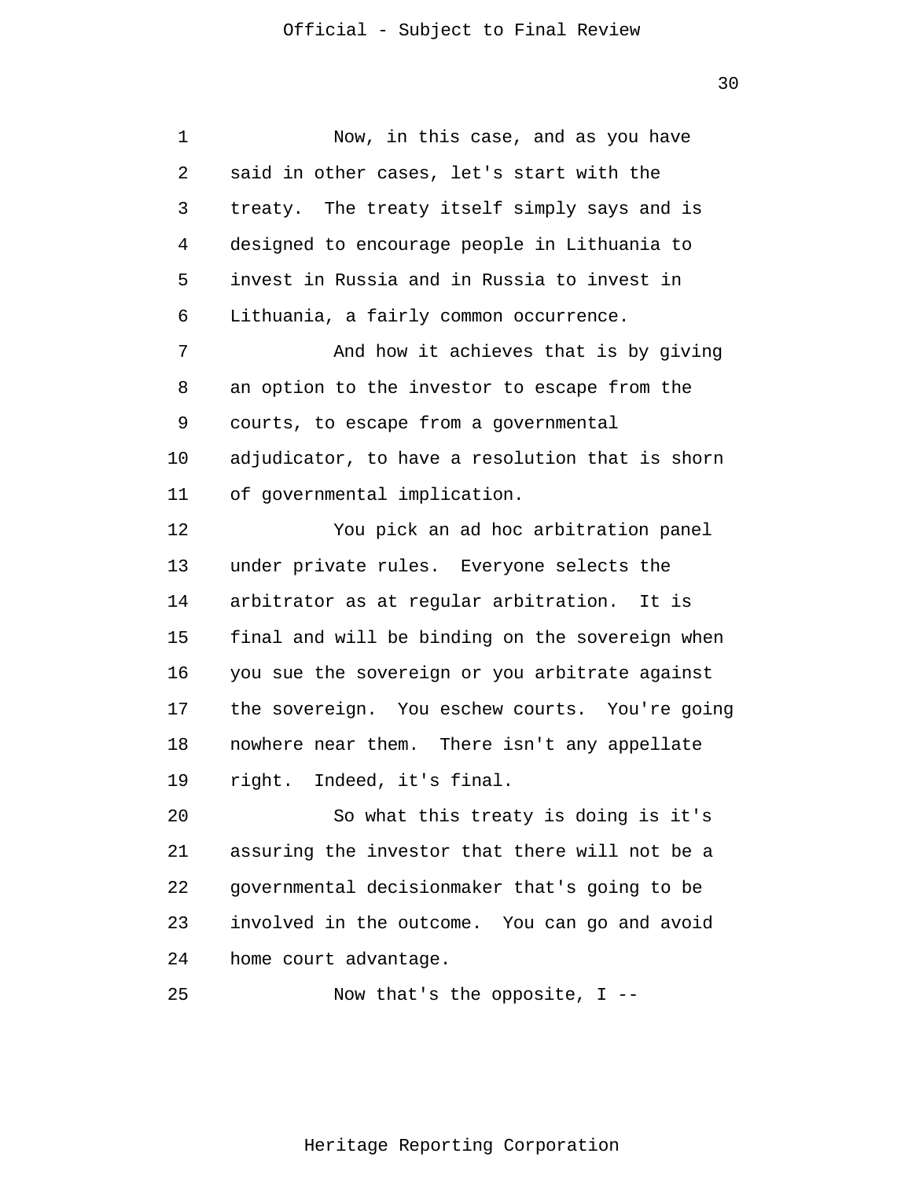Now, in this case, and as you have said in other cases, let's start with the treaty. The treaty itself simply says and is designed to encourage people in Lithuania to invest in Russia and in Russia to invest in Lithuania, a fairly common occurrence.

And how it achieves that is by giving an option to the investor to escape from the courts, to escape from a governmental adjudicator, to have a resolution that is shorn of governmental implication.

You pick an ad hoc arbitration panel under private rules. Everyone selects the arbitrator as at regular arbitration. It is final and will be binding on the sovereign when you sue the sovereign or you arbitrate against the sovereign. You eschew courts. You're going nowhere near them. There isn't any appellate right. Indeed, it's final.

So what this treaty is doing is it's assuring the investor that there will not be a governmental decisionmaker that's going to be involved in the outcome. You can go and avoid home court advantage.

Now that's the opposite, I --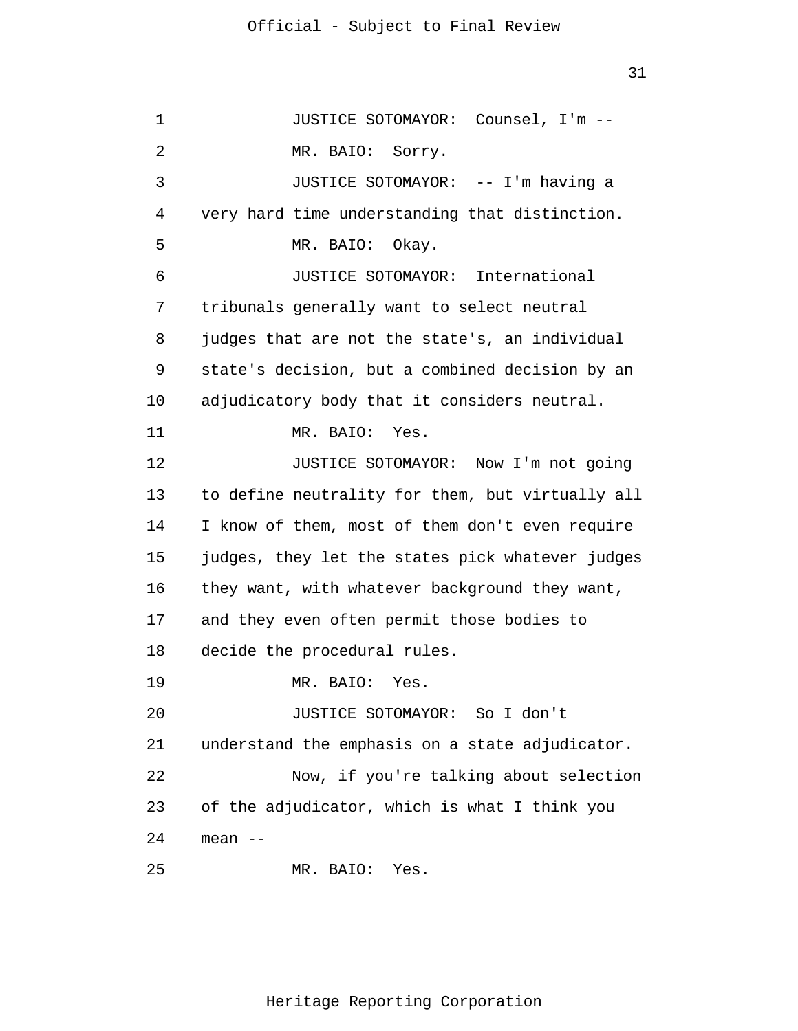JUSTICE SOTOMAYOR: Counsel, I'm --

MR. BAIO: Sorry.

JUSTICE SOTOMAYOR: -- I'm having a very hard time understanding that distinction.

MR. BAIO: Okay.

JUSTICE SOTOMAYOR: International tribunals generally want to select neutral judges that are not the state's, an individual state's decision, but a combined decision by an adjudicatory body that it considers neutral.

MR. BAIO: Yes.

JUSTICE SOTOMAYOR: Now I'm not going to define neutrality for them, but virtually all I know of them, most of them don't even require judges, they let the states pick whatever judges they want, with whatever background they want, and they even often permit those bodies to decide the procedural rules.

MR. BAIO: Yes.

JUSTICE SOTOMAYOR: So I don't understand the emphasis on a state adjudicator.

Now, if you're talking about selection of the adjudicator, which is what I think you mean --

MR. BAIO: Yes.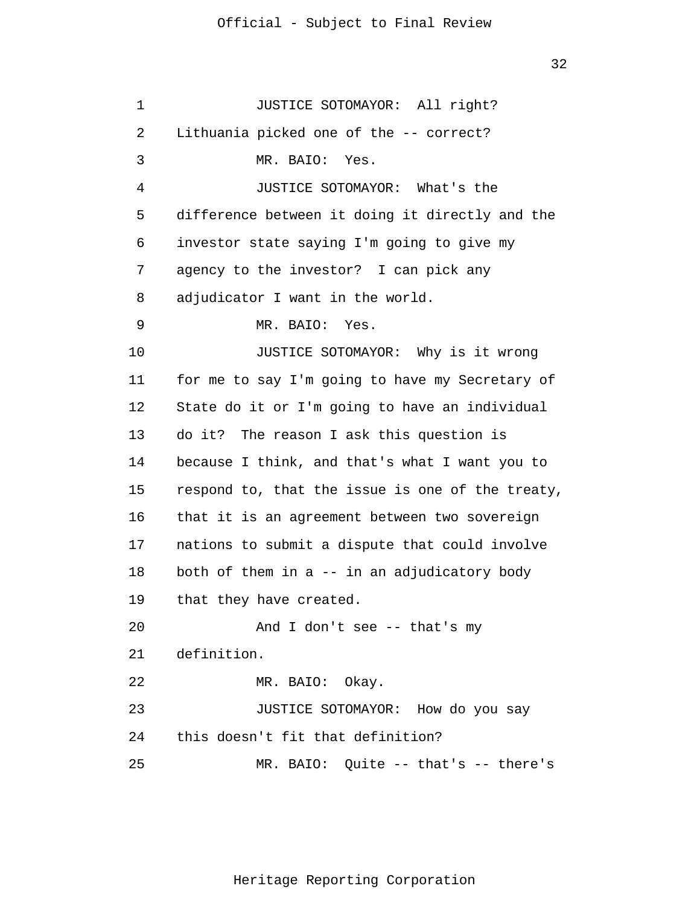JUSTICE SOTOMAYOR: All right? Lithuania picked one of the -- correct?

MR. BAIO: Yes.

JUSTICE SOTOMAYOR: What's the difference between it doing it directly and the investor state saying I'm going to give my agency to the investor? I can pick any adjudicator I want in the world.

MR. BAIO: Yes.

JUSTICE SOTOMAYOR: Why is it wrong for me to say I'm going to have my Secretary of State do it or I'm going to have an individual do it? The reason I ask this question is because I think, and that's what I want you to respond to, that the issue is one of the treaty, that it is an agreement between two sovereign nations to submit a dispute that could involve both of them in a -- in an adjudicatory body that they have created.

And I don't see -- that's my definition.

MR. BAIO: Okay.

JUSTICE SOTOMAYOR: How do you say this doesn't fit that definition?

MR. BAIO: Quite -- that's -- there's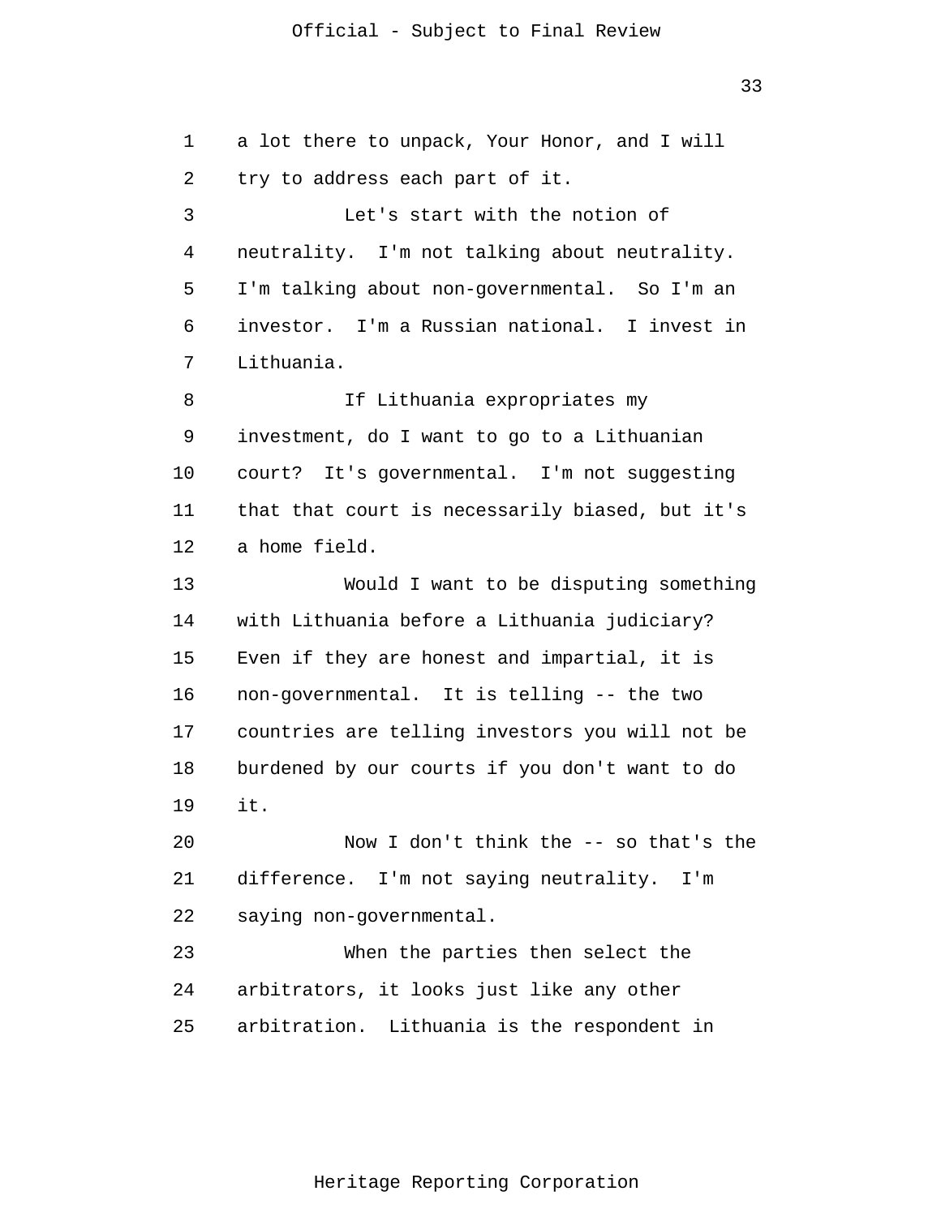a lot there to unpack, Your Honor, and I will try to address each part of it.

Let's start with the notion of neutrality. I'm not talking about neutrality. I'm talking about non-governmental. So I'm an investor. I'm a Russian national. I invest in Lithuania.

If Lithuania expropriates my investment, do I want to go to a Lithuanian court? It's governmental. I'm not suggesting that that court is necessarily biased, but it's a home field.

Would I want to be disputing something with Lithuania before a Lithuania judiciary? Even if they are honest and impartial, it is non-governmental. It is telling -- the two countries are telling investors you will not be burdened by our courts if you don't want to do it.

Now I don't think the -- so that's the difference. I'm not saying neutrality. I'm saying non-governmental.

When the parties then select the arbitrators, it looks just like any other arbitration. Lithuania is the respondent in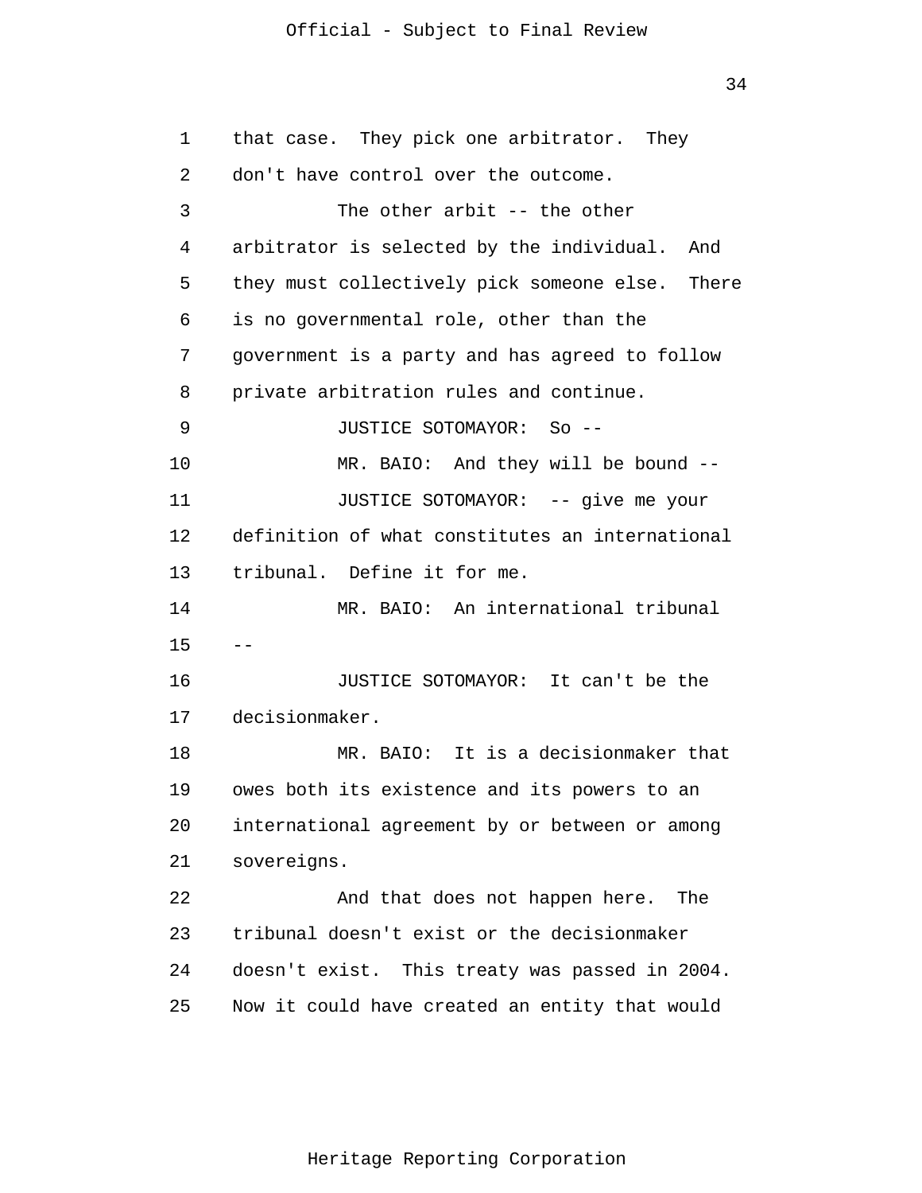that case. They pick one arbitrator. They don't have control over the outcome.

The other arbit -- the other arbitrator is selected by the individual. And they must collectively pick someone else. There is no governmental role, other than the government is a party and has agreed to follow private arbitration rules and continue.

JUSTICE SOTOMAYOR: So --

MR. BAIO: And they will be bound --

JUSTICE SOTOMAYOR: -- give me your definition of what constitutes an international tribunal. Define it for me.

MR. BAIO: An international tribunal --

JUSTICE SOTOMAYOR: It can't be the decisionmaker.

MR. BAIO: It is a decisionmaker that owes both its existence and its powers to an international agreement by or between or among sovereigns.

And that does not happen here. The tribunal doesn't exist or the decisionmaker doesn't exist. This treaty was passed in 2004. Now it could have created an entity that would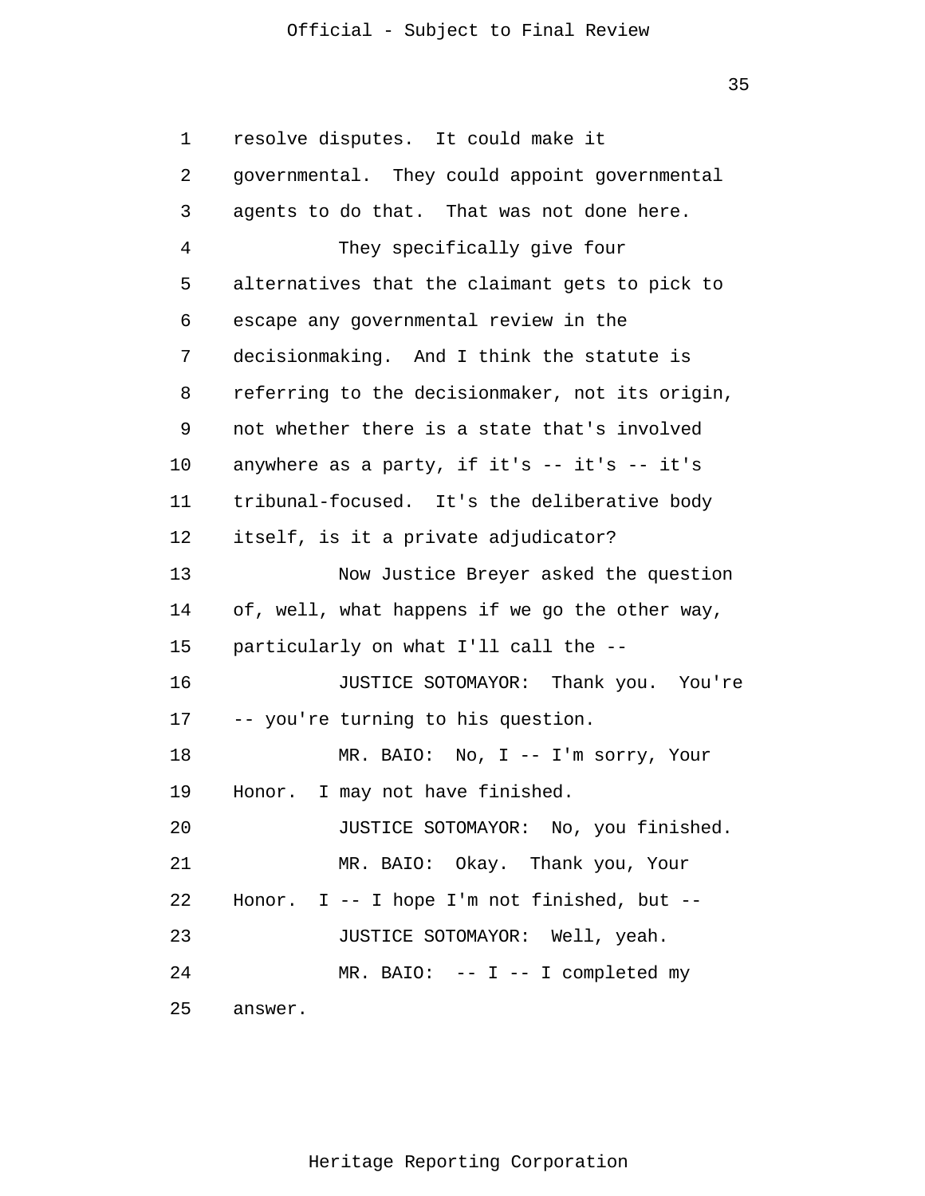resolve disputes. It could make it governmental. They could appoint governmental agents to do that. That was not done here.

They specifically give four alternatives that the claimant gets to pick to escape any governmental review in the decisionmaking. And I think the statute is referring to the decisionmaker, not its origin, not whether there is a state that's involved anywhere as a party, if it's -- it's -- it's tribunal-focused. It's the deliberative body itself, is it a private adjudicator?

Now Justice Breyer asked the question of, well, what happens if we go the other way, particularly on what I'll call the --

JUSTICE SOTOMAYOR: Thank you. You're -- you're turning to his question.

MR. BAIO: No, I -- I'm sorry, Your Honor. I may not have finished.

JUSTICE SOTOMAYOR: No, you finished.

MR. BAIO: Okay. Thank you, Your Honor. I -- I hope I'm not finished, but --

JUSTICE SOTOMAYOR: Well, yeah.

MR. BAIO: -- I -- I completed my answer.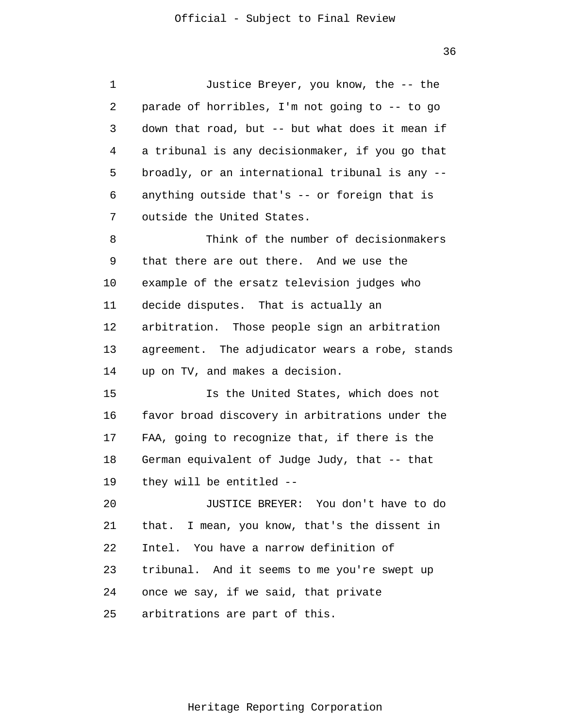Justice Breyer, you know, the -- the parade of horribles, I'm not going to -- to go down that road, but -- but what does it mean if a tribunal is any decisionmaker, if you go that broadly, or an international tribunal is any -- anything outside that's -- or foreign that is outside the United States.

Think of the number of decisionmakers that there are out there. And we use the example of the ersatz television judges who decide disputes. That is actually an arbitration. Those people sign an arbitration agreement. The adjudicator wears a robe, stands up on TV, and makes a decision.

Is the United States, which does not favor broad discovery in arbitrations under the FAA, going to recognize that, if there is the German equivalent of Judge Judy, that -- that they will be entitled --

JUSTICE BREYER: You don't have to do that. I mean, you know, that's the dissent in Intel. You have a narrow definition of tribunal. And it seems to me you're swept up once we say, if we said, that private arbitrations are part of this.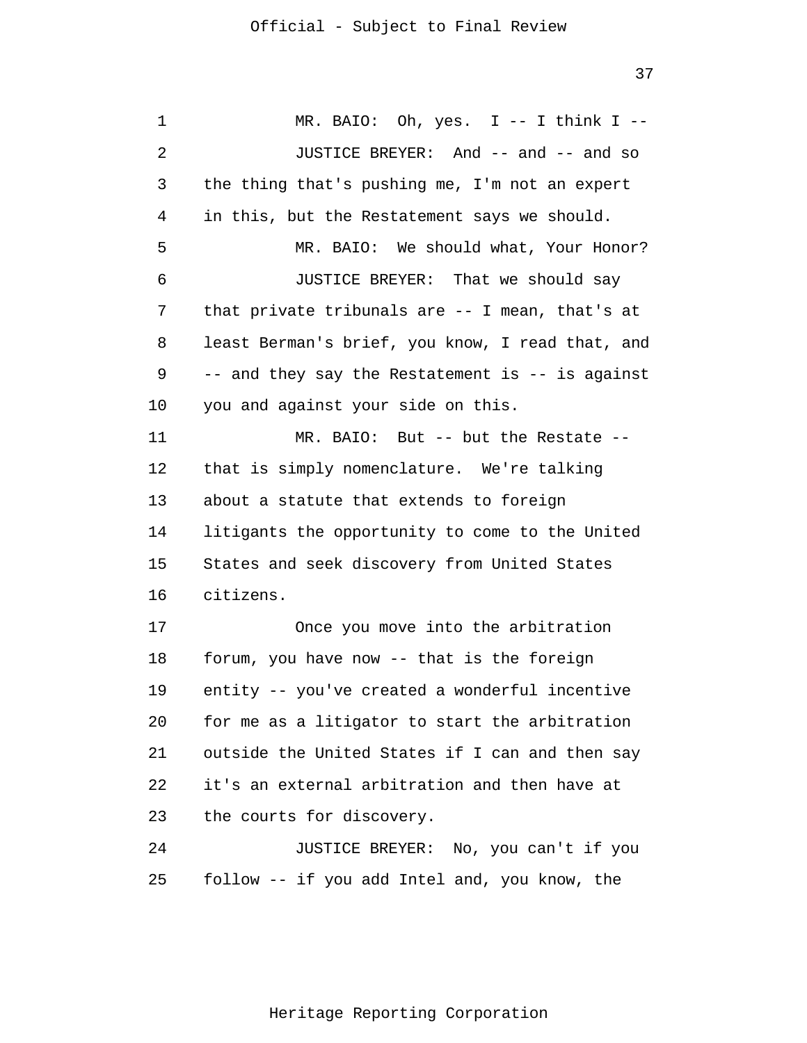MR. BAIO: Oh, yes. I -- I think I --

JUSTICE BREYER: And -- and -- and so the thing that's pushing me, I'm not an expert in this, but the Restatement says we should.

MR. BAIO: We should what, Your Honor?

JUSTICE BREYER: That we should say that private tribunals are -- I mean, that's at least Berman's brief, you know, I read that, and -- and they say the Restatement is -- is against you and against your side on this.

MR. BAIO: But -- but the Restate -- that is simply nomenclature. We're talking about a statute that extends to foreign litigants the opportunity to come to the United States and seek discovery from United States citizens.

Once you move into the arbitration forum, you have now -- that is the foreign entity -- you've created a wonderful incentive for me as a litigator to start the arbitration outside the United States if I can and then say it's an external arbitration and then have at the courts for discovery.

JUSTICE BREYER: No, you can't if you follow -- if you add Intel and, you know, the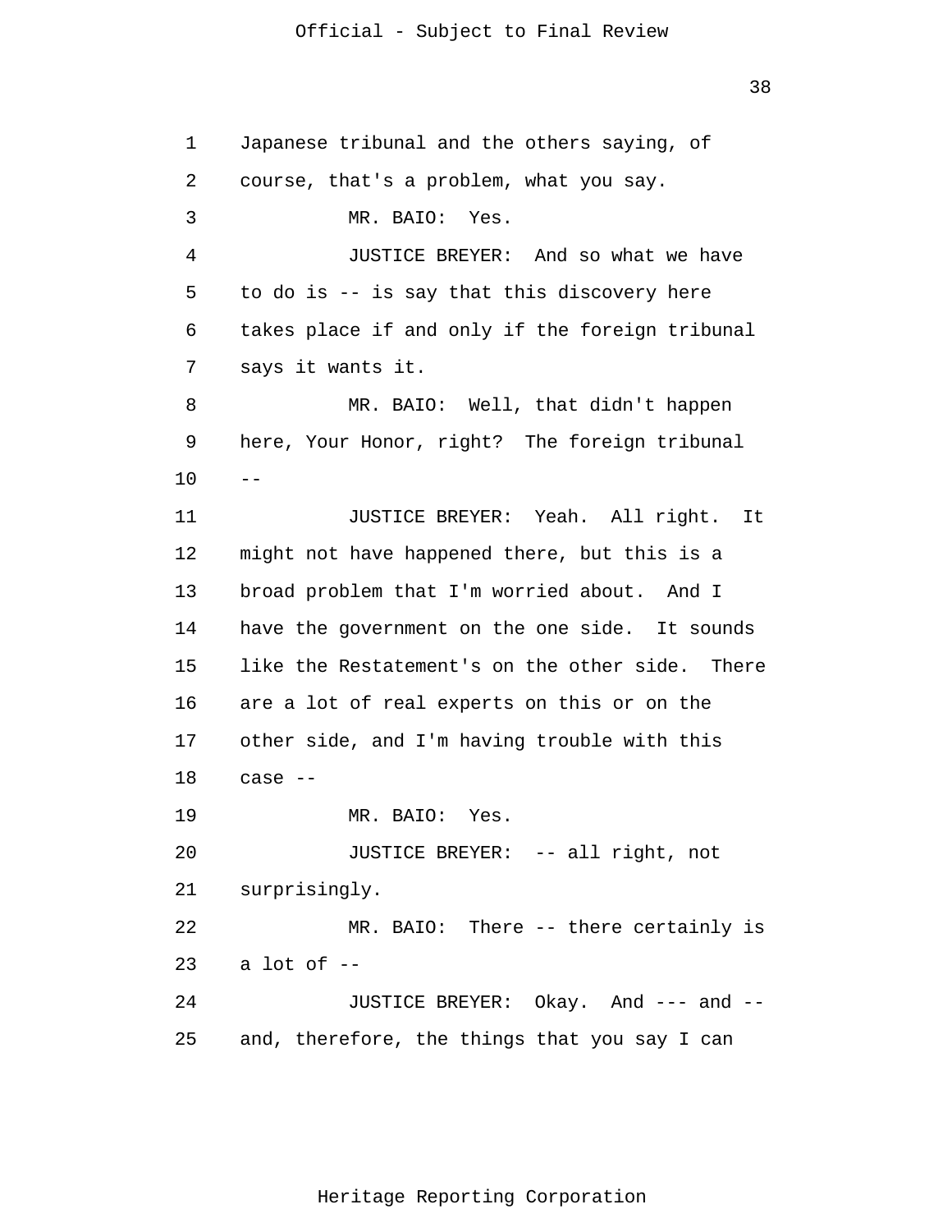Japanese tribunal and the others saying, of course, that's a problem, what you say.

MR. BAIO: Yes.

JUSTICE BREYER: And so what we have to do is -- is say that this discovery here takes place if and only if the foreign tribunal says it wants it.

MR. BAIO: Well, that didn't happen here, Your Honor, right? The foreign tribunal --

JUSTICE BREYER: Yeah. All right. It might not have happened there, but this is a broad problem that I'm worried about. And I have the government on the one side. It sounds like the Restatement's on the other side. There are a lot of real experts on this or on the other side, and I'm having trouble with this case --

MR. BAIO: Yes.

JUSTICE BREYER: -- all right, not surprisingly.

MR. BAIO: There -- there certainly is a lot of --

JUSTICE BREYER: Okay. And --- and -- and, therefore, the things that you say I can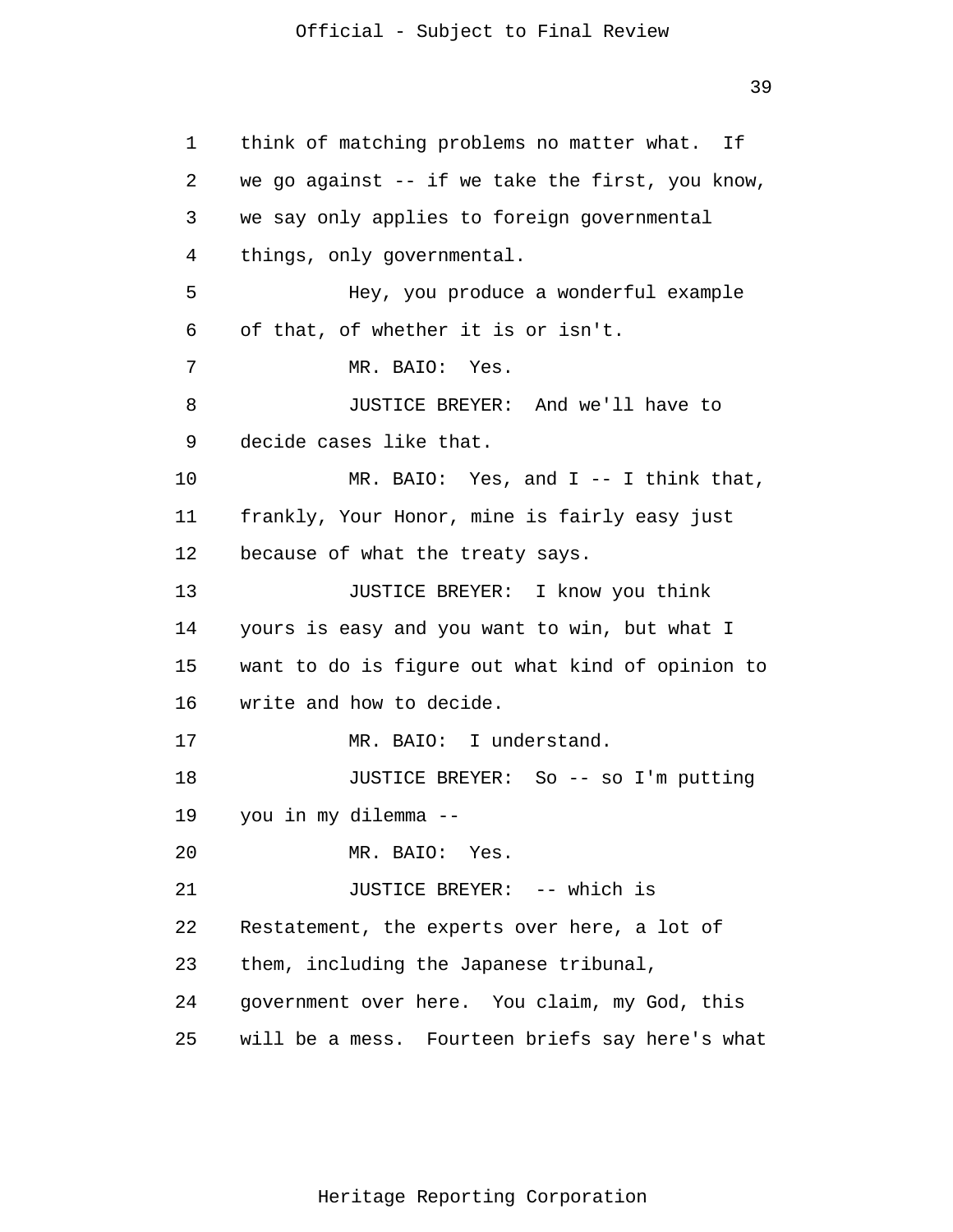think of matching problems no matter what. If we go against -- if we take the first, you know, we say only applies to foreign governmental things, only governmental.

Hey, you produce a wonderful example of that, of whether it is or isn't.

MR. BAIO: Yes.

JUSTICE BREYER: And we'll have to decide cases like that.

MR. BAIO: Yes, and I -- I think that, frankly, Your Honor, mine is fairly easy just because of what the treaty says.

JUSTICE BREYER: I know you think yours is easy and you want to win, but what I want to do is figure out what kind of opinion to write and how to decide.

MR. BAIO: I understand.

JUSTICE BREYER: So -- so I'm putting you in my dilemma --

MR. BAIO: Yes.

JUSTICE BREYER: -- which is Restatement, the experts over here, a lot of them, including the Japanese tribunal, government over here. You claim, my God, this will be a mess. Fourteen briefs say here's what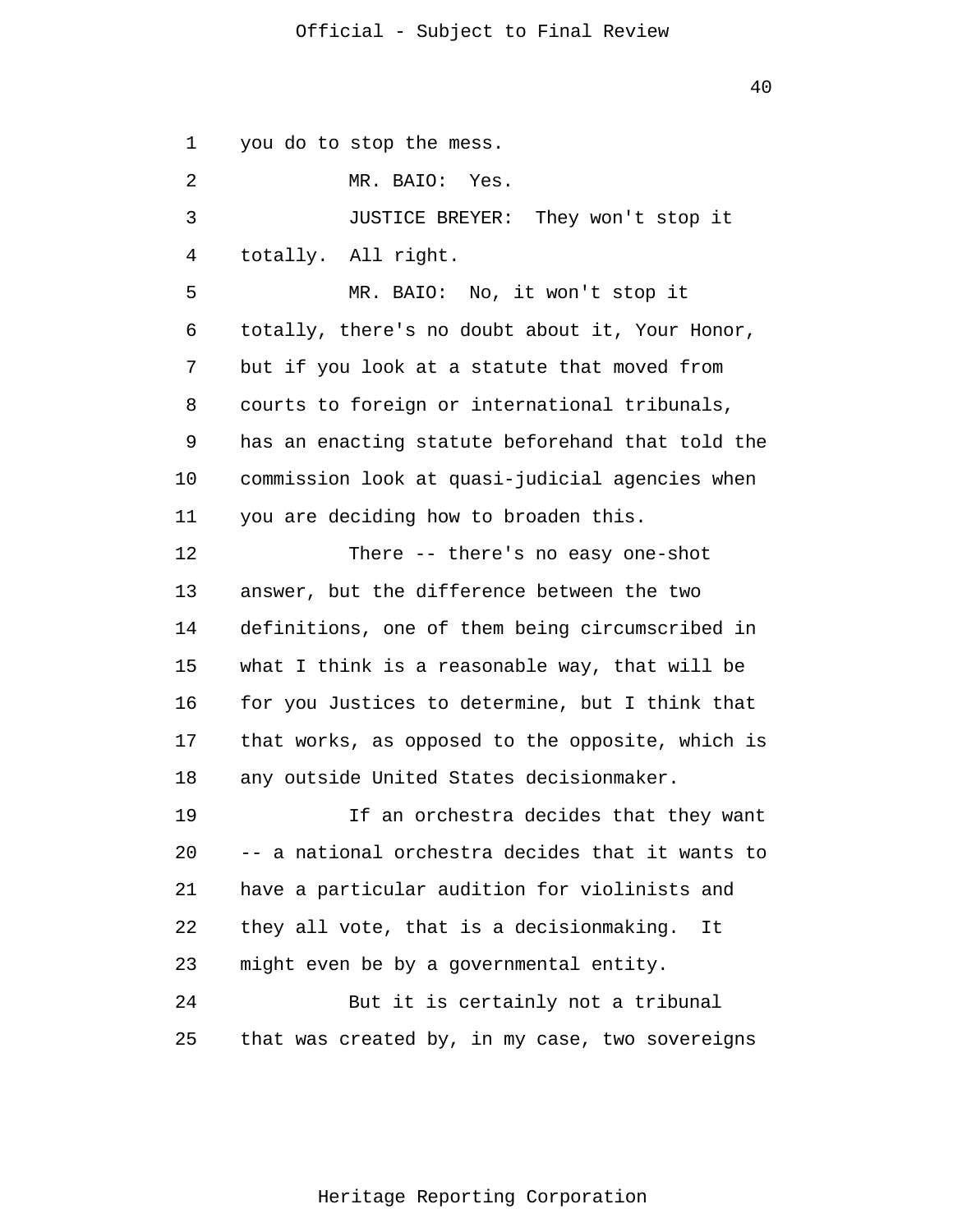you do to stop the mess.

MR. BAIO: Yes.

JUSTICE BREYER: They won't stop it totally. All right.

MR. BAIO: No, it won't stop it totally, there's no doubt about it, Your Honor, but if you look at a statute that moved from courts to foreign or international tribunals, has an enacting statute beforehand that told the commission look at quasi-judicial agencies when you are deciding how to broaden this.

There -- there's no easy one-shot answer, but the difference between the two definitions, one of them being circumscribed in what I think is a reasonable way, that will be for you Justices to determine, but I think that that works, as opposed to the opposite, which is any outside United States decisionmaker.

If an orchestra decides that they want -- a national orchestra decides that it wants to have a particular audition for violinists and they all vote, that is a decisionmaking. It might even be by a governmental entity.

But it is certainly not a tribunal that was created by, in my case, two sovereigns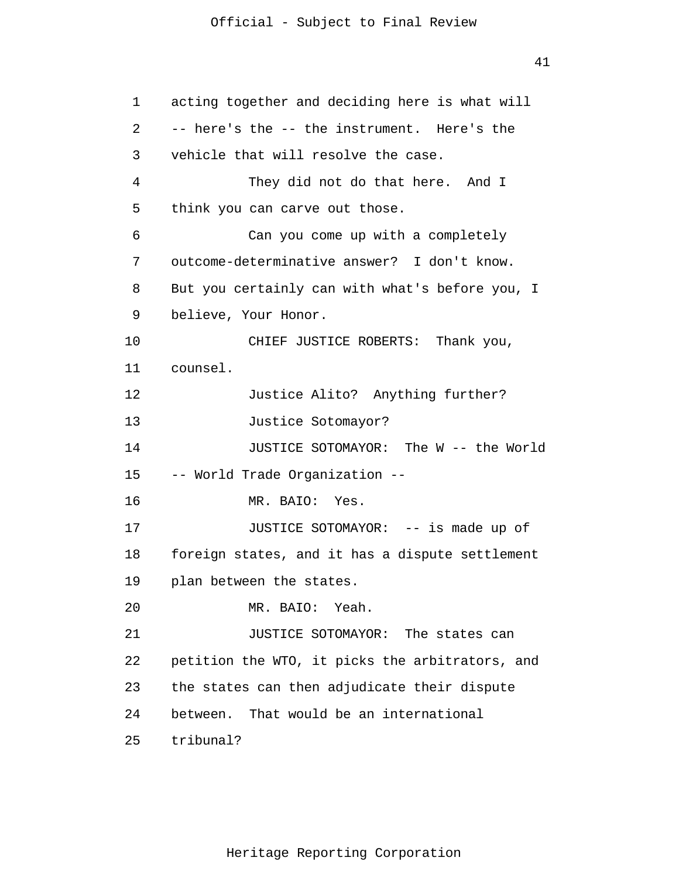acting together and deciding here is what will -- here's the -- the instrument. Here's the vehicle that will resolve the case.

They did not do that here. And I think you can carve out those.

Can you come up with a completely outcome-determinative answer? I don't know. But you certainly can with what's before you, I believe, Your Honor.

CHIEF JUSTICE ROBERTS: Thank you, counsel.

Justice Alito? Anything further?

Justice Sotomayor?

JUSTICE SOTOMAYOR: The W -- the World -- World Trade Organization --

MR. BAIO: Yes.

JUSTICE SOTOMAYOR: -- is made up of foreign states, and it has a dispute settlement plan between the states.

MR. BAIO: Yeah.

JUSTICE SOTOMAYOR: The states can petition the WTO, it picks the arbitrators, and the states can then adjudicate their dispute between. That would be an international tribunal?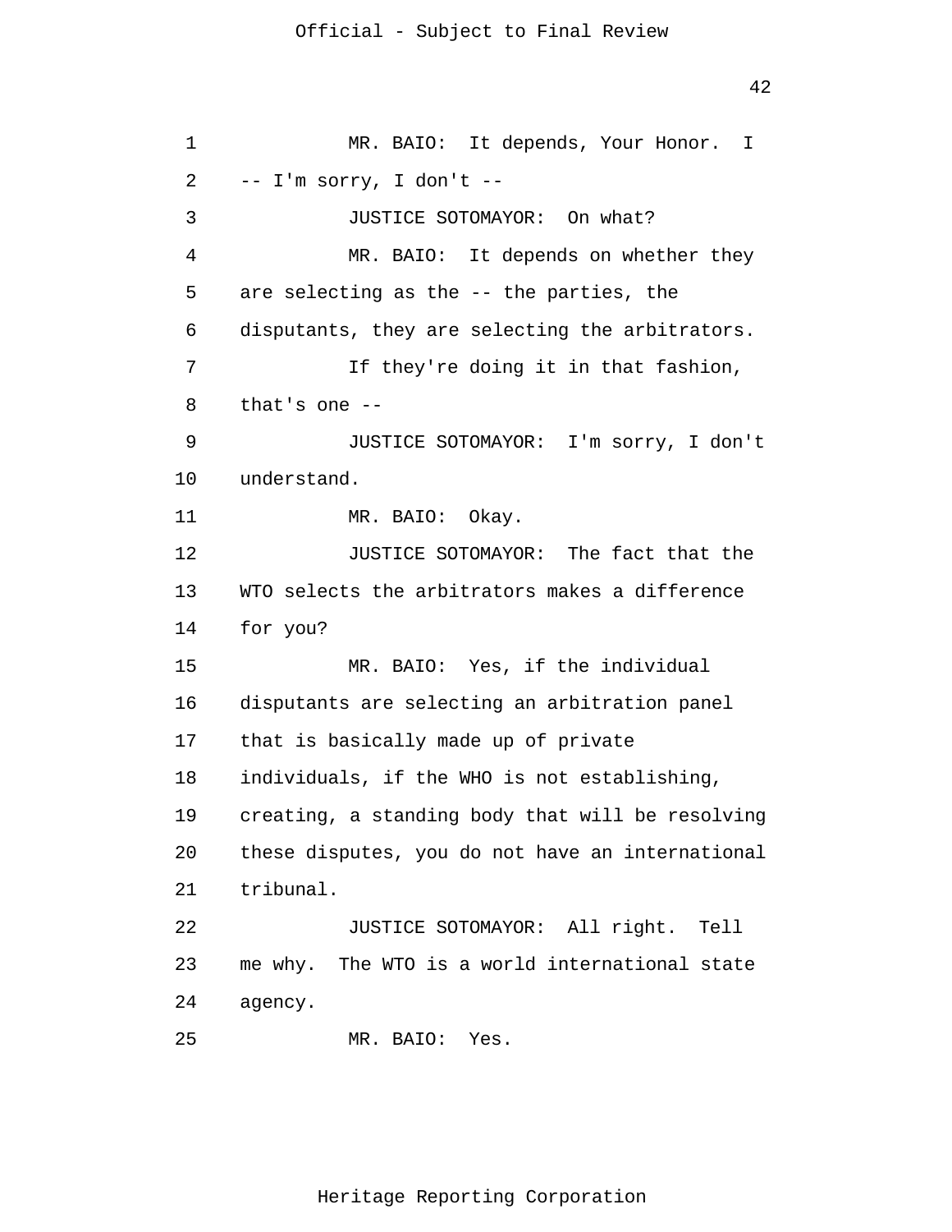MR. BAIO: It depends, Your Honor. I -- I'm sorry, I don't --

JUSTICE SOTOMAYOR: On what?

MR. BAIO: It depends on whether they are selecting as the -- the parties, the disputants, they are selecting the arbitrators.

If they're doing it in that fashion, that's one --

JUSTICE SOTOMAYOR: I'm sorry, I don't understand.

MR. BAIO: Okay.

JUSTICE SOTOMAYOR: The fact that the WTO selects the arbitrators makes a difference for you?

MR. BAIO: Yes, if the individual disputants are selecting an arbitration panel that is basically made up of private individuals, if the WHO is not establishing, creating, a standing body that will be resolving these disputes, you do not have an international tribunal.

JUSTICE SOTOMAYOR: All right. Tell me why. The WTO is a world international state agency.

MR. BAIO: Yes.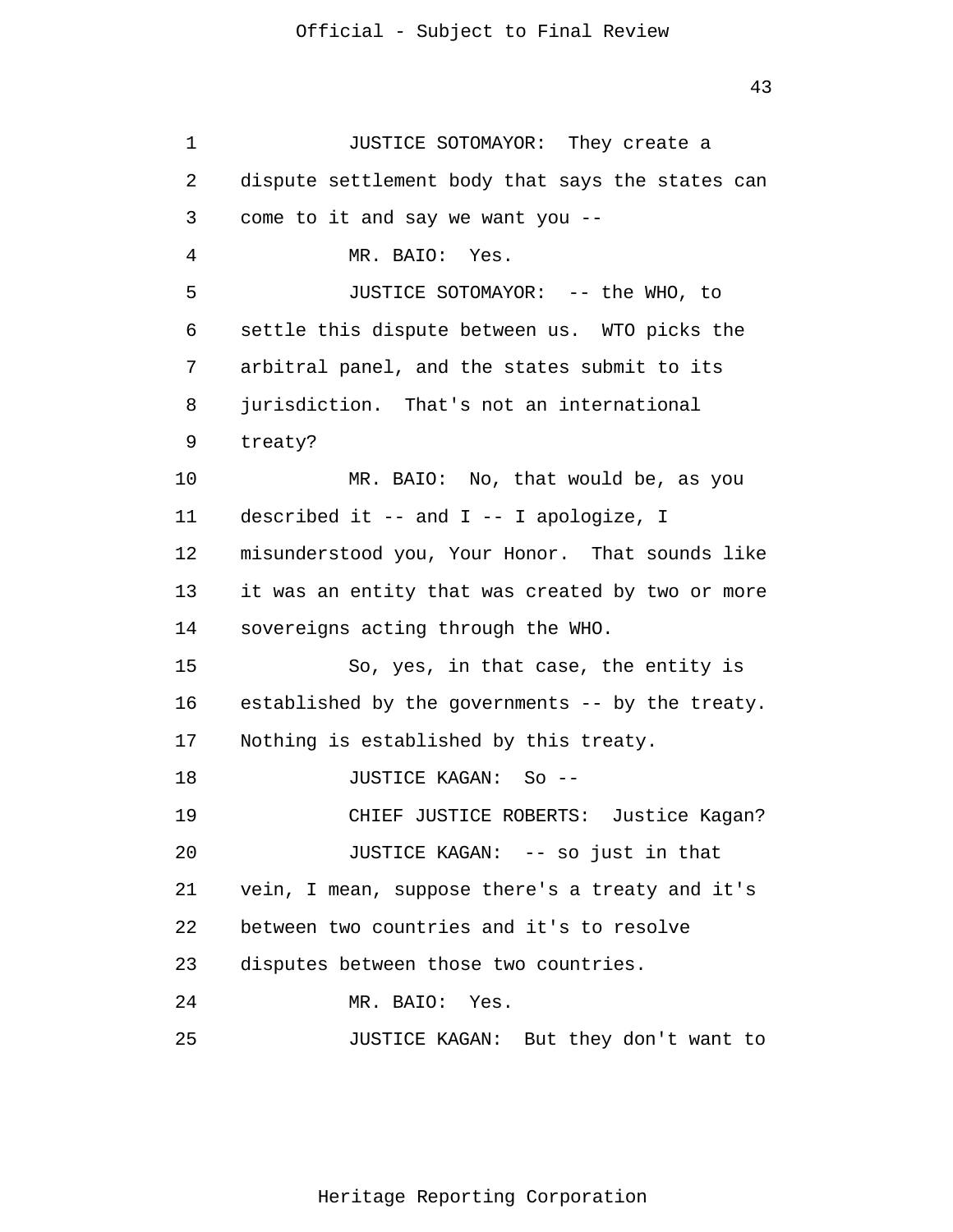JUSTICE SOTOMAYOR: They create a dispute settlement body that says the states can come to it and say we want you --

MR. BAIO: Yes.

JUSTICE SOTOMAYOR: -- the WHO, to settle this dispute between us. WTO picks the arbitral panel, and the states submit to its jurisdiction. That's not an international treaty?

MR. BAIO: No, that would be, as you described it -- and I -- I apologize, I misunderstood you, Your Honor. That sounds like it was an entity that was created by two or more sovereigns acting through the WHO.

So, yes, in that case, the entity is established by the governments -- by the treaty. Nothing is established by this treaty.

JUSTICE KAGAN: So --

CHIEF JUSTICE ROBERTS: Justice Kagan?

JUSTICE KAGAN: -- so just in that vein, I mean, suppose there's a treaty and it's between two countries and it's to resolve disputes between those two countries.

MR. BAIO: Yes.

JUSTICE KAGAN: But they don't want to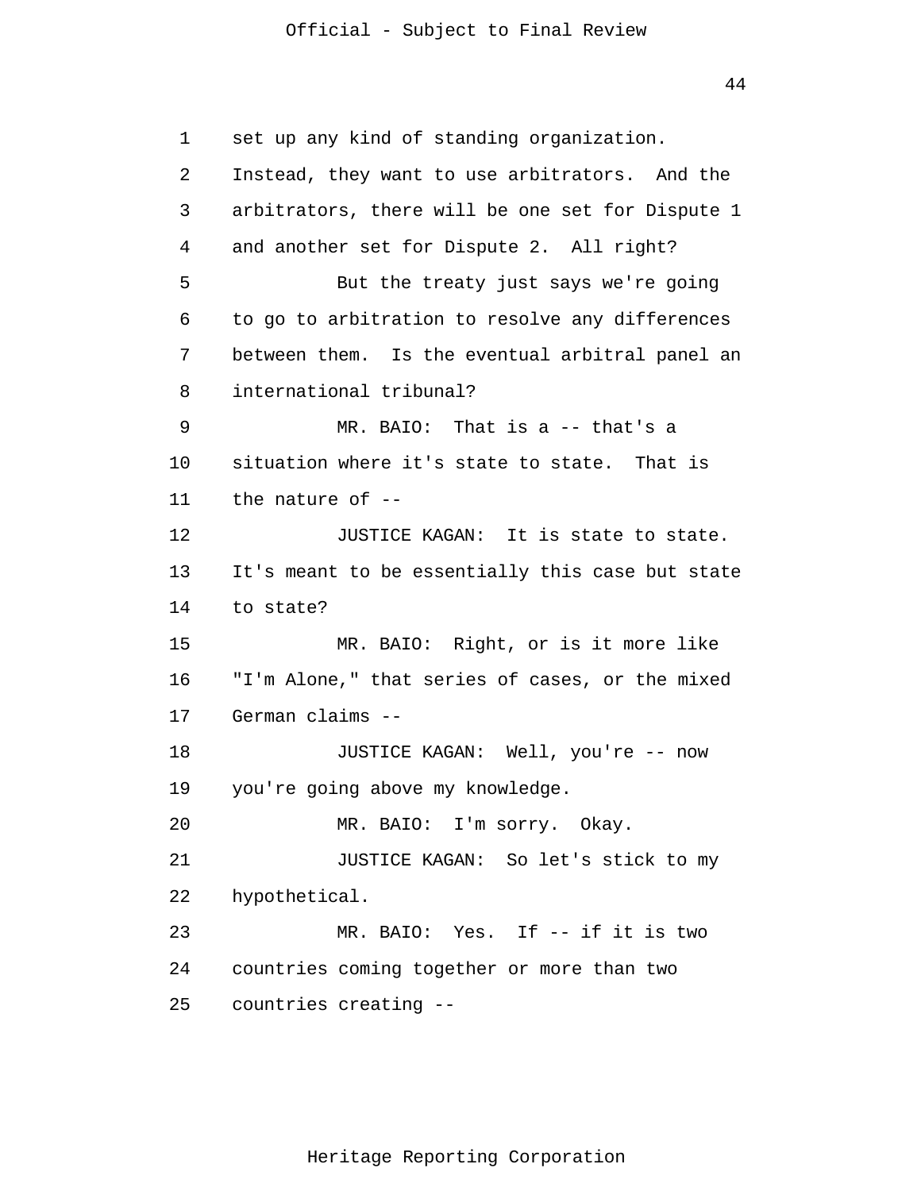set up any kind of standing organization. Instead, they want to use arbitrators. And the arbitrators, there will be one set for Dispute 1 and another set for Dispute 2. All right?

But the treaty just says we're going to go to arbitration to resolve any differences between them. Is the eventual arbitral panel an international tribunal?

MR. BAIO: That is a -- that's a situation where it's state to state. That is the nature of --

JUSTICE KAGAN: It is state to state. It's meant to be essentially this case but state to state?

MR. BAIO: Right, or is it more like "I'm Alone," that series of cases, or the mixed German claims --

JUSTICE KAGAN: Well, you're -- now you're going above my knowledge.

MR. BAIO: I'm sorry. Okay.

JUSTICE KAGAN: So let's stick to my hypothetical.

MR. BAIO: Yes. If -- if it is two countries coming together or more than two countries creating --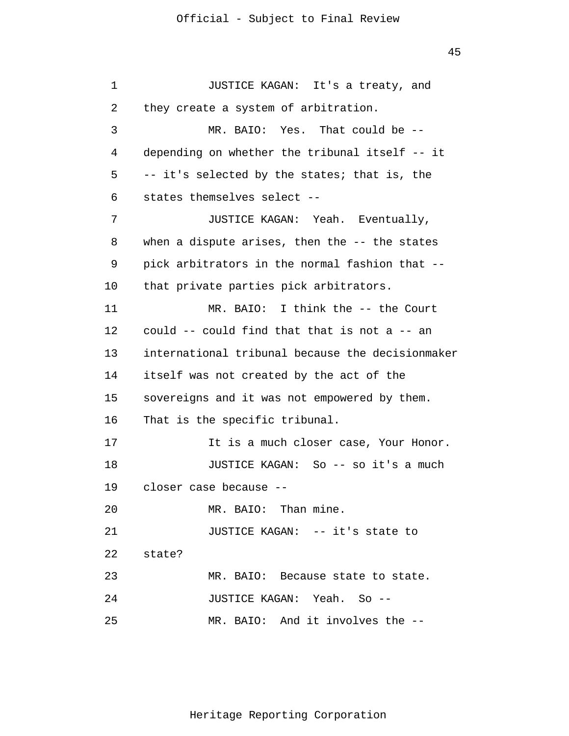JUSTICE KAGAN: It's a treaty, and they create a system of arbitration.

MR. BAIO: Yes. That could be -- depending on whether the tribunal itself -- it -- it's selected by the states; that is, the states themselves select --

JUSTICE KAGAN: Yeah. Eventually, when a dispute arises, then the -- the states pick arbitrators in the normal fashion that -- that private parties pick arbitrators.

MR. BAIO: I think the -- the Court could -- could find that that is not a -- an international tribunal because the decisionmaker itself was not created by the act of the sovereigns and it was not empowered by them. That is the specific tribunal.

It is a much closer case, Your Honor.

JUSTICE KAGAN: So -- so it's a much closer case because --

MR. BAIO: Than mine.

JUSTICE KAGAN: -- it's state to state?

MR. BAIO: Because state to state.

JUSTICE KAGAN: Yeah. So --

MR. BAIO: And it involves the --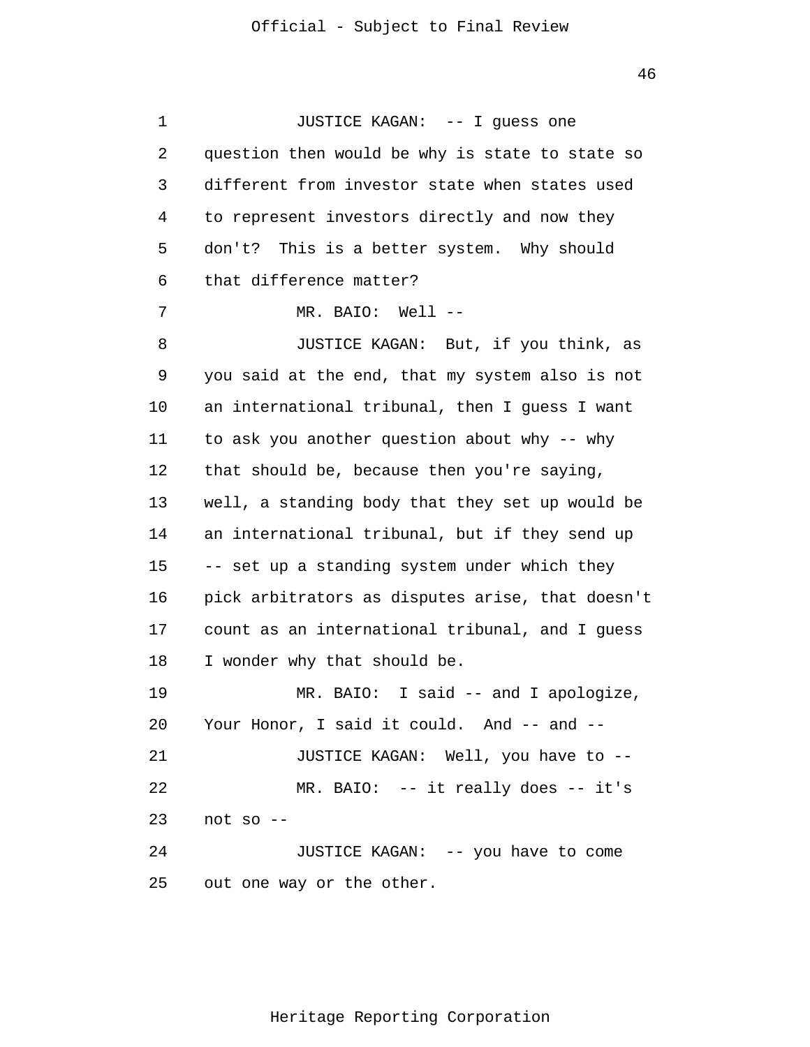JUSTICE KAGAN: -- I guess one question then would be why is state to state so different from investor state when states used to represent investors directly and now they don't? This is a better system. Why should that difference matter?

MR. BAIO: Well --

JUSTICE KAGAN: But, if you think, as you said at the end, that my system also is not an international tribunal, then I guess I want to ask you another question about why -- why that should be, because then you're saying, well, a standing body that they set up would be an international tribunal, but if they send up -- set up a standing system under which they pick arbitrators as disputes arise, that doesn't count as an international tribunal, and I guess I wonder why that should be.

MR. BAIO: I said -- and I apologize, Your Honor, I said it could. And -- and --

JUSTICE KAGAN: Well, you have to --

MR. BAIO: -- it really does -- it's not so --

JUSTICE KAGAN: -- you have to come out one way or the other.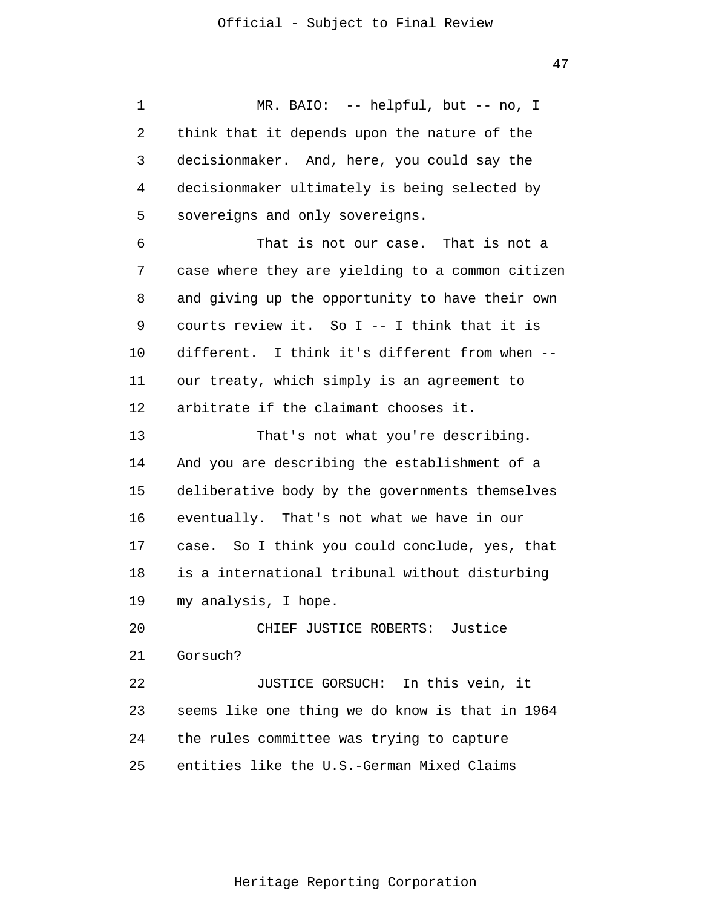MR. BAIO: -- helpful, but -- no, I think that it depends upon the nature of the decisionmaker. And, here, you could say the decisionmaker ultimately is being selected by sovereigns and only sovereigns.

That is not our case. That is not a case where they are yielding to a common citizen and giving up the opportunity to have their own courts review it. So I -- I think that it is different. I think it's different from when -- our treaty, which simply is an agreement to arbitrate if the claimant chooses it.

That's not what you're describing. And you are describing the establishment of a deliberative body by the governments themselves eventually. That's not what we have in our case. So I think you could conclude, yes, that is a international tribunal without disturbing my analysis, I hope.

CHIEF JUSTICE ROBERTS: Justice Gorsuch?

JUSTICE GORSUCH: In this vein, it seems like one thing we do know is that in 1964 the rules committee was trying to capture entities like the U.S.-German Mixed Claims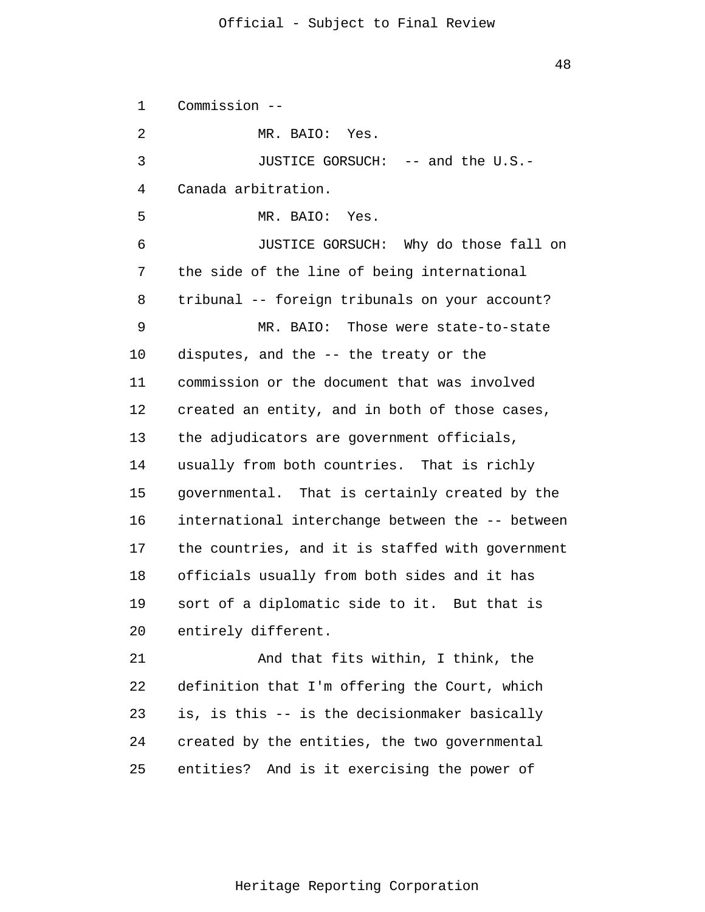Commission --

MR. BAIO: Yes.

JUSTICE GORSUCH: -- and the U.S.-Canada arbitration.

MR. BAIO: Yes.

JUSTICE GORSUCH: Why do those fall on the side of the line of being international tribunal -- foreign tribunals on your account?

MR. BAIO: Those were state-to-state disputes, and the -- the treaty or the commission or the document that was involved created an entity, and in both of those cases, the adjudicators are government officials, usually from both countries. That is richly governmental. That is certainly created by the international interchange between the -- between the countries, and it is staffed with government officials usually from both sides and it has sort of a diplomatic side to it. But that is entirely different.

And that fits within, I think, the definition that I'm offering the Court, which is, is this -- is the decisionmaker basically created by the entities, the two governmental entities? And is it exercising the power of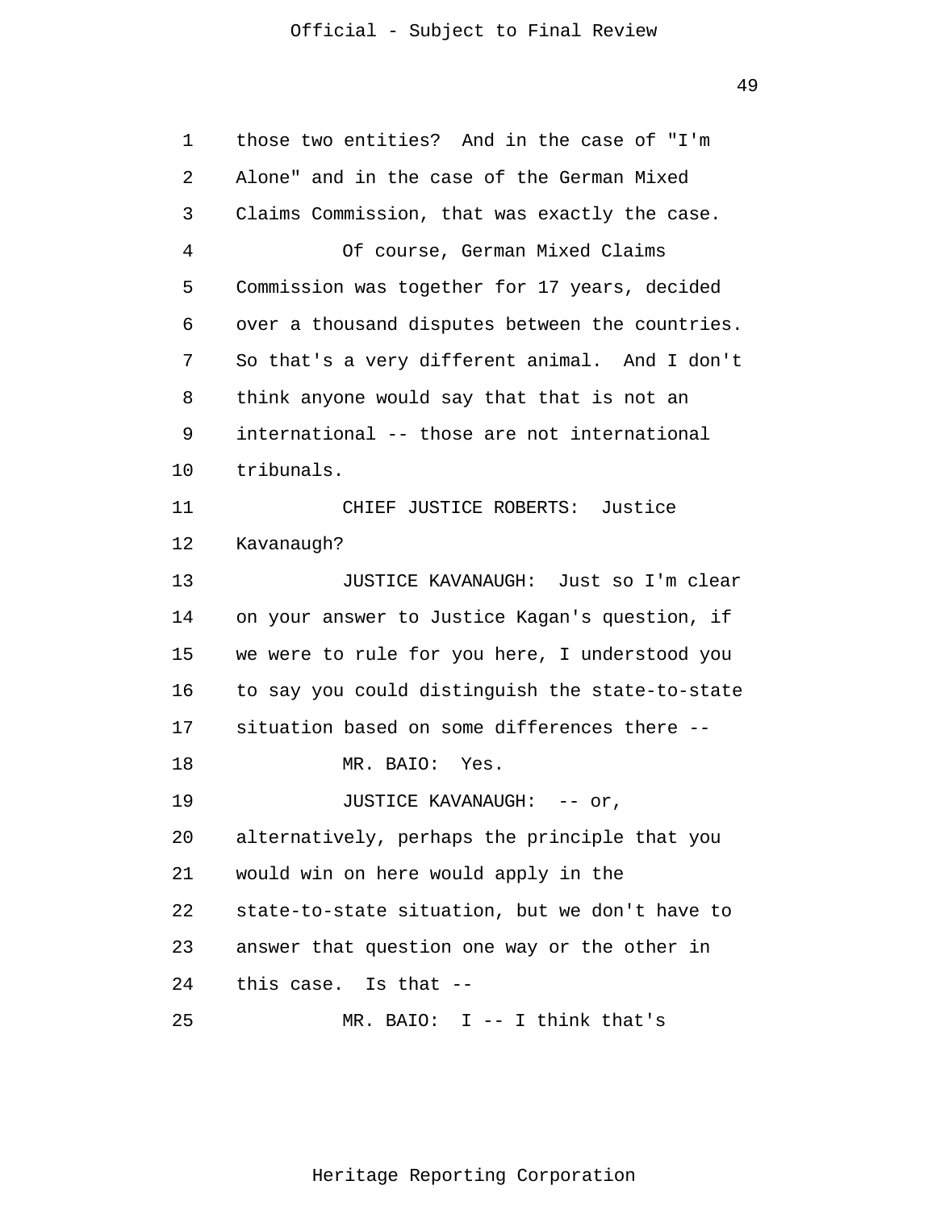those two entities? And in the case of "I'm Alone" and in the case of the German Mixed Claims Commission, that was exactly the case.

Of course, German Mixed Claims Commission was together for 17 years, decided over a thousand disputes between the countries. So that's a very different animal. And I don't think anyone would say that that is not an international -- those are not international tribunals.

CHIEF JUSTICE ROBERTS: Justice Kavanaugh?

JUSTICE KAVANAUGH: Just so I'm clear on your answer to Justice Kagan's question, if we were to rule for you here, I understood you to say you could distinguish the state-to-state situation based on some differences there --

MR. BAIO: Yes.

JUSTICE KAVANAUGH: -- or, alternatively, perhaps the principle that you would win on here would apply in the state-to-state situation, but we don't have to answer that question one way or the other in this case. Is that --

MR. BAIO: I -- I think that's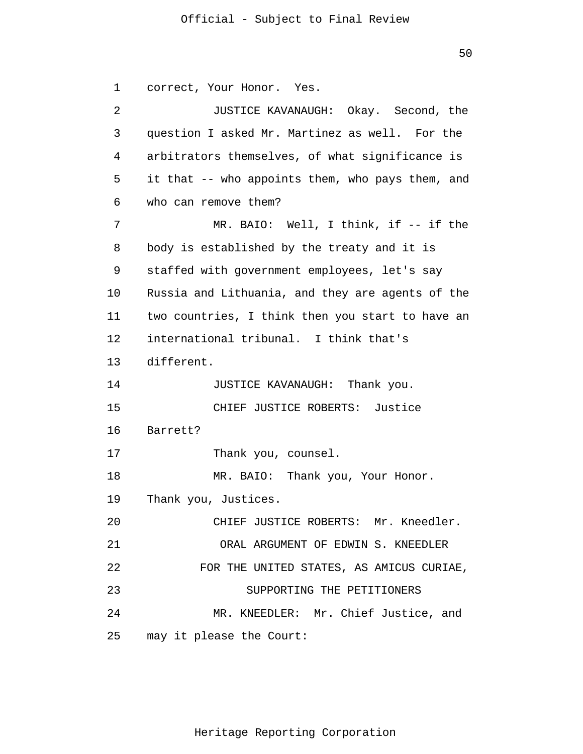correct, Your Honor. Yes.

JUSTICE KAVANAUGH: Okay. Second, the question I asked Mr. Martinez as well. For the arbitrators themselves, of what significance is it that -- who appoints them, who pays them, and who can remove them?

MR. BAIO: Well, I think, if -- if the body is established by the treaty and it is staffed with government employees, let's say Russia and Lithuania, and they are agents of the two countries, I think then you start to have an international tribunal. I think that's different.

JUSTICE KAVANAUGH: Thank you.

CHIEF JUSTICE ROBERTS: Justice Barrett?

Thank you, counsel.

MR. BAIO: Thank you, Your Honor. Thank you, Justices.

CHIEF JUSTICE ROBERTS: Mr. Kneedler.

ORAL ARGUMENT OF EDWIN S. KNEEDLER
FOR THE UNITED STATES, AS AMICUS CURIAE,
SUPPORTING THE PETITIONERS

MR. KNEEDLER: Mr. Chief Justice, and may it please the Court: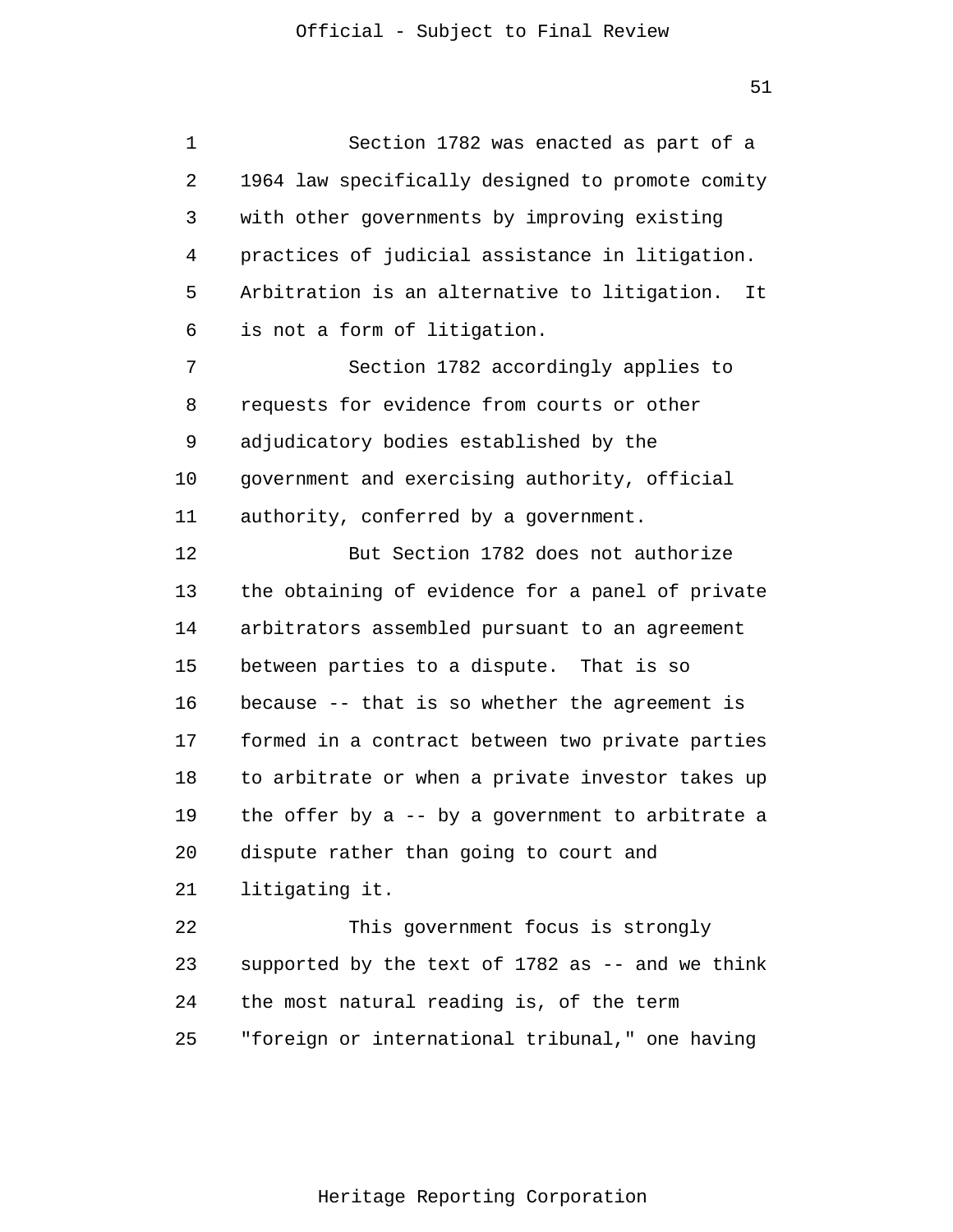Section 1782 was enacted as part of a 1964 law specifically designed to promote comity with other governments by improving existing practices of judicial assistance in litigation. Arbitration is an alternative to litigation. It is not a form of litigation.

Section 1782 accordingly applies to requests for evidence from courts or other adjudicatory bodies established by the government and exercising authority, official authority, conferred by a government.

But Section 1782 does not authorize the obtaining of evidence for a panel of private arbitrators assembled pursuant to an agreement between parties to a dispute. That is so because -- that is so whether the agreement is formed in a contract between two private parties to arbitrate or when a private investor takes up the offer by a -- by a government to arbitrate a dispute rather than going to court and litigating it.

This government focus is strongly supported by the text of 1782 as -- and we think the most natural reading is, of the term "foreign or international tribunal," one having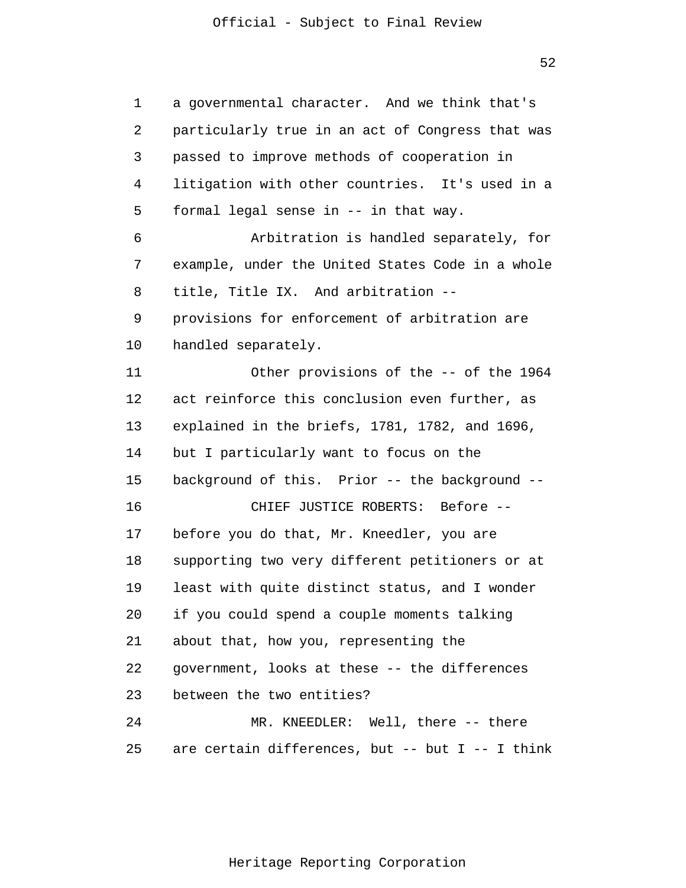a governmental character. And we think that's particularly true in an act of Congress that was passed to improve methods of cooperation in litigation with other countries. It's used in a formal legal sense in -- in that way.

Arbitration is handled separately, for example, under the United States Code in a whole title, Title IX. And arbitration -- provisions for enforcement of arbitration are handled separately.

Other provisions of the -- of the 1964 act reinforce this conclusion even further, as explained in the briefs, 1781, 1782, and 1696, but I particularly want to focus on the background of this. Prior -- the background --

CHIEF JUSTICE ROBERTS: Before -- before you do that, Mr. Kneedler, you are supporting two very different petitioners or at least with quite distinct status, and I wonder if you could spend a couple moments talking about that, how you, representing the government, looks at these -- the differences between the two entities?

MR. KNEEDLER: Well, there -- there are certain differences, but -- but I -- I think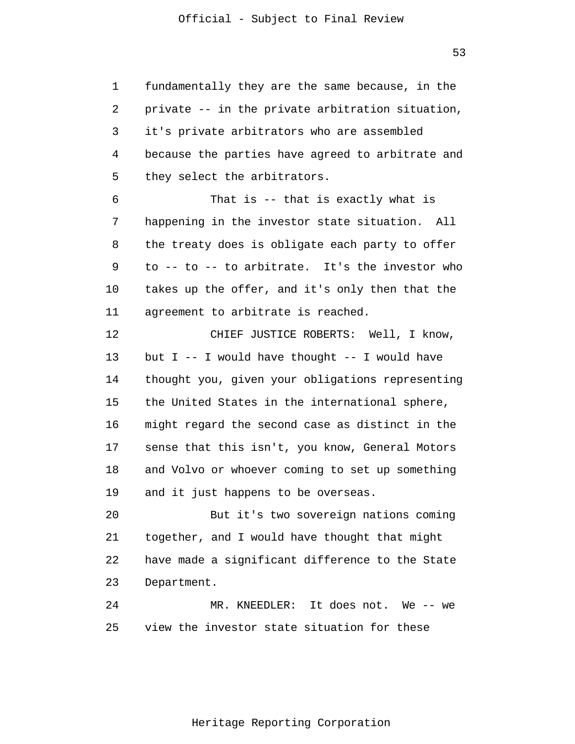fundamentally they are the same because, in the private -- in the private arbitration situation, it's private arbitrators who are assembled because the parties have agreed to arbitrate and they select the arbitrators.

That is -- that is exactly what is happening in the investor state situation. All the treaty does is obligate each party to offer to -- to -- to arbitrate. It's the investor who takes up the offer, and it's only then that the agreement to arbitrate is reached.

CHIEF JUSTICE ROBERTS: Well, I know, but I -- I would have thought -- I would have thought you, given your obligations representing the United States in the international sphere, might regard the second case as distinct in the sense that this isn't, you know, General Motors and Volvo or whoever coming to set up something and it just happens to be overseas.

But it's two sovereign nations coming together, and I would have thought that might have made a significant difference to the State Department.

MR. KNEEDLER: It does not. We -- we view the investor state situation for these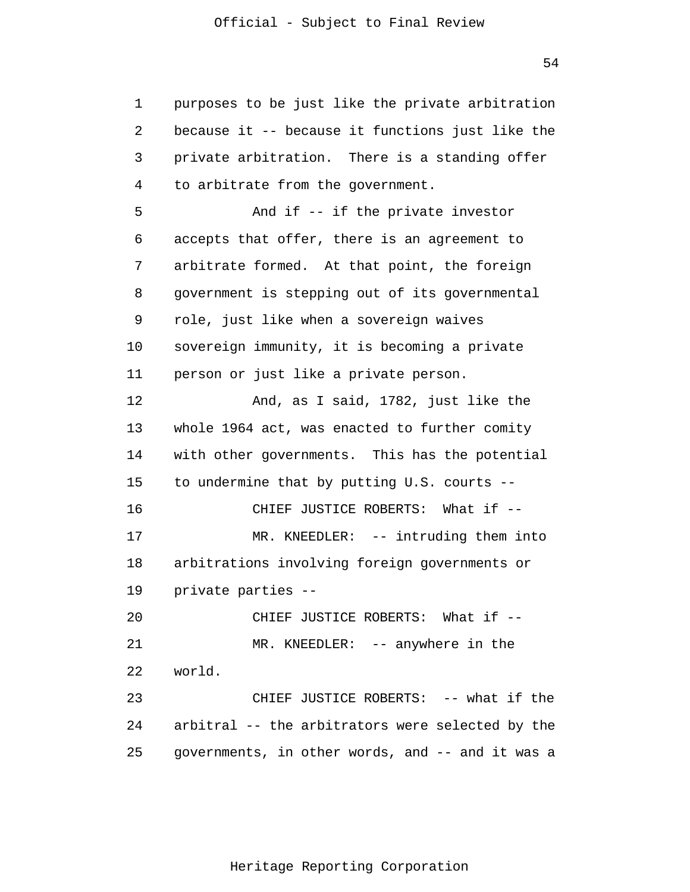purposes to be just like the private arbitration because it -- because it functions just like the private arbitration. There is a standing offer to arbitrate from the government.

And if -- if the private investor accepts that offer, there is an agreement to arbitrate formed. At that point, the foreign government is stepping out of its governmental role, just like when a sovereign waives sovereign immunity, it is becoming a private person or just like a private person.

And, as I said, 1782, just like the whole 1964 act, was enacted to further comity with other governments. This has the potential to undermine that by putting U.S. courts --

CHIEF JUSTICE ROBERTS: What if --

MR. KNEEDLER: -- intruding them into arbitrations involving foreign governments or private parties --

CHIEF JUSTICE ROBERTS: What if --

MR. KNEEDLER: -- anywhere in the world.

CHIEF JUSTICE ROBERTS: -- what if the arbitral -- the arbitrators were selected by the governments, in other words, and -- and it was a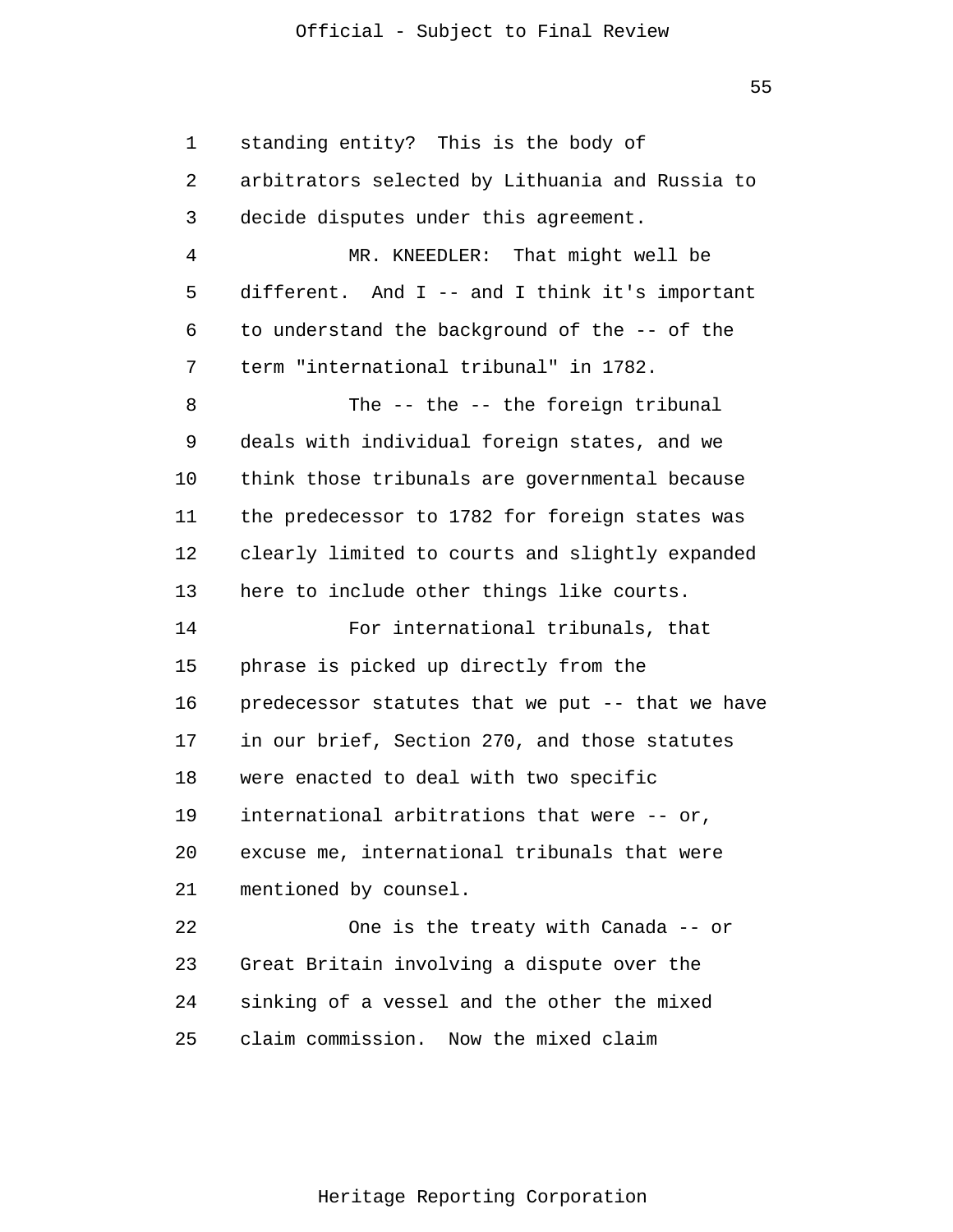standing entity? This is the body of arbitrators selected by Lithuania and Russia to decide disputes under this agreement.

MR. KNEEDLER: That might well be different. And I -- and I think it's important to understand the background of the -- of the term "international tribunal" in 1782.

The -- the -- the foreign tribunal deals with individual foreign states, and we think those tribunals are governmental because the predecessor to 1782 for foreign states was clearly limited to courts and slightly expanded here to include other things like courts.

For international tribunals, that phrase is picked up directly from the predecessor statutes that we put -- that we have in our brief, Section 270, and those statutes were enacted to deal with two specific international arbitrations that were -- or, excuse me, international tribunals that were mentioned by counsel.

One is the treaty with Canada -- or Great Britain involving a dispute over the sinking of a vessel and the other the mixed claim commission. Now the mixed claim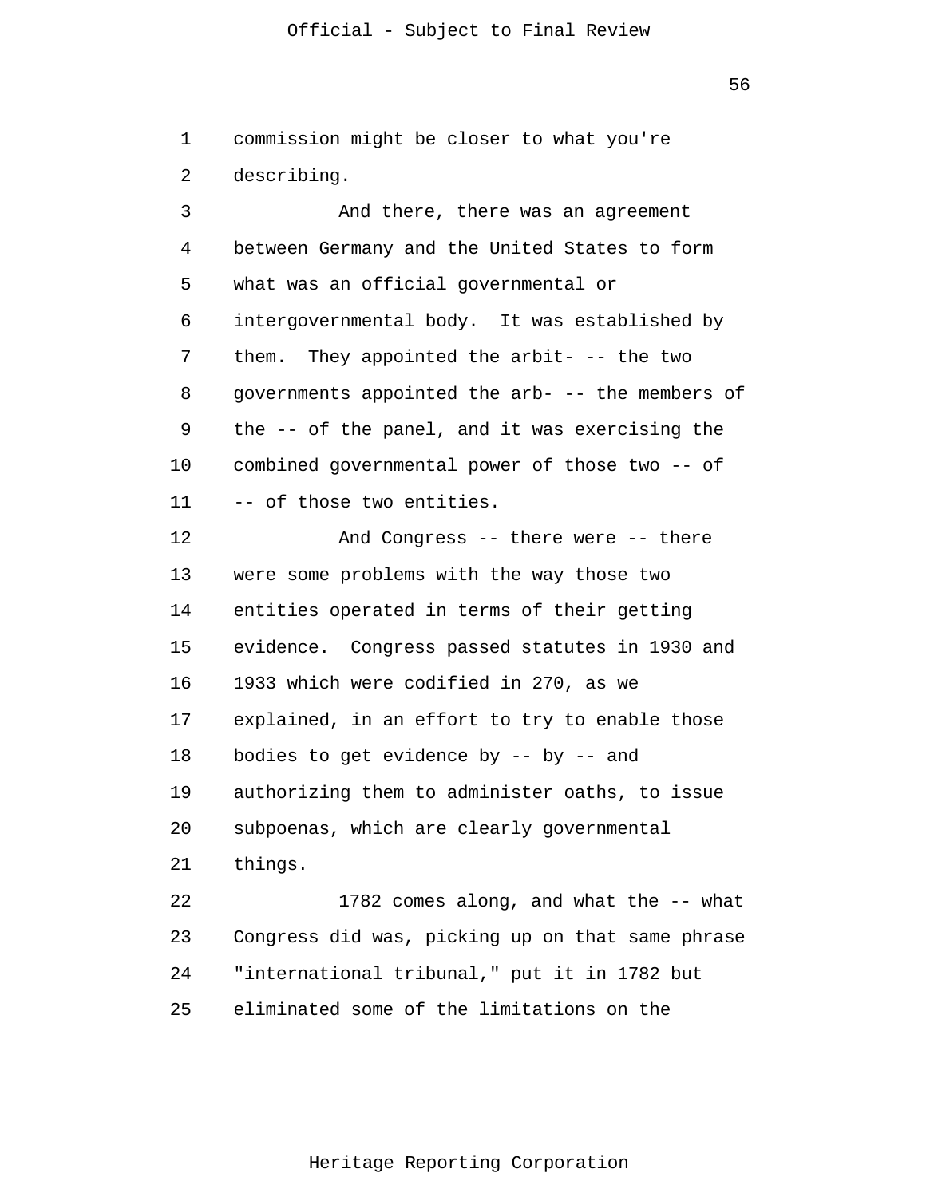commission might be closer to what you're describing.

And there, there was an agreement between Germany and the United States to form what was an official governmental or intergovernmental body. It was established by them. They appointed the arbit- -- the two governments appointed the arb- -- the members of the -- of the panel, and it was exercising the combined governmental power of those two -- of -- of those two entities.

And Congress -- there were -- there were some problems with the way those two entities operated in terms of their getting evidence. Congress passed statutes in 1930 and 1933 which were codified in 270, as we explained, in an effort to try to enable those bodies to get evidence by -- by -- and authorizing them to administer oaths, to issue subpoenas, which are clearly governmental things.

1782 comes along, and what the -- what Congress did was, picking up on that same phrase "international tribunal," put it in 1782 but eliminated some of the limitations on the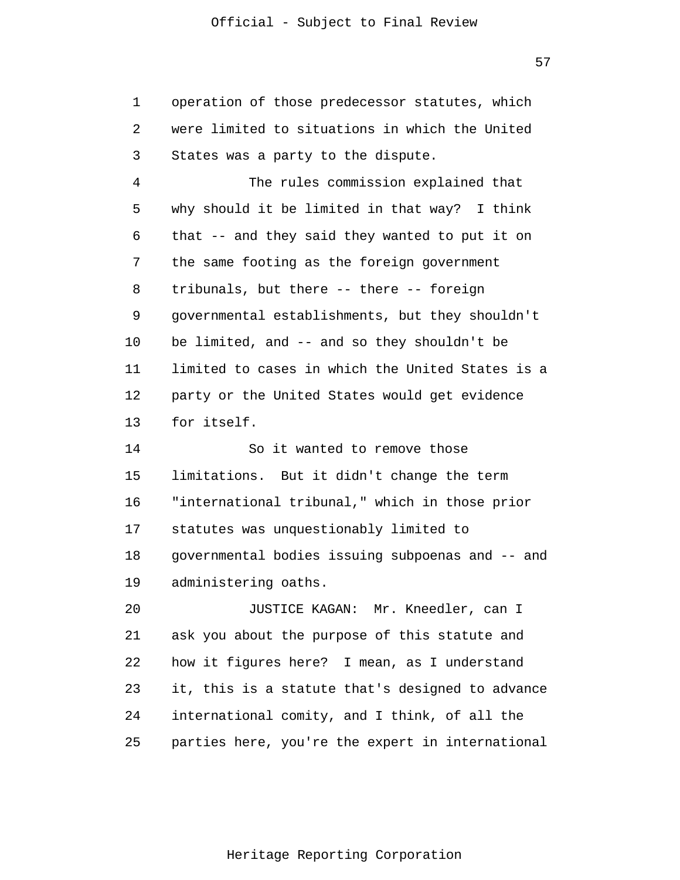operation of those predecessor statutes, which were limited to situations in which the United States was a party to the dispute.

The rules commission explained that why should it be limited in that way? I think that -- and they said they wanted to put it on the same footing as the foreign government tribunals, but there -- there -- foreign governmental establishments, but they shouldn't be limited, and -- and so they shouldn't be limited to cases in which the United States is a party or the United States would get evidence for itself.

So it wanted to remove those limitations. But it didn't change the term "international tribunal," which in those prior statutes was unquestionably limited to governmental bodies issuing subpoenas and -- and administering oaths.

JUSTICE KAGAN: Mr. Kneedler, can I ask you about the purpose of this statute and how it figures here? I mean, as I understand it, this is a statute that's designed to advance international comity, and I think, of all the parties here, you're the expert in international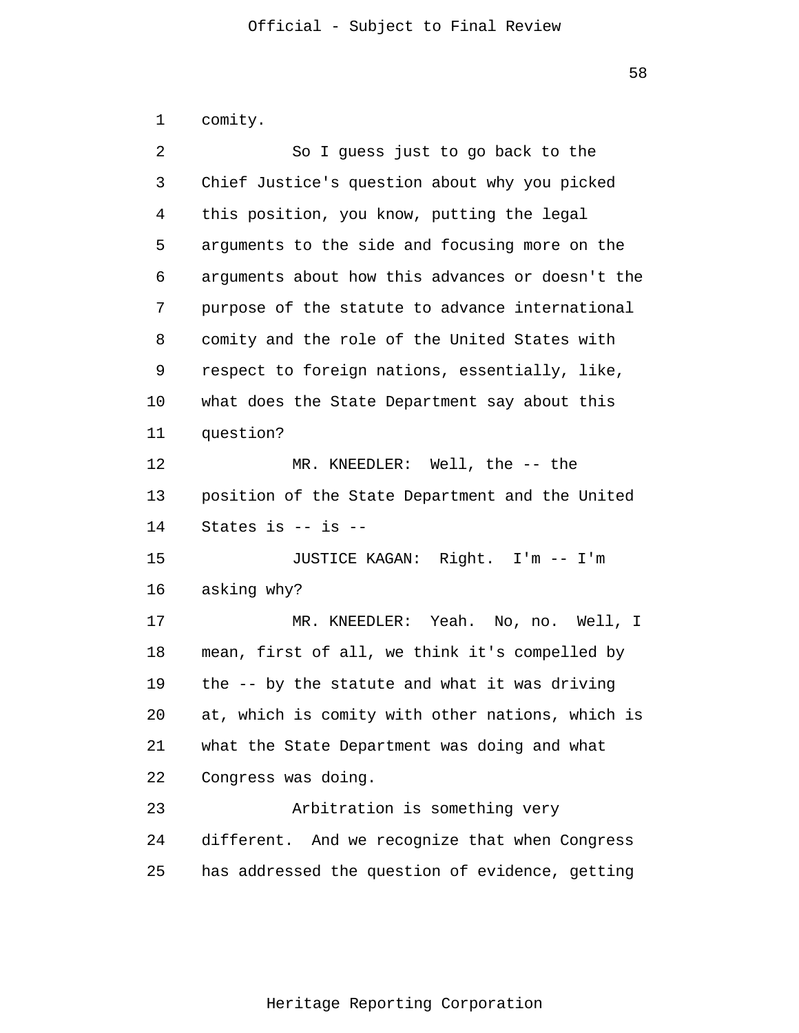comity.

So I guess just to go back to the Chief Justice's question about why you picked this position, you know, putting the legal arguments to the side and focusing more on the arguments about how this advances or doesn't the purpose of the statute to advance international comity and the role of the United States with respect to foreign nations, essentially, like, what does the State Department say about this question?

MR. KNEEDLER: Well, the -- the position of the State Department and the United States is -- is --

JUSTICE KAGAN: Right. I'm -- I'm asking why?

MR. KNEEDLER: Yeah. No, no. Well, I mean, first of all, we think it's compelled by the -- by the statute and what it was driving at, which is comity with other nations, which is what the State Department was doing and what Congress was doing.

Arbitration is something very different. And we recognize that when Congress has addressed the question of evidence, getting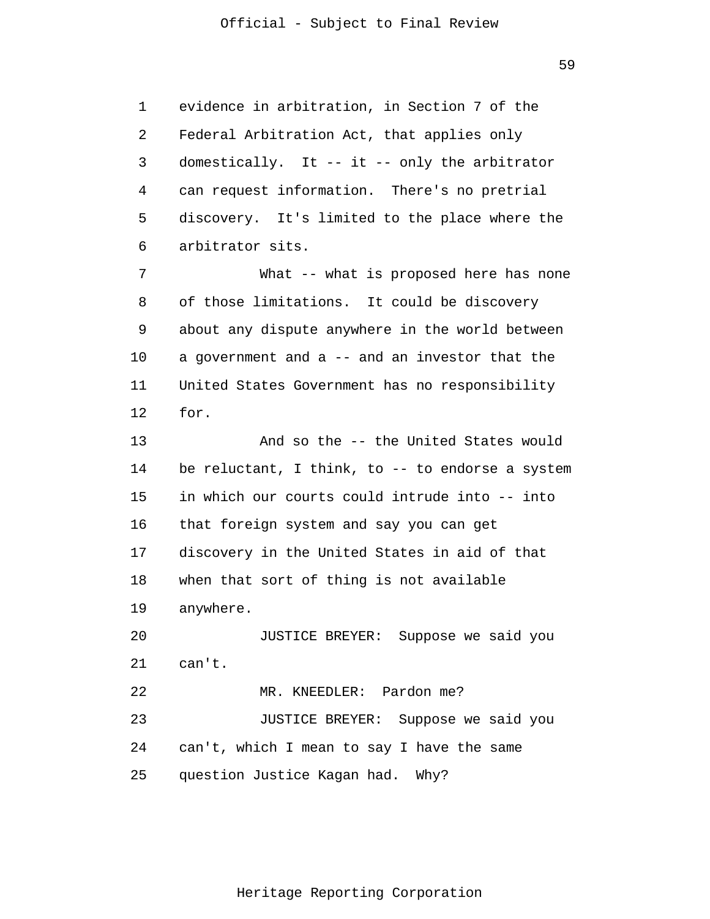evidence in arbitration, in Section 7 of the Federal Arbitration Act, that applies only domestically. It -- it -- only the arbitrator can request information. There's no pretrial discovery. It's limited to the place where the arbitrator sits.

What -- what is proposed here has none of those limitations. It could be discovery about any dispute anywhere in the world between a government and a -- and an investor that the United States Government has no responsibility for.

And so the -- the United States would be reluctant, I think, to -- to endorse a system in which our courts could intrude into -- into that foreign system and say you can get discovery in the United States in aid of that when that sort of thing is not available anywhere.

JUSTICE BREYER: Suppose we said you can't.

MR. KNEEDLER: Pardon me?

JUSTICE BREYER: Suppose we said you can't, which I mean to say I have the same question Justice Kagan had. Why?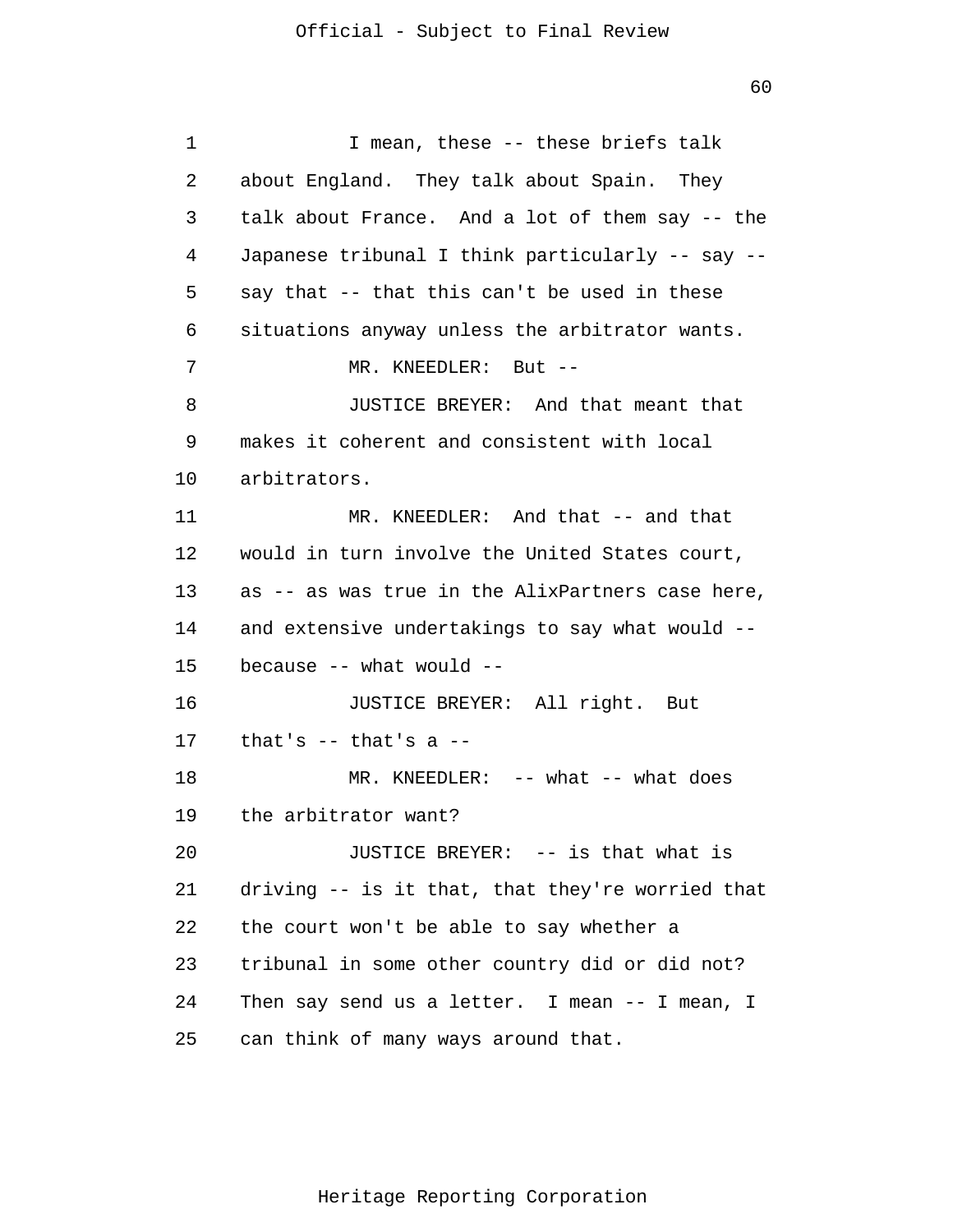I mean, these -- these briefs talk about England. They talk about Spain. They talk about France. And a lot of them say -- the Japanese tribunal I think particularly -- say -- say that -- that this can't be used in these situations anyway unless the arbitrator wants.

MR. KNEEDLER: But --

JUSTICE BREYER: And that meant that makes it coherent and consistent with local arbitrators.

MR. KNEEDLER: And that -- and that would in turn involve the United States court, as -- as was true in the AlixPartners case here, and extensive undertakings to say what would -- because -- what would --

JUSTICE BREYER: All right. But that's -- that's a --

MR. KNEEDLER: -- what -- what does the arbitrator want?

JUSTICE BREYER: -- is that what is driving -- is it that, that they're worried that the court won't be able to say whether a tribunal in some other country did or did not? Then say send us a letter. I mean -- I mean, I can think of many ways around that.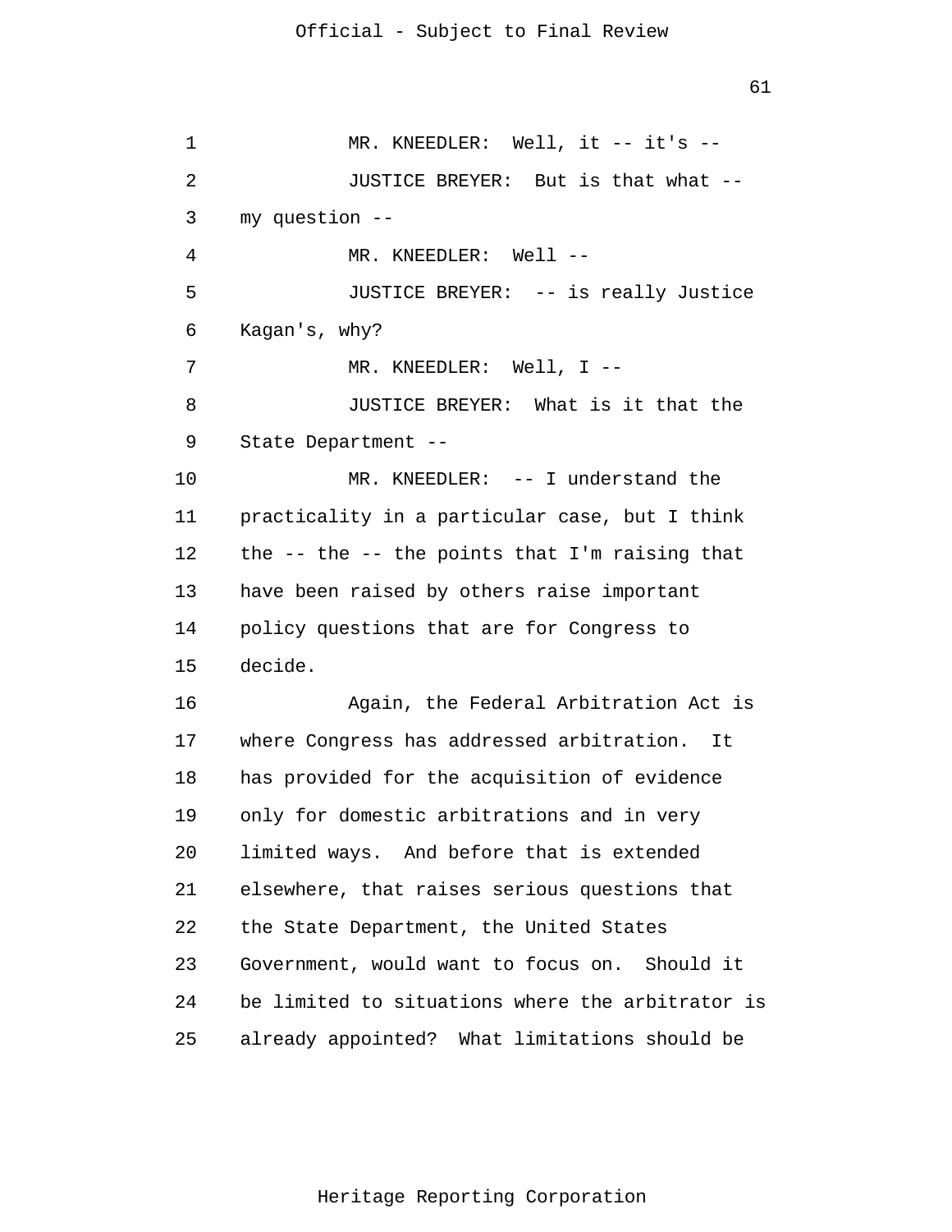MR. KNEEDLER: Well, it -- it's --

JUSTICE BREYER: But is that what -- my question --

MR. KNEEDLER: Well --

JUSTICE BREYER: -- is really Justice Kagan's, why?

MR. KNEEDLER: Well, I --

JUSTICE BREYER: What is it that the State Department --

MR. KNEEDLER: -- I understand the practicality in a particular case, but I think the -- the -- the points that I'm raising that have been raised by others raise important policy questions that are for Congress to decide.

Again, the Federal Arbitration Act is where Congress has addressed arbitration. It has provided for the acquisition of evidence only for domestic arbitrations and in very limited ways. And before that is extended elsewhere, that raises serious questions that the State Department, the United States Government, would want to focus on. Should it be limited to situations where the arbitrator is already appointed? What limitations should be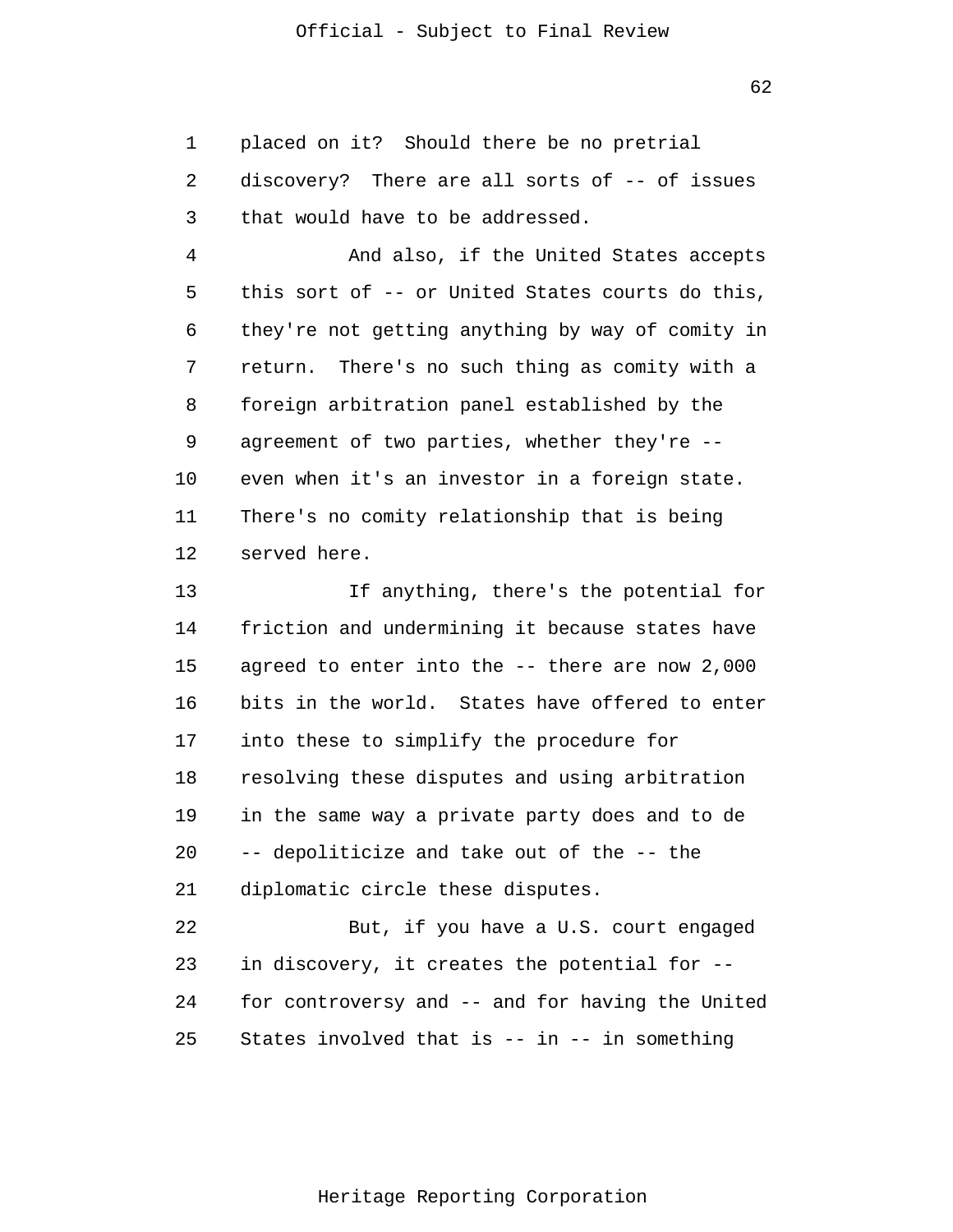placed on it? Should there be no pretrial discovery? There are all sorts of -- of issues that would have to be addressed.

And also, if the United States accepts this sort of -- or United States courts do this, they're not getting anything by way of comity in return. There's no such thing as comity with a foreign arbitration panel established by the agreement of two parties, whether they're -- even when it's an investor in a foreign state. There's no comity relationship that is being served here.

If anything, there's the potential for friction and undermining it because states have agreed to enter into the -- there are now 2,000 bits in the world. States have offered to enter into these to simplify the procedure for resolving these disputes and using arbitration in the same way a private party does and to de -- depoliticize and take out of the -- the diplomatic circle these disputes.

But, if you have a U.S. court engaged in discovery, it creates the potential for -- for controversy and -- and for having the United States involved that is -- in -- in something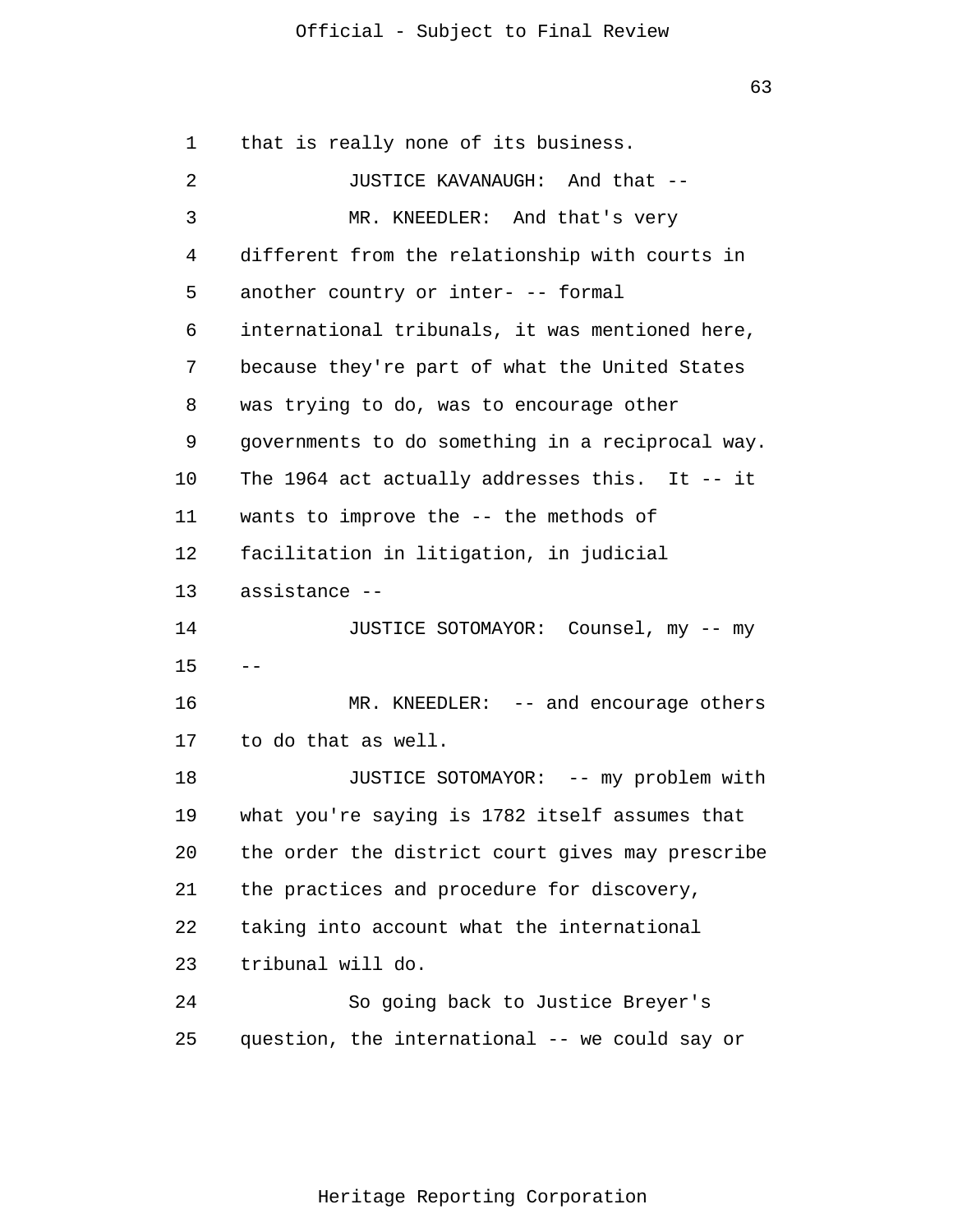that is really none of its business.

JUSTICE KAVANAUGH: And that --

MR. KNEEDLER: And that's very different from the relationship with courts in another country or inter- -- formal international tribunals, it was mentioned here, because they're part of what the United States was trying to do, was to encourage other governments to do something in a reciprocal way. The 1964 act actually addresses this. It -- it wants to improve the -- the methods of facilitation in litigation, in judicial assistance --

JUSTICE SOTOMAYOR: Counsel, my -- my --

MR. KNEEDLER: -- and encourage others to do that as well.

JUSTICE SOTOMAYOR: -- my problem with what you're saying is 1782 itself assumes that the order the district court gives may prescribe the practices and procedure for discovery, taking into account what the international tribunal will do.

So going back to Justice Breyer's question, the international -- we could say or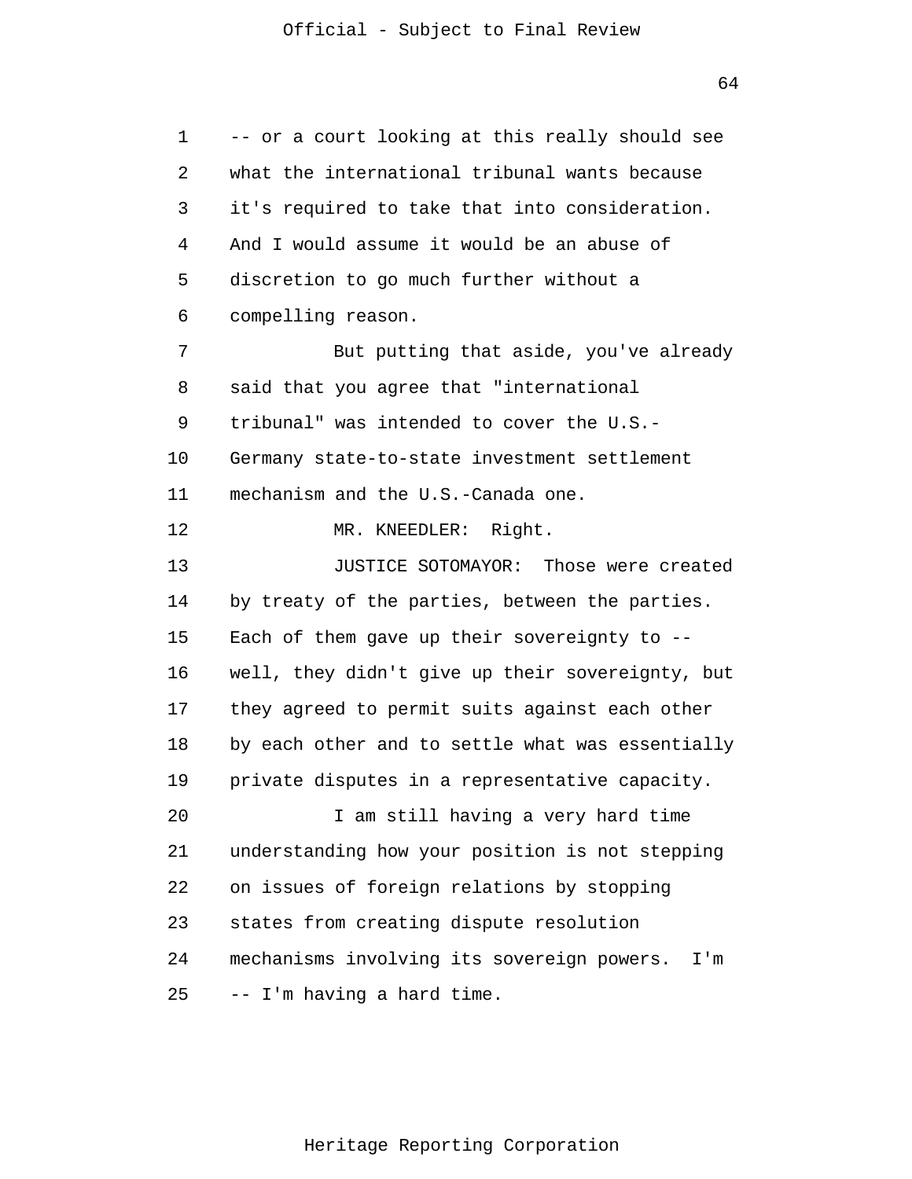-- or a court looking at this really should see what the international tribunal wants because it's required to take that into consideration. And I would assume it would be an abuse of discretion to go much further without a compelling reason.

But putting that aside, you've already said that you agree that "international tribunal" was intended to cover the U.S.-Germany state-to-state investment settlement mechanism and the U.S.-Canada one.

MR. KNEEDLER: Right.

JUSTICE SOTOMAYOR: Those were created by treaty of the parties, between the parties. Each of them gave up their sovereignty to -- well, they didn't give up their sovereignty, but they agreed to permit suits against each other by each other and to settle what was essentially private disputes in a representative capacity.

I am still having a very hard time understanding how your position is not stepping on issues of foreign relations by stopping states from creating dispute resolution mechanisms involving its sovereign powers. I'm -- I'm having a hard time.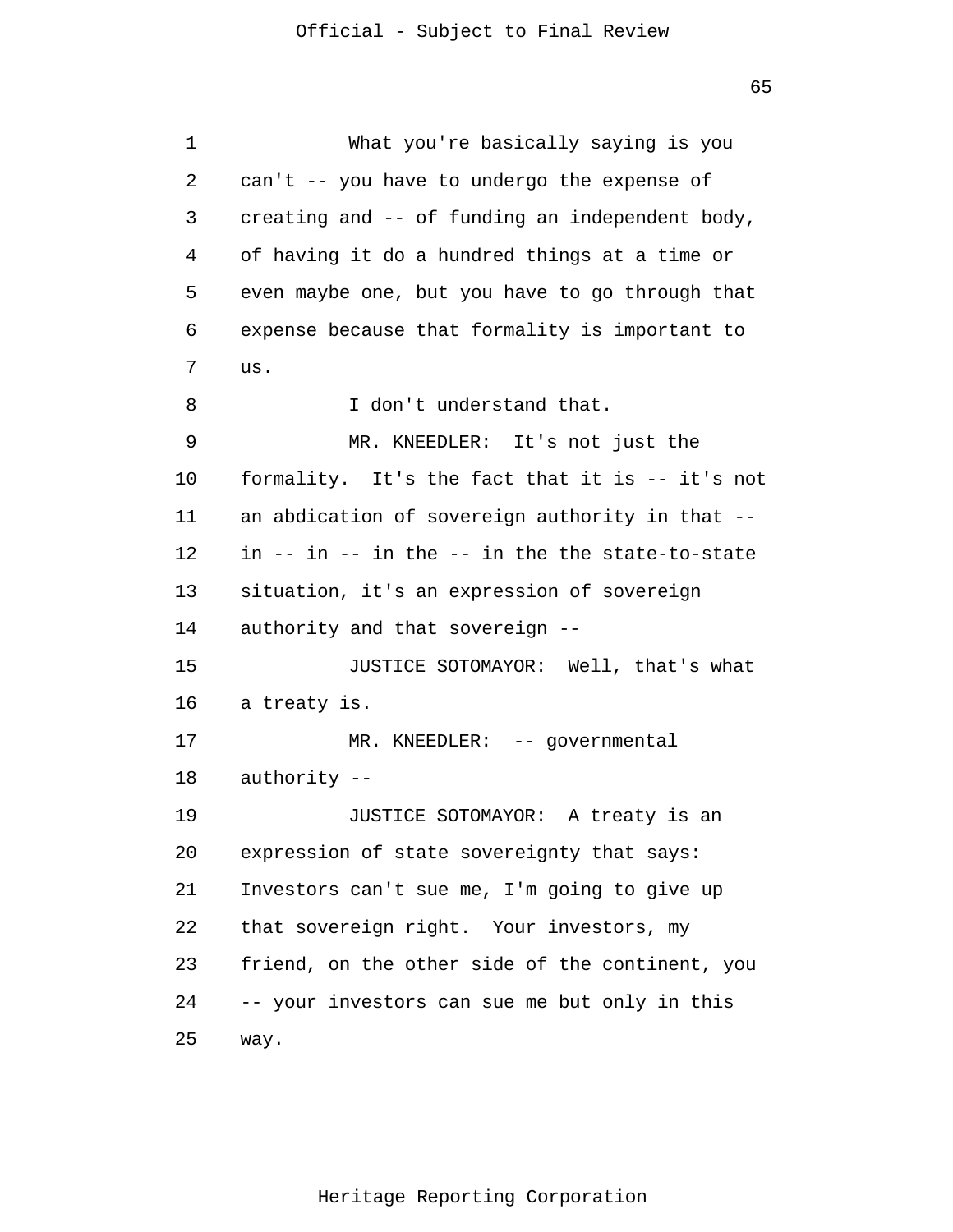What you're basically saying is you can't -- you have to undergo the expense of creating and -- of funding an independent body, of having it do a hundred things at a time or even maybe one, but you have to go through that expense because that formality is important to us.

I don't understand that.

MR. KNEEDLER: It's not just the formality. It's the fact that it is -- it's not an abdication of sovereign authority in that -- in -- in -- in the -- in the the state-to-state situation, it's an expression of sovereign authority and that sovereign --

JUSTICE SOTOMAYOR: Well, that's what a treaty is.

MR. KNEEDLER: -- governmental authority --

JUSTICE SOTOMAYOR: A treaty is an expression of state sovereignty that says: Investors can't sue me, I'm going to give up that sovereign right. Your investors, my friend, on the other side of the continent, you -- your investors can sue me but only in this way.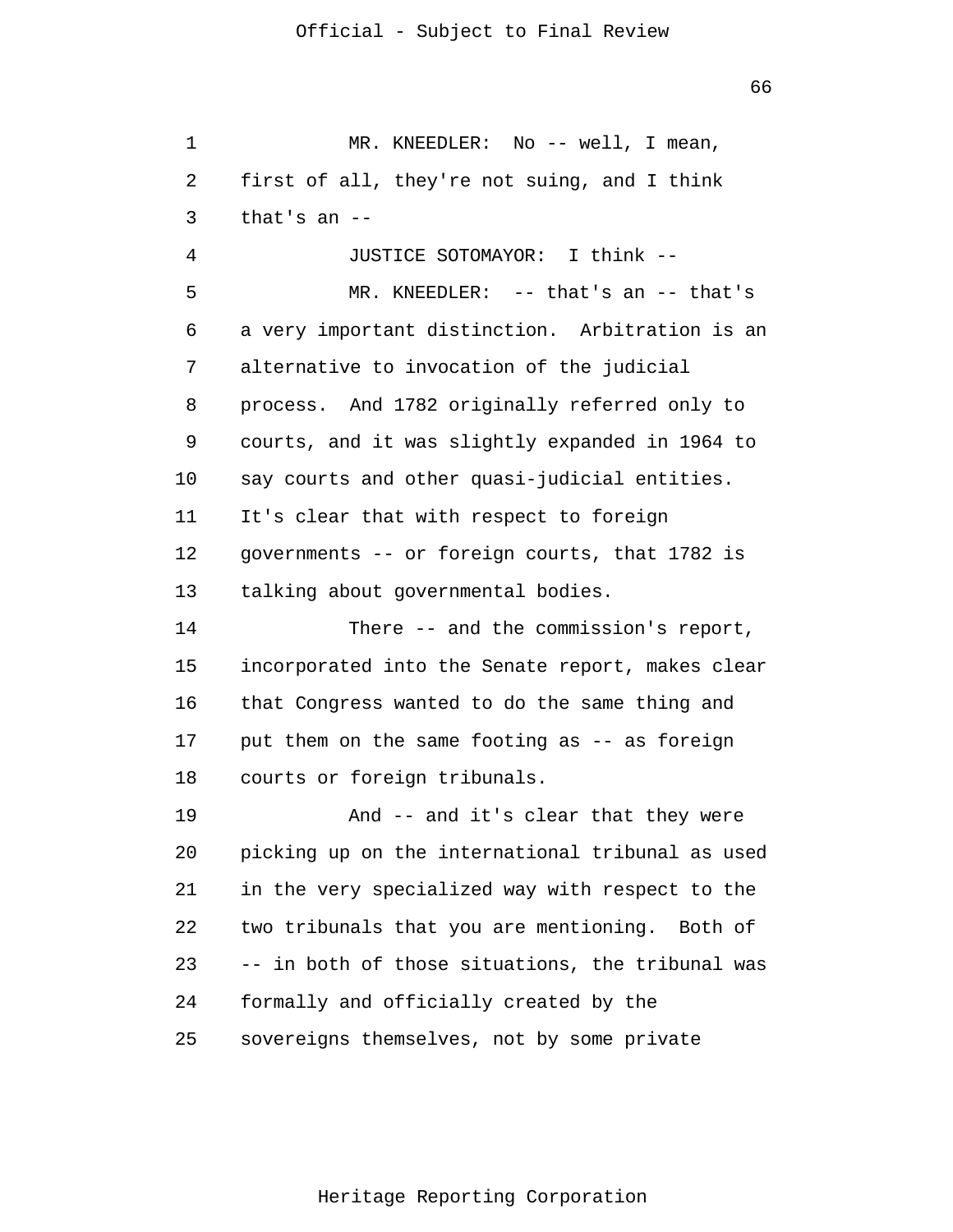MR. KNEEDLER: No -- well, I mean, first of all, they're not suing, and I think that's an --

JUSTICE SOTOMAYOR: I think --

MR. KNEEDLER: -- that's an -- that's a very important distinction. Arbitration is an alternative to invocation of the judicial process. And 1782 originally referred only to courts, and it was slightly expanded in 1964 to say courts and other quasi-judicial entities. It's clear that with respect to foreign governments -- or foreign courts, that 1782 is talking about governmental bodies.

There -- and the commission's report, incorporated into the Senate report, makes clear that Congress wanted to do the same thing and put them on the same footing as -- as foreign courts or foreign tribunals.

And -- and it's clear that they were picking up on the international tribunal as used in the very specialized way with respect to the two tribunals that you are mentioning. Both of -- in both of those situations, the tribunal was formally and officially created by the sovereigns themselves, not by some private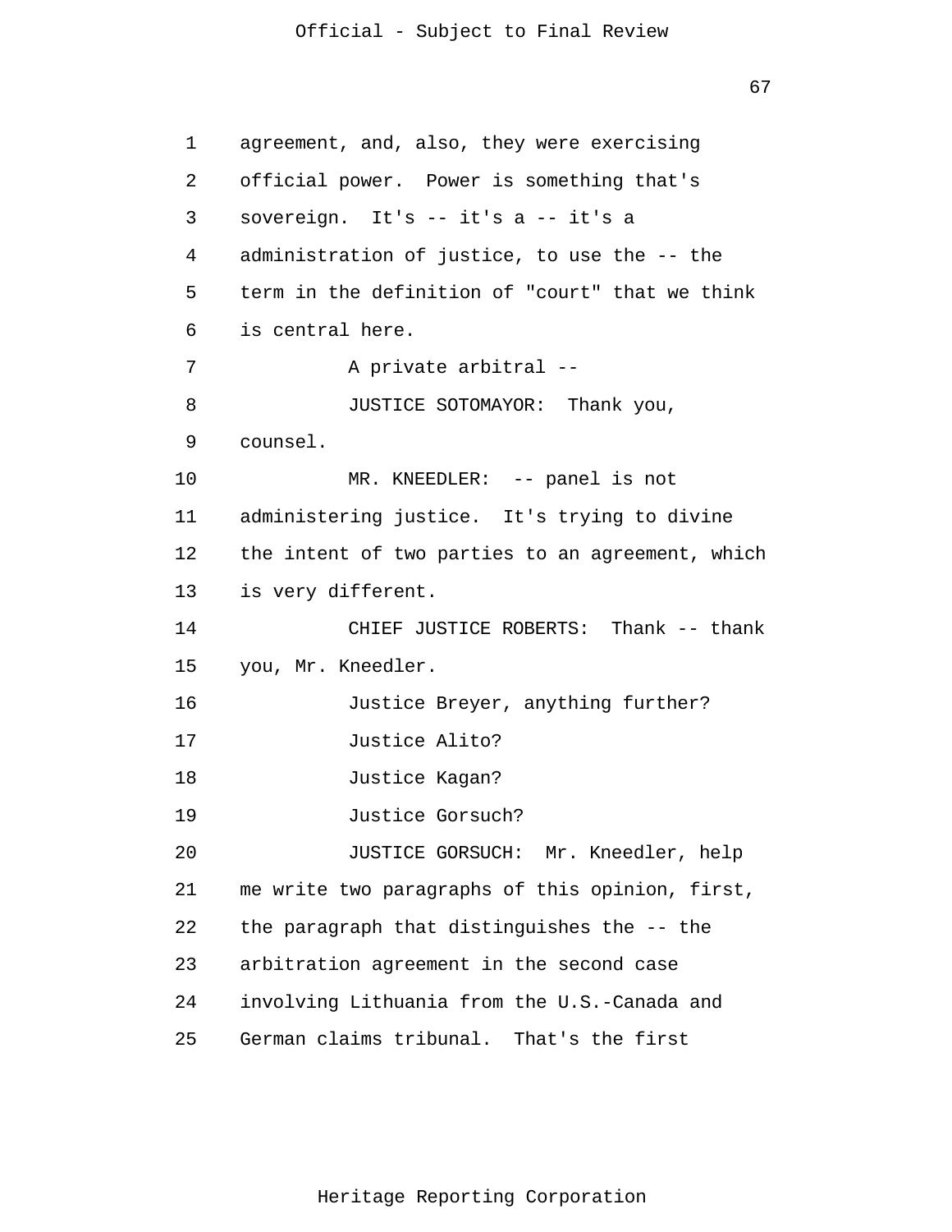agreement, and, also, they were exercising official power. Power is something that's sovereign. It's -- it's a -- it's a administration of justice, to use the -- the term in the definition of "court" that we think is central here.

A private arbitral --

JUSTICE SOTOMAYOR: Thank you, counsel.

MR. KNEEDLER: -- panel is not administering justice. It's trying to divine the intent of two parties to an agreement, which is very different.

CHIEF JUSTICE ROBERTS: Thank -- thank you, Mr. Kneedler.

Justice Breyer, anything further?

Justice Alito?

Justice Kagan?

Justice Gorsuch?

JUSTICE GORSUCH: Mr. Kneedler, help me write two paragraphs of this opinion, first, the paragraph that distinguishes the -- the arbitration agreement in the second case involving Lithuania from the U.S.-Canada and German claims tribunal. That's the first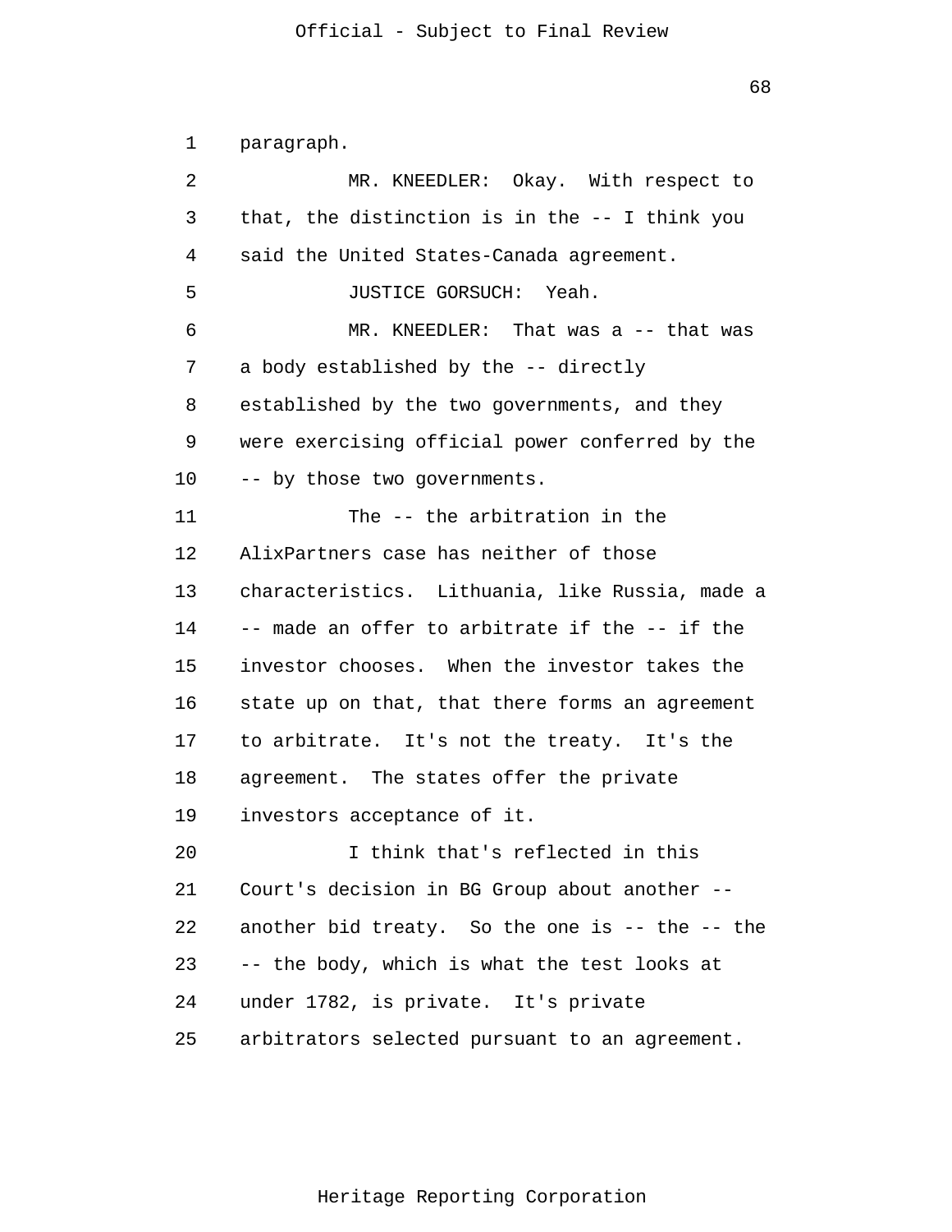paragraph.

MR. KNEEDLER: Okay. With respect to that, the distinction is in the -- I think you said the United States-Canada agreement.

JUSTICE GORSUCH: Yeah.

MR. KNEEDLER: That was a -- that was a body established by the -- directly established by the two governments, and they were exercising official power conferred by the -- by those two governments.

The -- the arbitration in the AlixPartners case has neither of those characteristics. Lithuania, like Russia, made a -- made an offer to arbitrate if the -- if the investor chooses. When the investor takes the state up on that, that there forms an agreement to arbitrate. It's not the treaty. It's the agreement. The states offer the private investors acceptance of it.

I think that's reflected in this Court's decision in BG Group about another -- another bid treaty. So the one is -- the -- the -- the body, which is what the test looks at under 1782, is private. It's private arbitrators selected pursuant to an agreement.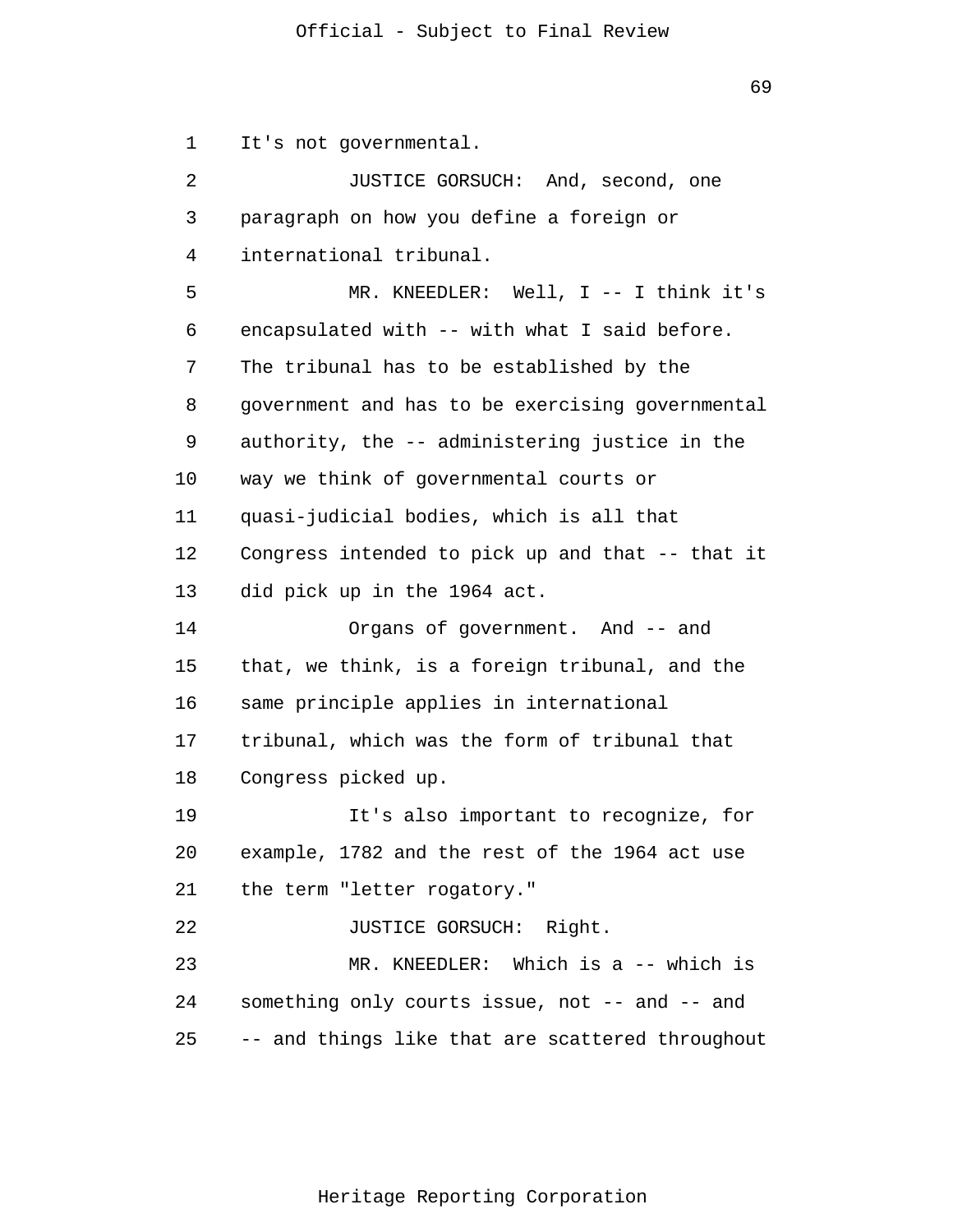It's not governmental.

JUSTICE GORSUCH: And, second, one paragraph on how you define a foreign or international tribunal.

MR. KNEEDLER: Well, I -- I think it's encapsulated with -- with what I said before. The tribunal has to be established by the government and has to be exercising governmental authority, the -- administering justice in the way we think of governmental courts or quasi-judicial bodies, which is all that Congress intended to pick up and that -- that it did pick up in the 1964 act.

Organs of government. And -- and that, we think, is a foreign tribunal, and the same principle applies in international tribunal, which was the form of tribunal that Congress picked up.

It's also important to recognize, for example, 1782 and the rest of the 1964 act use the term "letter rogatory."

JUSTICE GORSUCH: Right.

MR. KNEEDLER: Which is a -- which is something only courts issue, not -- and -- and -- and things like that are scattered throughout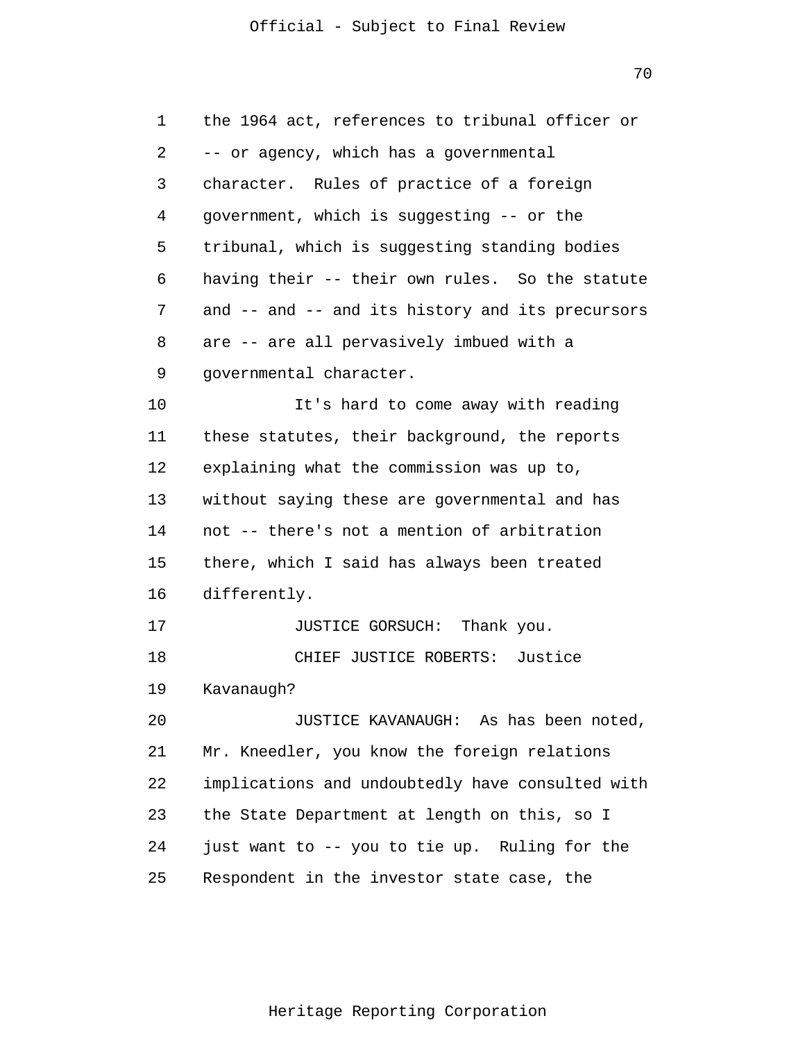the 1964 act, references to tribunal officer or -- or agency, which has a governmental character. Rules of practice of a foreign government, which is suggesting -- or the tribunal, which is suggesting standing bodies having their -- their own rules. So the statute and -- and -- and its history and its precursors are -- are all pervasively imbued with a governmental character.

It's hard to come away with reading these statutes, their background, the reports explaining what the commission was up to, without saying these are governmental and has not -- there's not a mention of arbitration there, which I said has always been treated differently.

JUSTICE GORSUCH: Thank you.

CHIEF JUSTICE ROBERTS: Justice Kavanaugh?

JUSTICE KAVANAUGH: As has been noted, Mr. Kneedler, you know the foreign relations implications and undoubtedly have consulted with the State Department at length on this, so I just want to -- you to tie up. Ruling for the Respondent in the investor state case, the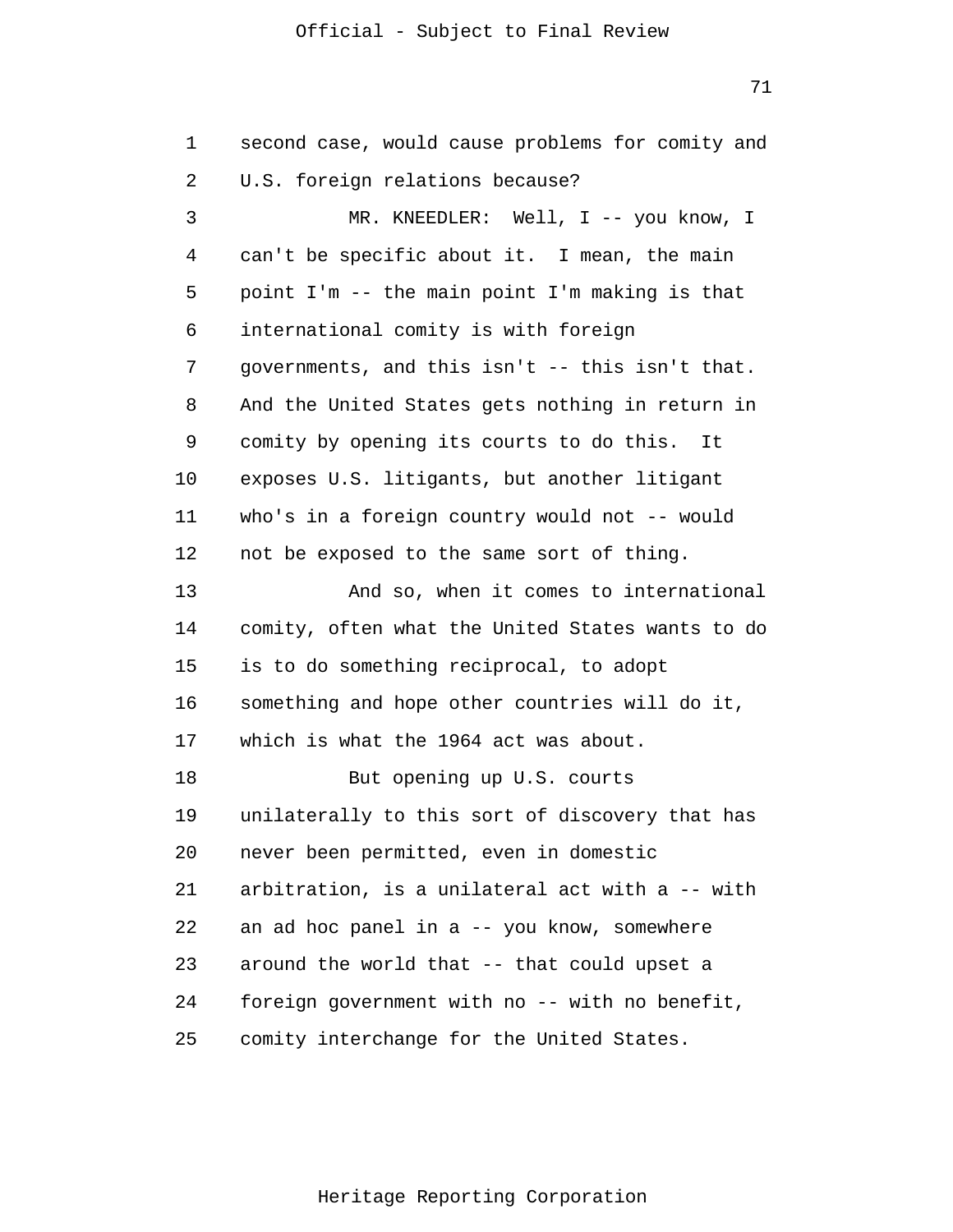second case, would cause problems for comity and U.S. foreign relations because?

MR. KNEEDLER: Well, I -- you know, I can't be specific about it. I mean, the main point I'm -- the main point I'm making is that international comity is with foreign governments, and this isn't -- this isn't that. And the United States gets nothing in return in comity by opening its courts to do this. It exposes U.S. litigants, but another litigant who's in a foreign country would not -- would not be exposed to the same sort of thing.

And so, when it comes to international comity, often what the United States wants to do is to do something reciprocal, to adopt something and hope other countries will do it, which is what the 1964 act was about.

But opening up U.S. courts unilaterally to this sort of discovery that has never been permitted, even in domestic arbitration, is a unilateral act with a -- with an ad hoc panel in a -- you know, somewhere around the world that -- that could upset a foreign government with no -- with no benefit, comity interchange for the United States.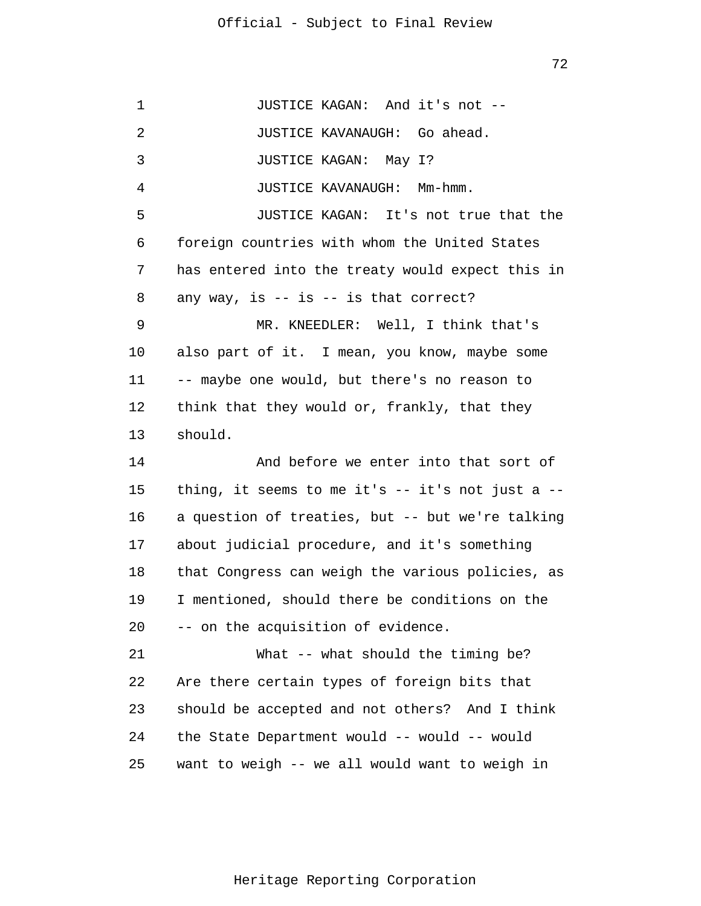JUSTICE KAGAN: And it's not --

JUSTICE KAVANAUGH: Go ahead.

JUSTICE KAGAN: May I?

JUSTICE KAVANAUGH: Mm-hmm.

JUSTICE KAGAN: It's not true that the foreign countries with whom the United States has entered into the treaty would expect this in any way, is -- is -- is that correct?

MR. KNEEDLER: Well, I think that's also part of it. I mean, you know, maybe some -- maybe one would, but there's no reason to think that they would or, frankly, that they should.

And before we enter into that sort of thing, it seems to me it's -- it's not just a -- a question of treaties, but -- but we're talking about judicial procedure, and it's something that Congress can weigh the various policies, as I mentioned, should there be conditions on the -- on the acquisition of evidence.

What -- what should the timing be? Are there certain types of foreign bits that should be accepted and not others? And I think the State Department would -- would -- would want to weigh -- we all would want to weigh in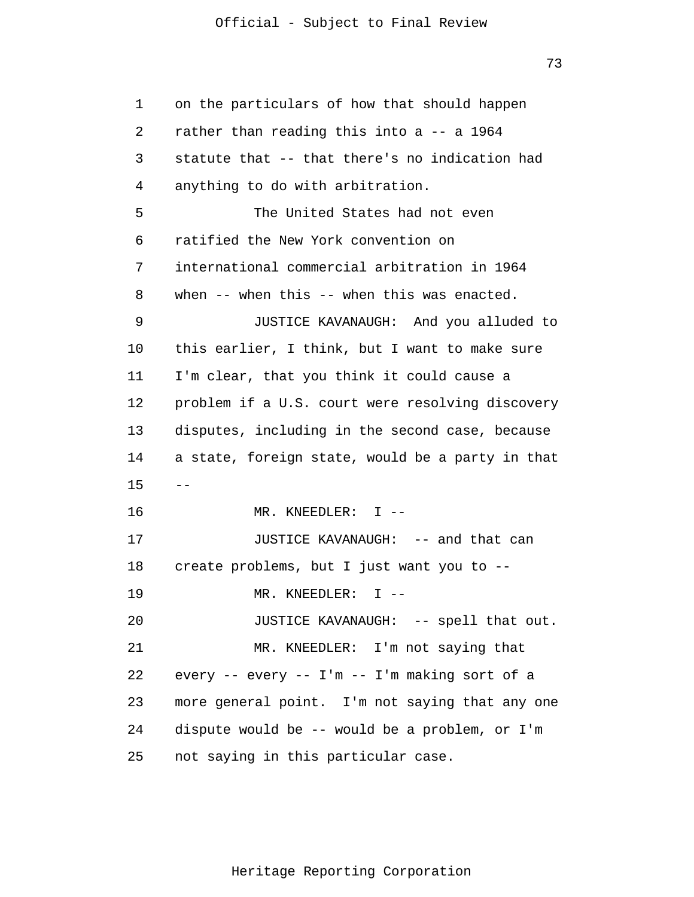on the particulars of how that should happen rather than reading this into a -- a 1964 statute that -- that there's no indication had anything to do with arbitration.

The United States had not even ratified the New York convention on international commercial arbitration in 1964 when -- when this -- when this was enacted.

JUSTICE KAVANAUGH: And you alluded to this earlier, I think, but I want to make sure I'm clear, that you think it could cause a problem if a U.S. court were resolving discovery disputes, including in the second case, because a state, foreign state, would be a party in that --

MR. KNEEDLER: I --

JUSTICE KAVANAUGH: -- and that can create problems, but I just want you to --

MR. KNEEDLER: I --

JUSTICE KAVANAUGH: -- spell that out.

MR. KNEEDLER: I'm not saying that every -- every -- I'm -- I'm making sort of a more general point. I'm not saying that any one dispute would be -- would be a problem, or I'm not saying in this particular case.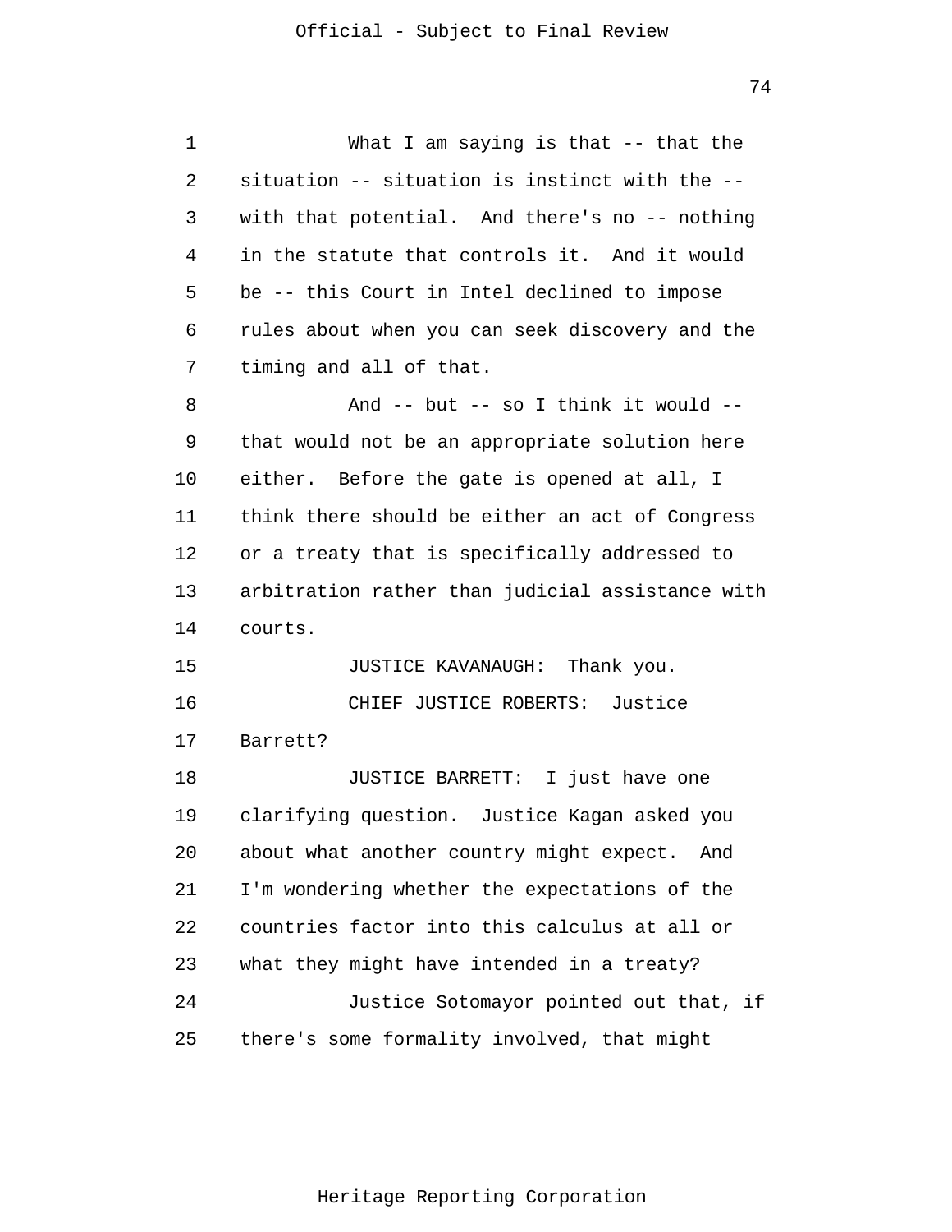What I am saying is that -- that the situation -- situation is instinct with the -- with that potential. And there's no -- nothing in the statute that controls it. And it would be -- this Court in Intel declined to impose rules about when you can seek discovery and the timing and all of that.

And -- but -- so I think it would -- that would not be an appropriate solution here either. Before the gate is opened at all, I think there should be either an act of Congress or a treaty that is specifically addressed to arbitration rather than judicial assistance with courts.

JUSTICE KAVANAUGH: Thank you.

CHIEF JUSTICE ROBERTS: Justice Barrett?

JUSTICE BARRETT: I just have one clarifying question. Justice Kagan asked you about what another country might expect. And I'm wondering whether the expectations of the countries factor into this calculus at all or what they might have intended in a treaty?

Justice Sotomayor pointed out that, if there's some formality involved, that might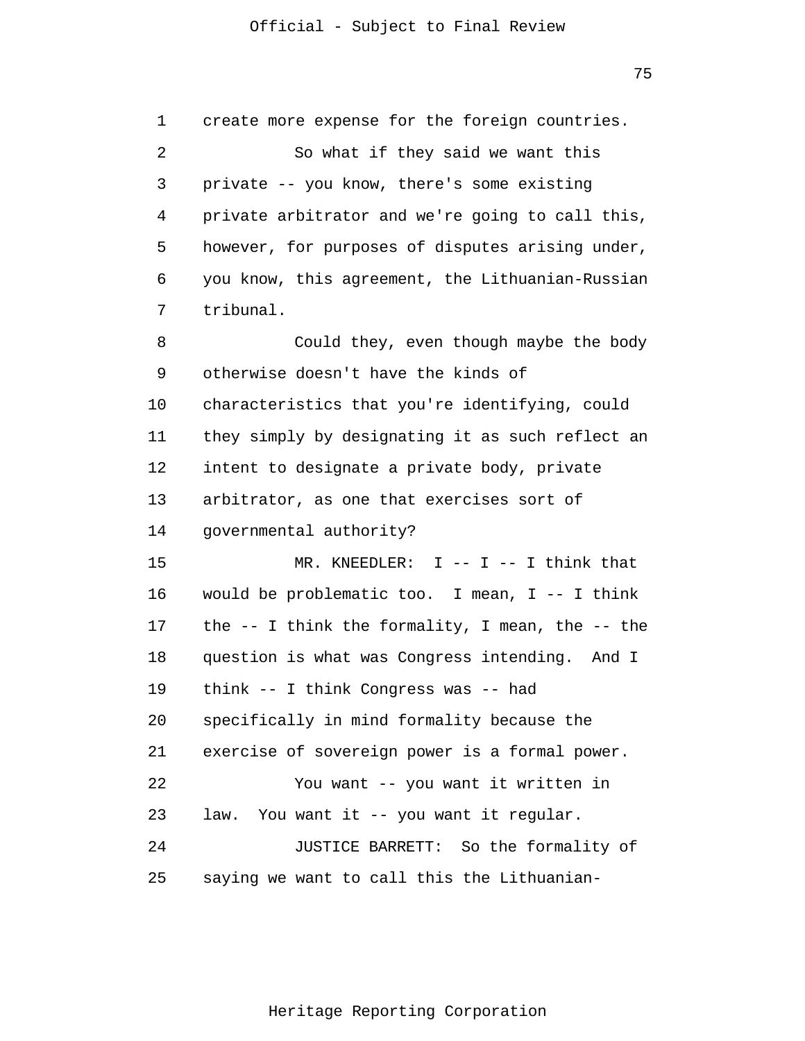create more expense for the foreign countries.

So what if they said we want this private -- you know, there's some existing private arbitrator and we're going to call this, however, for purposes of disputes arising under, you know, this agreement, the Lithuanian-Russian tribunal.

Could they, even though maybe the body otherwise doesn't have the kinds of characteristics that you're identifying, could they simply by designating it as such reflect an intent to designate a private body, private arbitrator, as one that exercises sort of governmental authority?

MR. KNEEDLER: I -- I -- I think that would be problematic too. I mean, I -- I think the -- I think the formality, I mean, the -- the question is what was Congress intending. And I think -- I think Congress was -- had specifically in mind formality because the exercise of sovereign power is a formal power.

You want -- you want it written in law. You want it -- you want it regular.

JUSTICE BARRETT: So the formality of saying we want to call this the Lithuanian-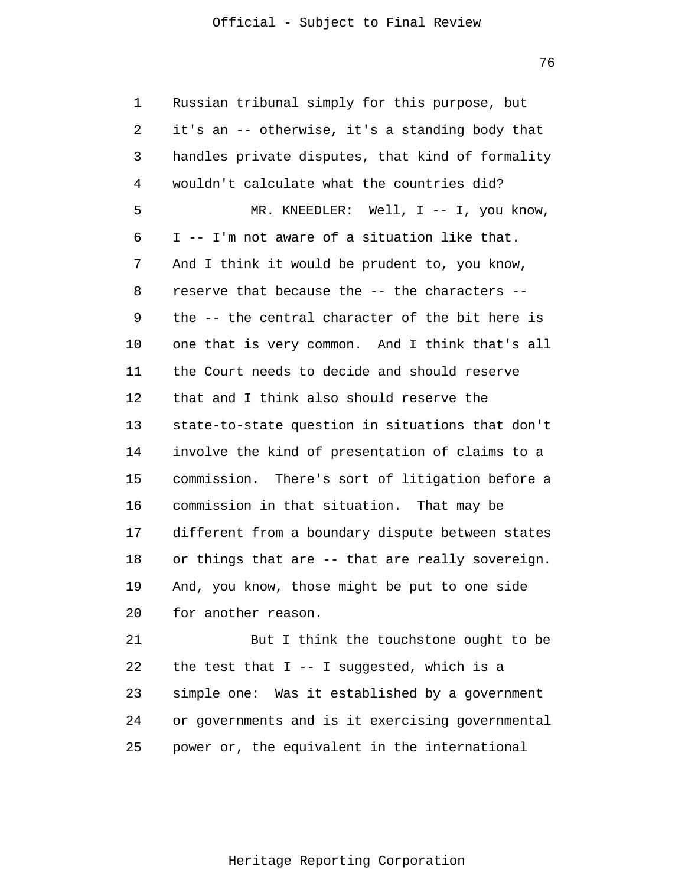Russian tribunal simply for this purpose, but it's an -- otherwise, it's a standing body that handles private disputes, that kind of formality wouldn't calculate what the countries did?

MR. KNEEDLER: Well, I -- I, you know, I -- I'm not aware of a situation like that. And I think it would be prudent to, you know, reserve that because the -- the characters -- the -- the central character of the bit here is one that is very common. And I think that's all the Court needs to decide and should reserve that and I think also should reserve the state-to-state question in situations that don't involve the kind of presentation of claims to a commission. There's sort of litigation before a commission in that situation. That may be different from a boundary dispute between states or things that are -- that are really sovereign. And, you know, those might be put to one side for another reason.

But I think the touchstone ought to be the test that I -- I suggested, which is a simple one: Was it established by a government or governments and is it exercising governmental power or, the equivalent in the international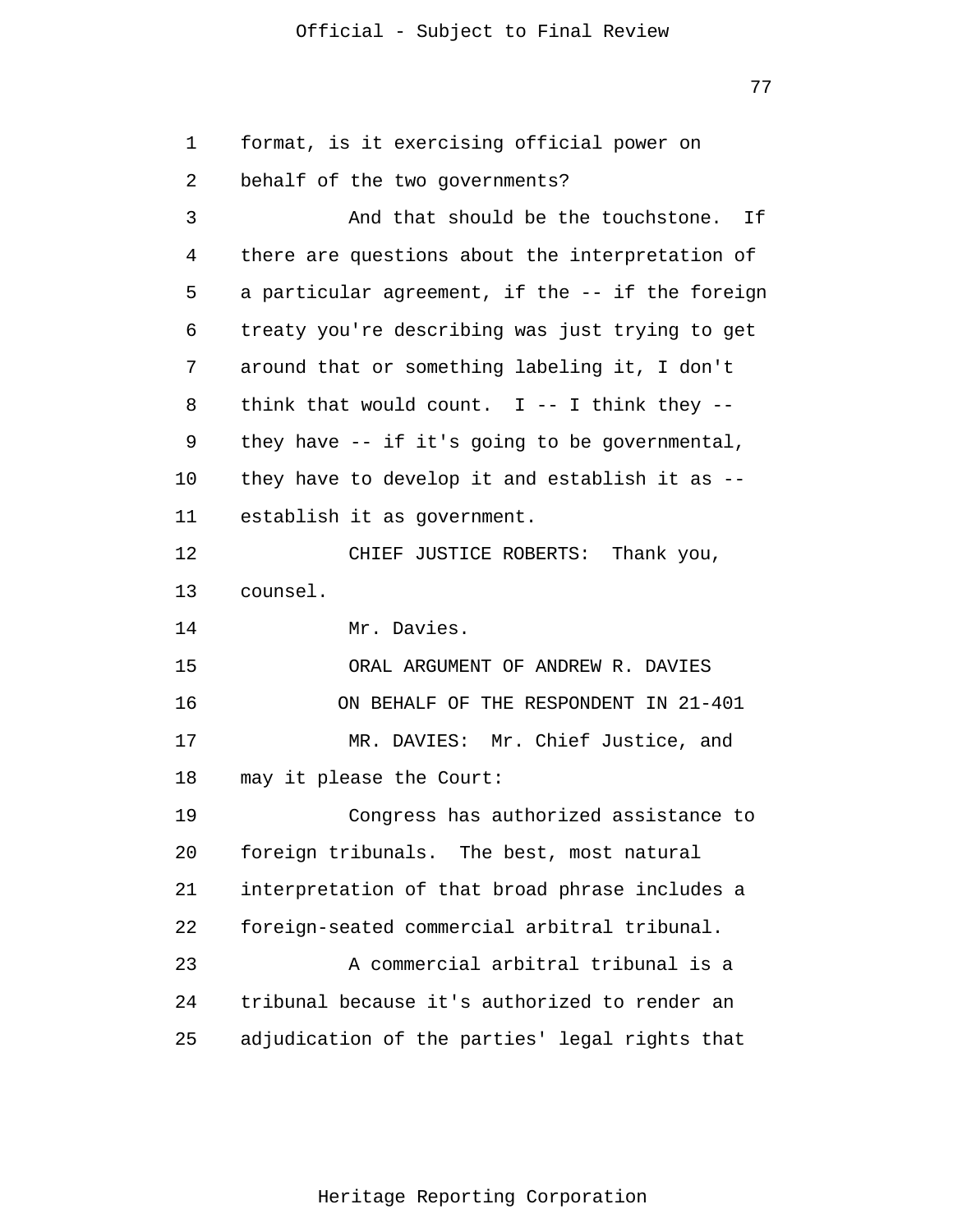format, is it exercising official power on behalf of the two governments?

And that should be the touchstone. If there are questions about the interpretation of a particular agreement, if the -- if the foreign treaty you're describing was just trying to get around that or something labeling it, I don't think that would count. I -- I think they -- they have -- if it's going to be governmental, they have to develop it and establish it as -- establish it as government.

CHIEF JUSTICE ROBERTS: Thank you, counsel.

Mr. Davies.

ORAL ARGUMENT OF ANDREW R. DAVIES
ON BEHALF OF THE RESPONDENT IN 21-401

MR. DAVIES: Mr. Chief Justice, and may it please the Court:

Congress has authorized assistance to foreign tribunals. The best, most natural interpretation of that broad phrase includes a foreign-seated commercial arbitral tribunal.

A commercial arbitral tribunal is a tribunal because it's authorized to render an adjudication of the parties' legal rights that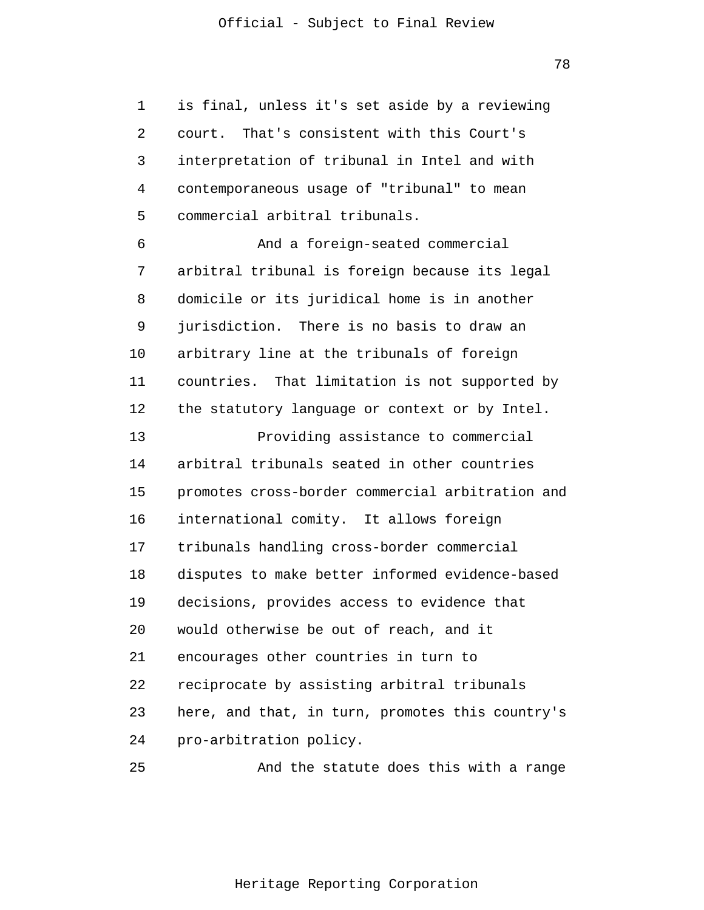is final, unless it's set aside by a reviewing court. That's consistent with this Court's interpretation of tribunal in Intel and with contemporaneous usage of "tribunal" to mean commercial arbitral tribunals.

And a foreign-seated commercial arbitral tribunal is foreign because its legal domicile or its juridical home is in another jurisdiction. There is no basis to draw an arbitrary line at the tribunals of foreign countries. That limitation is not supported by the statutory language or context or by Intel.

Providing assistance to commercial arbitral tribunals seated in other countries promotes cross-border commercial arbitration and international comity. It allows foreign tribunals handling cross-border commercial disputes to make better informed evidence-based decisions, provides access to evidence that would otherwise be out of reach, and it encourages other countries in turn to reciprocate by assisting arbitral tribunals here, and that, in turn, promotes this country's pro-arbitration policy.

And the statute does this with a range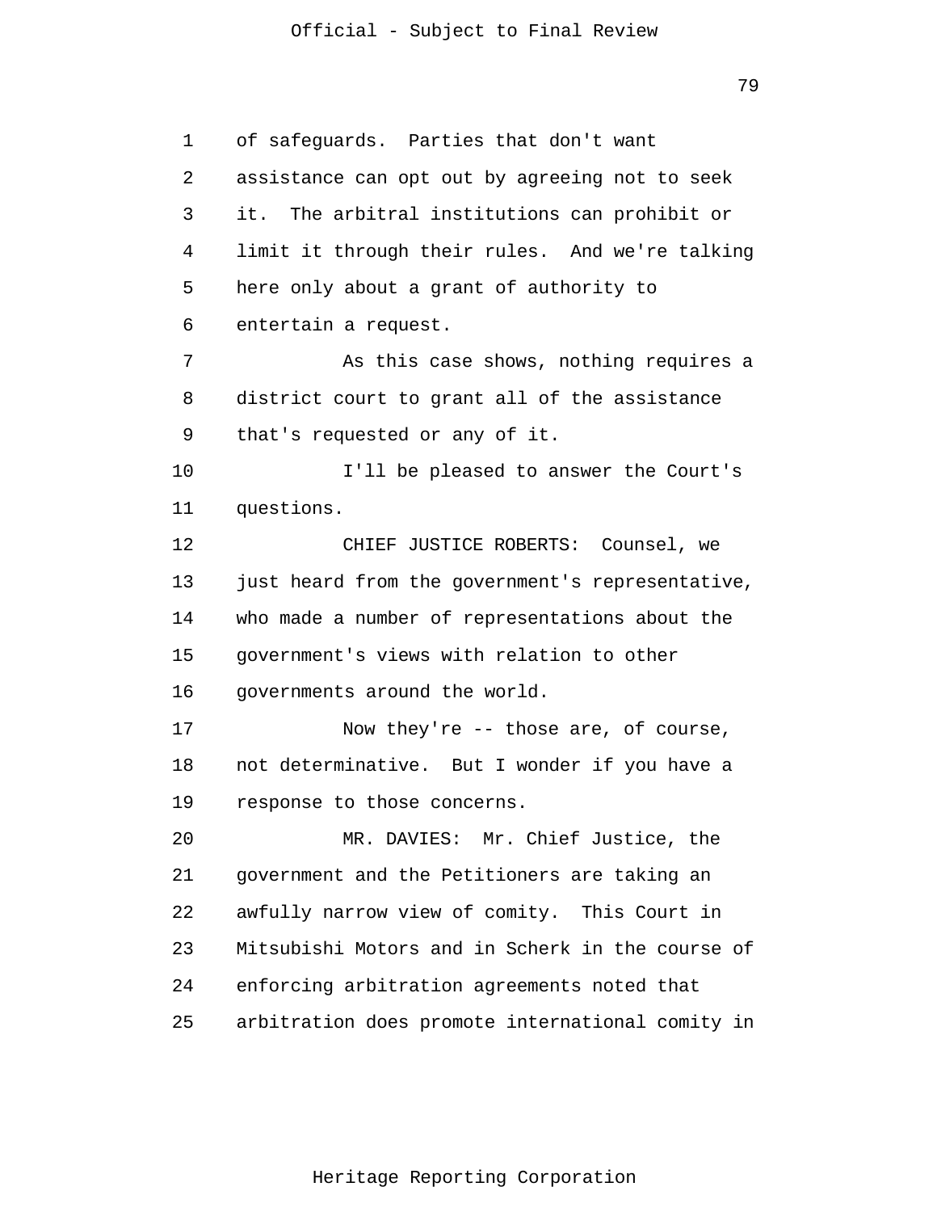of safeguards. Parties that don't want assistance can opt out by agreeing not to seek it. The arbitral institutions can prohibit or limit it through their rules. And we're talking here only about a grant of authority to entertain a request.

As this case shows, nothing requires a district court to grant all of the assistance that's requested or any of it.

I'll be pleased to answer the Court's questions.

CHIEF JUSTICE ROBERTS: Counsel, we just heard from the government's representative, who made a number of representations about the government's views with relation to other governments around the world.

Now they're -- those are, of course, not determinative. But I wonder if you have a response to those concerns.

MR. DAVIES: Mr. Chief Justice, the government and the Petitioners are taking an awfully narrow view of comity. This Court in Mitsubishi Motors and in Scherk in the course of enforcing arbitration agreements noted that arbitration does promote international comity in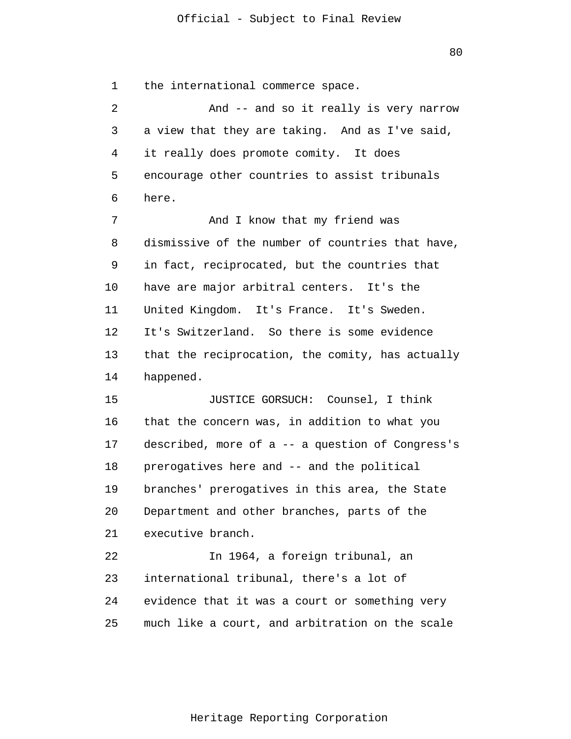the international commerce space.

And -- and so it really is very narrow a view that they are taking. And as I've said, it really does promote comity. It does encourage other countries to assist tribunals here.

And I know that my friend was dismissive of the number of countries that have, in fact, reciprocated, but the countries that have are major arbitral centers. It's the United Kingdom. It's France. It's Sweden. It's Switzerland. So there is some evidence that the reciprocation, the comity, has actually happened.

JUSTICE GORSUCH: Counsel, I think that the concern was, in addition to what you described, more of a -- a question of Congress's prerogatives here and -- and the political branches' prerogatives in this area, the State Department and other branches, parts of the executive branch.

In 1964, a foreign tribunal, an international tribunal, there's a lot of evidence that it was a court or something very much like a court, and arbitration on the scale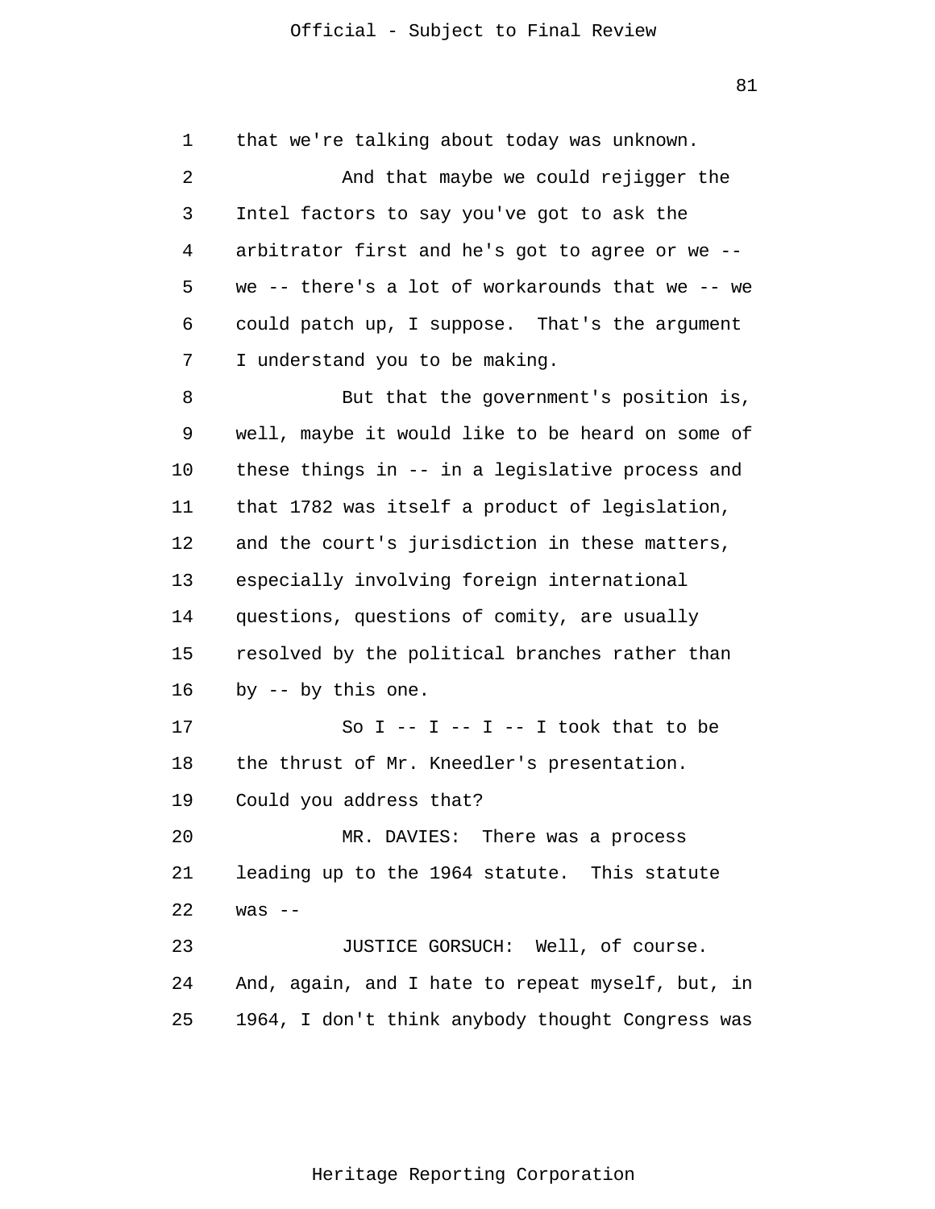that we're talking about today was unknown.

And that maybe we could rejigger the Intel factors to say you've got to ask the arbitrator first and he's got to agree or we -- we -- there's a lot of workarounds that we -- we could patch up, I suppose. That's the argument I understand you to be making.

But that the government's position is, well, maybe it would like to be heard on some of these things in -- in a legislative process and that 1782 was itself a product of legislation, and the court's jurisdiction in these matters, especially involving foreign international questions, questions of comity, are usually resolved by the political branches rather than by -- by this one.

So I -- I -- I -- I took that to be the thrust of Mr. Kneedler's presentation. Could you address that?

MR. DAVIES: There was a process leading up to the 1964 statute. This statute was --

JUSTICE GORSUCH: Well, of course. And, again, and I hate to repeat myself, but, in 1964, I don't think anybody thought Congress was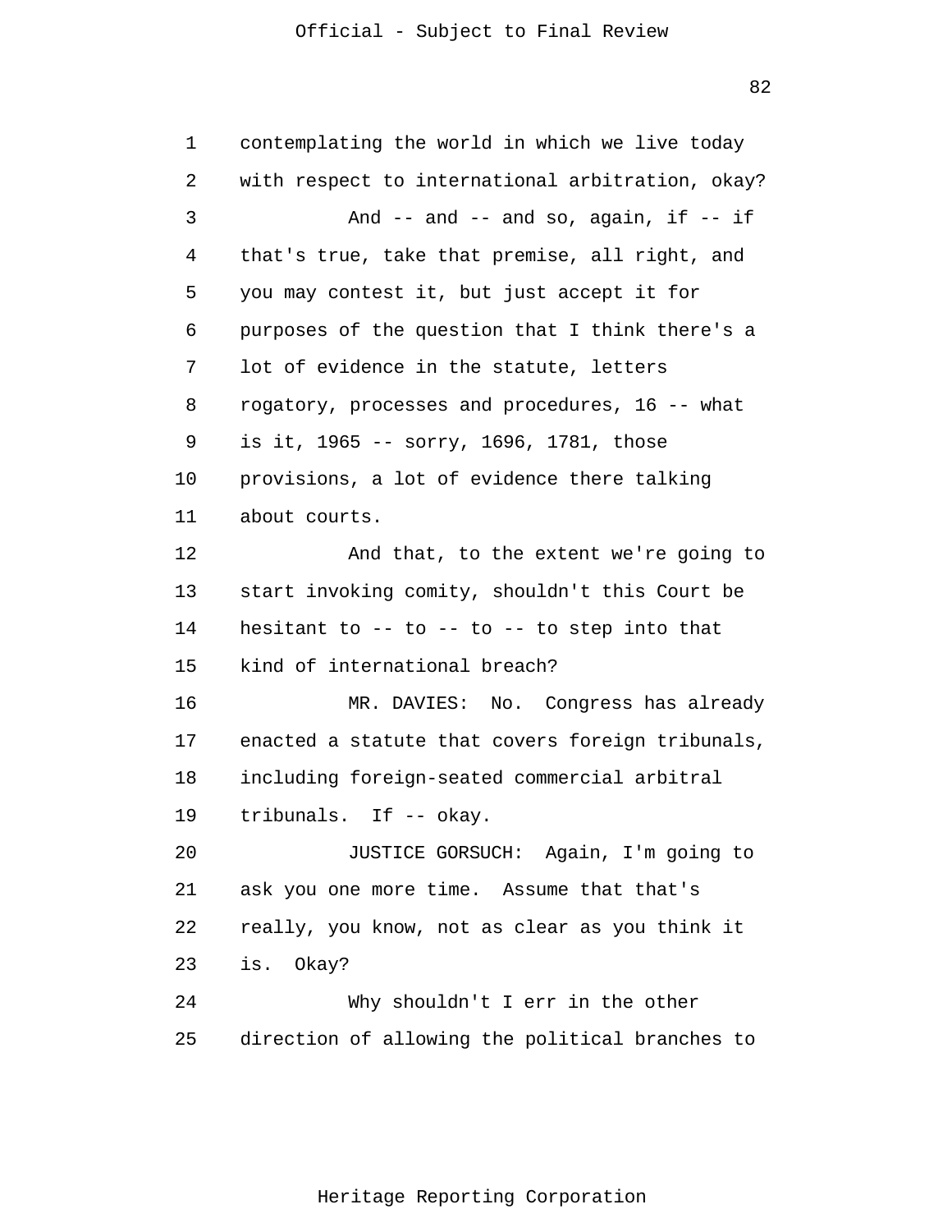contemplating the world in which we live today with respect to international arbitration, okay?

And -- and -- and so, again, if -- if that's true, take that premise, all right, and you may contest it, but just accept it for purposes of the question that I think there's a lot of evidence in the statute, letters rogatory, processes and procedures, 16 -- what is it, 1965 -- sorry, 1696, 1781, those provisions, a lot of evidence there talking about courts.

And that, to the extent we're going to start invoking comity, shouldn't this Court be hesitant to -- to -- to -- to step into that kind of international breach?

MR. DAVIES: No. Congress has already enacted a statute that covers foreign tribunals, including foreign-seated commercial arbitral tribunals. If -- okay.

JUSTICE GORSUCH: Again, I'm going to ask you one more time. Assume that that's really, you know, not as clear as you think it is. Okay?

Why shouldn't I err in the other direction of allowing the political branches to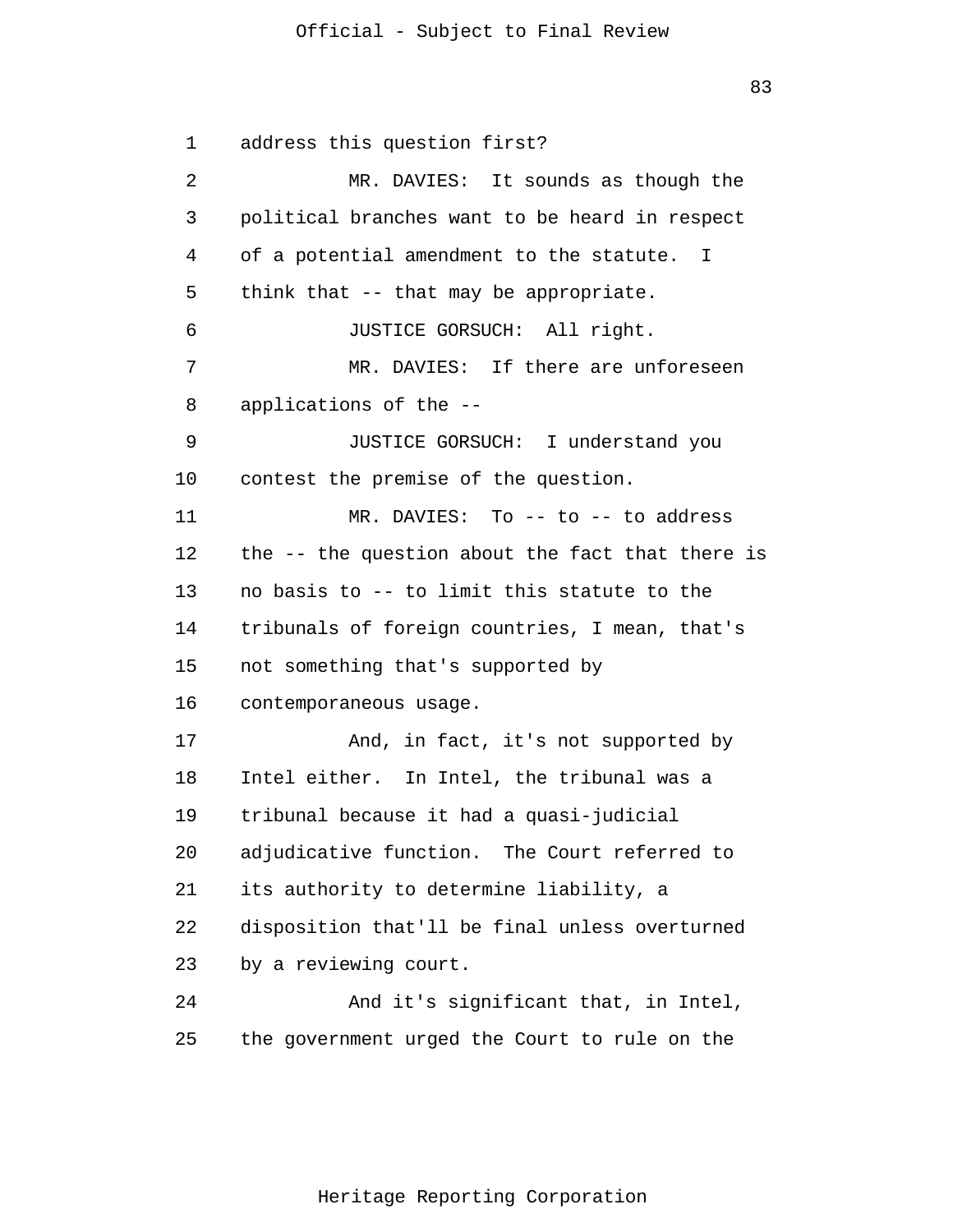address this question first?

MR. DAVIES: It sounds as though the political branches want to be heard in respect of a potential amendment to the statute. I think that -- that may be appropriate.

JUSTICE GORSUCH: All right.

MR. DAVIES: If there are unforeseen applications of the --

JUSTICE GORSUCH: I understand you contest the premise of the question.

MR. DAVIES: To -- to -- to address the -- the question about the fact that there is no basis to -- to limit this statute to the tribunals of foreign countries, I mean, that's not something that's supported by contemporaneous usage.

And, in fact, it's not supported by Intel either. In Intel, the tribunal was a tribunal because it had a quasi-judicial adjudicative function. The Court referred to its authority to determine liability, a disposition that'll be final unless overturned by a reviewing court.

And it's significant that, in Intel, the government urged the Court to rule on the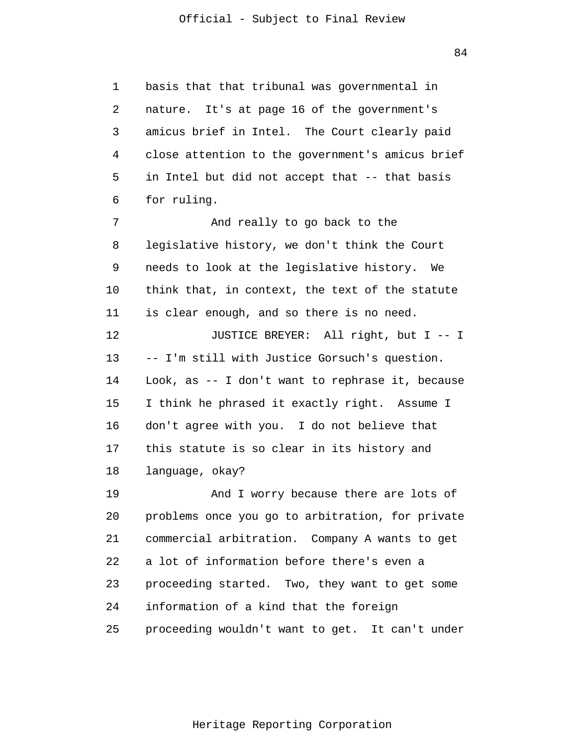basis that that tribunal was governmental in nature. It's at page 16 of the government's amicus brief in Intel. The Court clearly paid close attention to the government's amicus brief in Intel but did not accept that -- that basis for ruling.

And really to go back to the legislative history, we don't think the Court needs to look at the legislative history. We think that, in context, the text of the statute is clear enough, and so there is no need.

JUSTICE BREYER: All right, but I -- I -- I'm still with Justice Gorsuch's question. Look, as -- I don't want to rephrase it, because I think he phrased it exactly right. Assume I don't agree with you. I do not believe that this statute is so clear in its history and language, okay?

And I worry because there are lots of problems once you go to arbitration, for private commercial arbitration. Company A wants to get a lot of information before there's even a proceeding started. Two, they want to get some information of a kind that the foreign proceeding wouldn't want to get. It can't under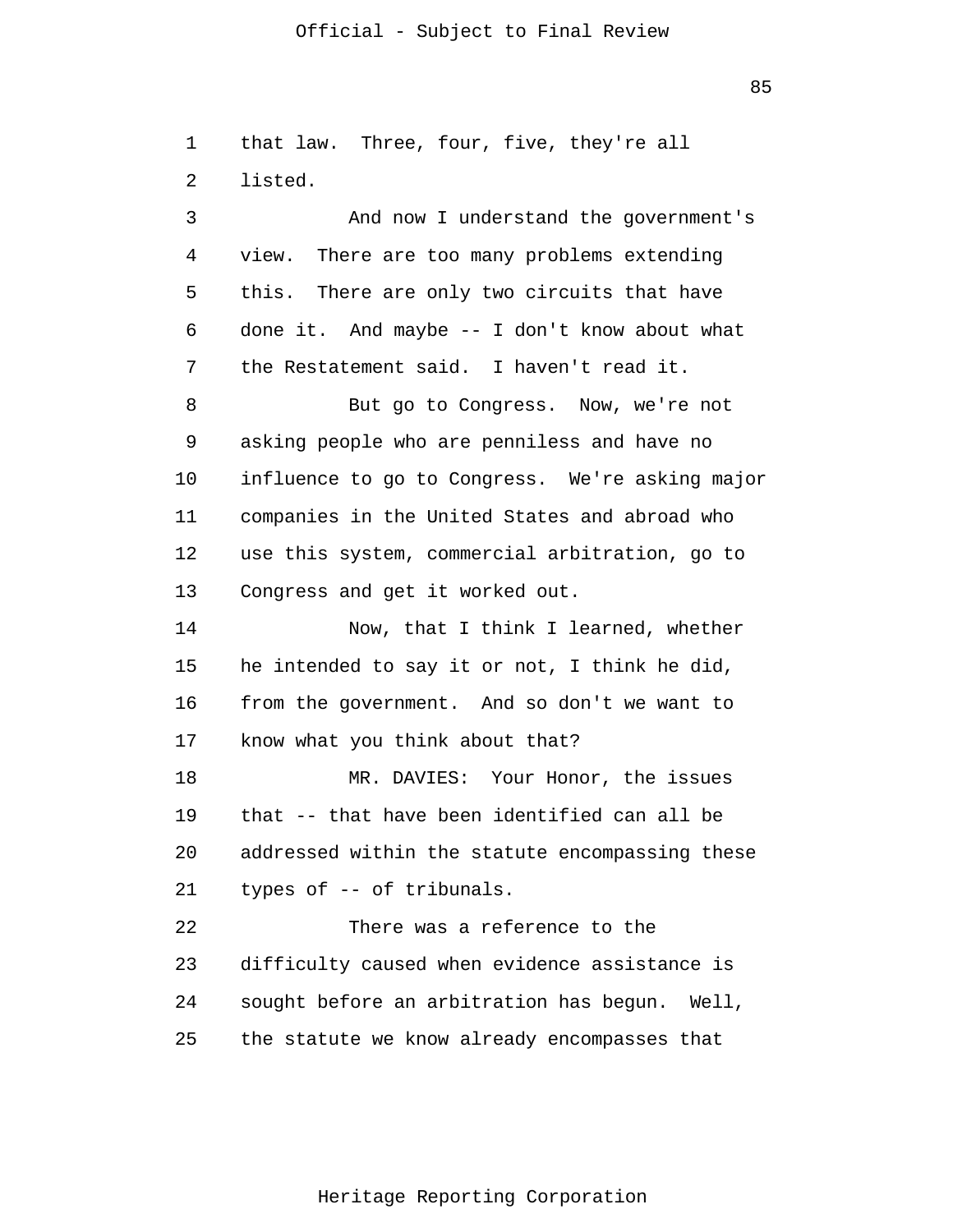that law. Three, four, five, they're all listed.

And now I understand the government's view. There are too many problems extending this. There are only two circuits that have done it. And maybe -- I don't know about what the Restatement said. I haven't read it.

But go to Congress. Now, we're not asking people who are penniless and have no influence to go to Congress. We're asking major companies in the United States and abroad who use this system, commercial arbitration, go to Congress and get it worked out.

Now, that I think I learned, whether he intended to say it or not, I think he did, from the government. And so don't we want to know what you think about that?

MR. DAVIES: Your Honor, the issues that -- that have been identified can all be addressed within the statute encompassing these types of -- of tribunals.

There was a reference to the difficulty caused when evidence assistance is sought before an arbitration has begun. Well, the statute we know already encompasses that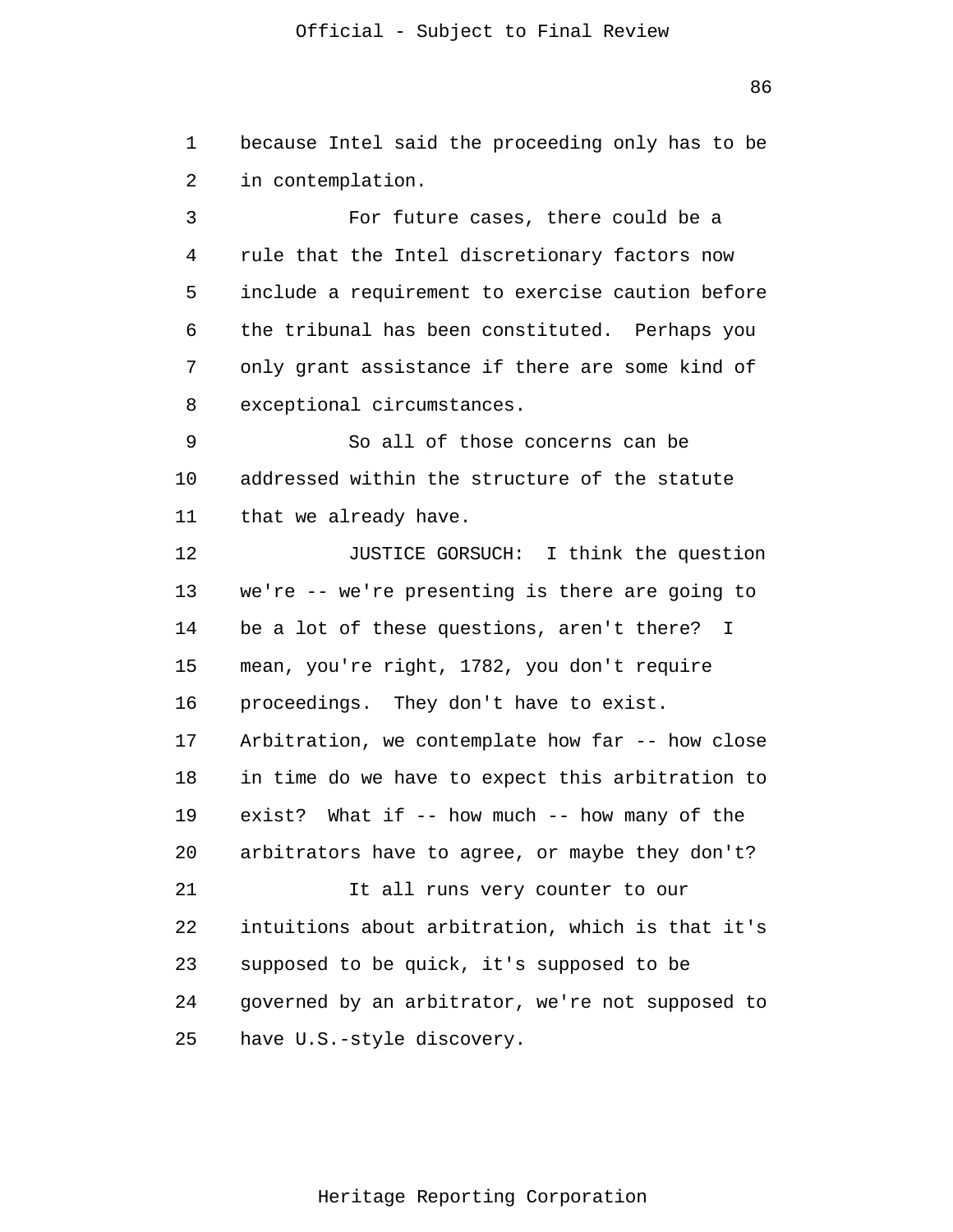because Intel said the proceeding only has to be in contemplation.

For future cases, there could be a rule that the Intel discretionary factors now include a requirement to exercise caution before the tribunal has been constituted. Perhaps you only grant assistance if there are some kind of exceptional circumstances.

So all of those concerns can be addressed within the structure of the statute that we already have.

JUSTICE GORSUCH: I think the question we're -- we're presenting is there are going to be a lot of these questions, aren't there? I mean, you're right, 1782, you don't require proceedings. They don't have to exist. Arbitration, we contemplate how far -- how close in time do we have to expect this arbitration to exist? What if -- how much -- how many of the arbitrators have to agree, or maybe they don't?

It all runs very counter to our intuitions about arbitration, which is that it's supposed to be quick, it's supposed to be governed by an arbitrator, we're not supposed to have U.S.-style discovery.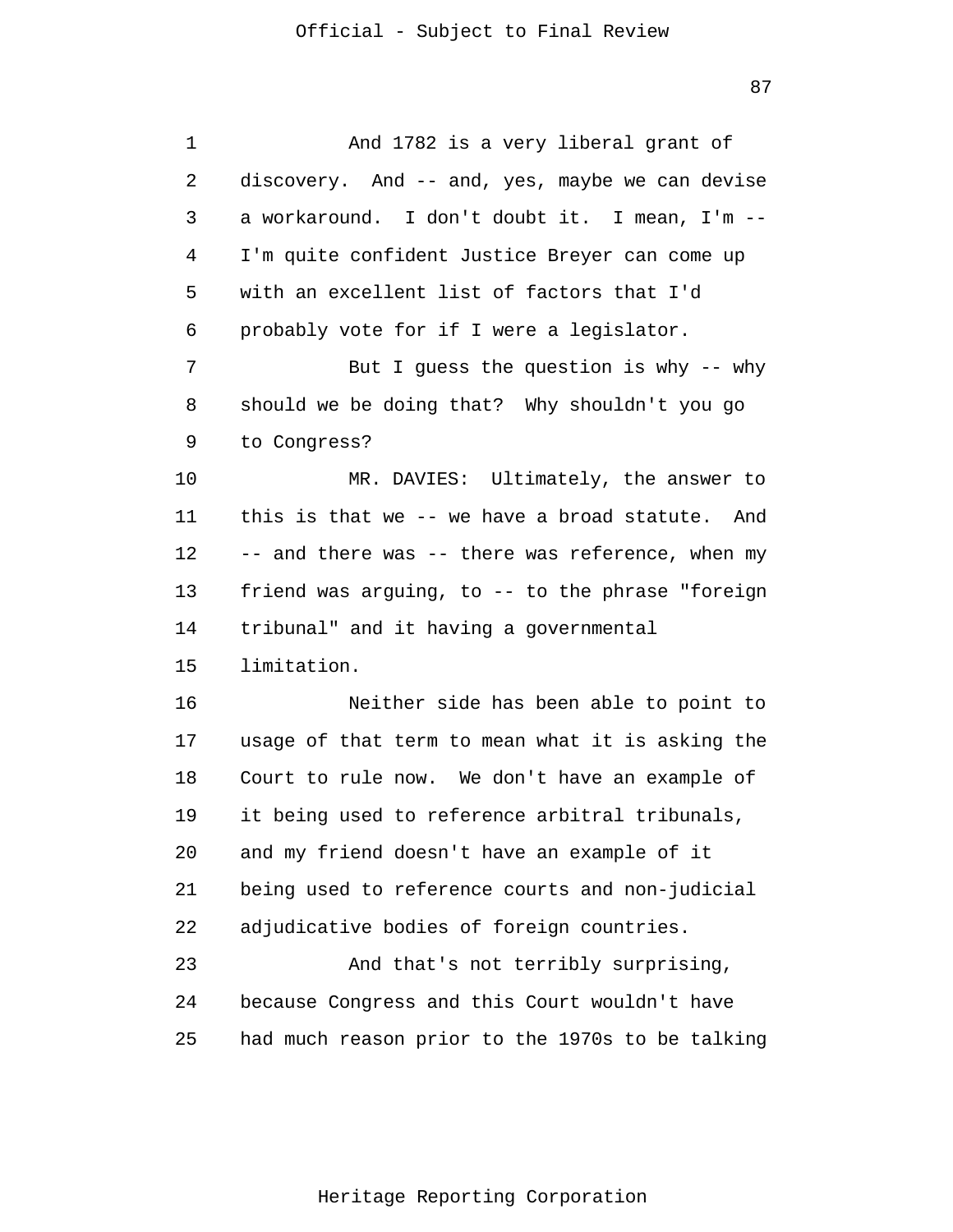And 1782 is a very liberal grant of discovery. And -- and, yes, maybe we can devise a workaround. I don't doubt it. I mean, I'm -- I'm quite confident Justice Breyer can come up with an excellent list of factors that I'd probably vote for if I were a legislator.

But I guess the question is why -- why should we be doing that? Why shouldn't you go to Congress?

MR. DAVIES: Ultimately, the answer to this is that we -- we have a broad statute. And -- and there was -- there was reference, when my friend was arguing, to -- to the phrase "foreign tribunal" and it having a governmental limitation.

Neither side has been able to point to usage of that term to mean what it is asking the Court to rule now. We don't have an example of it being used to reference arbitral tribunals, and my friend doesn't have an example of it being used to reference courts and non-judicial adjudicative bodies of foreign countries.

And that's not terribly surprising, because Congress and this Court wouldn't have had much reason prior to the 1970s to be talking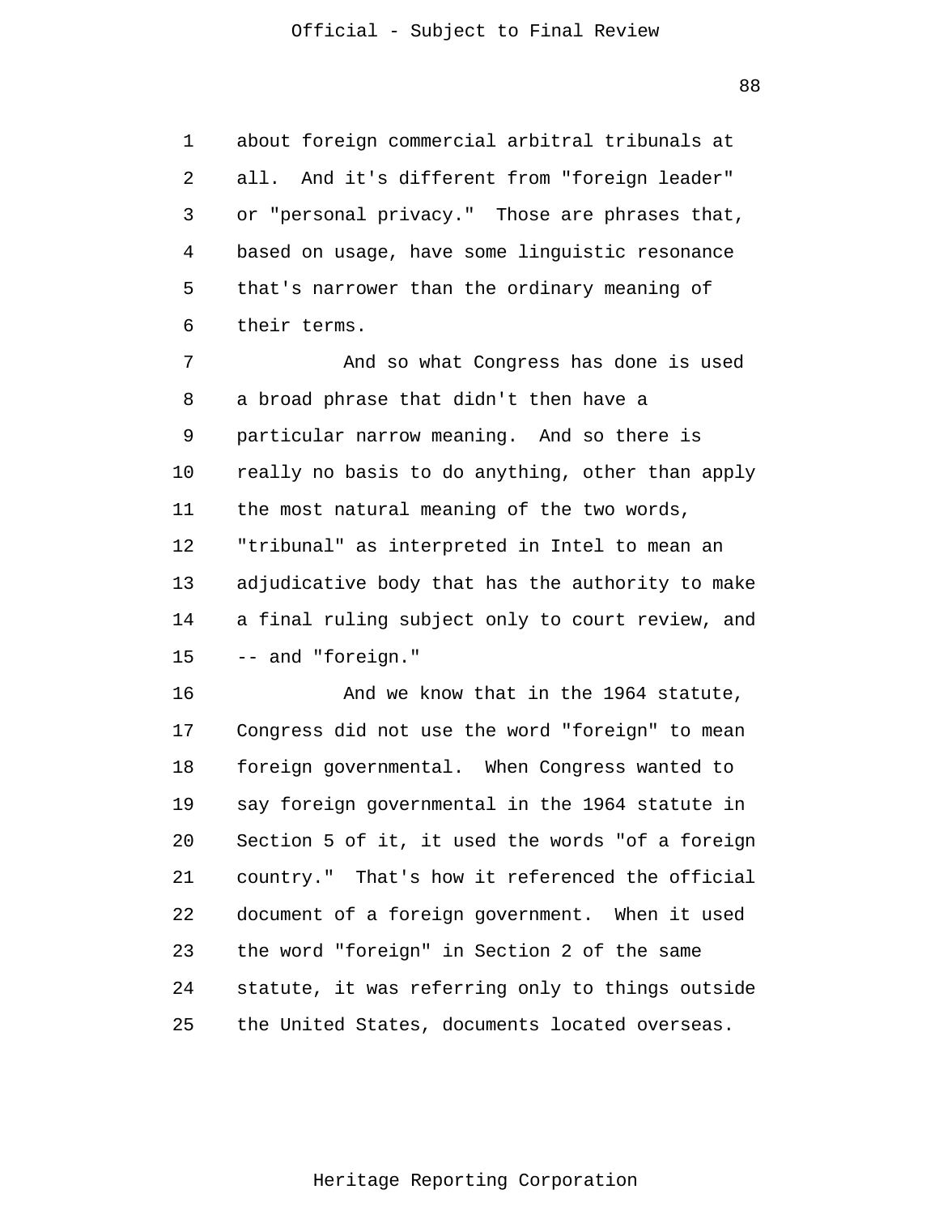about foreign commercial arbitral tribunals at all. And it's different from "foreign leader" or "personal privacy." Those are phrases that, based on usage, have some linguistic resonance that's narrower than the ordinary meaning of their terms.

And so what Congress has done is used a broad phrase that didn't then have a particular narrow meaning. And so there is really no basis to do anything, other than apply the most natural meaning of the two words, "tribunal" as interpreted in Intel to mean an adjudicative body that has the authority to make a final ruling subject only to court review, and -- and "foreign."

And we know that in the 1964 statute, Congress did not use the word "foreign" to mean foreign governmental. When Congress wanted to say foreign governmental in the 1964 statute in Section 5 of it, it used the words "of a foreign country." That's how it referenced the official document of a foreign government. When it used the word "foreign" in Section 2 of the same statute, it was referring only to things outside the United States, documents located overseas.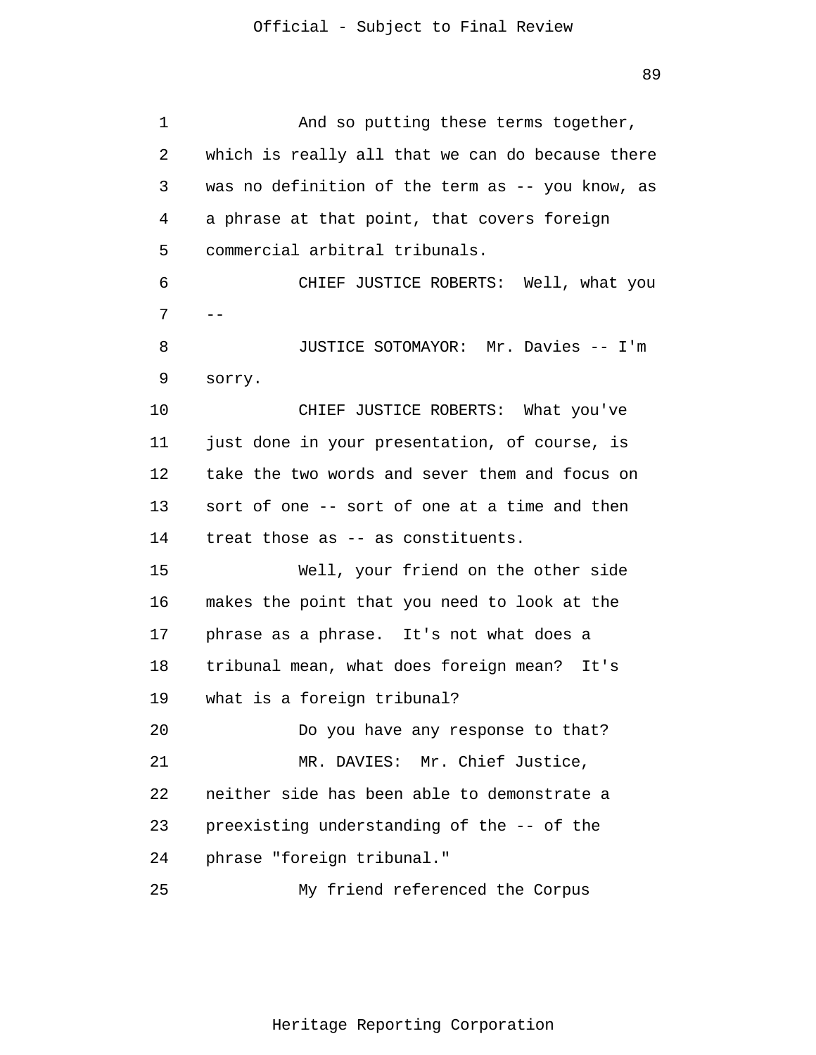1 And so putting these terms together,
2 which is really all that we can do because there
3 was no definition of the term as -- you know, as
4 a phrase at that point, that covers foreign
5 commercial arbitral tribunals.
6 CHIEF JUSTICE ROBERTS: Well, what you
7 --
8 JUSTICE SOTOMAYOR: Mr. Davies -- I'm
9 sorry.
10 CHIEF JUSTICE ROBERTS: What you've
11 just done in your presentation, of course, is
12 take the two words and sever them and focus on
13 sort of one -- sort of one at a time and then
14 treat those as -- as constituents.
15 Well, your friend on the other side
16 makes the point that you need to look at the
17 phrase as a phrase. It's not what does a
18 tribunal mean, what does foreign mean? It's
19 what is a foreign tribunal?
20 Do you have any response to that?
21 MR. DAVIES: Mr. Chief Justice,
22 neither side has been able to demonstrate a
23 preexisting understanding of the -- of the
24 phrase "foreign tribunal."
25 My friend referenced the Corpus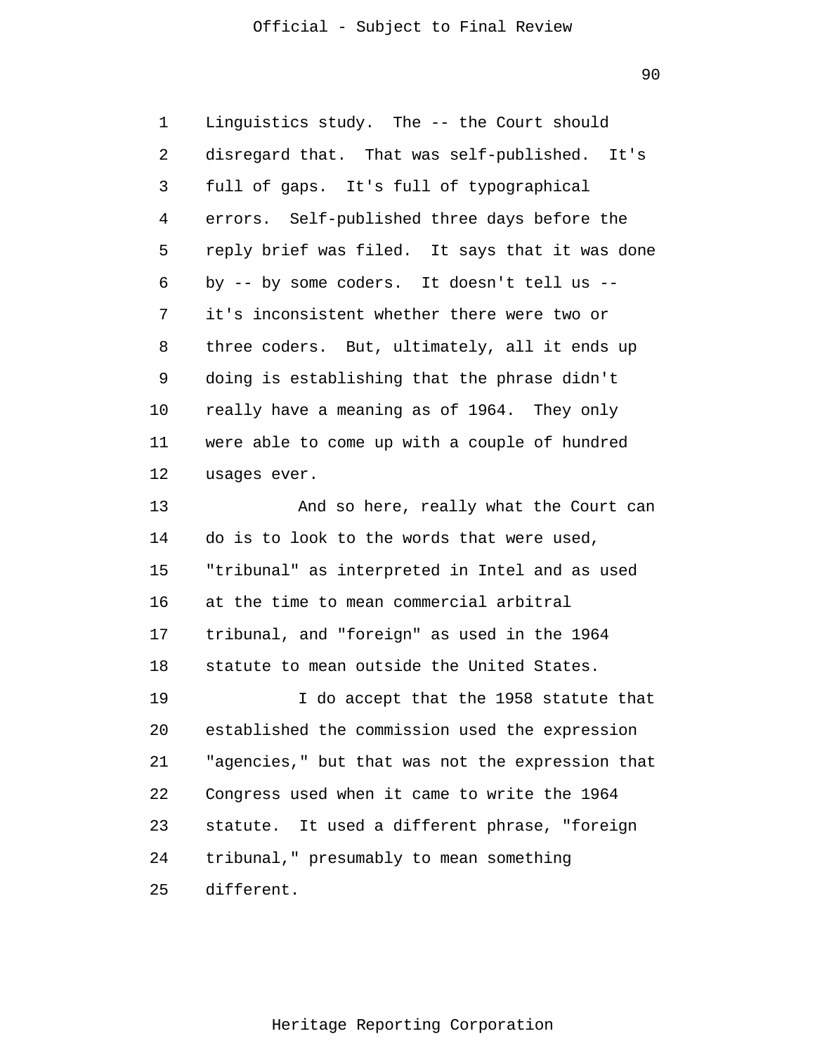Linguistics study. The -- the Court should disregard that. That was self-published. It's full of gaps. It's full of typographical errors. Self-published three days before the reply brief was filed. It says that it was done by -- by some coders. It doesn't tell us -- it's inconsistent whether there were two or three coders. But, ultimately, all it ends up doing is establishing that the phrase didn't really have a meaning as of 1964. They only were able to come up with a couple of hundred usages ever.

And so here, really what the Court can do is to look to the words that were used, "tribunal" as interpreted in Intel and as used at the time to mean commercial arbitral tribunal, and "foreign" as used in the 1964 statute to mean outside the United States.

I do accept that the 1958 statute that established the commission used the expression "agencies," but that was not the expression that Congress used when it came to write the 1964 statute. It used a different phrase, "foreign tribunal," presumably to mean something different.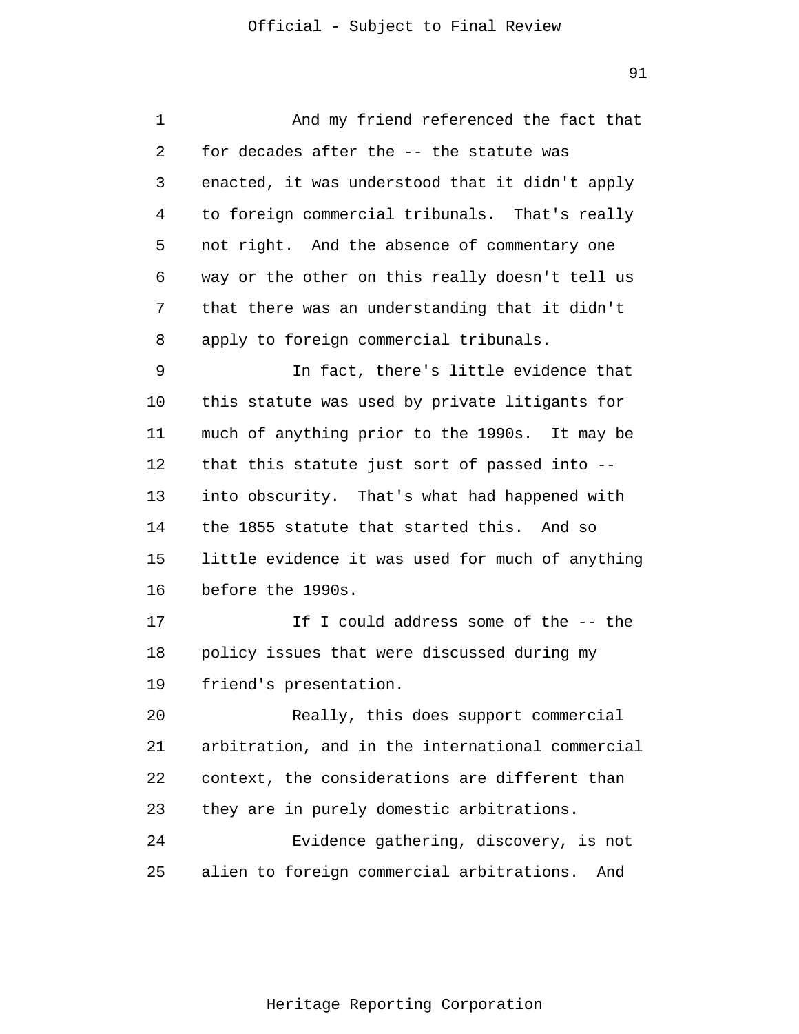And my friend referenced the fact that for decades after the -- the statute was enacted, it was understood that it didn't apply to foreign commercial tribunals. That's really not right. And the absence of commentary one way or the other on this really doesn't tell us that there was an understanding that it didn't apply to foreign commercial tribunals.

In fact, there's little evidence that this statute was used by private litigants for much of anything prior to the 1990s. It may be that this statute just sort of passed into -- into obscurity. That's what had happened with the 1855 statute that started this. And so little evidence it was used for much of anything before the 1990s.

If I could address some of the -- the policy issues that were discussed during my friend's presentation.

Really, this does support commercial arbitration, and in the international commercial context, the considerations are different than they are in purely domestic arbitrations.

Evidence gathering, discovery, is not alien to foreign commercial arbitrations. And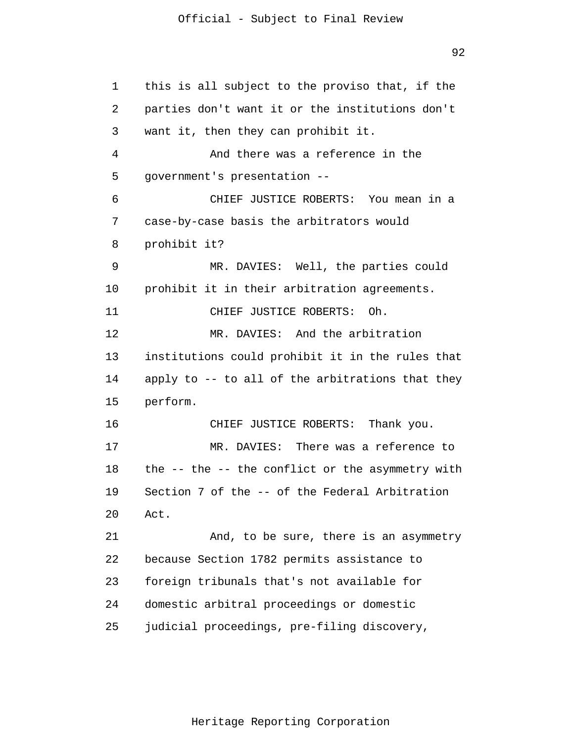this is all subject to the proviso that, if the parties don't want it or the institutions don't want it, then they can prohibit it.

And there was a reference in the government's presentation --

CHIEF JUSTICE ROBERTS: You mean in a case-by-case basis the arbitrators would prohibit it?

MR. DAVIES: Well, the parties could prohibit it in their arbitration agreements.

CHIEF JUSTICE ROBERTS: Oh.

MR. DAVIES: And the arbitration institutions could prohibit it in the rules that apply to -- to all of the arbitrations that they perform.

CHIEF JUSTICE ROBERTS: Thank you.

MR. DAVIES: There was a reference to the -- the -- the conflict or the asymmetry with Section 7 of the -- of the Federal Arbitration Act.

And, to be sure, there is an asymmetry because Section 1782 permits assistance to foreign tribunals that's not available for domestic arbitral proceedings or domestic judicial proceedings, pre-filing discovery,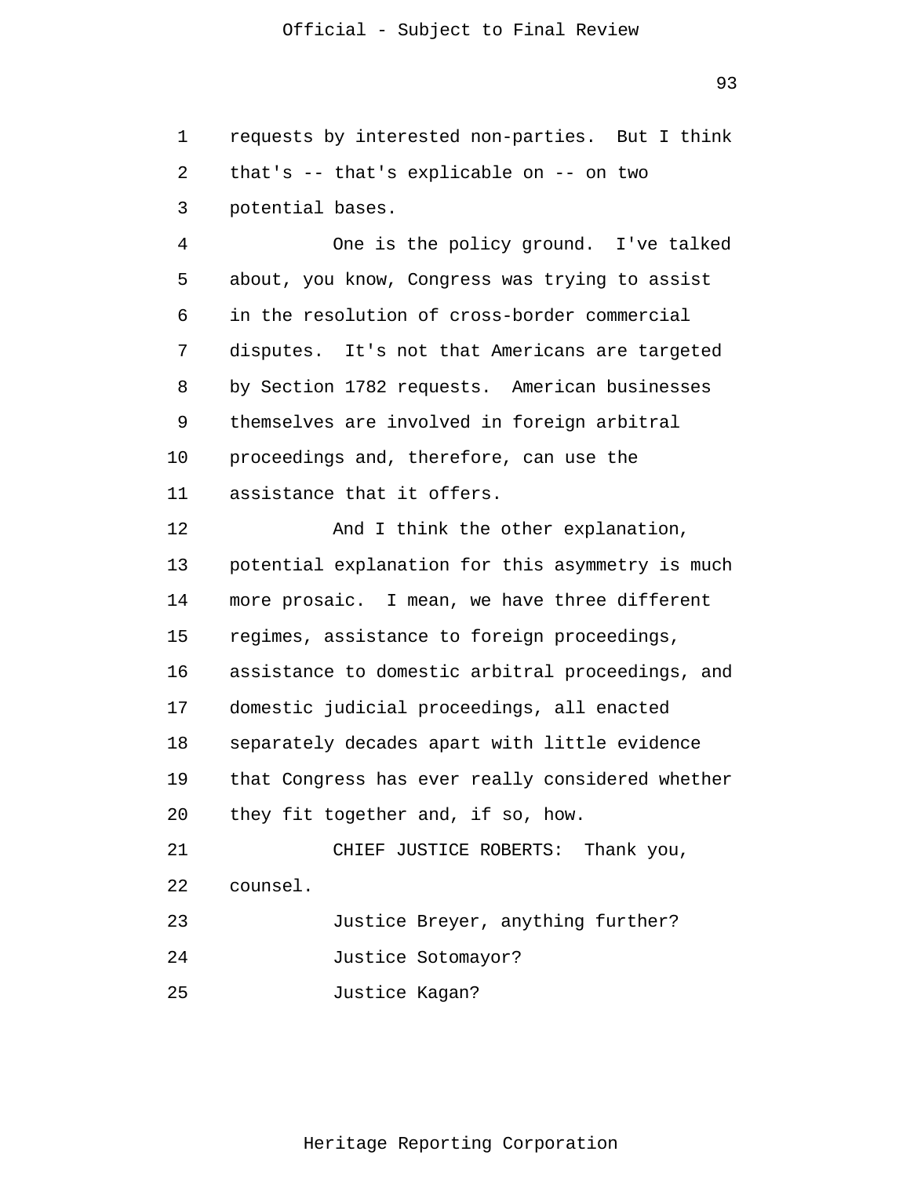requests by interested non-parties. But I think that's -- that's explicable on -- on two potential bases.

One is the policy ground. I've talked about, you know, Congress was trying to assist in the resolution of cross-border commercial disputes. It's not that Americans are targeted by Section 1782 requests. American businesses themselves are involved in foreign arbitral proceedings and, therefore, can use the assistance that it offers.

And I think the other explanation, potential explanation for this asymmetry is much more prosaic. I mean, we have three different regimes, assistance to foreign proceedings, assistance to domestic arbitral proceedings, and domestic judicial proceedings, all enacted separately decades apart with little evidence that Congress has ever really considered whether they fit together and, if so, how.

CHIEF JUSTICE ROBERTS: Thank you, counsel.

Justice Breyer, anything further?

Justice Sotomayor?

Justice Kagan?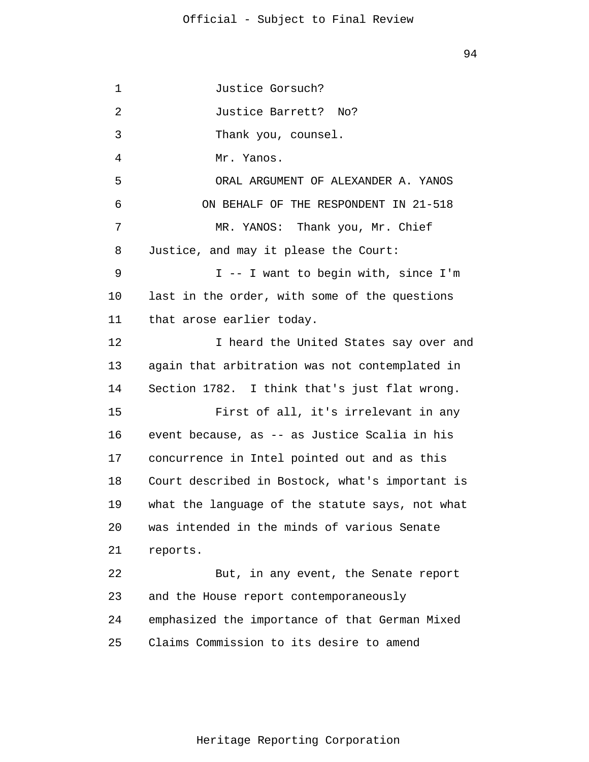Justice Gorsuch?

Justice Barrett? No?

Thank you, counsel.

Mr. Yanos.

ORAL ARGUMENT OF ALEXANDER A. YANOS
ON BEHALF OF THE RESPONDENT IN 21-518

MR. YANOS: Thank you, Mr. Chief Justice, and may it please the Court:

I -- I want to begin with, since I'm last in the order, with some of the questions that arose earlier today.

I heard the United States say over and again that arbitration was not contemplated in Section 1782. I think that's just flat wrong.

First of all, it's irrelevant in any event because, as -- as Justice Scalia in his concurrence in Intel pointed out and as this Court described in Bostock, what's important is what the language of the statute says, not what was intended in the minds of various Senate reports.

But, in any event, the Senate report and the House report contemporaneously emphasized the importance of that German Mixed Claims Commission to its desire to amend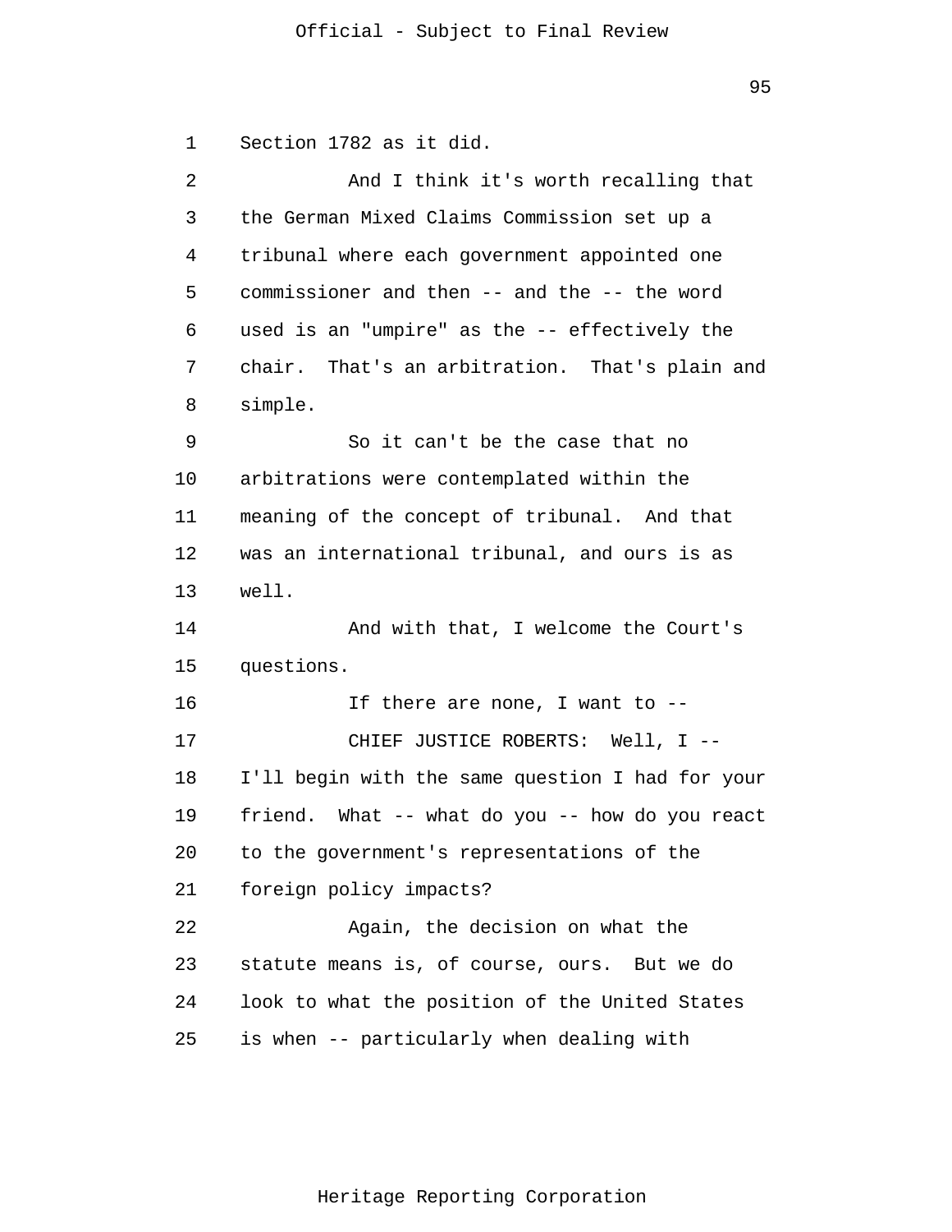Section 1782 as it did.

And I think it's worth recalling that the German Mixed Claims Commission set up a tribunal where each government appointed one commissioner and then -- and the -- the word used is an "umpire" as the -- effectively the chair. That's an arbitration. That's plain and simple.

So it can't be the case that no arbitrations were contemplated within the meaning of the concept of tribunal. And that was an international tribunal, and ours is as well.

And with that, I welcome the Court's questions.

If there are none, I want to --

CHIEF JUSTICE ROBERTS: Well, I -- I'll begin with the same question I had for your friend. What -- what do you -- how do you react to the government's representations of the foreign policy impacts?

Again, the decision on what the statute means is, of course, ours. But we do look to what the position of the United States is when -- particularly when dealing with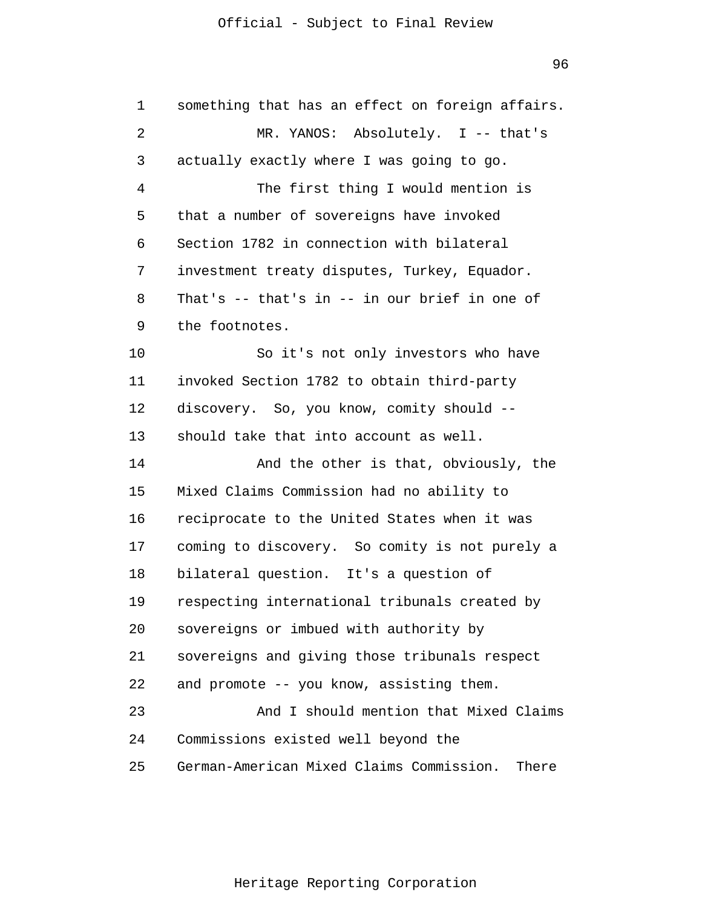something that has an effect on foreign affairs.

MR. YANOS: Absolutely. I -- that's actually exactly where I was going to go.

The first thing I would mention is that a number of sovereigns have invoked Section 1782 in connection with bilateral investment treaty disputes, Turkey, Equador. That's -- that's in -- in our brief in one of the footnotes.

So it's not only investors who have invoked Section 1782 to obtain third-party discovery. So, you know, comity should -- should take that into account as well.

And the other is that, obviously, the Mixed Claims Commission had no ability to reciprocate to the United States when it was coming to discovery. So comity is not purely a bilateral question. It's a question of respecting international tribunals created by sovereigns or imbued with authority by sovereigns and giving those tribunals respect and promote -- you know, assisting them.

And I should mention that Mixed Claims Commissions existed well beyond the German-American Mixed Claims Commission. There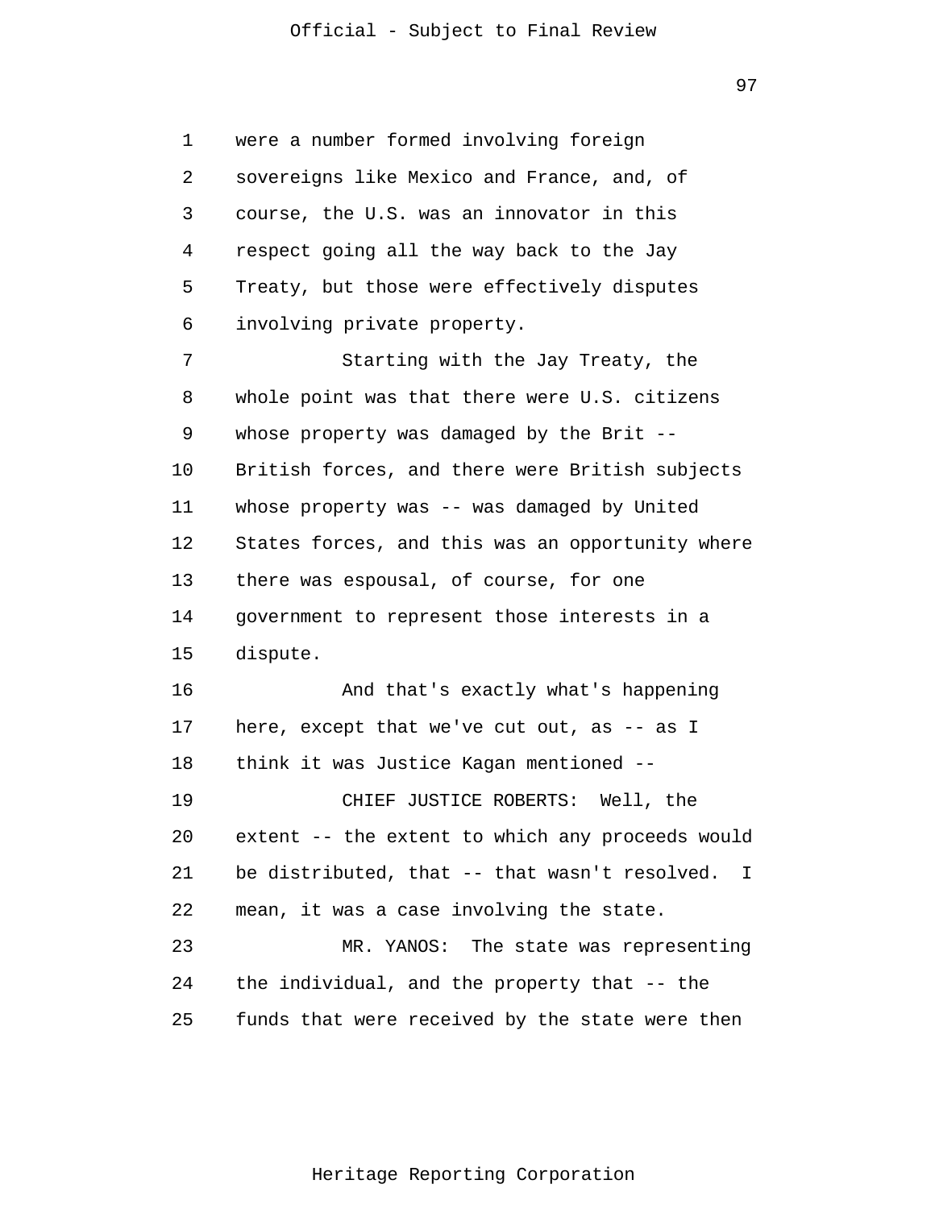were a number formed involving foreign sovereigns like Mexico and France, and, of course, the U.S. was an innovator in this respect going all the way back to the Jay Treaty, but those were effectively disputes involving private property.

Starting with the Jay Treaty, the whole point was that there were U.S. citizens whose property was damaged by the Brit -- British forces, and there were British subjects whose property was -- was damaged by United States forces, and this was an opportunity where there was espousal, of course, for one government to represent those interests in a dispute.

And that's exactly what's happening here, except that we've cut out, as -- as I think it was Justice Kagan mentioned --

CHIEF JUSTICE ROBERTS: Well, the extent -- the extent to which any proceeds would be distributed, that -- that wasn't resolved. I mean, it was a case involving the state.

MR. YANOS: The state was representing the individual, and the property that -- the funds that were received by the state were then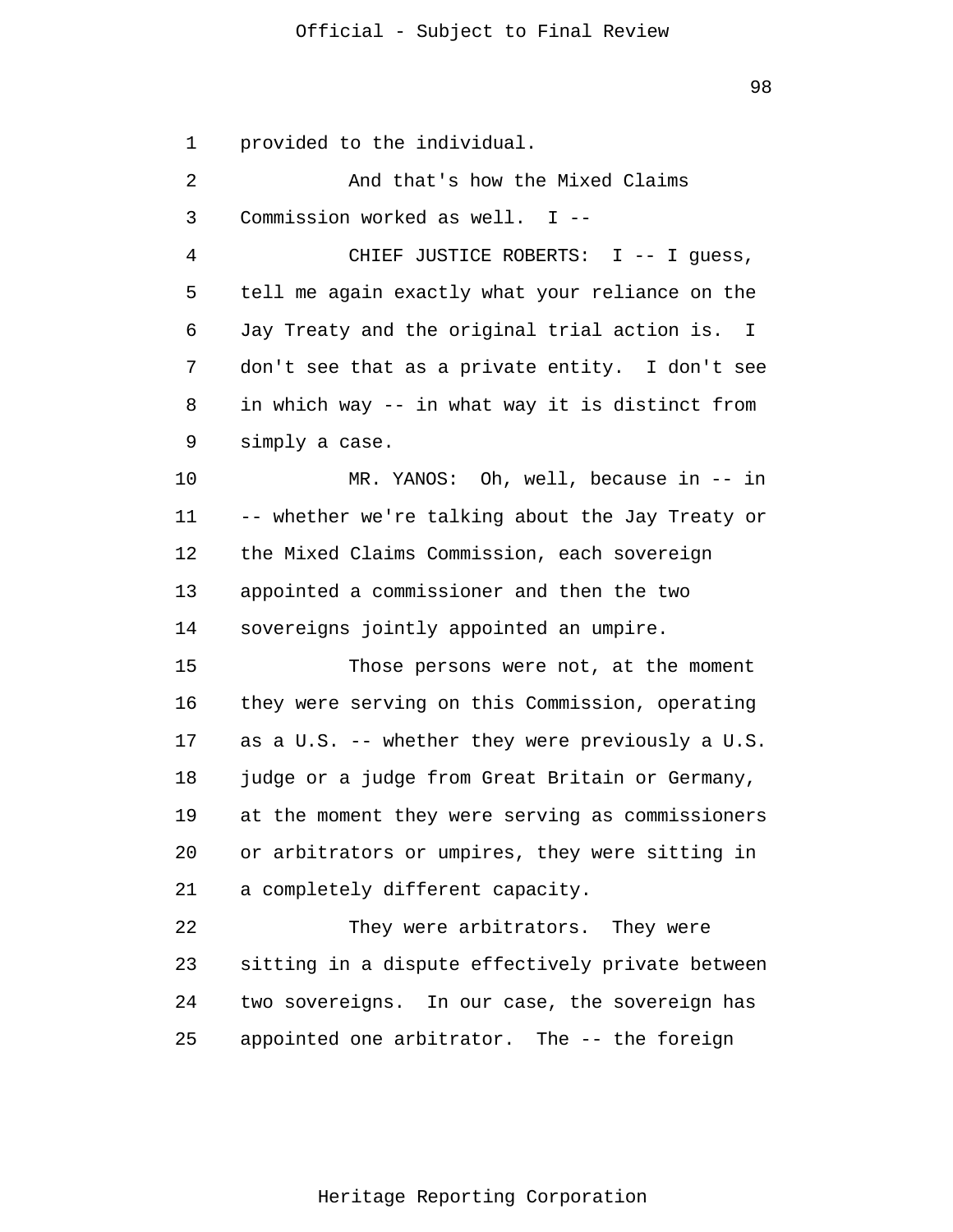provided to the individual.

And that's how the Mixed Claims Commission worked as well. I --

CHIEF JUSTICE ROBERTS: I -- I guess, tell me again exactly what your reliance on the Jay Treaty and the original trial action is. I don't see that as a private entity. I don't see in which way -- in what way it is distinct from simply a case.

MR. YANOS: Oh, well, because in -- in -- whether we're talking about the Jay Treaty or the Mixed Claims Commission, each sovereign appointed a commissioner and then the two sovereigns jointly appointed an umpire.

Those persons were not, at the moment they were serving on this Commission, operating as a U.S. -- whether they were previously a U.S. judge or a judge from Great Britain or Germany, at the moment they were serving as commissioners or arbitrators or umpires, they were sitting in a completely different capacity.

They were arbitrators. They were sitting in a dispute effectively private between two sovereigns. In our case, the sovereign has appointed one arbitrator. The -- the foreign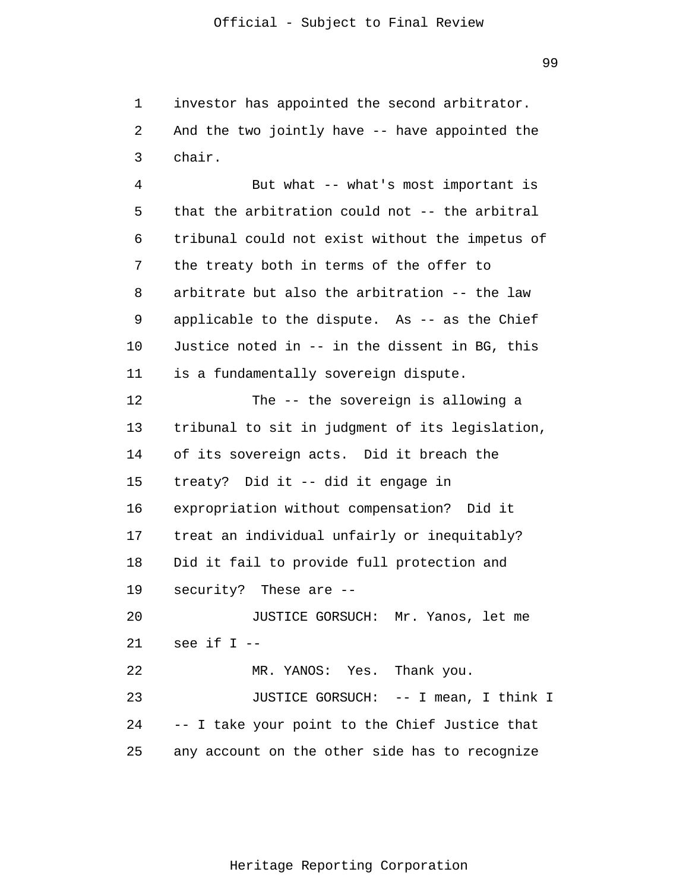investor has appointed the second arbitrator. And the two jointly have -- have appointed the chair.

But what -- what's most important is that the arbitration could not -- the arbitral tribunal could not exist without the impetus of the treaty both in terms of the offer to arbitrate but also the arbitration -- the law applicable to the dispute. As -- as the Chief Justice noted in -- in the dissent in BG, this is a fundamentally sovereign dispute.

The -- the sovereign is allowing a tribunal to sit in judgment of its legislation, of its sovereign acts. Did it breach the treaty? Did it -- did it engage in expropriation without compensation? Did it treat an individual unfairly or inequitably? Did it fail to provide full protection and security? These are --

JUSTICE GORSUCH: Mr. Yanos, let me see if I --

MR. YANOS: Yes. Thank you.

JUSTICE GORSUCH: -- I mean, I think I -- I take your point to the Chief Justice that any account on the other side has to recognize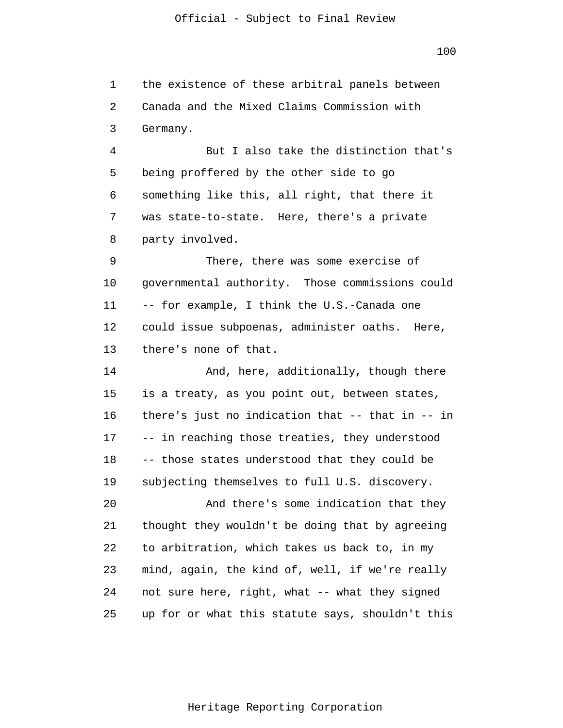the existence of these arbitral panels between Canada and the Mixed Claims Commission with Germany.

But I also take the distinction that's being proffered by the other side to go something like this, all right, that there it was state-to-state. Here, there's a private party involved.

There, there was some exercise of governmental authority. Those commissions could -- for example, I think the U.S.-Canada one could issue subpoenas, administer oaths. Here, there's none of that.

And, here, additionally, though there is a treaty, as you point out, between states, there's just no indication that -- that in -- in -- in reaching those treaties, they understood -- those states understood that they could be subjecting themselves to full U.S. discovery.

And there's some indication that they thought they wouldn't be doing that by agreeing to arbitration, which takes us back to, in my mind, again, the kind of, well, if we're really not sure here, right, what -- what they signed up for or what this statute says, shouldn't this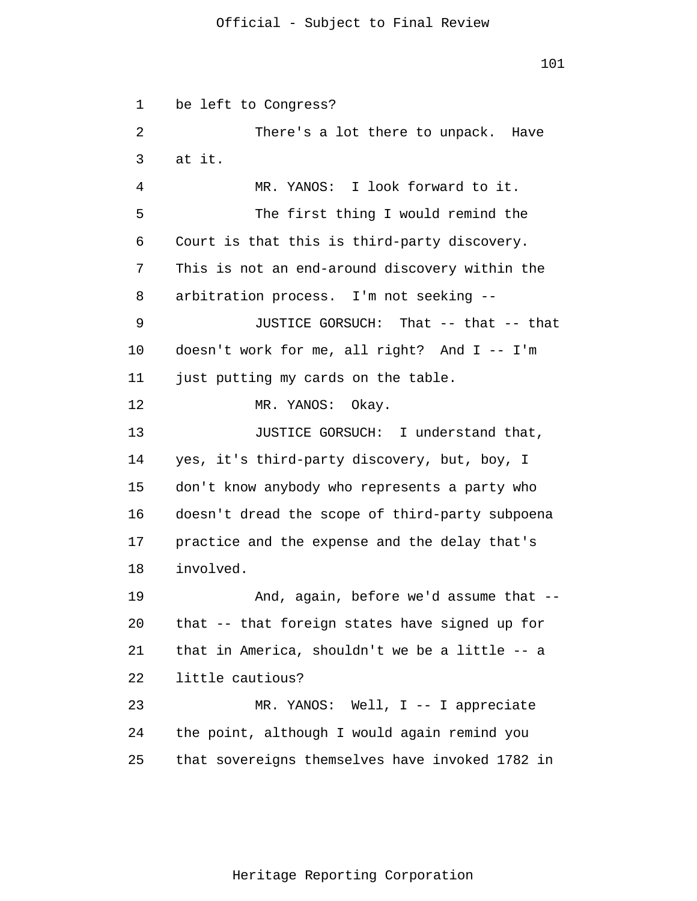be left to Congress?

There's a lot there to unpack. Have at it.

MR. YANOS: I look forward to it.

The first thing I would remind the Court is that this is third-party discovery. This is not an end-around discovery within the arbitration process. I'm not seeking --

JUSTICE GORSUCH: That -- that -- that doesn't work for me, all right? And I -- I'm just putting my cards on the table.

MR. YANOS: Okay.

JUSTICE GORSUCH: I understand that, yes, it's third-party discovery, but, boy, I don't know anybody who represents a party who doesn't dread the scope of third-party subpoena practice and the expense and the delay that's involved.

And, again, before we'd assume that -- that -- that foreign states have signed up for that in America, shouldn't we be a little -- a little cautious?

MR. YANOS: Well, I -- I appreciate the point, although I would again remind you that sovereigns themselves have invoked 1782 in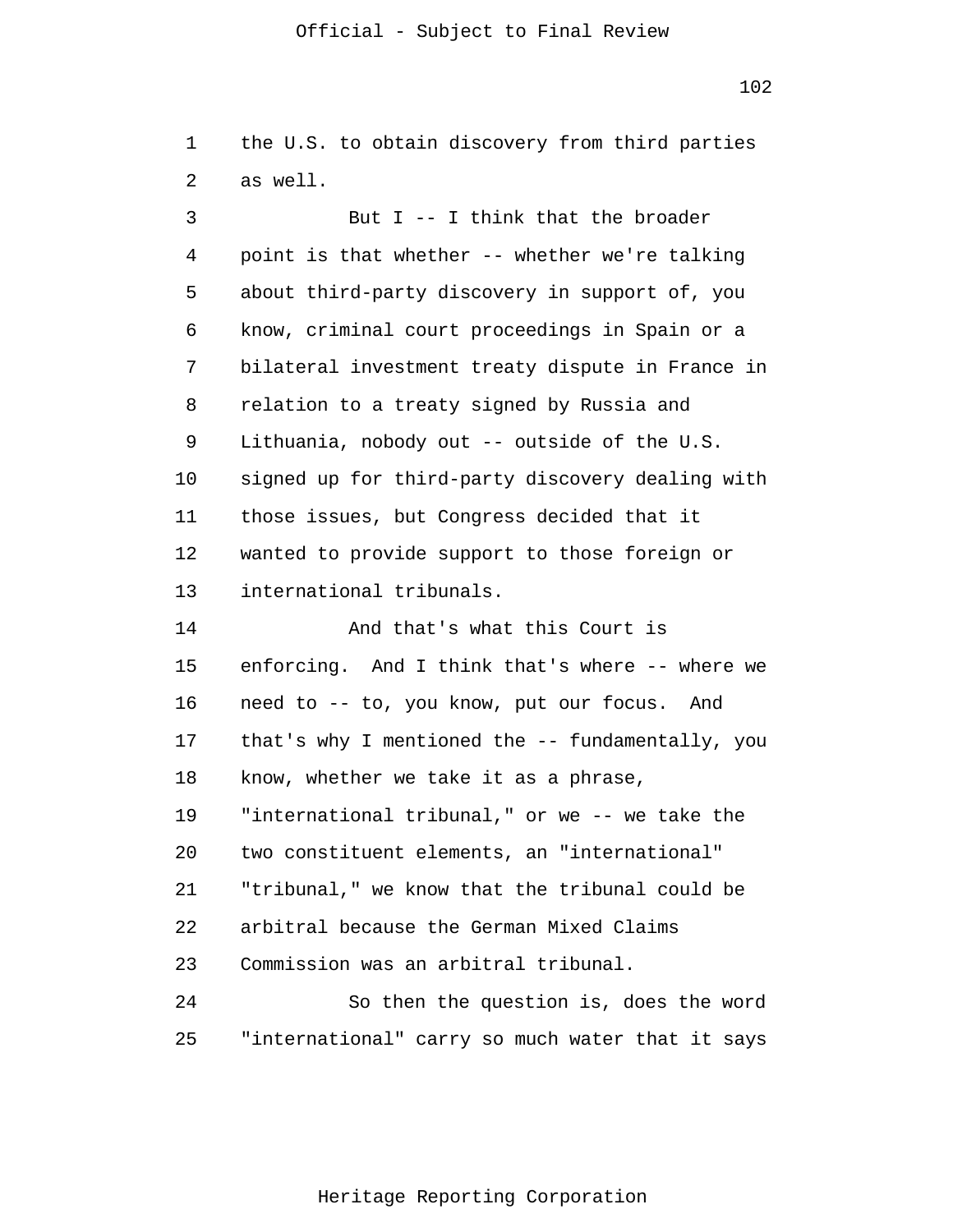the U.S. to obtain discovery from third parties as well.

But I -- I think that the broader point is that whether -- whether we're talking about third-party discovery in support of, you know, criminal court proceedings in Spain or a bilateral investment treaty dispute in France in relation to a treaty signed by Russia and Lithuania, nobody out -- outside of the U.S. signed up for third-party discovery dealing with those issues, but Congress decided that it wanted to provide support to those foreign or international tribunals.

And that's what this Court is enforcing. And I think that's where -- where we need to -- to, you know, put our focus. And that's why I mentioned the -- fundamentally, you know, whether we take it as a phrase, "international tribunal," or we -- we take the two constituent elements, an "international" "tribunal," we know that the tribunal could be arbitral because the German Mixed Claims Commission was an arbitral tribunal.

So then the question is, does the word "international" carry so much water that it says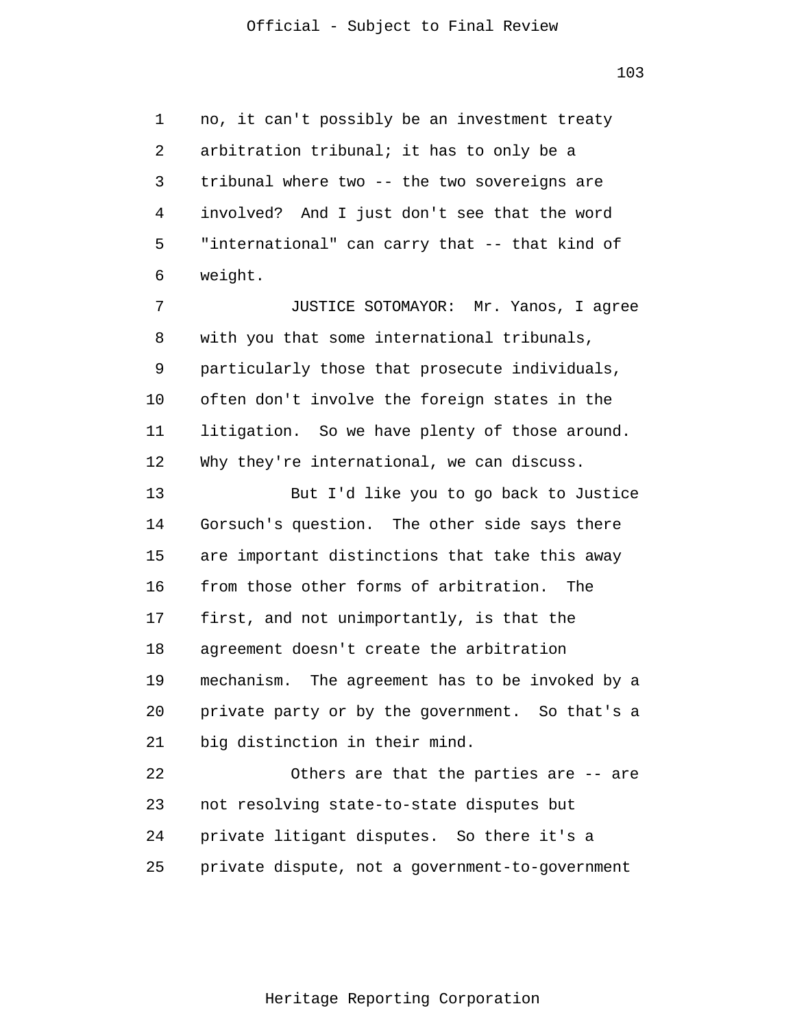no, it can't possibly be an investment treaty arbitration tribunal; it has to only be a tribunal where two -- the two sovereigns are involved? And I just don't see that the word "international" can carry that -- that kind of weight.

JUSTICE SOTOMAYOR: Mr. Yanos, I agree with you that some international tribunals, particularly those that prosecute individuals, often don't involve the foreign states in the litigation. So we have plenty of those around. Why they're international, we can discuss.

But I'd like you to go back to Justice Gorsuch's question. The other side says there are important distinctions that take this away from those other forms of arbitration. The first, and not unimportantly, is that the agreement doesn't create the arbitration mechanism. The agreement has to be invoked by a private party or by the government. So that's a big distinction in their mind.

Others are that the parties are -- are not resolving state-to-state disputes but private litigant disputes. So there it's a private dispute, not a government-to-government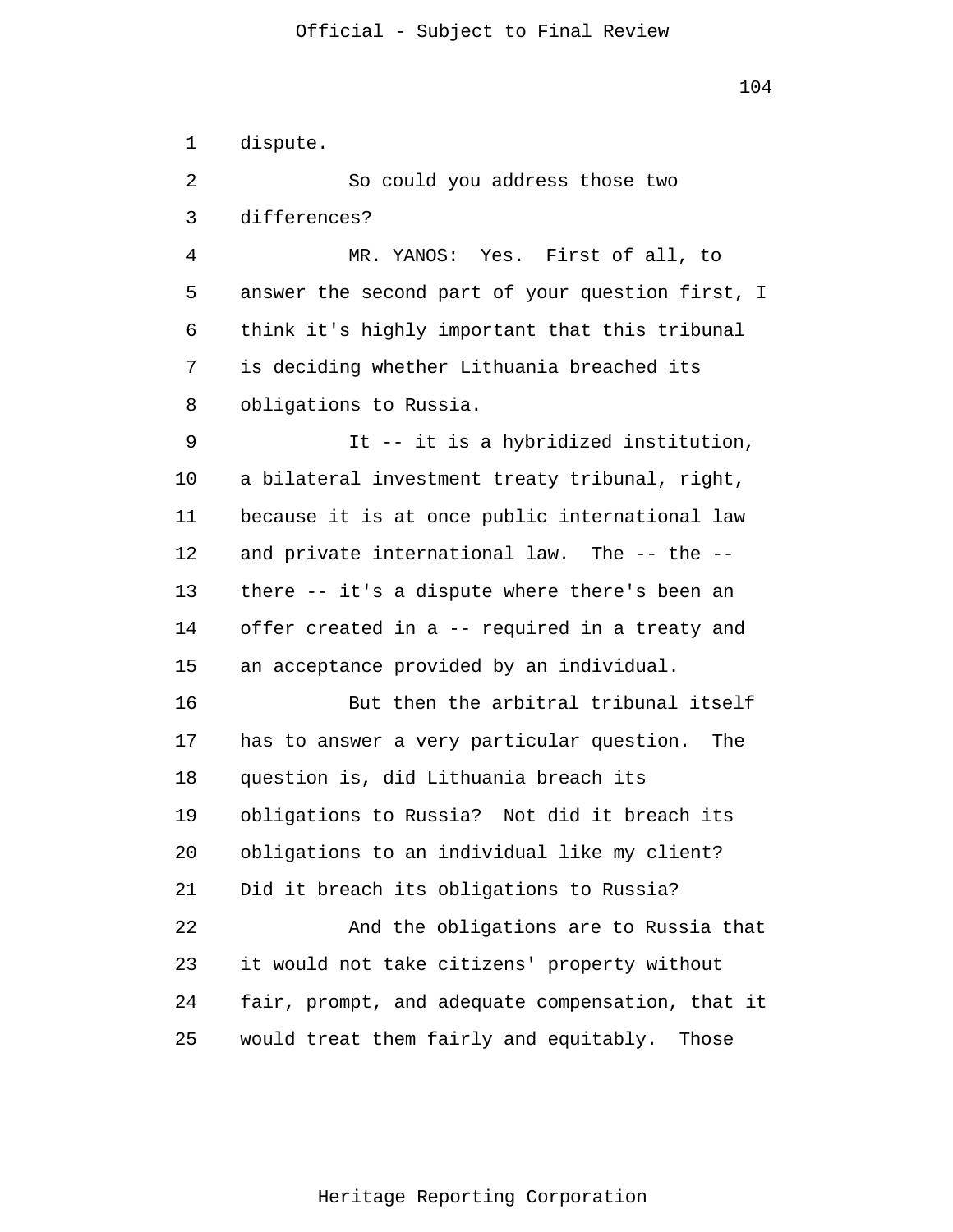dispute.

So could you address those two differences?

MR. YANOS: Yes. First of all, to answer the second part of your question first, I think it's highly important that this tribunal is deciding whether Lithuania breached its obligations to Russia.

It -- it is a hybridized institution, a bilateral investment treaty tribunal, right, because it is at once public international law and private international law. The -- the -- there -- it's a dispute where there's been an offer created in a -- required in a treaty and an acceptance provided by an individual.

But then the arbitral tribunal itself has to answer a very particular question. The question is, did Lithuania breach its obligations to Russia? Not did it breach its obligations to an individual like my client? Did it breach its obligations to Russia?

And the obligations are to Russia that it would not take citizens' property without fair, prompt, and adequate compensation, that it would treat them fairly and equitably. Those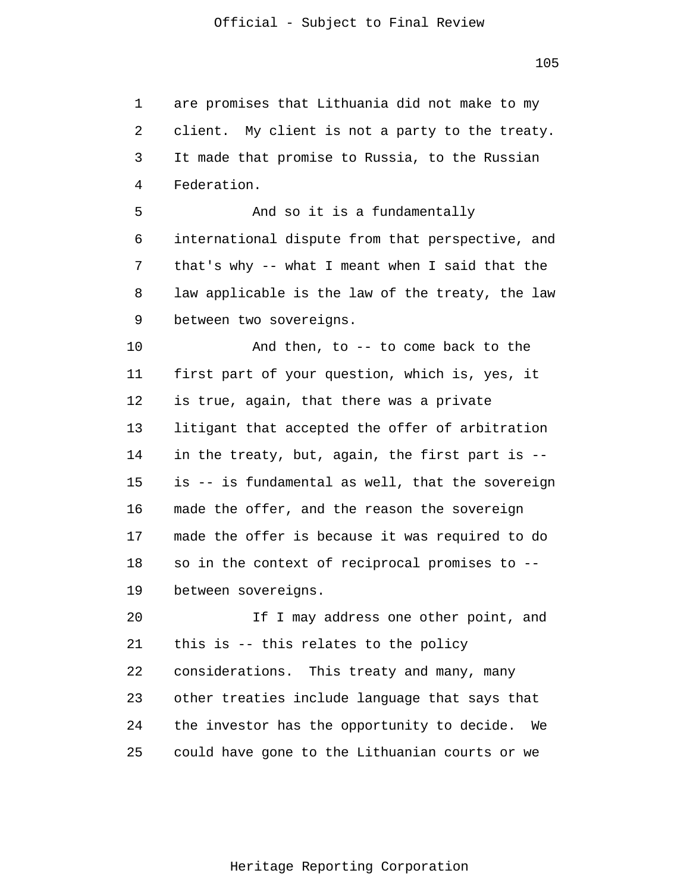are promises that Lithuania did not make to my client. My client is not a party to the treaty. It made that promise to Russia, to the Russian Federation.

And so it is a fundamentally international dispute from that perspective, and that's why -- what I meant when I said that the law applicable is the law of the treaty, the law between two sovereigns.

And then, to -- to come back to the first part of your question, which is, yes, it is true, again, that there was a private litigant that accepted the offer of arbitration in the treaty, but, again, the first part is -- is -- is fundamental as well, that the sovereign made the offer, and the reason the sovereign made the offer is because it was required to do so in the context of reciprocal promises to -- between sovereigns.

If I may address one other point, and this is -- this relates to the policy considerations. This treaty and many, many other treaties include language that says that the investor has the opportunity to decide. We could have gone to the Lithuanian courts or we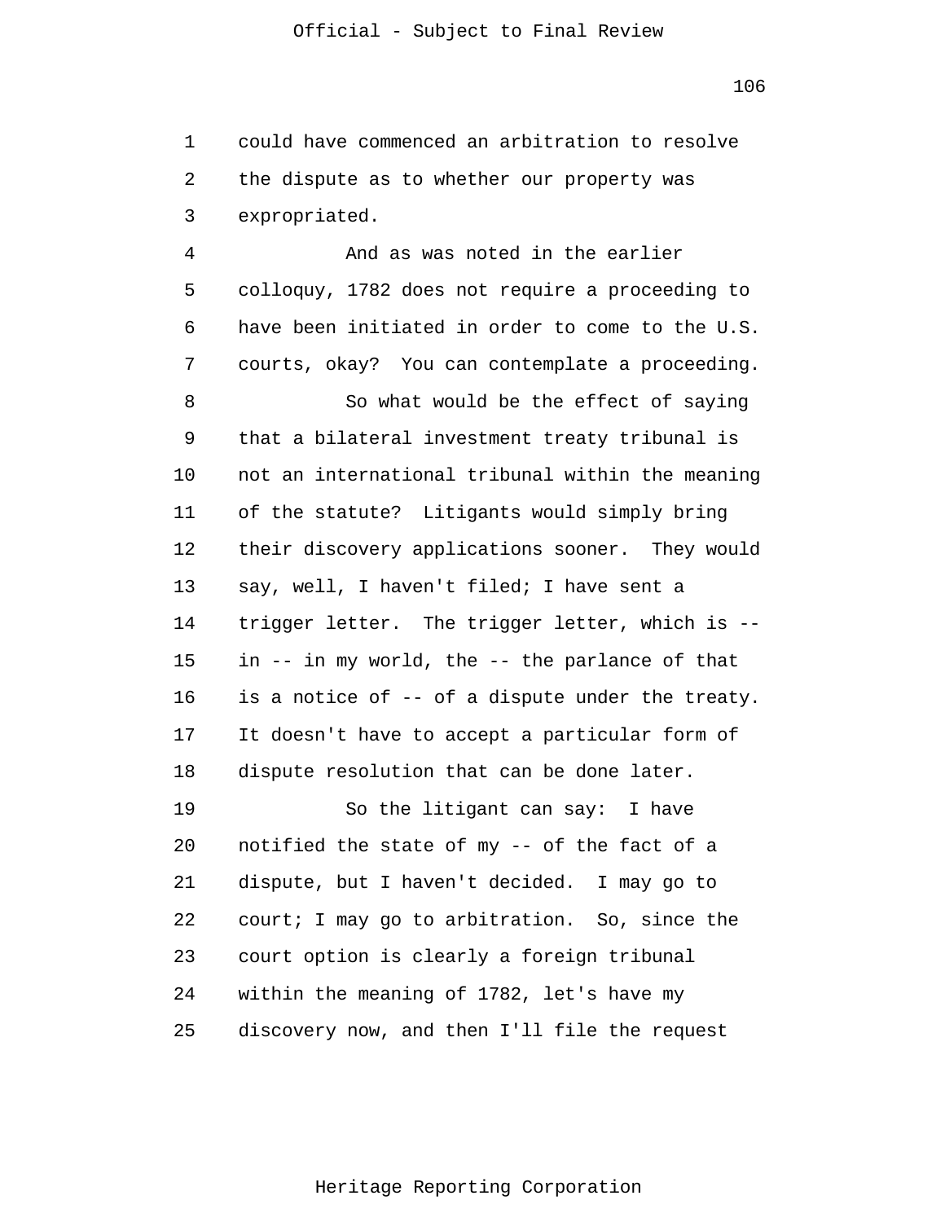could have commenced an arbitration to resolve the dispute as to whether our property was expropriated.

And as was noted in the earlier colloquy, 1782 does not require a proceeding to have been initiated in order to come to the U.S. courts, okay? You can contemplate a proceeding.

So what would be the effect of saying that a bilateral investment treaty tribunal is not an international tribunal within the meaning of the statute? Litigants would simply bring their discovery applications sooner. They would say, well, I haven't filed; I have sent a trigger letter. The trigger letter, which is -- in -- in my world, the -- the parlance of that is a notice of -- of a dispute under the treaty. It doesn't have to accept a particular form of dispute resolution that can be done later.

So the litigant can say: I have notified the state of my -- of the fact of a dispute, but I haven't decided. I may go to court; I may go to arbitration. So, since the court option is clearly a foreign tribunal within the meaning of 1782, let's have my discovery now, and then I'll file the request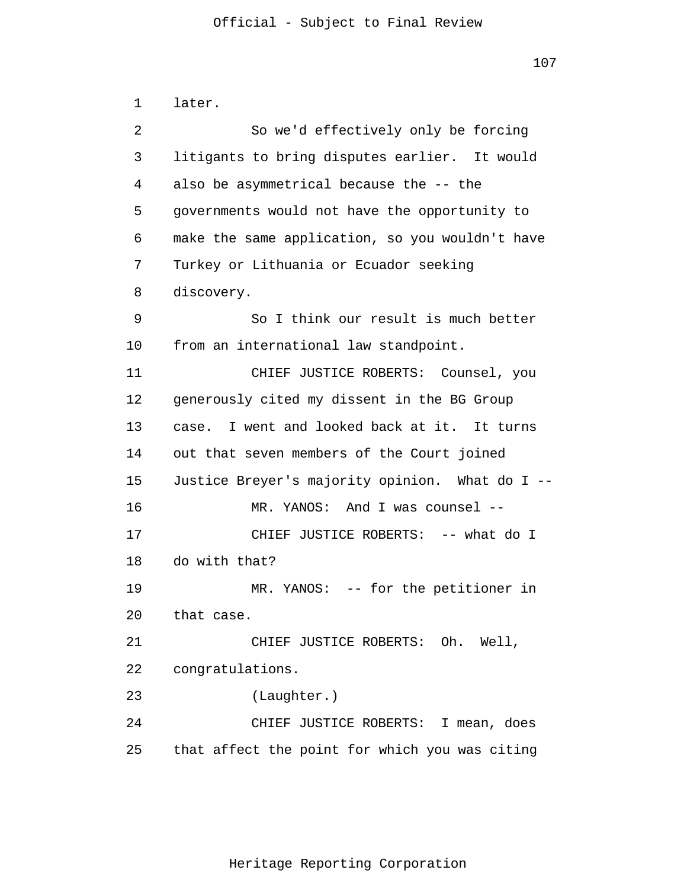1 later.

2 So we'd effectively only be forcing

3 litigants to bring disputes earlier. It would

4 also be asymmetrical because the -- the

5 governments would not have the opportunity to

6 make the same application, so you wouldn't have

7 Turkey or Lithuania or Ecuador seeking

8 discovery.

9 So I think our result is much better

10 from an international law standpoint.

11 CHIEF JUSTICE ROBERTS: Counsel, you

12 generously cited my dissent in the BG Group

13 case. I went and looked back at it. It turns

14 out that seven members of the Court joined

15 Justice Breyer's majority opinion. What do I --

16 MR. YANOS: And I was counsel --

17 CHIEF JUSTICE ROBERTS: -- what do I

18 do with that?

19 MR. YANOS: -- for the petitioner in

20 that case.

21 CHIEF JUSTICE ROBERTS: Oh. Well,

22 congratulations.

23 (Laughter.)

24 CHIEF JUSTICE ROBERTS: I mean, does

25 that affect the point for which you was citing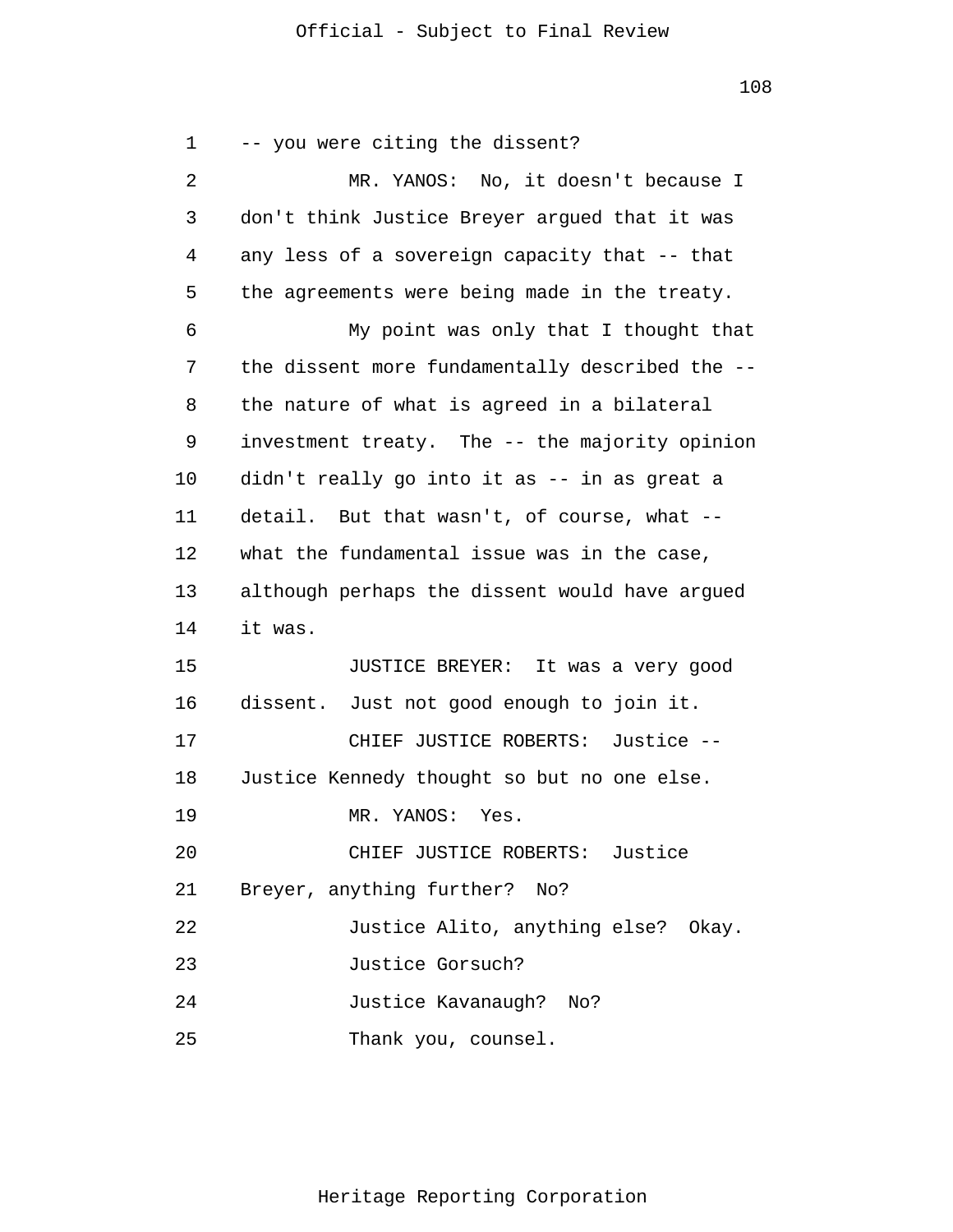-- you were citing the dissent?

MR. YANOS: No, it doesn't because I don't think Justice Breyer argued that it was any less of a sovereign capacity that -- that the agreements were being made in the treaty.

My point was only that I thought that the dissent more fundamentally described the -- the nature of what is agreed in a bilateral investment treaty. The -- the majority opinion didn't really go into it as -- in as great a detail. But that wasn't, of course, what -- what the fundamental issue was in the case, although perhaps the dissent would have argued it was.

JUSTICE BREYER: It was a very good dissent. Just not good enough to join it.

CHIEF JUSTICE ROBERTS: Justice -- Justice Kennedy thought so but no one else.

MR. YANOS: Yes.

CHIEF JUSTICE ROBERTS: Justice Breyer, anything further? No?

Justice Alito, anything else? Okay.

Justice Gorsuch?

Justice Kavanaugh? No?

Thank you, counsel.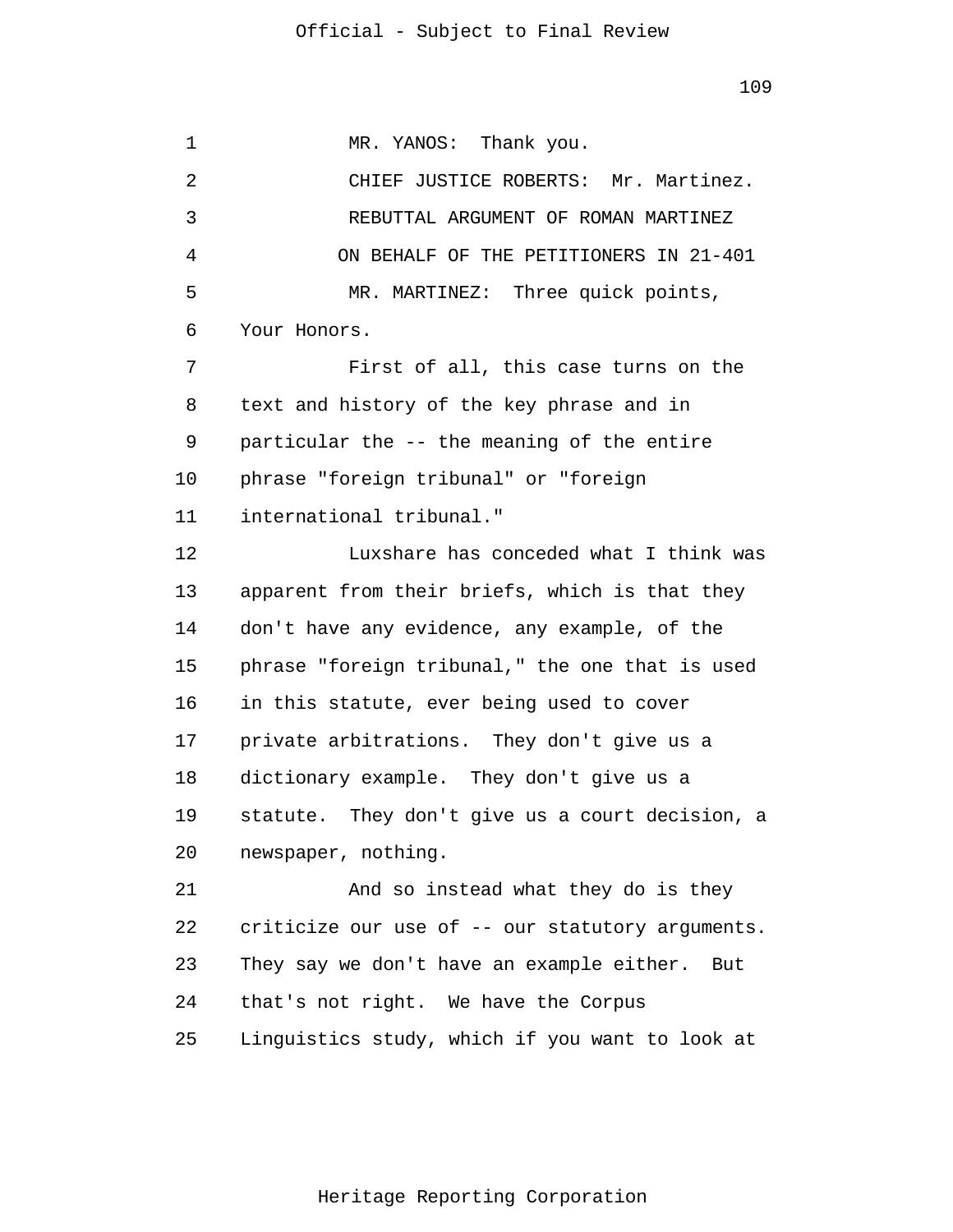MR. YANOS: Thank you.

CHIEF JUSTICE ROBERTS: Mr. Martinez.

REBUTTAL ARGUMENT OF ROMAN MARTINEZ

ON BEHALF OF THE PETITIONERS IN 21-401

MR. MARTINEZ: Three quick points, Your Honors.

First of all, this case turns on the text and history of the key phrase and in particular the -- the meaning of the entire phrase "foreign tribunal" or "foreign international tribunal."

Luxshare has conceded what I think was apparent from their briefs, which is that they don't have any evidence, any example, of the phrase "foreign tribunal," the one that is used in this statute, ever being used to cover private arbitrations. They don't give us a dictionary example. They don't give us a statute. They don't give us a court decision, a newspaper, nothing.

And so instead what they do is they criticize our use of -- our statutory arguments. They say we don't have an example either. But that's not right. We have the Corpus Linguistics study, which if you want to look at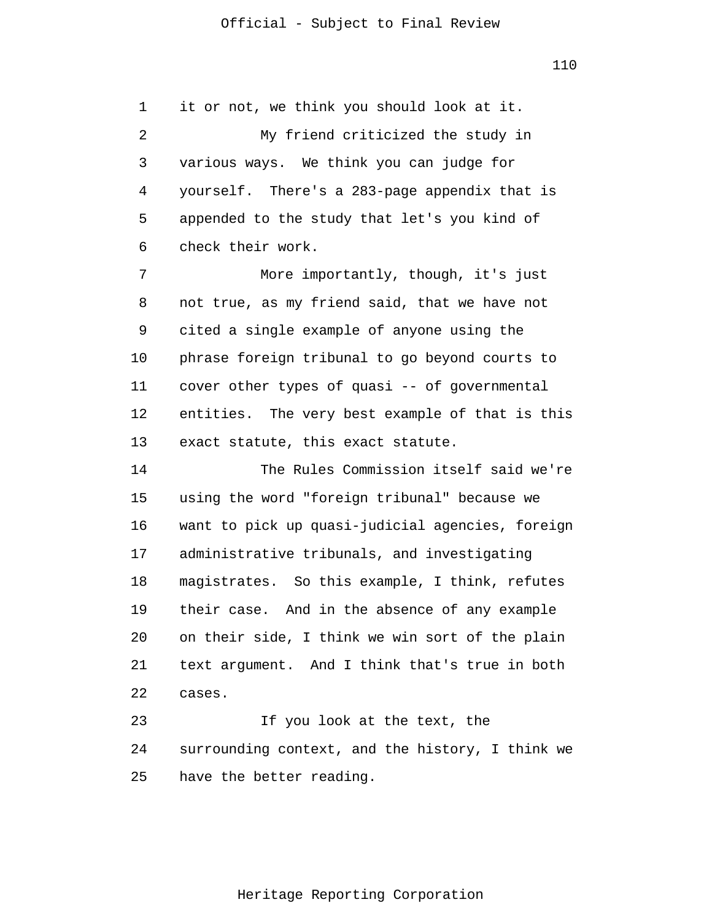it or not, we think you should look at it.

My friend criticized the study in various ways. We think you can judge for yourself. There's a 283-page appendix that is appended to the study that let's you kind of check their work.

More importantly, though, it's just not true, as my friend said, that we have not cited a single example of anyone using the phrase foreign tribunal to go beyond courts to cover other types of quasi -- of governmental entities. The very best example of that is this exact statute, this exact statute.

The Rules Commission itself said we're using the word "foreign tribunal" because we want to pick up quasi-judicial agencies, foreign administrative tribunals, and investigating magistrates. So this example, I think, refutes their case. And in the absence of any example on their side, I think we win sort of the plain text argument. And I think that's true in both cases.

If you look at the text, the surrounding context, and the history, I think we have the better reading.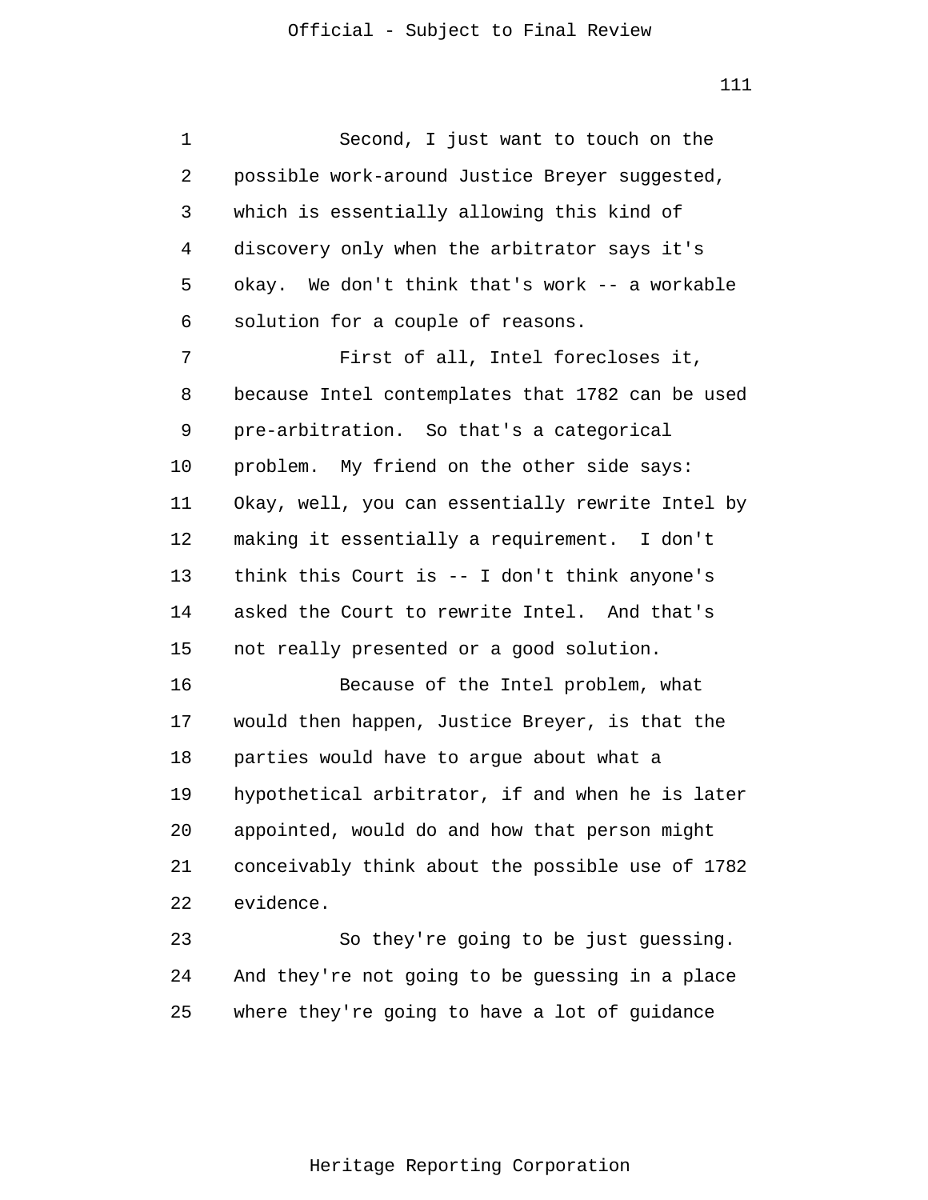Second, I just want to touch on the possible work-around Justice Breyer suggested, which is essentially allowing this kind of discovery only when the arbitrator says it's okay. We don't think that's work -- a workable solution for a couple of reasons.

First of all, Intel forecloses it, because Intel contemplates that 1782 can be used pre-arbitration. So that's a categorical problem. My friend on the other side says: Okay, well, you can essentially rewrite Intel by making it essentially a requirement. I don't think this Court is -- I don't think anyone's asked the Court to rewrite Intel. And that's not really presented or a good solution.

Because of the Intel problem, what would then happen, Justice Breyer, is that the parties would have to argue about what a hypothetical arbitrator, if and when he is later appointed, would do and how that person might conceivably think about the possible use of 1782 evidence.

So they're going to be just guessing. And they're not going to be guessing in a place where they're going to have a lot of guidance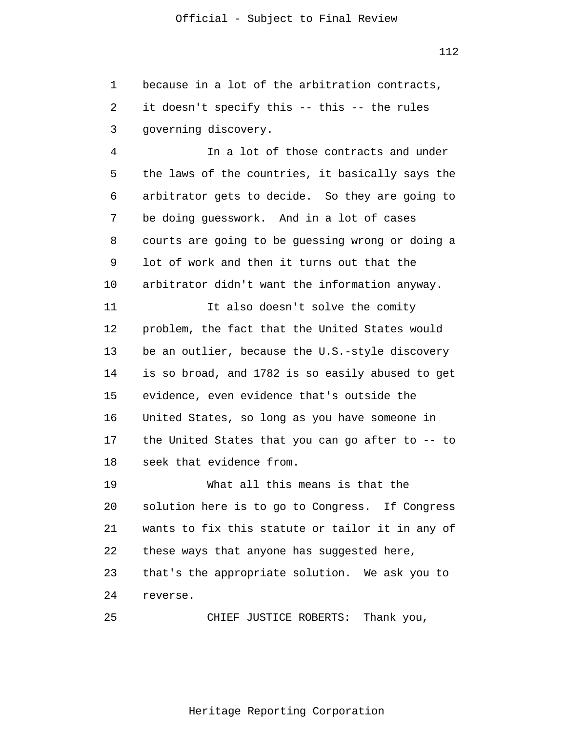because in a lot of the arbitration contracts, it doesn't specify this -- this -- the rules governing discovery.

In a lot of those contracts and under the laws of the countries, it basically says the arbitrator gets to decide. So they are going to be doing guesswork. And in a lot of cases courts are going to be guessing wrong or doing a lot of work and then it turns out that the arbitrator didn't want the information anyway.

It also doesn't solve the comity problem, the fact that the United States would be an outlier, because the U.S.-style discovery is so broad, and 1782 is so easily abused to get evidence, even evidence that's outside the United States, so long as you have someone in the United States that you can go after to -- to seek that evidence from.

What all this means is that the solution here is to go to Congress. If Congress wants to fix this statute or tailor it in any of these ways that anyone has suggested here, that's the appropriate solution. We ask you to reverse.

CHIEF JUSTICE ROBERTS: Thank you,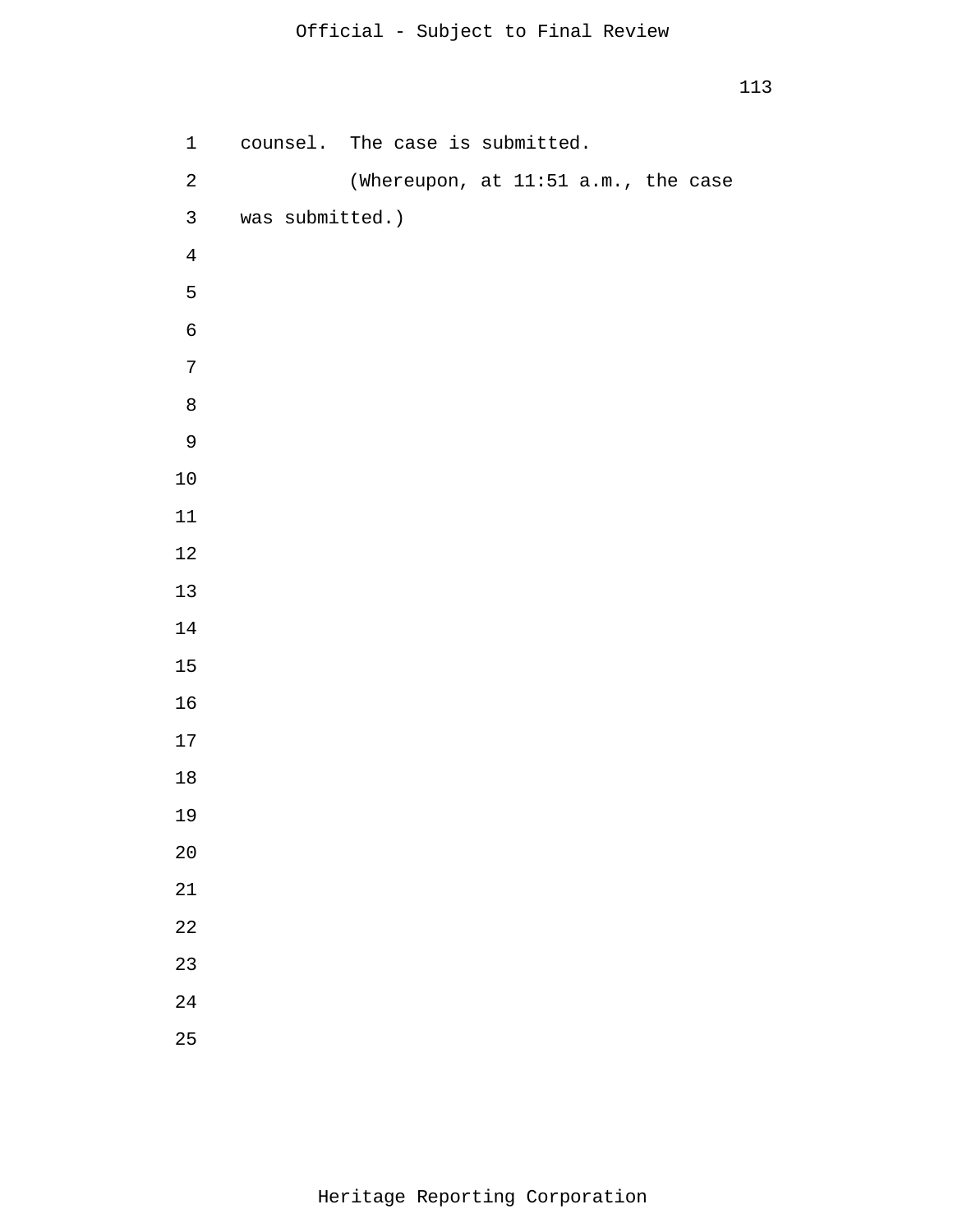counsel. The case is submitted.

(Whereupon, at 11:51 a.m., the case was submitted.)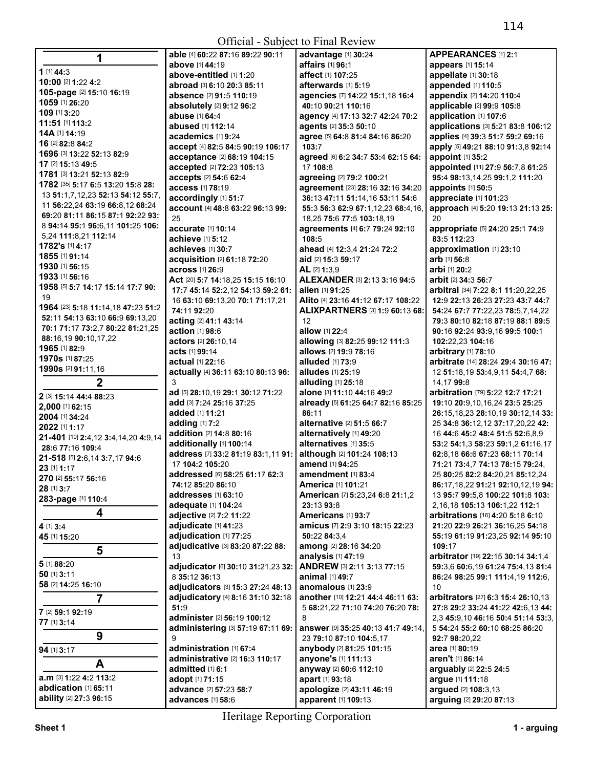## 1

**1** [1] **44:**3
**10:00** [2] **1:**22 **4:**2
**105-page** [2] **15:**10 **16:**19
**1059** [1] **26:**20
**109** [1] **3:**20
**11:51** [1] **113:**2
**14A** [1] **14:**19
**16** [2] **82:**8 **84:**2
**1696** [3] **13:**22 **52:**13 **82:**9
**17** [2] **15:**13 **49:**5
**1781** [3] **13:**21 **52:**13 **82:**9
**1782** [35] **5:**17 **6:**5 **13:**20 **15:**8 **28:**13 **51:**1,7,12,23 **52:**13 **54:**12 **55:**7,11 **56:**22,24 **63:**19 **66:**8,12 **68:**24 **69:**20 **81:**11 **86:**15 **87:**1 **92:**22 **93:**8 **94:**14 **95:**1 **96:**6,11 **101:**25 **106:**5,24 **111:**8,21 **112:**14
**1782's** [1] **4:**17
**1855** [1] **91:**14
**1930** [1] **56:**15
**1933** [1] **56:**16
**1958** [5] **5:**7 **14:**17 **15:**14 **17:**7 **90:**19
**1964** [23] **5:**18 **11:**14,18 **47:**23 **51:**2 **52:**11 **54:**13 **63:**10 **66:**9 **69:**13,20 **70:**1 **71:**17 **73:**2,7 **80:**22 **81:**21,25 **88:**16,19 **90:**10,17,22
**1965** [1] **82:**9
**1970s** [1] **87:**25
**1990s** [2] **91:**11,16

## 2

**2** [3] **15:**14 **44:**4 **88:**23
**2,000** [1] **62:**15
**2004** [1] **34:**24
**2022** [1] **1:**17
**21-401** [10] **2:**4,12 **3:**4,14,20 **4:**9,14 **28:**6 **77:**16 **109:**4
**21-518** [5] **2:**6,14 **3:**7,17 **94:**6
**23** [1] **1:**17
**270** [2] **55:**17 **56:**16
**28** [1] **3:**7
**283-page** [1] **110:**4

## 4

**4** [1] **3:**4
**45** [1] **15:**20

## 5

**5** [1] **88:**20
**50** [1] **3:**11
**58** [2] **14:**25 **16:**10

## 7

**7** [2] **59:**1 **92:**19
**77** [1] **3:**14

## 9

**94** [1] **3:**17

## A

**a.m** [3] **1:**22 **4:**2 **113:**2
**abdication** [1] **65:**11
**ability** [2] **27:**3 **96:**15
**able** [4] **60:**22 **87:**16 **89:**22 **90:**11
**above** [1] **44:**19
**above-entitled** [1] **1:**20
**abroad** [3] **6:**10 **20:**3 **85:**11
**absence** [2] **91:**5 **110:**19
**absolutely** [2] **9:**12 **96:**2
**abuse** [1] **64:**4
**abused** [1] **112:**14
**academics** [1] **9:**24
**accept** [4] **82:**5 **84:**5 **90:**19 **106:**17
**acceptance** [2] **68:**19 **104:**15
**accepted** [2] **72:**23 **105:**13
**accepts** [2] **54:**6 **62:**4
**access** [1] **78:**19
**accordingly** [1] **51:**7
**account** [4] **48:**8 **63:**22 **96:**13 **99:**25
**accurate** [1] **10:**14
**achieve** [1] **5:**12
**achieves** [1] **30:**7
**acquisition** [2] **61:**18 **72:**20
**across** [1] **26:**9
**Act** [20] **5:**7 **14:**18,25 **15:**15 **16:**10 **17:**7 **45:**14 **52:**2,12 **54:**13 **59:**2 **61:**16 **63:**10 **69:**13,20 **70:**1 **71:**17,21 **74:**11 **92:**20
**acting** [2] **41:**1 **43:**14
**action** [1] **98:**6
**actors** [2] **26:**10,14
**acts** [1] **99:**14
**actual** [1] **22:**16
**actually** [4] **36:**11 **63:**10 **80:**13 **96:**3
**ad** [5] **28:**10,19 **29:**1 **30:**12 **71:**22
**add** [3] **7:**24 **25:**16 **37:**25
**added** [1] **11:**21
**adding** [1] **7:**2
**addition** [2] **14:**8 **80:**16
**additionally** [1] **100:**14
**address** [7] **33:**2 **81:**19 **83:**1,11 **91:**17 **104:**2 **105:**20
**addressed** [6] **58:**25 **61:**17 **62:**3 **74:**12 **85:**20 **86:**10
**addresses** [1] **63:**10
**adequate** [1] **104:**24
**adjective** [2] **7:**2 **11:**22
**adjudicate** [1] **41:**23
**adjudication** [1] **77:**25
**adjudicative** [3] **83:**20 **87:**22 **88:**13
**adjudicator** [6] **30:**10 **31:**21,23 **32:**8 **35:**12 **36:**13
**adjudicators** [3] **15:**3 **27:**24 **48:**13
**adjudicatory** [4] **8:**16 **31:**10 **32:**18 **51:**9
**administer** [2] **56:**19 **100:**12
**administering** [3] **57:**19 **67:**11 **69:**9
**administration** [1] **67:**4
**administrative** [2] **16:**3 **110:**17
**admitted** [1] **6:**1
**adopt** [1] **71:**15
**advance** [2] **57:**23 **58:**7
**advances** [1] **58:**6
**advantage** [1] **30:**24
**affairs** [1] **96:**1
**affect** [1] **107:**25
**afterwards** [1] **5:**19
**agencies** [7] **14:**22 **15:**1,18 **16:**4 **40:**10 **90:**21 **110:**16
**agency** [4] **17:**13 **32:**7 **42:**24 **70:**2
**agents** [2] **35:**3 **50:**10
**agree** [5] **64:**8 **81:**4 **84:**16 **86:**20 **103:**7
**agreed** [6] **6:**2 **34:**7 **53:**4 **62:**15 **64:**17 **108:**8
**agreeing** [2] **79:**2 **100:**21
**agreement** [23] **28:**16 **32:**16 **34:**20 **36:**13 **47:**11 **51:**14,16 **53:**11 **54:**6 **55:**3 **56:**3 **62:**9 **67:**1,12,23 **68:**4,16,18,25 **75:**6 **77:**5 **103:**18,19
**agreements** [4] **6:**7 **79:**24 **92:**10 **108:**5
**ahead** [4] **12:**3,4 **21:**24 **72:**2
**aid** [2] **15:**3 **59:**17
**AL** [2] **1:**3,9
**ALEXANDER** [3] **2:**13 **3:**16 **94:**5
**alien** [1] **91:**25
**Alito** [4] **23:**16 **41:**12 **67:**17 **108:**22
**ALIXPARTNERS** [3] **1:**9 **60:**13 **68:**12
**allow** [1] **22:**4
**allowing** [3] **82:**25 **99:**12 **111:**3
**allows** [2] **19:**9 **78:**16
**alluded** [1] **73:**9
**alludes** [1] **25:**19
**alluding** [1] **25:**18
**alone** [3] **11:**10 **44:**16 **49:**2
**already** [5] **61:**25 **64:**7 **82:**16 **85:**25 **86:**11
**alternative** [2] **51:**5 **66:**7
**alternatively** [1] **49:**20
**alternatives** [1] **35:**5
**although** [2] **101:**24 **108:**13
**amend** [1] **94:**25
**amendment** [1] **83:**4
**America** [1] **101:**21
**American** [7] **5:**23,24 **6:**8 **21:**1,2 **23:**13 **93:**8
**Americans** [1] **93:**7
**amicus** [7] **2:**9 **3:**10 **18:**15 **22:**23 **50:**22 **84:**3,4
**among** [2] **28:**16 **34:**20
**analysis** [1] **47:**19
**ANDREW** [3] **2:**11 **3:**13 **77:**15
**animal** [1] **49:**7
**anomalous** [1] **23:**9
**another** [10] **12:**21 **44:**4 **46:**11 **63:**5 **68:**21,22 **71:**10 **74:**20 **76:**20 **78:**8
**answer** [9] **35:**25 **40:**13 **41:**7 **49:**14,23 **79:**10 **87:**10 **104:**5,17
**anybody** [2] **81:**25 **101:**15
**anyone's** [1] **111:**13
**anyway** [2] **60:**6 **112:**10
**apart** [1] **93:**18
**apologize** [2] **43:**11 **46:**19
**apparent** [1] **109:**13
**APPEARANCES** [1] **2:**1
**appears** [1] **15:**14
**appellate** [1] **30:**18
**appended** [1] **110:**5
**appendix** [2] **14:**20 **110:**4
**applicable** [2] **99:**9 **105:**8
**application** [1] **107:**6
**applications** [3] **5:**21 **83:**8 **106:**12
**applies** [4] **39:**3 **51:**7 **59:**2 **69:**16
**apply** [5] **49:**21 **88:**10 **91:**3,8 **92:**14
**appoint** [1] **35:**2
**appointed** [11] **27:**9 **56:**7,8 **61:**25 **95:**4 **98:**13,14,25 **99:**1,2 **111:**20
**appoints** [1] **50:**5
**appreciate** [1] **101:**23
**approach** [4] **5:**20 **19:**13 **21:**13 **25:**20
**appropriate** [5] **24:**20 **25:**1 **74:**9 **83:**5 **112:**23
**approximation** [1] **23:**10
**arb** [1] **56:**8
**arbi** [1] **20:**2
**arbit** [2] **34:**3 **56:**7
**arbitral** [34] **7:**22 **8:**1 **11:**20,22,25 **12:**9 **22:**13 **26:**23 **27:**23 **43:**7 **44:**7 **54:**24 **67:**7 **77:**22,23 **78:**5,7,14,22 **79:**3 **80:**10 **82:**18 **87:**19 **88:**1 **89:**5 **90:**16 **92:**24 **93:**9,16 **99:**5 **100:**1 **102:**22,23 **104:**16
**arbitrary** [1] **78:**10
**arbitrate** [14] **28:**24 **29:**4 **30:**16 **47:**12 **51:**18,19 **53:**4,9,11 **54:**4,7 **68:**14,17 **99:**8
**arbitration** [79] **5:**22 **12:**7 **17:**21 **19:**10 **20:**9,10,16,24 **23:**5 **25:**25 **26:**15,18,23 **28:**10,19 **30:**12,14 **33:**25 **34:**8 **36:**12,12 **37:**17,20,22 **42:**16 **44:**6 **45:**2 **48:**4 **51:**5 **52:**6,8,9 **53:**2 **54:**1,3 **58:**23 **59:**1,2 **61:**16,17 **62:**8,18 **66:**6 **67:**23 **68:**11 **70:**14 **71:**21 **73:**4,7 **74:**13 **78:**15 **79:**24,25 **80:**25 **82:**2 **84:**20,21 **85:**12,24 **86:**17,18,22 **91:**21 **92:**10,12,19 **94:**13 **95:**7 **99:**5,8 **100:**22 **101:**8 **103:**2,16,18 **105:**13 **106:**1,22 **112:**1
**arbitrations** [16] **4:**20 **5:**18 **6:**10 **21:**20 **22:**9 **26:**21 **36:**16,25 **54:**18 **55:**19 **61:**19 **91:**23,25 **92:**14 **95:**10 **109:**17
**arbitrator** [19] **22:**15 **30:**14 **34:**1,4 **59:**3,6 **60:**6,19 **61:**24 **75:**4,13 **81:**4 **86:**24 **98:**25 **99:**1 **111:**4,19 **112:**6,10
**arbitrators** [27] **6:**3 **15:**4 **26:**10,13 **27:**8 **29:**2 **33:**24 **41:**22 **42:**6,13 **44:**2,3 **45:**9,10 **46:**16 **50:**4 **51:**14 **53:**1,5 **54:**24 **55:**2 **60:**10 **68:**25 **86:**20 **92:**7 **98:**20,22
**area** [1] **80:**19
**aren't** [1] **86:**14
**arguably** [2] **22:**5 **24:**5
**argue** [1] **111:**18
**argued** [2] **108:**3,13
**arguing** [2] **29:**20 **87:**13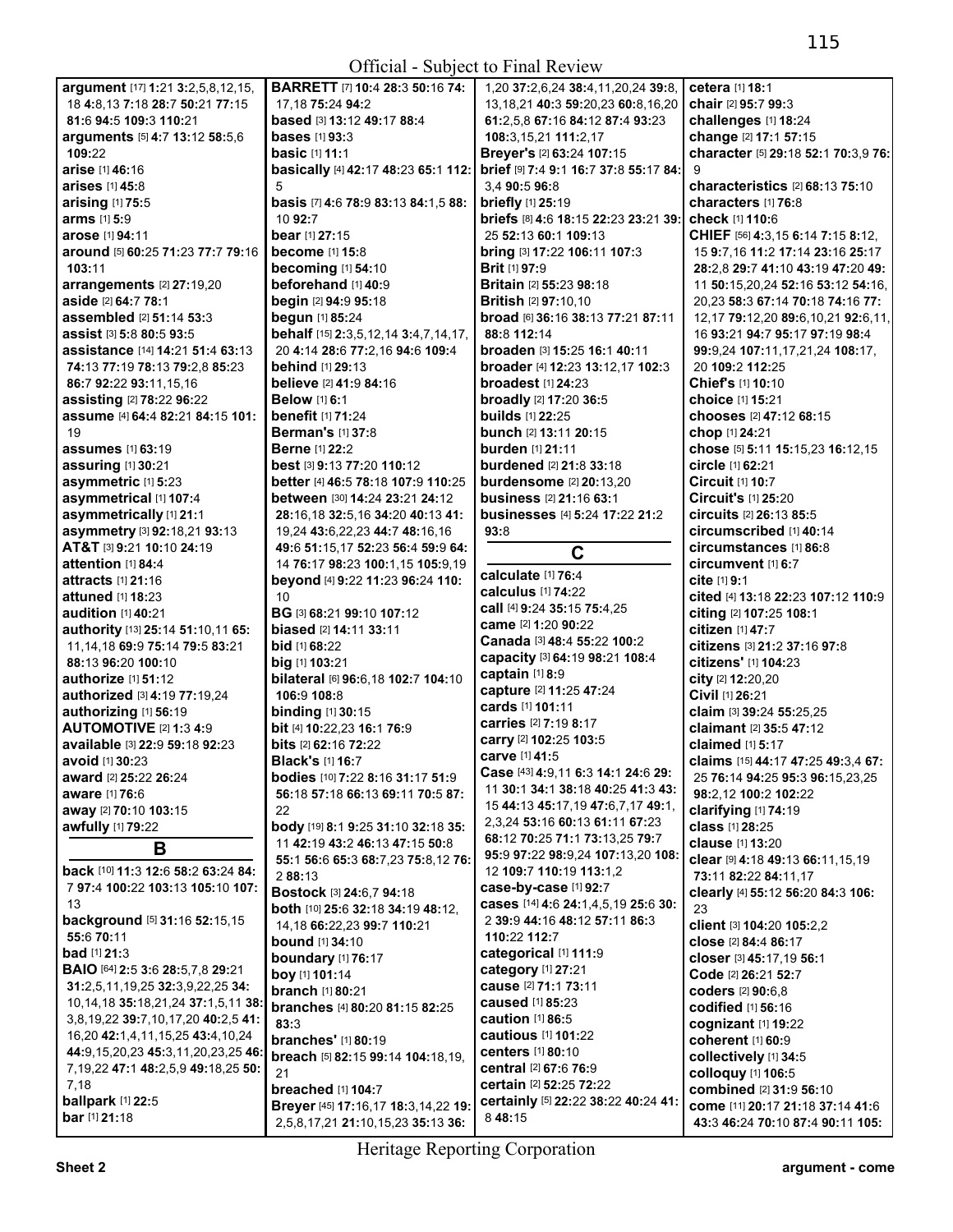**argument** [17] **1:**21 **3:**2,5,8,12,15,18 **4:**8,13 **7:**18 **28:**7 **50:**21 **77:**15 **81:**6 **94:**5 **109:**3 **110:**21
**arguments** [5] **4:**7 **13:**12 **58:**5,6 **109:**22
**arise** [1] **46:**16
**arises** [1] **45:**8
**arising** [1] **75:**5
**arms** [1] **5:**9
**arose** [1] **94:**11
**around** [5] **60:**25 **71:**23 **77:**7 **79:**16 **103:**11
**arrangements** [2] **27:**19,20
**aside** [2] **64:**7 **78:**1
**assembled** [2] **51:**14 **53:**3
**assist** [3] **5:**8 **80:**5 **93:**5
**assistance** [14] **14:**21 **51:**4 **63:**13 **74:**13 **77:**19 **78:**13 **79:**2,8 **85:**23 **86:**7 **92:**22 **93:**11,15,16
**assisting** [2] **78:**22 **96:**22
**assume** [4] **64:**4 **82:**21 **84:**15 **101:**19
**assumes** [1] **63:**19
**assuring** [1] **30:**21
**asymmetric** [1] **5:**23
**asymmetrical** [1] **107:**4
**asymmetrically** [1] **21:**1
**asymmetry** [3] **92:**18,21 **93:**13
**AT&T** [3] **9:**21 **10:**10 **24:**19
**attention** [1] **84:**4
**attracts** [1] **21:**16
**attuned** [1] **18:**23
**audition** [1] **40:**21
**authority** [13] **25:**14 **51:**10,11 **65:**11,14,18 **69:**9 **75:**14 **79:**5 **83:**21 **88:**13 **96:**20 **100:**10
**authorize** [1] **51:**12
**authorized** [3] **4:**19 **77:**19,24
**authorizing** [1] **56:**19
**AUTOMOTIVE** [2] **1:**3 **4:**9
**available** [3] **22:**9 **59:**18 **92:**23
**avoid** [1] **30:**23
**award** [2] **25:**22 **26:**24
**aware** [1] **76:**6
**away** [2] **70:**10 **103:**15
**awfully** [1] **79:**22

## B

**back** [10] **11:**3 **12:**6 **58:**2 **63:**24 **84:**7 **97:**4 **100:**22 **103:**13 **105:**10 **107:**13
**background** [5] **31:**16 **52:**15,15 **55:**6 **70:**11
**bad** [1] **21:**3
**BAIO** [64] **2:**5 **3:**6 **28:**5,7,8 **29:**21 **31:**2,5,11,19,25 **32:**3,9,22,25 **34:**10,14,18 **35:**18,21,24 **37:**1,5,11 **38:**3,8,19,22 **39:**7,10,17,20 **40:**2,5 **41:**16,20 **42:**1,4,11,15,25 **43:**4,10,24 **44:**9,15,20,23 **45:**3,11,20,23,25 **46:**7,19,22 **47:**1 **48:**2,5,9 **49:**18,25 **50:**7,18
**ballpark** [1] **22:**5
**bar** [1] **21:**18
**BARRETT** [7] **10:**4 **28:**3 **50:**16 **74:**17,18 **75:**24 **94:**2
**based** [3] **13:**12 **49:**17 **88:**4
**bases** [1] **93:**3
**basic** [1] **11:**1
**basically** [4] **42:**17 **48:**23 **65:**1 **112:**5
**basis** [7] **4:**6 **78:**9 **83:**13 **84:**1,5 **88:**10 **92:**7
**bear** [1] **27:**15
**become** [1] **15:**8
**becoming** [1] **54:**10
**beforehand** [1] **40:**9
**begin** [2] **94:**9 **95:**18
**begun** [1] **85:**24
**behalf** [15] **2:**3,5,12,14 **3:**4,7,14,17,20 **4:**14 **28:**6 **77:**2,16 **94:**6 **109:**4
**behind** [1] **29:**13
**believe** [2] **41:**9 **84:**16
**Below** [1] **6:**1
**benefit** [1] **71:**24
**Berman's** [1] **37:**8
**Berne** [1] **22:**2
**best** [3] **9:**13 **77:**20 **110:**12
**better** [4] **46:**5 **78:**18 **107:**9 **110:**25
**between** [30] **14:**24 **23:**21 **24:**12 **28:**16,18 **32:**5,16 **34:**20 **40:**13 **41:**19,24 **43:**6,22,23 **44:**7 **48:**16,16 **49:**6 **51:**15,17 **52:**23 **56:**4 **59:**9 **64:**14 **76:**17 **98:**23 **100:**1,15 **105:**9,19
**beyond** [4] **9:**22 **11:**23 **96:**24 **110:**10
**BG** [3] **68:**21 **99:**10 **107:**12
**biased** [2] **14:**11 **33:**11
**bid** [1] **68:**22
**big** [1] **103:**21
**bilateral** [6] **96:**6,18 **102:**7 **104:**10 **106:**9 **108:**8
**binding** [1] **30:**15
**bit** [4] **10:**22,23 **16:**1 **76:**9
**bits** [2] **62:**16 **72:**22
**Black's** [1] **16:**7
**bodies** [10] **7:**22 **8:**16 **31:**17 **51:**9 **56:**18 **57:**18 **66:**13 **69:**11 **70:**5 **87:**22
**body** [19] **8:**1 **9:**25 **31:**10 **32:**18 **35:**11 **42:**19 **43:**2 **46:**13 **47:**15 **50:**8 **55:**1 **56:**6 **65:**3 **68:**7,23 **75:**8,12 **76:**2 **88:**13
**Bostock** [3] **24:**6,7 **94:**18
**both** [10] **25:**6 **32:**18 **34:**19 **48:**12,14,18 **66:**22,23 **99:**7 **110:**21
**bound** [1] **34:**10
**boundary** [1] **76:**17
**boy** [1] **101:**14
**branch** [1] **80:**21
**branches** [4] **80:**20 **81:**15 **82:**25 **83:**3
**branches'** [1] **80:**19
**breach** [5] **82:**15 **99:**14 **104:**18,19,21
**breached** [1] **104:**7
**Breyer** [45] **17:**16,17 **18:**3,14,22 **19:**2,5,8,17,21 **21:**10,15,23 **35:**13 **36:**1,20 **37:**2,6,24 **38:**4,11,20,24 **39:**8,13,18,21 **40:**3 **59:**20,23 **60:**8,16,20 **61:**2,5,8 **67:**16 **84:**12 **87:**4 **93:**23 **108:**3,15,21 **111:**2,17
**Breyer's** [2] **63:**24 **107:**15
**brief** [9] **7:**4 **9:**1 **16:**7 **37:**8 **55:**17 **84:**3,4 **90:**5 **96:**8
**briefly** [1] **25:**19
**briefs** [8] **4:**6 **18:**15 **22:**23 **23:**21 **39:**25 **52:**13 **60:**1 **109:**13
**bring** [3] **17:**22 **106:**11 **107:**3
**Brit** [1] **97:**9
**Britain** [2] **55:**23 **98:**18
**British** [2] **97:**10,10
**broad** [6] **36:**16 **38:**13 **77:**21 **87:**11 **88:**8 **112:**14
**broaden** [3] **15:**25 **16:**1 **40:**11
**broader** [4] **12:**23 **13:**12,17 **102:**3
**broadest** [1] **24:**23
**broadly** [2] **17:**20 **36:**5
**builds** [1] **22:**25
**bunch** [2] **13:**11 **20:**15
**burden** [1] **21:**11
**burdened** [2] **21:**8 **33:**18
**burdensome** [2] **20:**13,20
**business** [2] **21:**16 **63:**1
**businesses** [4] **5:**24 **17:**22 **21:**2 **93:**8

## C

**calculate** [1] **76:**4
**calculus** [1] **74:**22
**call** [4] **9:**24 **35:**15 **75:**4,25
**came** [2] **1:**20 **90:**22
**Canada** [3] **48:**4 **55:**22 **100:**2
**capacity** [3] **64:**19 **98:**21 **108:**4
**captain** [1] **8:**9
**capture** [2] **11:**25 **47:**24
**cards** [1] **101:**11
**carries** [2] **7:**19 **8:**17
**carry** [2] **102:**25 **103:**5
**carve** [1] **41:**5
**Case** [43] **4:**9,11 **6:**3 **14:**1 **24:**6 **29:**11 **30:**1 **34:**1 **38:**18 **40:**25 **41:**3 **43:**15 **44:**13 **45:**17,19 **47:**6,7,17 **49:**1,2,3,24 **53:**16 **60:**13 **61:**11 **67:**23 **68:**12 **70:**25 **71:**1 **73:**13,25 **79:**7 **95:**9 **97:**22 **98:**9,24 **107:**13,20 **108:**12 **109:**7 **110:**19 **113:**1,2
**case-by-case** [1] **92:**7
**cases** [14] **4:**6 **24:**1,4,5,19 **25:**6 **30:**2 **39:**9 **44:**16 **48:**13 **57:**11 **86:**3 **110:**22 **112:**7
**categorical** [1] **111:**9
**category** [1] **27:**21
**cause** [2] **71:**1 **73:**11
**caused** [1] **85:**23
**caution** [1] **86:**5
**cautious** [1] **101:**22
**centers** [1] **80:**10
**central** [2] **67:**6 **76:**9
**certain** [2] **52:**25 **72:**22
**certainly** [5] **22:**22 **38:**22 **40:**24 **41:**8 **48:**15
**cetera** [1] **18:**1
**chair** [2] **95:**7 **99:**3
**challenges** [1] **18:**24
**change** [2] **17:**1 **57:**15
**character** [5] **29:**18 **52:**1 **70:**3,9 **76:**9
**characteristics** [2] **68:**13 **75:**10
**characters** [1] **76:**8
**check** [1] **110:**6
**CHIEF** [56] **4:**3,15 **6:**14 **7:**15 **8:**12,15 **9:**7,16 **11:**2 **17:**14 **23:**16 **25:**17 **28:**2,8 **29:**7 **41:**10 **43:**19 **47:**20 **49:**11 **50:**15,20,24 **52:**16 **53:**12 **54:**16,20,23 **58:**3 **67:**14 **70:**18 **74:**16 **77:**12,17 **79:**12,20 **89:**6,10,21 **92:**6,11,16 **93:**21 **94:**7 **95:**17 **97:**19 **98:**4 **99:**9,24 **107:**11,17,21,24 **108:**17,20 **109:**2 **112:**25
**Chief's** [1] **10:**10
**choice** [1] **15:**21
**chooses** [2] **47:**12 **68:**15
**chop** [1] **24:**21
**chose** [5] **5:**11 **15:**15,23 **16:**12,15
**circle** [1] **62:**21
**Circuit** [1] **10:**7
**Circuit's** [1] **25:**20
**circuits** [2] **26:**13 **85:**5
**circumscribed** [1] **40:**14
**circumstances** [1] **86:**8
**circumvent** [1] **6:**7
**cite** [1] **9:**1
**cited** [4] **13:**18 **22:**23 **107:**12 **110:**9
**citing** [2] **107:**25 **108:**1
**citizen** [1] **47:**7
**citizens** [3] **21:**2 **37:**16 **97:**8
**citizens'** [1] **104:**23
**city** [2] **12:**20,20
**Civil** [1] **26:**21
**claim** [3] **39:**24 **55:**25,25
**claimant** [2] **35:**5 **47:**12
**claimed** [1] **5:**17
**claims** [15] **44:**17 **47:**25 **49:**3,4 **67:**25 **76:**14 **94:**25 **95:**3 **96:**15,23,25 **98:**2,12 **100:**2 **102:**22
**clarifying** [1] **74:**19
**class** [1] **28:**25
**clause** [1] **13:**20
**clear** [9] **4:**18 **49:**13 **66:**11,15,19 **73:**11 **82:**22 **84:**11,17
**clearly** [4] **55:**12 **56:**20 **84:**3 **106:**23
**client** [3] **104:**20 **105:**2,2
**close** [2] **84:**4 **86:**17
**closer** [3] **45:**17,19 **56:**1
**Code** [2] **26:**21 **52:**7
**coders** [2] **90:**6,8
**codified** [1] **56:**16
**cognizant** [1] **19:**22
**coherent** [1] **60:**9
**collectively** [1] **34:**5
**colloquy** [1] **106:**5
**combined** [2] **31:**9 **56:**10
**come** [11] **20:**17 **21:**18 **37:**14 **41:**6 **43:**3 **46:**24 **70:**10 **87:**4 **90:**11 **105:**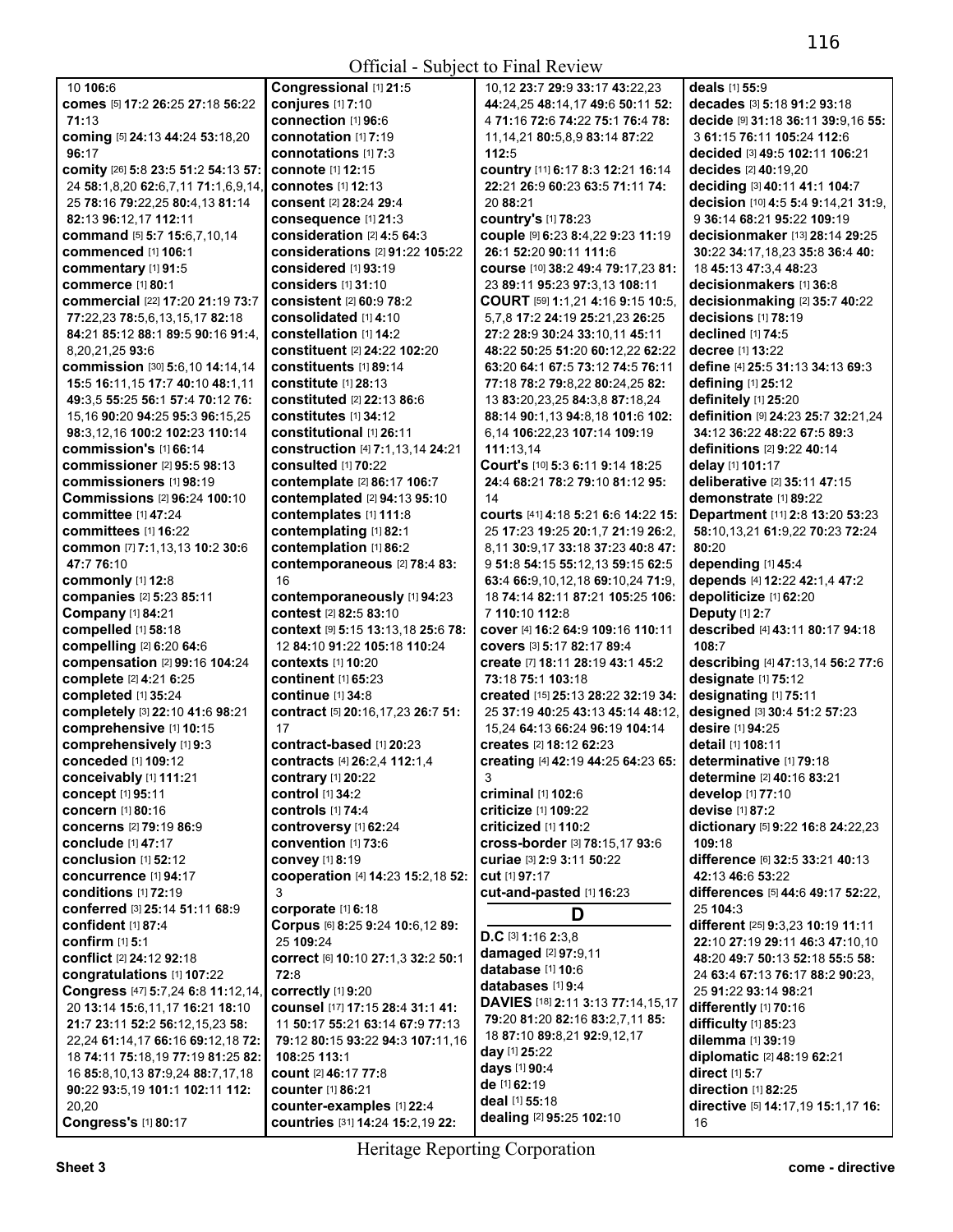10 **106:**6
**comes** [5] **17:**2 **26:**25 **27:**18 **56:**22 **71:**13
**coming** [5] **24:**13 **44:**24 **53:**18,20 **96:**17
**comity** [26] **5:**8 **23:**5 **51:**2 **54:**13 **57:**24 **58:**1,8,20 **62:**6,7,11 **71:**1,6,9,14, 25 **78:**16 **79:**22,25 **80:**4,13 **81:**14 **82:**13 **96:**12,17 **112:**11
**command** [5] **5:**7 **15:**6,7,10,14
**commenced** [1] **106:**1
**commentary** [1] **91:**5
**commerce** [1] **80:**1
**commercial** [22] **17:**20 **21:**19 **73:**7 **77:**22,23 **78:**5,6,13,15,17 **82:**18 **84:**21 **85:**12 **88:**1 **89:**5 **90:**16 **91:**4, 8,20,21,25 **93:**6
**commission** [30] **5:**6,10 **14:**14,14 **15:**5 **16:**11,15 **17:**7 **40:**10 **48:**1,11 **49:**3,5 **55:**25 **56:**1 **57:**4 **70:**12 **76:**15,16 **90:**20 **94:**25 **95:**3 **96:**15,25 **98:**3,12,16 **100:**2 **102:**23 **110:**14
**commission's** [1] **66:**14
**commissioner** [2] **95:**5 **98:**13
**commissioners** [1] **98:**19
**Commissions** [2] **96:**24 **100:**10
**committee** [1] **47:**24
**committees** [1] **16:**22
**common** [7] **7:**1,13,13 **10:**2 **30:**6 **47:**7 **76:**10
**commonly** [1] **12:**8
**companies** [2] **5:**23 **85:**11
**Company** [1] **84:**21
**compelled** [1] **58:**18
**compelling** [2] **6:**20 **64:**6
**compensation** [2] **99:**16 **104:**24
**complete** [2] **4:**21 **6:**25
**completed** [1] **35:**24
**completely** [3] **22:**10 **41:**6 **98:**21
**comprehensive** [1] **10:**15
**comprehensively** [1] **9:**3
**conceded** [1] **109:**12
**conceivably** [1] **111:**21
**concept** [1] **95:**11
**concern** [1] **80:**16
**concerns** [2] **79:**19 **86:**9
**conclude** [1] **47:**17
**conclusion** [1] **52:**12
**concurrence** [1] **94:**17
**conditions** [1] **72:**19
**conferred** [3] **25:**14 **51:**11 **68:**9
**confident** [1] **87:**4
**confirm** [1] **5:**1
**conflict** [2] **24:**12 **92:**18
**congratulations** [1] **107:**22
**Congress** [47] **5:**7,24 **6:**8 **11:**12,14, 20 **13:**14 **15:**6,11,17 **16:**21 **18:**10 **21:**7 **23:**11 **52:**2 **56:**12,15,23 **58:**22,24 **61:**14,17 **66:**16 **69:**12,18 **72:**18 **74:**11 **75:**18,19 **77:**19 **81:**25 **82:**16 **85:**8,10,13 **87:**9,24 **88:**7,17,18 **90:**22 **93:**5,19 **101:**1 **102:**11 **112:**20,20
**Congress's** [1] **80:**17
**Congressional** [1] **21:**5
**conjures** [1] **7:**10
**connection** [1] **96:**6
**connotation** [1] **7:**19
**connotations** [1] **7:**3
**connote** [1] **12:**15
**connotes** [1] **12:**13
**consent** [2] **28:**24 **29:**4
**consequence** [1] **21:**3
**consideration** [2] **4:**5 **64:**3
**considerations** [2] **91:**22 **105:**22
**considered** [1] **93:**19
**considers** [1] **31:**10
**consistent** [2] **60:**9 **78:**2
**consolidated** [1] **4:**10
**constellation** [1] **14:**2
**constituent** [2] **24:**22 **102:**20
**constituents** [1] **89:**14
**constitute** [1] **28:**13
**constituted** [2] **22:**13 **86:**6
**constitutes** [1] **34:**12
**constitutional** [1] **26:**11
**construction** [4] **7:**1,13,14 **24:**21
**consulted** [1] **70:**22
**contemplate** [2] **86:**17 **106:**7
**contemplated** [2] **94:**13 **95:**10
**contemplates** [1] **111:**8
**contemplating** [1] **82:**1
**contemplation** [1] **86:**2
**contemporaneous** [2] **78:**4 **83:**16
**contemporaneously** [1] **94:**23
**contest** [2] **82:**5 **83:**10
**context** [9] **5:**15 **13:**13,18 **25:**6 **78:**12 **84:**10 **91:**22 **105:**18 **110:**24
**contexts** [1] **10:**20
**continent** [1] **65:**23
**continue** [1] **34:**8
**contract** [5] **20:**16,17,23 **26:**7 **51:**17
**contract-based** [1] **20:**23
**contracts** [4] **26:**2,4 **112:**1,4
**contrary** [1] **20:**22
**control** [1] **34:**2
**controls** [1] **74:**4
**controversy** [1] **62:**24
**convention** [1] **73:**6
**convey** [1] **8:**19
**cooperation** [4] **14:**23 **15:**2,18 **52:**3
**corporate** [1] **6:**18
**Corpus** [6] **8:**25 **9:**24 **10:**6,12 **89:**25 **109:**24
**correct** [6] **10:**10 **27:**1,3 **32:**2 **50:**1 **72:**8
**correctly** [1] **9:**20
**counsel** [17] **17:**15 **28:**4 **31:**1 **41:**11 **50:**17 **55:**21 **63:**14 **67:**9 **77:**13 **79:**12 **80:**15 **93:**22 **94:**3 **107:**11,16 **108:**25 **113:**1
**count** [2] **46:**17 **77:**8
**counter** [1] **86:**21
**counter-examples** [1] **22:**4
**countries** [31] **14:**24 **15:**2,19 **22:**10,12 **23:**7 **29:**9 **33:**17 **43:**22,23 **44:**24,25 **48:**14,17 **49:**6 **50:**11 **52:**4 **71:**16 **72:**6 **74:**22 **75:**1 **76:**4 **78:**11,14,21 **80:**5,8,9 **83:**14 **87:**22 **112:**5
**country** [11] **6:**17 **8:**3 **12:**21 **16:**14 **22:**21 **26:**9 **60:**23 **63:**5 **71:**11 **74:**20 **88:**21
**country's** [1] **78:**23
**couple** [9] **6:**23 **8:**4,22 **9:**23 **11:**19 **26:**1 **52:**20 **90:**11 **111:**6
**course** [10] **38:**2 **49:**4 **79:**17,23 **81:**23 **89:**11 **95:**23 **97:**3,13 **108:**11
**COURT** [59] **1:**1,21 **4:**16 **9:**15 **10:**5, 5,7,8 **17:**2 **24:**19 **25:**21,23 **26:**25 **27:**2 **28:**9 **30:**24 **33:**10,11 **45:**11 **48:**22 **50:**25 **51:**20 **60:**12,22 **62:**22 **63:**20 **64:**1 **67:**5 **73:**12 **74:**5 **76:**11 **77:**18 **78:**2 **79:**8,22 **80:**24,25 **82:**13 **83:**20,23,25 **84:**3,8 **87:**18,24 **88:**14 **90:**1,13 **94:**8,18 **101:**6 **102:**6,14 **106:**22,23 **107:**14 **109:**19 **111:**13,14
**Court's** [10] **5:**3 **6:**11 **9:**14 **18:**25 **24:**4 **68:**21 **78:**2 **79:**10 **81:**12 **95:**14
**courts** [41] **4:**18 **5:**21 **6:**6 **14:**22 **15:**25 **17:**23 **19:**25 **20:**1,7 **21:**19 **26:**2, 8,11 **30:**9,17 **33:**18 **37:**23 **40:**8 **47:**9 **51:**8 **54:**15 **55:**12,13 **59:**15 **62:**5 **63:**4 **66:**9,10,12,18 **69:**10,24 **71:**9, 18 **74:**14 **82:**11 **87:**21 **105:**25 **106:**7 **110:**10 **112:**8
**cover** [4] **16:**2 **64:**9 **109:**16 **110:**11
**covers** [3] **5:**17 **82:**17 **89:**4
**create** [7] **18:**11 **28:**19 **43:**1 **45:**2 **73:**18 **75:**1 **103:**18
**created** [15] **25:**13 **28:**22 **32:**19 **34:**25 **37:**19 **40:**25 **43:**13 **45:**14 **48:**12, 15,24 **64:**13 **66:**24 **96:**19 **104:**14
**creates** [2] **18:**12 **62:**23
**creating** [4] **42:**19 **44:**25 **64:**23 **65:**3
**criminal** [1] **102:**6
**criticize** [1] **109:**22
**criticized** [1] **110:**2
**cross-border** [3] **78:**15,17 **93:**6
**curiae** [3] **2:**9 **3:**11 **50:**22
**cut** [1] **97:**17
**cut-and-pasted** [1] **16:**23

## D

**D.C** [3] **1:**16 **2:**3,8
**damaged** [2] **97:**9,11
**database** [1] **10:**6
**databases** [1] **9:**4
**DAVIES** [18] **2:**11 **3:**13 **77:**14,15,17 **79:**20 **81:**20 **82:**16 **83:**2,7,11 **85:**18 **87:**10 **89:**8,21 **92:**9,12,17
**day** [1] **25:**22
**days** [1] **90:**4
**de** [1] **62:**19
**deal** [1] **55:**18
**dealing** [2] **95:**25 **102:**10
**deals** [1] **55:**9
**decades** [3] **5:**18 **91:**2 **93:**18
**decide** [9] **31:**18 **36:**11 **39:**9,16 **55:**3 **61:**15 **76:**11 **105:**24 **112:**6
**decided** [3] **49:**5 **102:**11 **106:**21
**decides** [2] **40:**19,20
**deciding** [3] **40:**11 **41:**1 **104:**7
**decision** [10] **4:**5 **5:**4 **9:**14,21 **31:**9, 9 **36:**14 **68:**21 **95:**22 **109:**19
**decisionmaker** [13] **28:**14 **29:**25 **30:**22 **34:**17,18,23 **35:**8 **36:**4 **40:**18 **45:**13 **47:**3,4 **48:**23
**decisionmakers** [1] **36:**8
**decisionmaking** [2] **35:**7 **40:**22
**decisions** [1] **78:**19
**declined** [1] **74:**5
**decree** [1] **13:**22
**define** [4] **25:**5 **31:**13 **34:**13 **69:**3
**defining** [1] **25:**12
**definitely** [1] **25:**20
**definition** [9] **24:**23 **25:**7 **32:**21,24 **34:**12 **36:**22 **48:**22 **67:**5 **89:**3
**definitions** [2] **9:**22 **40:**14
**delay** [1] **101:**17
**deliberative** [2] **35:**11 **47:**15
**demonstrate** [1] **89:**22
**Department** [11] **2:**8 **13:**20 **53:**23 **58:**10,13,21 **61:**9,22 **70:**23 **72:**24 **80:**20
**depending** [1] **45:**4
**depends** [4] **12:**22 **42:**1,4 **47:**2
**depoliticize** [1] **62:**20
**Deputy** [1] **2:**7
**described** [4] **43:**11 **80:**17 **94:**18 **108:**7
**describing** [4] **47:**13,14 **56:**2 **77:**6
**designate** [1] **75:**12
**designating** [1] **75:**11
**designed** [3] **30:**4 **51:**2 **57:**23
**desire** [1] **94:**25
**detail** [1] **108:**11
**determinative** [1] **79:**18
**determine** [2] **40:**16 **83:**21
**develop** [1] **77:**10
**devise** [1] **87:**2
**dictionary** [5] **9:**22 **16:**8 **24:**22,23 **109:**18
**difference** [6] **32:**5 **33:**21 **40:**13 **42:**13 **46:**6 **53:**22
**differences** [5] **44:**6 **49:**17 **52:**22, 25 **104:**3
**different** [25] **9:**3,23 **10:**19 **11:**11 **22:**10 **27:**19 **29:**11 **46:**3 **47:**10,10 **48:**20 **49:**7 **50:**13 **52:**18 **55:**5 **58:**24 **63:**4 **67:**13 **76:**17 **88:**2 **90:**23, 25 **91:**22 **93:**14 **98:**21
**differently** [1] **70:**16
**difficulty** [1] **85:**23
**dilemma** [1] **39:**19
**diplomatic** [2] **48:**19 **62:**21
**direct** [1] **5:**7
**direction** [1] **82:**25
**directive** [5] **14:**17,19 **15:**1,17 **16:**16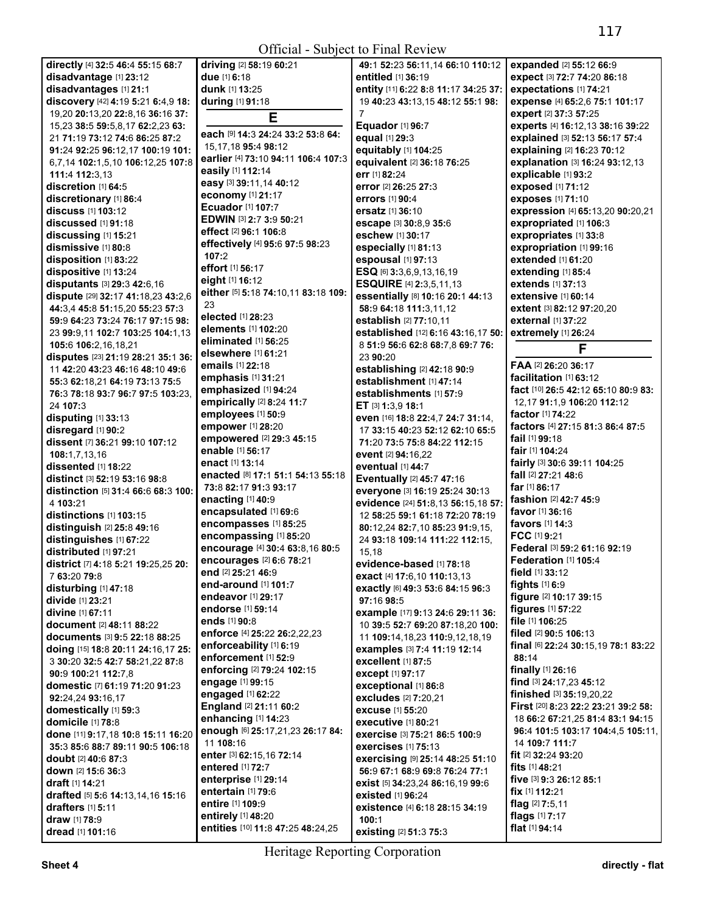**directly** [4] **32:**5 **46:**4 **55:**15 **68:**7
**disadvantage** [1] **23:**12
**disadvantages** [1] **21:**1
**discovery** [42] **4:**19 **5:**21 **6:**4,9 **18:** 19,20 **20:**13,20 **22:**8,16 **36:**16 **37:** 15,23 **38:**5 **59:**5,8,17 **62:**2,23 **63:** 21 **71:**19 **73:**12 **74:**6 **86:**25 **87:**2 **91:**24 **92:**25 **96:**12,17 **100:**19 **101:** 6,7,14 **102:**1,5,10 **106:**12,25 **107:**8 **111:**4 **112:**3,13
**discretion** [1] **64:**5
**discretionary** [1] **86:**4
**discuss** [1] **103:**12
**discussed** [1] **91:**18
**discussing** [1] **15:**21
**dismissive** [1] **80:**8
**disposition** [1] **83:**22
**dispositive** [1] **13:**24
**disputants** [3] **29:**3 **42:**6,16
**dispute** [29] **32:**17 **41:**18,23 **43:**2,6 **44:**3,4 **45:**8 **51:**15,20 **55:**23 **57:**3 **59:**9 **64:**23 **73:**24 **76:**17 **97:**15 **98:** 23 **99:**9,11 **102:**7 **103:**25 **104:**1,13 **105:**6 **106:**2,16,18,21
**disputes** [23] **21:**19 **28:**21 **35:**1 **36:** 11 **42:**20 **43:**23 **46:**16 **48:**10 **49:**6 **55:**3 **62:**18,21 **64:**19 **73:**13 **75:**5 **76:**3 **78:**18 **93:**7 **96:**7 **97:**5 **103:**23, 24 **107:**3
**disputing** [1] **33:**13
**disregard** [1] **90:**2
**dissent** [7] **36:**21 **99:**10 **107:**12 **108:**1,7,13,16
**dissented** [1] **18:**22
**distinct** [3] **52:**19 **53:**16 **98:**8
**distinction** [5] **31:**4 **66:**6 **68:**3 **100:** 4 **103:**21
**distinctions** [1] **103:**15
**distinguish** [2] **25:**8 **49:**16
**distinguishes** [1] **67:**22
**distributed** [1] **97:**21
**district** [7] **4:**18 **5:**21 **19:**25,25 **20:** 7 **63:**20 **79:**8
**disturbing** [1] **47:**18
**divide** [1] **23:**21
**divine** [1] **67:**11
**document** [2] **48:**11 **88:**22
**documents** [3] **9:**5 **22:**18 **88:**25
**doing** [15] **18:**8 **20:**11 **24:**16,17 **25:** 3 **30:**20 **32:**5 **42:**7 **58:**21,22 **87:**8 **90:**9 **100:**21 **112:**7,8
**domestic** [7] **61:**19 **71:**20 **91:**23 **92:**24,24 **93:**16,17
**domestically** [1] **59:**3
**domicile** [1] **78:**8
**done** [11] **9:**17,18 **10:**8 **15:**11 **16:**20 **35:**3 **85:**6 **88:**7 **89:**11 **90:**5 **106:**18
**doubt** [2] **40:**6 **87:**3
**down** [2] **15:**6 **36:**3
**draft** [1] **14:**21
**drafted** [5] **5:**6 **14:**13,14,16 **15:**16
**drafters** [1] **5:**11
**draw** [1] **78:**9
**dread** [1] **101:**16
**driving** [2] **58:**19 **60:**21
**due** [1] **6:**18
**dunk** [1] **13:**25
**during** [1] **91:**18

## E

**each** [9] **14:**3 **24:**24 **33:**2 **53:**8 **64:** 15,17,18 **95:**4 **98:**12
**earlier** [4] **73:**10 **94:**11 **106:**4 **107:**3
**easily** [1] **112:**14
**easy** [3] **39:**11,14 **40:**12
**economy** [1] **21:**17
**Ecuador** [1] **107:**7
**EDWIN** [3] **2:**7 **3:**9 **50:**21
**effect** [2] **96:**1 **106:**8
**effectively** [4] **95:**6 **97:**5 **98:**23 **107:**2
**effort** [1] **56:**17
**eight** [1] **16:**12
**either** [5] **5:**18 **74:**10,11 **83:**18 **109:** 23
**elected** [1] **28:**23
**elements** [1] **102:**20
**eliminated** [1] **56:**25
**elsewhere** [1] **61:**21
**emails** [1] **22:**18
**emphasis** [1] **31:**21
**emphasized** [1] **94:**24
**empirically** [2] **8:**24 **11:**7
**employees** [1] **50:**9
**empower** [1] **28:**20
**empowered** [2] **29:**3 **45:**15
**enable** [1] **56:**17
**enact** [1] **13:**14
**enacted** [8] **17:**1 **51:**1 **54:**13 **55:**18 **73:**8 **82:**17 **91:**3 **93:**17
**enacting** [1] **40:**9
**encapsulated** [1] **69:**6
**encompasses** [1] **85:**25
**encompassing** [1] **85:**20
**encourage** [4] **30:**4 **63:**8,16 **80:**5
**encourages** [2] **6:**6 **78:**21
**end** [2] **25:**21 **46:**9
**end-around** [1] **101:**7
**endeavor** [1] **29:**17
**endorse** [1] **59:**14
**ends** [1] **90:**8
**enforce** [4] **25:**22 **26:**2,22,23
**enforceability** [1] **6:**19
**enforcement** [1] **52:**9
**enforcing** [2] **79:**24 **102:**15
**engage** [1] **99:**15
**engaged** [1] **62:**22
**England** [2] **21:**11 **60:**2
**enhancing** [1] **14:**23
**enough** [6] **25:**17,21,23 **26:**17 **84:** 11 **108:**16
**enter** [3] **62:**15,16 **72:**14
**entered** [1] **72:**7
**enterprise** [1] **29:**14
**entertain** [1] **79:**6
**entire** [1] **109:**9
**entirely** [1] **48:**20
**entities** [10] **11:**8 **47:**25 **48:**24,25 **49:**1 **52:**23 **56:**11,14 **66:**10 **110:**12
**entitled** [1] **36:**19
**entity** [11] **6:**22 **8:**8 **11:**17 **34:**25 **37:** 19 **40:**23 **43:**13,15 **48:**12 **55:**1 **98:** 7
**Equador** [1] **96:**7
**equal** [1] **29:**3
**equitably** [1] **104:**25
**equivalent** [2] **36:**18 **76:**25
**err** [1] **82:**24
**error** [2] **26:**25 **27:**3
**errors** [1] **90:**4
**ersatz** [1] **36:**10
**escape** [3] **30:**8,9 **35:**6
**eschew** [1] **30:**17
**especially** [1] **81:**13
**espousal** [1] **97:**13
**ESQ** [6] **3:**3,6,9,13,16,19
**ESQUIRE** [4] **2:**3,5,11,13
**essentially** [8] **10:**16 **20:**1 **44:**13 **58:**9 **64:**18 **111:**3,11,12
**establish** [2] **77:**10,11
**established** [12] **6:**16 **43:**16,17 **50:** 8 **51:**9 **56:**6 **62:**8 **68:**7,8 **69:**7 **76:** 23 **90:**21
**establishing** [2] **42:**18 **90:**9
**establishment** [1] **47:**14
**establishments** [1] **57:**9
**ET** [3] **1:**3,9 **18:**1
**even** [16] **18:**8 **22:**4,7 **24:**7 **31:**14, 17 **33:**15 **40:**23 **52:**12 **62:**10 **65:**5 **71:**20 **73:**5 **75:**8 **84:**22 **112:**15
**event** [2] **94:**16,22
**eventual** [1] **44:**7
**Eventually** [2] **45:**7 **47:**16
**everyone** [3] **16:**19 **25:**24 **30:**13
**evidence** [24] **51:**8,13 **56:**15,18 **57:** 12 **58:**25 **59:**1 **61:**18 **72:**20 **78:**19 **80:**12,24 **82:**7,10 **85:**23 **91:**9,15, 24 **93:**18 **109:**14 **111:**22 **112:**15, 15,18
**evidence-based** [1] **78:**18
**exact** [4] **17:**6,10 **110:**13,13
**exactly** [6] **49:**3 **53:**6 **84:**15 **96:**3 **97:**16 **98:**5
**example** [17] **9:**13 **24:**6 **29:**11 **36:** 10 **39:**5 **52:**7 **69:**20 **87:**18,20 **100:** 11 **109:**14,18,23 **110:**9,12,18,19
**examples** [3] **7:**4 **11:**19 **12:**14
**excellent** [1] **87:**5
**except** [1] **97:**17
**exceptional** [1] **86:**8
**excludes** [2] **7:**20,21
**excuse** [1] **55:**20
**executive** [1] **80:**21
**exercise** [3] **75:**21 **86:**5 **100:**9
**exercises** [1] **75:**13
**exercising** [9] **25:**14 **48:**25 **51:**10 **56:**9 **67:**1 **68:**9 **69:**8 **76:**24 **77:**1
**exist** [5] **34:**23,24 **86:**16,19 **99:**6
**existed** [1] **96:**24
**existence** [4] **6:**18 **28:**15 **34:**19 **100:**1
**existing** [2] **51:**3 **75:**3
**expanded** [2] **55:**12 **66:**9
**expect** [3] **72:**7 **74:**20 **86:**18
**expectations** [1] **74:**21
**expense** [4] **65:**2,6 **75:**1 **101:**17
**expert** [2] **37:**3 **57:**25
**experts** [4] **16:**12,13 **38:**16 **39:**22
**explained** [3] **52:**13 **56:**17 **57:**4
**explaining** [2] **16:**23 **70:**12
**explanation** [3] **16:**24 **93:**12,13
**explicable** [1] **93:**2
**exposed** [1] **71:**12
**exposes** [1] **71:**10
**expression** [4] **65:**13,20 **90:**20,21
**expropriated** [1] **106:**3
**expropriates** [1] **33:**8
**expropriation** [1] **99:**16
**extended** [1] **61:**20
**extending** [1] **85:**4
**extends** [1] **37:**13
**extensive** [1] **60:**14
**extent** [3] **82:**12 **97:**20,20
**external** [1] **37:**22
**extremely** [1] **26:**24

## F

**FAA** [2] **26:**20 **36:**17
**facilitation** [1] **63:**12
**fact** [10] **26:**5 **42:**12 **65:**10 **80:**9 **83:** 12,17 **91:**1,9 **106:**20 **112:**12
**factor** [1] **74:**22
**factors** [4] **27:**15 **81:**3 **86:**4 **87:**5
**fail** [1] **99:**18
**fair** [1] **104:**24
**fairly** [3] **30:**6 **39:**11 **104:**25
**fall** [2] **27:**21 **48:**6
**far** [1] **86:**17
**fashion** [2] **42:**7 **45:**9
**favor** [1] **36:**16
**favors** [1] **14:**3
**FCC** [1] **9:**21
**Federal** [3] **59:**2 **61:**16 **92:**19
**Federation** [1] **105:**4
**field** [1] **33:**12
**fights** [1] **6:**9
**figure** [2] **10:**17 **39:**15
**figures** [1] **57:**22
**file** [1] **106:**25
**filed** [2] **90:**5 **106:**13
**final** [6] **22:**24 **30:**15,19 **78:**1 **83:**22 **88:**14
**finally** [1] **26:**16
**find** [3] **24:**17,23 **45:**12
**finished** [3] **35:**19,20,22
**First** [20] **8:**23 **22:**2 **23:**21 **39:**2 **58:** 18 **66:**2 **67:**21,25 **81:**4 **83:**1 **94:**15 **96:**4 **101:**5 **103:**17 **104:**4,5 **105:**11, 14 **109:**7 **111:**7
**fit** [2] **32:**24 **93:**20
**fits** [1] **48:**21
**five** [3] **9:**3 **26:**12 **85:**1
**fix** [1] **112:**21
**flag** [2] **7:**5,11
**flags** [1] **7:**17
**flat** [1] **94:**14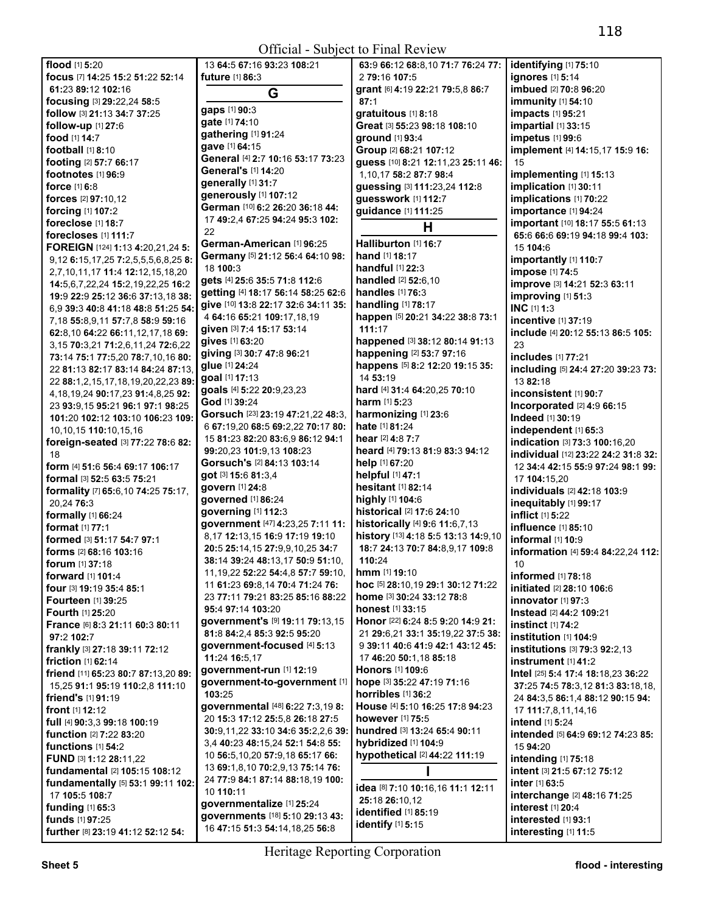Official - Subject to Final Review

**flood** [1] **5:**20
**focus** [7] **14:**25 **15:**2 **51:**22 **52:**14 **61:**23 **89:**12 **102:**16
**focusing** [3] **29:**22,24 **58:**5
**follow** [3] **21:**13 **34:**7 **37:**25
**follow-up** [1] **27:**6
**food** [1] **14:**7
**football** [1] **8:**10
**footing** [2] **57:**7 **66:**17
**footnotes** [1] **96:**9
**force** [1] **6:**8
**forces** [2] **97:**10,12
**forcing** [1] **107:**2
**foreclose** [1] **18:**7
**forecloses** [1] **111:**7
**FOREIGN** [124] **1:**13 **4:**20,21,24 **5:**9,12 **6:**15,17,25 **7:**2,5,5,5,6,8,25 **8:**2,7,10,11,17 **11:**4 **12:**12,15,18,20 **14:**5,6,7,22,24 **15:**2,19,22,25 **16:**2 **19:**9 **22:**9 **25:**12 **36:**6 **37:**13,18 **38:**6,9 **39:**3 **40:**8 **41:**18 **48:**8 **51:**25 **54:**7,18 **55:**8,9,11 **57:**7,8 **58:**9 **59:**16 **62:**8,10 **64:**22 **66:**11,12,17,18 **69:**3,15 **70:**3,21 **71:**2,6,11,24 **72:**6,22 **73:**14 **75:**1 **77:**5,20 **78:**7,10,16 **80:**22 **81:**13 **82:**17 **83:**14 **84:**24 **87:**13,22 **88:**1,2,15,17,18,19,20,22,23 **89:**4,18,19,24 **90:**17,23 **91:**4,8,25 **92:**23 **93:**9,15 **95:**21 **96:**1 **97:**1 **98:**25 **101:**20 **102:**12 **103:**10 **106:**23 **109:**10,10,15 **110:**10,15,16
**foreign-seated** [3] **77:**22 **78:**6 **82:**18
**form** [4] **51:**6 **56:**4 **69:**17 **106:**17
**formal** [3] **52:**5 **63:**5 **75:**21
**formality** [7] **65:**6,10 **74:**25 **75:**17,20,24 **76:**3
**formally** [1] **66:**24
**format** [1] **77:**1
**formed** [3] **51:**17 **54:**7 **97:**1
**forms** [2] **68:**16 **103:**16
**forum** [1] **37:**18
**forward** [1] **101:**4
**four** [3] **19:**19 **35:**4 **85:**1
**Fourteen** [1] **39:**25
**Fourth** [1] **25:**20
**France** [6] **8:**3 **21:**11 **60:**3 **80:**11 **97:**2 **102:**7
**frankly** [3] **27:**18 **39:**11 **72:**12
**friction** [1] **62:**14
**friend** [11] **65:**23 **80:**7 **87:**13,20 **89:**15,25 **91:**1 **95:**19 **110:**2,8 **111:**10
**friend's** [1] **91:**19
**front** [1] **12:**12
**full** [4] **90:**3,3 **99:**18 **100:**19
**function** [2] **7:**22 **83:**20
**functions** [1] **54:**2
**FUND** [3] **1:**12 **28:**11,22
**fundamental** [2] **105:**15 **108:**12
**fundamentally** [5] **53:**1 **99:**11 **102:**17 **105:**5 **108:**7
**funding** [1] **65:**3
**funds** [1] **97:**25
**further** [8] **23:**19 **41:**12 **52:**12 **54:**13 **64:**5 **67:**16 **93:**23 **108:**21
**future** [1] **86:**3

## G

**gaps** [1] **90:**3
**gate** [1] **74:**10
**gathering** [1] **91:**24
**gave** [1] **64:**15
**General** [4] **2:**7 **10:**16 **53:**17 **73:**23
**General's** [1] **14:**20
**generally** [1] **31:**7
**generously** [1] **107:**12
**German** [10] **6:**2 **26:**20 **36:**18 **44:**17 **49:**2,4 **67:**25 **94:**24 **95:**3 **102:**22
**German-American** [1] **96:**25
**Germany** [5] **21:**12 **56:**4 **64:**10 **98:**18 **100:**3
**gets** [4] **25:**6 **35:**5 **71:**8 **112:**6
**getting** [4] **18:**17 **56:**14 **58:**25 **62:**6
**give** [10] **13:**8 **22:**17 **32:**6 **34:**11 **35:**4 **64:**16 **65:**21 **109:**17,18,19
**given** [3] **7:**4 **15:**17 **53:**14
**gives** [1] **63:**20
**giving** [3] **30:**7 **47:**8 **96:**21
**glue** [1] **24:**24
**goal** [1] **17:**13
**goals** [4] **5:**22 **20:**9,23,23
**God** [1] **39:**24
**Gorsuch** [23] **23:**19 **47:**21,22 **48:**3,6 **67:**19,20 **68:**5 **69:**2,22 **70:**17 **80:**15 **81:**23 **82:**20 **83:**6,9 **86:**12 **94:**1 **99:**20,23 **101:**9,13 **108:**23
**Gorsuch's** [2] **84:**13 **103:**14
**got** [3] **15:**6 **81:**3,4
**govern** [1] **24:**8
**governed** [1] **86:**24
**governing** [1] **112:**3
**government** [47] **4:**23,25 **7:**11 **11:**8,17 **12:**13,15 **16:**9 **17:**19 **19:**10 **20:**5 **25:**14,15 **27:**9,9,10,25 **34:**7 **38:**14 **39:**24 **48:**13,17 **50:**9 **51:**10,11,19,22 **52:**22 **54:**4,8 **57:**7 **59:**10,11 **61:**23 **69:**8,14 **70:**4 **71:**24 **76:**23 **77:**11 **79:**21 **83:**25 **85:**16 **88:**22 **95:**4 **97:**14 **103:**20
**government's** [9] **19:**11 **79:**13,15 **81:**8 **84:**2,4 **85:**3 **92:**5 **95:**20
**government-focused** [4] **5:**13 **11:**24 **16:**5,17
**government-run** [1] **12:**19
**government-to-government** [1] **103:**25
**governmental** [48] **6:**22 **7:**3,19 **8:**20 **15:**3 **17:**12 **25:**5,8 **26:**18 **27:**5 **30:**9,11,22 **33:**10 **34:**6 **35:**2,2,6 **39:**3,4 **40:**23 **48:**15,24 **52:**1 **54:**8 **55:**10 **56:**5,10,20 **57:**9,18 **65:**17 **66:**13 **69:**1,8,10 **70:**2,9,13 **75:**14 **76:**24 **77:**9 **84:**1 **87:**14 **88:**18,19 **100:**10 **110:**11
**governmentalize** [1] **25:**24
**governments** [18] **5:**10 **29:**13 **43:**16 **47:**15 **51:**3 **54:**14,18,25 **56:**8 **63:**9 **66:**12 **68:**8,10 **71:**7 **76:**24 **77:**2 **79:**16 **107:**5
**grant** [6] **4:**19 **22:**21 **79:**5,8 **86:**7 **87:**1
**gratuitous** [1] **8:**18
**Great** [3] **55:**23 **98:**18 **108:**10
**ground** [1] **93:**4
**Group** [2] **68:**21 **107:**12
**guess** [10] **8:**21 **12:**11,23 **25:**11 **46:**1,10,17 **58:**2 **87:**7 **98:**4
**guessing** [3] **111:**23,24 **112:**8
**guesswork** [1] **112:**7
**guidance** [1] **111:**25

## H

**Halliburton** [1] **16:**7
**hand** [1] **18:**17
**handful** [1] **22:**3
**handled** [2] **52:**6,10
**handles** [1] **76:**3
**handling** [1] **78:**17
**happen** [5] **20:**21 **34:**22 **38:**8 **73:**1 **111:**17
**happened** [3] **38:**12 **80:**14 **91:**13
**happening** [2] **53:**7 **97:**16
**happens** [5] **8:**2 **12:**20 **19:**15 **35:**14 **53:**19
**hard** [4] **31:**4 **64:**20,25 **70:**10
**harm** [1] **5:**23
**harmonizing** [1] **23:**6
**hate** [1] **81:**24
**hear** [2] **4:**8 **7:**7
**heard** [4] **79:**13 **81:**9 **83:**3 **94:**12
**help** [1] **67:**20
**helpful** [1] **47:**1
**hesitant** [1] **82:**14
**highly** [1] **104:**6
**historical** [2] **17:**6 **24:**10
**historically** [4] **9:**6 **11:**6,7,13
**history** [13] **4:**18 **5:**5 **13:**13 **14:**9,10 **18:**7 **24:**13 **70:**7 **84:**8,9,17 **109:**8 **110:**24
**hmm** [1] **19:**10
**hoc** [5] **28:**10,19 **29:**1 **30:**12 **71:**22
**home** [3] **30:**24 **33:**12 **78:**8
**honest** [1] **33:**15
**Honor** [22] **6:**24 **8:**5 **9:**20 **14:**9 **21:**21 **29:**6,21 **33:**1 **35:**19,22 **37:**5 **38:**9 **39:**11 **40:**6 **41:**9 **42:**1 **43:**12 **45:**17 **46:**20 **50:**1,18 **85:**18
**Honors** [1] **109:**6
**hope** [3] **35:**22 **47:**19 **71:**16
**horribles** [1] **36:**2
**House** [4] **5:**10 **16:**25 **17:**8 **94:**23
**however** [1] **75:**5
**hundred** [3] **13:**24 **65:**4 **90:**11
**hybridized** [1] **104:**9
**hypothetical** [2] **44:**22 **111:**19

## I

**idea** [8] **7:**10 **10:**16,16 **11:**1 **12:**11 **25:**18 **26:**10,12
**identified** [1] **85:**19
**identify** [1] **5:**15
**identifying** [1] **75:**10
**ignores** [1] **5:**14
**imbued** [2] **70:**8 **96:**20
**immunity** [1] **54:**10
**impacts** [1] **95:**21
**impartial** [1] **33:**15
**impetus** [1] **99:**6
**implement** [4] **14:**15,17 **15:**9 **16:**15
**implementing** [1] **15:**13
**implication** [1] **30:**11
**implications** [1] **70:**22
**importance** [1] **94:**24
**important** [10] **18:**17 **55:**5 **61:**13 **65:**6 **66:**6 **69:**15 **94:**18 **99:**4 **103:**15 **104:**6
**importantly** [1] **110:**7
**impose** [1] **74:**5
**improve** [3] **14:**21 **52:**3 **63:**11
**improving** [1] **51:**3
**INC** [1] **1:**3
**incentive** [1] **37:**19
**include** [4] **20:**12 **55:**13 **86:**5 **105:**23
**includes** [1] **77:**21
**including** [5] **24:**4 **27:**20 **39:**23 **73:**13 **82:**18
**inconsistent** [1] **90:**7
**Incorporated** [2] **4:**9 **66:**15
**Indeed** [1] **30:**19
**independent** [1] **65:**3
**indication** [3] **73:**3 **100:**16,20
**individual** [12] **23:**22 **24:**2 **31:**8 **32:**12 **34:**4 **42:**15 **55:**9 **97:**24 **98:**1 **99:**17 **104:**15,20
**individuals** [2] **42:**18 **103:**9
**inequitably** [1] **99:**17
**inflict** [1] **5:**22
**influence** [1] **85:**10
**informal** [1] **10:**9
**information** [4] **59:**4 **84:**22,24 **112:**10
**informed** [1] **78:**18
**initiated** [2] **28:**10 **106:**6
**innovator** [1] **97:**3
**Instead** [2] **44:**2 **109:**21
**instinct** [1] **74:**2
**institution** [1] **104:**9
**institutions** [3] **79:**3 **92:**2,13
**instrument** [1] **41:**2
**Intel** [25] **5:**4 **17:**4 **18:**18,23 **36:**22 **37:**25 **74:**5 **78:**3,12 **81:**3 **83:**18,18,24 **84:**3,5 **86:**1,4 **88:**12 **90:**15 **94:**17 **111:**7,8,11,14,16
**intend** [1] **5:**24
**intended** [5] **64:**9 **69:**12 **74:**23 **85:**15 **94:**20
**intending** [1] **75:**18
**intent** [3] **21:**5 **67:**12 **75:**12
**inter** [1] **63:**5
**interchange** [2] **48:**16 **71:**25
**interest** [1] **20:**4
**interested** [1] **93:**1
**interesting** [1] **11:**5

Heritage Reporting Corporation

Sheet 5 flood - interesting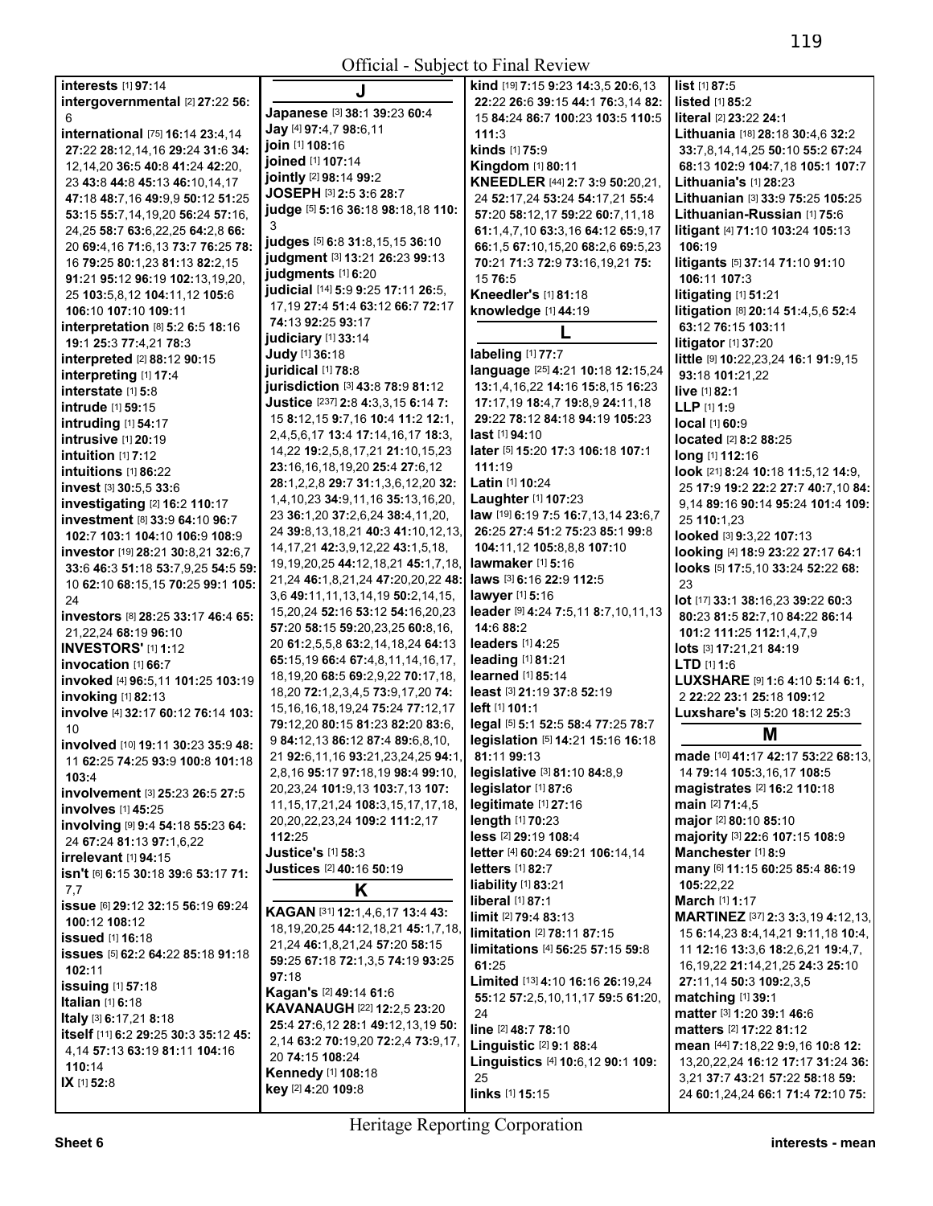Official - Subject to Final Review

**interests** [1] **97:**14
**intergovernmental** [2] **27:**22 **56:** 6
**international** [75] **16:**14 **23:**4,14 **27:**22 **28:**12,14,16 **29:**24 **31:**6 **34:** 12,14,20 **36:**5 **40:**8 **41:**24 **42:**20, 23 **43:**8 **44:**8 **45:**13 **46:**10,14,17 **47:**18 **48:**7,16 **49:**9,9 **50:**12 **51:**25 **53:**15 **55:**7,14,19,20 **56:**24 **57:**16, 24,25 **58:**7 **63:**6,22,25 **64:**2,8 **66:** 20 **69:**4,16 **71:**6,13 **73:**7 **76:**25 **78:** 16 **79:**25 **80:**1,23 **81:**13 **82:**2,15 **91:**21 **95:**12 **96:**19 **102:**13,19,20, 25 **103:**5,8,12 **104:**11,12 **105:**6 **106:**10 **107:**10 **109:**11
**interpretation** [8] **5:**2 **6:**5 **18:**16 **19:**1 **25:**3 **77:**4,21 **78:**3
**interpreted** [2] **88:**12 **90:**15
**interpreting** [1] **17:**4
**interstate** [1] **5:**8
**intrude** [1] **59:**15
**intruding** [1] **54:**17
**intrusive** [1] **20:**19
**intuition** [1] **7:**12
**intuitions** [1] **86:**22
**invest** [3] **30:**5,5 **33:**6
**investigating** [2] **16:**2 **110:**17
**investment** [8] **33:**9 **64:**10 **96:**7 **102:**7 **103:**1 **104:**10 **106:**9 **108:**9
**investor** [19] **28:**21 **30:**8,21 **32:**6,7 **33:**6 **46:**3 **51:**18 **53:**7,9,25 **54:**5 **59:** 10 **62:**10 **68:**15,15 **70:**25 **99:**1 **105:** 24
**investors** [8] **28:**25 **33:**17 **46:**4 **65:** 21,22,24 **68:**19 **96:**10
**INVESTORS'** [1] **1:**12
**invocation** [1] **66:**7
**invoked** [4] **96:**5,11 **101:**25 **103:**19
**invoking** [1] **82:**13
**involve** [4] **32:**17 **60:**12 **76:**14 **103:** 10
**involved** [10] **19:**11 **30:**23 **35:**9 **48:** 11 **62:**25 **74:**25 **93:**9 **100:**8 **101:**18 **103:**4
**involvement** [3] **25:**23 **26:**5 **27:**5
**involves** [1] **45:**25
**involving** [9] **9:**4 **54:**18 **55:**23 **64:** 24 **67:**24 **81:**13 **97:**1,6,22
**irrelevant** [1] **94:**15
**isn't** [6] **6:**15 **30:**18 **39:**6 **53:**17 **71:** 7,7
**issue** [6] **29:**12 **32:**15 **56:**19 **69:**24 **100:**12 **108:**12
**issued** [1] **16:**18
**issues** [5] **62:**2 **64:**22 **85:**18 **91:**18 **102:**11
**issuing** [1] **57:**18
**Italian** [1] **6:**18
**Italy** [3] **6:**17,21 **8:**18
**itself** [11] **6:**2 **29:**25 **30:**3 **35:**12 **45:** 4,14 **57:**13 **63:**19 **81:**11 **104:**16 **110:**14
**IX** [1] **52:**8

## J

**Japanese** [3] **38:**1 **39:**23 **60:**4
**Jay** [4] **97:**4,7 **98:**6,11
**join** [1] **108:**16
**joined** [1] **107:**14
**jointly** [2] **98:**14 **99:**2
**JOSEPH** [3] **2:**5 **3:**6 **28:**7
**judge** [5] **5:**16 **36:**18 **98:**18,18 **110:** 3
**judges** [5] **6:**8 **31:**8,15,15 **36:**10
**judgment** [3] **13:**21 **26:**23 **99:**13
**judgments** [1] **6:**20
**judicial** [14] **5:**9 **9:**25 **17:**11 **26:**5, 17,19 **27:**4 **51:**4 **63:**12 **66:**7 **72:**17 **74:**13 **92:**25 **93:**17
**judiciary** [1] **33:**14
**Judy** [1] **36:**18
**juridical** [1] **78:**8
**jurisdiction** [3] **43:**8 **78:**9 **81:**12
**Justice** [237] **2:**8 **4:**3,3,15 **6:**14 **7:** 15 **8:**12,15 **9:**7,16 **10:**4 **11:**2 **12:**1, 2,4,5,6,17 **13:**4 **17:**14,16,17 **18:**3, 14,22 **19:**2,5,8,17,21 **21:**10,15,23 **23:**16,16,18,19,20 **25:**4 **27:**6,12 **28:**1,2,2,8 **29:**7 **31:**1,3,6,12,20 **32:** 1,4,10,23 **34:**9,11,16 **35:**13,16,20, 23 **36:**1,20 **37:**2,6,24 **38:**4,11,20, 24 **39:**8,13,18,21 **40:**3 **41:**10,12,13, 14,17,21 **42:**3,9,12,22 **43:**1,5,18, 19,19,20,25 **44:**12,18,21 **45:**1,7,18, 21,24 **46:**1,8,21,24 **47:**20,20,22 **48:** 3,6 **49:**11,11,13,14,19 **50:**2,14,15, 15,20,24 **52:**16 **53:**12 **54:**16,20,23 **57:**20 **58:**15 **59:**20,23,25 **60:**8,16, 20 **61:**2,5,5,8 **63:**2,14,18,24 **64:**13 **65:**15,19 **66:**4 **67:**4,8,11,14,16,17, 18,19,20 **68:**5 **69:**2,9,22 **70:**17,18, 18,20 **72:**1,2,3,4,5 **73:**9,17,20 **74:** 15,16,16,18,19,24 **75:**24 **77:**12,17 **79:**12,20 **80:**15 **81:**23 **82:**20 **83:**6, 9 **84:**12,13 **86:**12 **87:**4 **89:**6,8,10, 21 **92:**6,11,16 **93:**21,23,24,25 **94:**1, 2,8,16 **95:**17 **97:**18,19 **98:**4 **99:**10, 20,23,24 **101:**9,13 **103:**7,13 **107:** 11,15,17,21,24 **108:**3,15,17,17,18, 20,20,22,23,24 **109:**2 **111:**2,17 **112:**25
**Justice's** [1] **58:**3
**Justices** [2] **40:**16 **50:**19

## K

**KAGAN** [31] **12:**1,4,6,17 **13:**4 **43:** 18,19,20,25 **44:**12,18,21 **45:**1,7,18, 21,24 **46:**1,8,21,24 **57:**20 **58:**15 **59:**25 **67:**18 **72:**1,3,5 **74:**19 **93:**25 **97:**18
**Kagan's** [2] **49:**14 **61:**6
**KAVANAUGH** [22] **12:**2,5 **23:**20 **25:**4 **27:**6,12 **28:**1 **49:**12,13,19 **50:** 2,14 **63:**2 **70:**19,20 **72:**2,4 **73:**9,17, 20 **74:**15 **108:**24
**Kennedy** [1] **108:**18
**key** [2] **4:**20 **109:**8
**kind** [19] **7:**15 **9:**23 **14:**3,5 **20:**6,13 **22:**22 **26:**6 **39:**15 **44:**1 **76:**3,14 **82:** 15 **84:**24 **86:**7 **100:**23 **103:**5 **110:**5 **111:**3
**kinds** [1] **75:**9
**Kingdom** [1] **80:**11
**KNEEDLER** [44] **2:**7 **3:**9 **50:**20,21, 24 **52:**17,24 **53:**24 **54:**17,21 **55:**4 **57:**20 **58:**12,17 **59:**22 **60:**7,11,18 **61:**1,4,7,10 **63:**3,16 **64:**12 **65:**9,17 **66:**1,5 **67:**10,15,20 **68:**2,6 **69:**5,23 **70:**21 **71:**3 **72:**9 **73:**16,19,21 **75:** 15 **76:**5
**Kneedler's** [1] **81:**18
**knowledge** [1] **44:**19

## L

**labeling** [1] **77:**7
**language** [25] **4:**21 **10:**18 **12:**15,24 **13:**1,4,16,22 **14:**16 **15:**8,15 **16:**23 **17:**17,19 **18:**4,7 **19:**8,9 **24:**11,18 **29:**22 **78:**12 **84:**18 **94:**19 **105:**23
**last** [1] **94:**10
**later** [5] **15:**20 **17:**3 **106:**18 **107:**1 **111:**19
**Latin** [1] **10:**24
**Laughter** [1] **107:**23
**law** [19] **6:**19 **7:**5 **16:**7,13,14 **23:**6,7 **26:**25 **27:**4 **51:**2 **75:**23 **85:**1 **99:**8 **104:**11,12 **105:**8,8,8 **107:**10
**lawmaker** [1] **5:**16
**laws** [3] **6:**16 **22:**9 **112:**5
**lawyer** [1] **5:**16
**leader** [9] **4:**24 **7:**5,11 **8:**7,10,11,13 **14:**6 **88:**2
**leaders** [1] **4:**25
**leading** [1] **81:**21
**learned** [1] **85:**14
**least** [3] **21:**19 **37:**8 **52:**19
**left** [1] **101:**1
**legal** [5] **5:**1 **52:**5 **58:**4 **77:**25 **78:**7
**legislation** [5] **14:**21 **15:**16 **16:**18 **81:**11 **99:**13
**legislative** [3] **81:**10 **84:**8,9
**legislator** [1] **87:**6
**legitimate** [1] **27:**16
**length** [1] **70:**23
**less** [2] **29:**19 **108:**4
**letter** [4] **60:**24 **69:**21 **106:**14,14
**letters** [1] **82:**7
**liability** [1] **83:**21
**liberal** [1] **87:**1
**limit** [2] **79:**4 **83:**13
**limitation** [2] **78:**11 **87:**15
**limitations** [4] **56:**25 **57:**15 **59:**8 **61:**25
**Limited** [13] **4:**10 **16:**16 **26:**19,24 **55:**12 **57:**2,5,10,11,17 **59:**5 **61:**20, 24
**line** [2] **48:**7 **78:**10
**Linguistic** [2] **9:**1 **88:**4
**Linguistics** [4] **10:**6,12 **90:**1 **109:** 25
**links** [1] **15:**15
**list** [1] **87:**5
**listed** [1] **85:**2
**literal** [2] **23:**22 **24:**1
**Lithuania** [18] **28:**18 **30:**4,6 **32:**2 **33:**7,8,14,14,25 **50:**10 **55:**2 **67:**24 **68:**13 **102:**9 **104:**7,18 **105:**1 **107:**7
**Lithuania's** [1] **28:**23
**Lithuanian** [3] **33:**9 **75:**25 **105:**25
**Lithuanian-Russian** [1] **75:**6
**litigant** [4] **71:**10 **103:**24 **105:**13 **106:**19
**litigants** [5] **37:**14 **71:**10 **91:**10 **106:**11 **107:**3
**litigating** [1] **51:**21
**litigation** [8] **20:**14 **51:**4,5,6 **52:**4 **63:**12 **76:**15 **103:**11
**litigator** [1] **37:**20
**little** [9] **10:**22,23,24 **16:**1 **91:**9,15 **93:**18 **101:**21,22
**live** [1] **82:**1
**LLP** [1] **1:**9
**local** [1] **60:**9
**located** [2] **8:**2 **88:**25
**long** [1] **112:**16
**look** [21] **8:**24 **10:**18 **11:**5,12 **14:**9, 25 **17:**9 **19:**2 **22:**2 **27:**7 **40:**7,10 **84:** 9,14 **89:**16 **90:**14 **95:**24 **101:**4 **109:** 25 **110:**1,23
**looked** [3] **9:**3,22 **107:**13
**looking** [4] **18:**9 **23:**22 **27:**17 **64:**1
**looks** [5] **17:**5,10 **33:**24 **52:**22 **68:** 23
**lot** [17] **33:**1 **38:**16,23 **39:**22 **60:**3 **80:**23 **81:**5 **82:**7,10 **84:**22 **86:**14 **101:**2 **111:**25 **112:**1,4,7,9
**lots** [3] **17:**21,21 **84:**19
**LTD** [1] **1:**6
**LUXSHARE** [9] **1:**6 **4:**10 **5:**14 **6:**1, 2 **22:**22 **23:**1 **25:**18 **109:**12
**Luxshare's** [3] **5:**20 **18:**12 **25:**3

## M

**made** [10] **41:**17 **42:**17 **53:**22 **68:**13, 14 **79:**14 **105:**3,16,17 **108:**5
**magistrates** [2] **16:**2 **110:**18
**main** [2] **71:**4,5
**major** [2] **80:**10 **85:**10
**majority** [3] **22:**6 **107:**15 **108:**9
**Manchester** [1] **8:**9
**many** [6] **11:**15 **60:**25 **85:**4 **86:**19 **105:**22,22
**March** [1] **1:**17
**MARTINEZ** [37] **2:**3 **3:**3,19 **4:**12,13, 15 **6:**14,23 **8:**4,14,21 **9:**11,18 **10:**4, 11 **12:**16 **13:**3,6 **18:**2,6,21 **19:**4,7, 16,19,22 **21:**14,21,25 **24:**3 **25:**10 **27:**11,14 **50:**3 **109:**2,3,5
**matching** [1] **39:**1
**matter** [3] **1:**20 **39:**1 **46:**6
**matters** [2] **17:**22 **81:**12
**mean** [44] **7:**18,22 **9:**9,16 **10:**8 **12:** 13,20,22,24 **16:**12 **17:**17 **31:**24 **36:** 3,21 **37:**7 **43:**21 **57:**22 **58:**18 **59:** 24 **60:**1,24,24 **66:**1 **71:**4 **72:**10 **75:**

Heritage Reporting Corporation

Sheet 6 interests - mean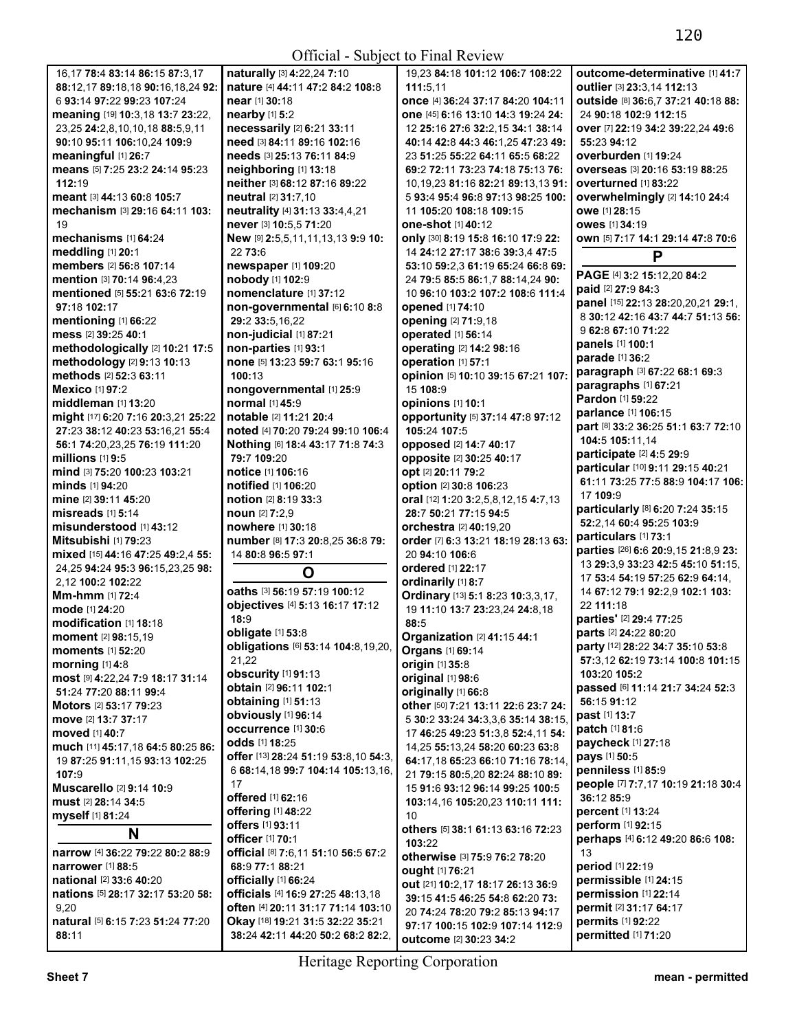16,17 **78:**4 **83:**14 **86:**15 **87:**3,17 **88:**12,17 **89:**18,18 **90:**16,18,24 **92:**6 **93:**14 **97:**22 **99:**23 **107:**24
**meaning** [19] **10:**3,18 **13:**7 **23:**22, 23,25 **24:**2,8,10,10,18 **88:**5,9,11 **90:**10 **95:**11 **106:**10,24 **109:**9
**meaningful** [1] **26:**7
**means** [5] **7:**25 **23:**2 **24:**14 **95:**23 **112:**19
**meant** [3] **44:**13 **60:**8 **105:**7
**mechanism** [3] **29:**16 **64:**11 **103:**19
**mechanisms** [1] **64:**24
**meddling** [1] **20:**1
**members** [2] **56:**8 **107:**14
**mention** [3] **70:**14 **96:**4,23
**mentioned** [5] **55:**21 **63:**6 **72:**19 **97:**18 **102:**17
**mentioning** [1] **66:**22
**mess** [2] **39:**25 **40:**1
**methodologically** [2] **10:**21 **17:**5
**methodology** [2] **9:**13 **10:**13
**methods** [2] **52:**3 **63:**11
**Mexico** [1] **97:**2
**middleman** [1] **13:**20
**might** [17] **6:**20 **7:**16 **20:**3,21 **25:**22 **27:**23 **38:**12 **40:**23 **53:**16,21 **55:**4 **56:**1 **74:**20,23,25 **76:**19 **111:**20
**millions** [1] **9:**5
**mind** [3] **75:**20 **100:**23 **103:**21
**minds** [1] **94:**20
**mine** [2] **39:**11 **45:**20
**misreads** [1] **5:**14
**misunderstood** [1] **43:**12
**Mitsubishi** [1] **79:**23
**mixed** [15] **44:**16 **47:**25 **49:**2,4 **55:**24,25 **94:**24 **95:**3 **96:**15,23,25 **98:**2,12 **100:**2 **102:**22
**Mm-hmm** [1] **72:**4
**mode** [1] **24:**20
**modification** [1] **18:**18
**moment** [2] **98:**15,19
**moments** [1] **52:**20
**morning** [1] **4:**8
**most** [9] **4:**22,24 **7:**9 **18:**17 **31:**14 **51:**24 **77:**20 **88:**11 **99:**4
**Motors** [2] **53:**17 **79:**23
**move** [2] **13:**7 **37:**17
**moved** [1] **40:**7
**much** [11] **45:**17,18 **64:**5 **80:**25 **86:**19 **87:**25 **91:**11,15 **93:**13 **102:**25 **107:**9
**Muscarello** [2] **9:**14 **10:**9
**must** [2] **28:**14 **34:**5
**myself** [1] **81:**24

## N

**narrow** [4] **36:**22 **79:**22 **80:**2 **88:**9
**narrower** [1] **88:**5
**national** [2] **33:**6 **40:**20
**nations** [5] **28:**17 **32:**17 **53:**20 **58:**9,20
**natural** [5] **6:**15 **7:**23 **51:**24 **77:**20 **88:**11
**naturally** [3] **4:**22,24 **7:**10
**nature** [4] **44:**11 **47:**2 **84:**2 **108:**8
**near** [1] **30:**18
**nearby** [1] **5:**2
**necessarily** [2] **6:**21 **33:**11
**need** [3] **84:**11 **89:**16 **102:**16
**needs** [3] **25:**13 **76:**11 **84:**9
**neighboring** [1] **13:**18
**neither** [3] **68:**12 **87:**16 **89:**22
**neutral** [2] **31:**7,10
**neutrality** [4] **31:**13 **33:**4,4,21
**never** [3] **10:**5,5 **71:**20
**New** [9] **2:**5,5,11,11,13,13 **9:**9 **10:**22 **73:**6
**newspaper** [1] **109:**20
**nobody** [1] **102:**9
**nomenclature** [1] **37:**12
**non-governmental** [6] **6:**10 **8:**8 **29:**2 **33:**5,16,22
**non-judicial** [1] **87:**21
**non-parties** [1] **93:**1
**none** [5] **13:**23 **59:**7 **63:**1 **95:**16 **100:**13
**nongovernmental** [1] **25:**9
**normal** [1] **45:**9
**notable** [2] **11:**21 **20:**4
**noted** [4] **70:**20 **79:**24 **99:**10 **106:**4
**Nothing** [6] **18:**4 **43:**17 **71:**8 **74:**3 **79:**7 **109:**20
**notice** [1] **106:**16
**notified** [1] **106:**20
**notion** [2] **8:**19 **33:**3
**noun** [2] **7:**2,9
**nowhere** [1] **30:**18
**number** [8] **17:**3 **20:**8,25 **36:**8 **79:**14 **80:**8 **96:**5 **97:**1

## O

**oaths** [3] **56:**19 **57:**19 **100:**12
**objectives** [4] **5:**13 **16:**17 **17:**12 **18:**9
**obligate** [1] **53:**8
**obligations** [6] **53:**14 **104:**8,19,20, 21,22
**obscurity** [1] **91:**13
**obtain** [2] **96:**11 **102:**1
**obtaining** [1] **51:**13
**obviously** [1] **96:**14
**occurrence** [1] **30:**6
**odds** [1] **18:**25
**offer** [13] **28:**24 **51:**19 **53:**8,10 **54:**3, 6 **68:**14,18 **99:**7 **104:**14 **105:**13,16, 17
**offered** [1] **62:**16
**offering** [1] **48:**22
**offers** [1] **93:**11
**officer** [1] **70:**1
**official** [8] **7:**6,11 **51:**10 **56:**5 **67:**2 **68:**9 **77:**1 **88:**21
**officially** [1] **66:**24
**officials** [4] **16:**9 **27:**25 **48:**13,18
**often** [4] **20:**11 **31:**17 **71:**14 **103:**10
**Okay** [18] **19:**21 **31:**5 **32:**22 **35:**21 **38:**24 **42:**11 **44:**20 **50:**2 **68:**2 **82:**2, 19,23 **84:**18 **101:**12 **106:**7 **108:**22 **111:**5,11
**once** [4] **36:**24 **37:**17 **84:**20 **104:**11
**one** [45] **6:**16 **13:**10 **14:**3 **19:**24 **24:**12 **25:**16 **27:**6 **32:**2,15 **34:**1 **38:**14 **40:**14 **42:**8 **44:**3 **46:**1,25 **47:**23 **49:**23 **51:**25 **55:**22 **64:**11 **65:**5 **68:**22 **69:**2 **72:**11 **73:**23 **74:**18 **75:**13 **76:**10,19,23 **81:**16 **82:**21 **89:**13,13 **91:**5 **93:**4 **95:**4 **96:**8 **97:**13 **98:**25 **100:**11 **105:**20 **108:**18 **109:**15
**one-shot** [1] **40:**12
**only** [30] **8:**19 **15:**8 **16:**10 **17:**9 **22:**14 **24:**12 **27:**17 **38:**6 **39:**3,4 **47:**5 **53:**10 **59:**2,3 **61:**19 **65:**24 **66:**8 **69:**24 **79:**5 **85:**5 **86:**1,7 **88:**14,24 **90:**10 **96:**10 **103:**2 **107:**2 **108:**6 **111:**4
**opened** [1] **74:**10
**opening** [2] **71:**9,18
**operated** [1] **56:**14
**operating** [2] **14:**2 **98:**16
**operation** [1] **57:**1
**opinion** [5] **10:**10 **39:**15 **67:**21 **107:**15 **108:**9
**opinions** [1] **10:**1
**opportunity** [5] **37:**14 **47:**8 **97:**12 **105:**24 **107:**5
**opposed** [2] **14:**7 **40:**17
**opposite** [2] **30:**25 **40:**17
**opt** [2] **20:**11 **79:**2
**option** [2] **30:**8 **106:**23
**oral** [12] **1:**20 **3:**2,5,8,12,15 **4:**7,13 **28:**7 **50:**21 **77:**15 **94:**5
**orchestra** [2] **40:**19,20
**order** [7] **6:**3 **13:**21 **18:**19 **28:**13 **63:**20 **94:**10 **106:**6
**ordered** [1] **22:**17
**ordinarily** [1] **8:**7
**Ordinary** [13] **5:**1 **8:**23 **10:**3,3,17, 19 **11:**10 **13:**7 **23:**23,24 **24:**8,18 **88:**5
**Organization** [2] **41:**15 **44:**1
**Organs** [1] **69:**14
**origin** [1] **35:**8
**original** [1] **98:**6
**originally** [1] **66:**8
**other** [50] **7:**21 **13:**11 **22:**6 **23:**7 **24:**5 **30:**2 **33:**24 **34:**3,3,6 **35:**14 **38:**15, 17 **46:**25 **49:**23 **51:**3,8 **52:**4,11 **54:**14,25 **55:**13,24 **58:**20 **60:**23 **63:**8 **64:**17,18 **65:**23 **66:**10 **71:**16 **78:**14, 21 **79:**15 **80:**5,20 **82:**24 **88:**10 **89:**15 **91:**6 **93:**12 **96:**14 **99:**25 **100:**5 **103:**14,16 **105:**20,23 **110:**11 **111:**10
**others** [5] **38:**1 **61:**13 **63:**16 **72:**23 **103:**22
**otherwise** [3] **75:**9 **76:**2 **78:**20
**ought** [1] **76:**21
**out** [21] **10:**2,17 **18:**17 **26:**13 **36:**9 **39:**15 **41:**5 **46:**25 **54:**8 **62:**20 **73:**20 **74:**24 **78:**20 **79:**2 **85:**13 **94:**17 **97:**17 **100:**15 **102:**9 **107:**14 **112:**9
**outcome** [2] **30:**23 **34:**2
**outcome-determinative** [1] **41:**7
**outlier** [3] **23:**3,14 **112:**13
**outside** [8] **36:**6,7 **37:**21 **40:**18 **88:**24 **90:**18 **102:**9 **112:**15
**over** [7] **22:**19 **34:**2 **39:**22,24 **49:**6 **55:**23 **94:**12
**overburden** [1] **19:**24
**overseas** [3] **20:**16 **53:**19 **88:**25
**overturned** [1] **83:**22
**overwhelmingly** [2] **14:**10 **24:**4
**owe** [1] **28:**15
**owes** [1] **34:**19
**own** [5] **7:**17 **14:**1 **29:**14 **47:**8 **70:**6

## P

**PAGE** [4] **3:**2 **15:**12,20 **84:**2
**paid** [2] **27:**9 **84:**3
**panel** [15] **22:**13 **28:**20,20,21 **29:**1, 8 **30:**12 **42:**16 **43:**7 **44:**7 **51:**13 **56:**9 **62:**8 **67:**10 **71:**22
**panels** [1] **100:**1
**parade** [1] **36:**2
**paragraph** [3] **67:**22 **68:**1 **69:**3
**paragraphs** [1] **67:**21
**Pardon** [1] **59:**22
**parlance** [1] **106:**15
**part** [8] **33:**2 **36:**25 **51:**1 **63:**7 **72:**10 **104:**5 **105:**11,14
**participate** [2] **4:**5 **29:**9
**particular** [10] **9:**11 **29:**15 **40:**21 **61:**11 **73:**25 **77:**5 **88:**9 **104:**17 **106:**17 **109:**9
**particularly** [8] **6:**20 **7:**24 **35:**15 **52:**2,14 **60:**4 **95:**25 **103:**9
**particulars** [1] **73:**1
**parties** [26] **6:**6 **20:**9,15 **21:**8,9 **23:**13 **29:**3,9 **33:**23 **42:**5 **45:**10 **51:**15, 17 **53:**4 **54:**19 **57:**25 **62:**9 **64:**14, 14 **67:**12 **79:**1 **92:**2,9 **102:**1 **103:**22 **111:**18
**parties'** [2] **29:**4 **77:**25
**parts** [2] **24:**22 **80:**20
**party** [12] **28:**22 **34:**7 **35:**10 **53:**8 **57:**3,12 **62:**19 **73:**14 **100:**8 **101:**15 **103:**20 **105:**2
**passed** [6] **11:**14 **21:**7 **34:**24 **52:**3 **56:**15 **91:**12
**past** [1] **13:**7
**patch** [1] **81:**6
**paycheck** [1] **27:**18
**pays** [1] **50:**5
**penniless** [1] **85:**9
**people** [7] **7:**7,17 **10:**19 **21:**18 **30:**4 **36:**12 **85:**9
**percent** [1] **13:**24
**perform** [1] **92:**15
**perhaps** [4] **6:**12 **49:**20 **86:**6 **108:**13
**period** [1] **22:**19
**permissible** [1] **24:**15
**permission** [1] **22:**14
**permit** [2] **31:**17 **64:**17
**permits** [1] **92:**22
**permitted** [1] **71:**20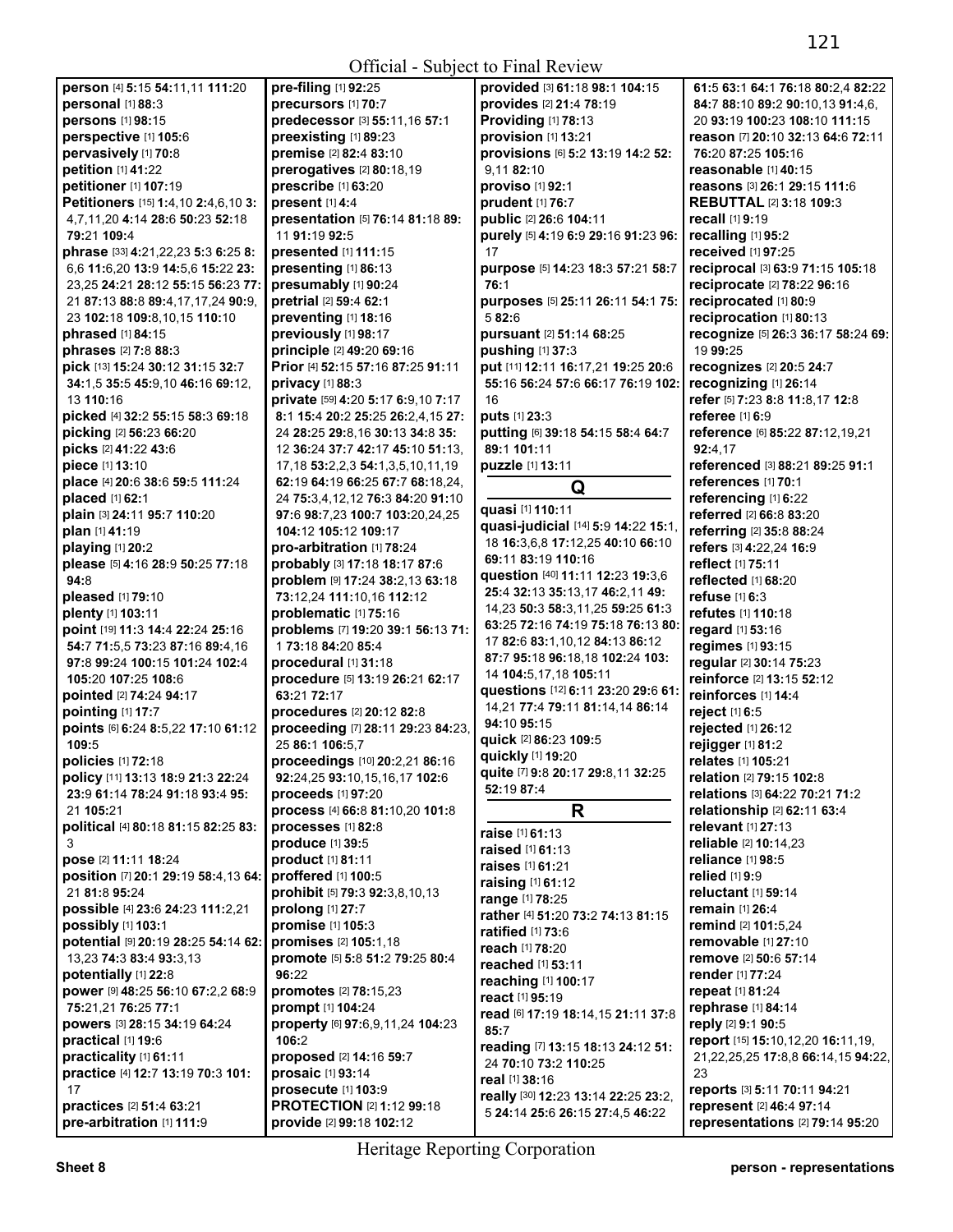**person** [4] **5:**15 **54:**11,11 **111:**20
**personal** [1] **88:**3
**persons** [1] **98:**15
**perspective** [1] **105:**6
**pervasively** [1] **70:**8
**petition** [1] **41:**22
**petitioner** [1] **107:**19
**Petitioners** [15] **1:**4,10 **2:**4,6,10 **3:** 4,7,11,20 **4:**14 **28:**6 **50:**23 **52:**18 **79:**21 **109:**4
**phrase** [33] **4:**21,22,23 **5:**3 **6:**25 **8:** 6,6 **11:**6,20 **13:**9 **14:**5,6 **15:**22 **23:** 23,25 **24:**21 **28:**12 **55:**15 **56:**23 **77:** 21 **87:**13 **88:**8 **89:**4,17,17,24 **90:**9, 23 **102:**18 **109:**8,10,15 **110:**10
**phrased** [1] **84:**15
**phrases** [2] **7:**8 **88:**3
**pick** [13] **15:**24 **30:**12 **31:**15 **32:**7 **34:**1,5 **35:**5 **45:**9,10 **46:**16 **69:**12, 13 **110:**16
**picked** [4] **32:**2 **55:**15 **58:**3 **69:**18
**picking** [2] **56:**23 **66:**20
**picks** [2] **41:**22 **43:**6
**piece** [1] **13:**10
**place** [4] **20:**6 **38:**6 **59:**5 **111:**24
**placed** [1] **62:**1
**plain** [3] **24:**11 **95:**7 **110:**20
**plan** [1] **41:**19
**playing** [1] **20:**2
**please** [5] **4:**16 **28:**9 **50:**25 **77:**18 **94:**8
**pleased** [1] **79:**10
**plenty** [1] **103:**11
**point** [19] **11:**3 **14:**4 **22:**24 **25:**16 **54:**7 **71:**5,5 **73:**23 **87:**16 **89:**4,16 **97:**8 **99:**24 **100:**15 **101:**24 **102:**4 **105:**20 **107:**25 **108:**6
**pointed** [2] **74:**24 **94:**17
**pointing** [1] **17:**7
**points** [6] **6:**24 **8:**5,22 **17:**10 **61:**12 **109:**5
**policies** [1] **72:**18
**policy** [11] **13:**13 **18:**9 **21:**3 **22:**24 **23:**9 **61:**14 **78:**24 **91:**18 **93:**4 **95:** 21 **105:**21
**political** [4] **80:**18 **81:**15 **82:**25 **83:** 3
**pose** [2] **11:**11 **18:**24
**position** [7] **20:**1 **29:**19 **58:**4,13 **64:** 21 **81:**8 **95:**24
**possible** [4] **23:**6 **24:**23 **111:**2,21
**possibly** [1] **103:**1
**potential** [9] **20:**19 **28:**25 **54:**14 **62:** 13,23 **74:**3 **83:**4 **93:**3,13
**potentially** [1] **22:**8
**power** [9] **48:**25 **56:**10 **67:**2,2 **68:**9 **75:**21,21 **76:**25 **77:**1
**powers** [3] **28:**15 **34:**19 **64:**24
**practical** [1] **19:**6
**practicality** [1] **61:**11
**practice** [4] **12:**7 **13:**19 **70:**3 **101:** 17
**practices** [2] **51:**4 **63:**21
**pre-arbitration** [1] **111:**9
**pre-filing** [1] **92:**25
**precursors** [1] **70:**7
**predecessor** [3] **55:**11,16 **57:**1
**preexisting** [1] **89:**23
**premise** [2] **82:**4 **83:**10
**prerogatives** [2] **80:**18,19
**prescribe** [1] **63:**20
**present** [1] **4:**4
**presentation** [5] **76:**14 **81:**18 **89:** 11 **91:**19 **92:**5
**presented** [1] **111:**15
**presenting** [1] **86:**13
**presumably** [1] **90:**24
**pretrial** [2] **59:**4 **62:**1
**preventing** [1] **18:**16
**previously** [1] **98:**17
**principle** [2] **49:**20 **69:**16
**Prior** [4] **52:**15 **57:**16 **87:**25 **91:**11
**privacy** [1] **88:**3
**private** [59] **4:**20 **5:**17 **6:**9,10 **7:**17 **8:**1 **15:**4 **20:**2 **25:**25 **26:**2,4,15 **27:** 24 **28:**25 **29:**8,16 **30:**13 **34:**8 **35:** 12 **36:**24 **37:**7 **42:**17 **45:**10 **51:**13, 17,18 **53:**2,2,3 **54:**1,3,5,10,11,19 **62:**19 **64:**19 **66:**25 **67:**7 **68:**18,24, 24 **75:**3,4,12,12 **76:**3 **84:**20 **91:**10 **97:**6 **98:**7,23 **100:**7 **103:**20,24,25 **104:**12 **105:**12 **109:**17
**pro-arbitration** [1] **78:**24
**probably** [3] **17:**18 **18:**17 **87:**6
**problem** [9] **17:**24 **38:**2,13 **63:**18 **73:**12,24 **111:**10,16 **112:**12
**problematic** [1] **75:**16
**problems** [7] **19:**20 **39:**1 **56:**13 **71:** 1 **73:**18 **84:**20 **85:**4
**procedural** [1] **31:**18
**procedure** [5] **13:**19 **26:**21 **62:**17 **63:**21 **72:**17
**procedures** [2] **20:**12 **82:**8
**proceeding** [7] **28:**11 **29:**23 **84:**23, 25 **86:**1 **106:**5,7
**proceedings** [10] **20:**2,21 **86:**16 **92:**24,25 **93:**10,15,16,17 **102:**6
**proceeds** [1] **97:**20
**process** [4] **66:**8 **81:**10,20 **101:**8
**processes** [1] **82:**8
**produce** [1] **39:**5
**product** [1] **81:**11
**proffered** [1] **100:**5
**prohibit** [5] **79:**3 **92:**3,8,10,13
**prolong** [1] **27:**7
**promise** [1] **105:**3
**promises** [2] **105:**1,18
**promote** [5] **5:**8 **51:**2 **79:**25 **80:**4 **96:**22
**promotes** [2] **78:**15,23
**prompt** [1] **104:**24
**property** [6] **97:**6,9,11,24 **104:**23 **106:**2
**proposed** [2] **14:**16 **59:**7
**prosaic** [1] **93:**14
**prosecute** [1] **103:**9
**PROTECTION** [2] **1:**12 **99:**18
**provide** [2] **99:**18 **102:**12
**provided** [3] **61:**18 **98:**1 **104:**15
**provides** [2] **21:**4 **78:**19
**Providing** [1] **78:**13
**provision** [1] **13:**21
**provisions** [6] **5:**2 **13:**19 **14:**2 **52:** 9,11 **82:**10
**proviso** [1] **92:**1
**prudent** [1] **76:**7
**public** [2] **26:**6 **104:**11
**purely** [5] **4:**19 **6:**9 **29:**16 **91:**23 **96:** 17
**purpose** [5] **14:**23 **18:**3 **57:**21 **58:**7 **76:**1
**purposes** [5] **25:**11 **26:**11 **54:**1 **75:** 5 **82:**6
**pursuant** [2] **51:**14 **68:**25
**pushing** [1] **37:**3
**put** [11] **12:**11 **16:**17,21 **19:**25 **20:**6 **55:**16 **56:**24 **57:**6 **66:**17 **76:**19 **102:** 16
**puts** [1] **23:**3
**putting** [6] **39:**18 **54:**15 **58:**4 **64:**7 **89:**1 **101:**11
**puzzle** [1] **13:**11

## Q

**quasi** [1] **110:**11
**quasi-judicial** [14] **5:**9 **14:**22 **15:**1, 18 **16:**3,6,8 **17:**12,25 **40:**10 **66:**10 **69:**11 **83:**19 **110:**16
**question** [40] **11:**11 **12:**23 **19:**3,6 **25:**4 **32:**13 **35:**13,17 **46:**2,11 **49:** 14,23 **50:**3 **58:**3,11,25 **59:**25 **61:**3 **63:**25 **72:**16 **74:**19 **75:**18 **76:**13 **80:** 17 **82:**6 **83:**1,10,12 **84:**13 **86:**12 **87:**7 **95:**18 **96:**18,18 **102:**24 **103:** 14 **104:**5,17,18 **105:**11
**questions** [12] **6:**11 **23:**20 **29:**6 **61:** 14,21 **77:**4 **79:**11 **81:**14,14 **86:**14 **94:**10 **95:**15
**quick** [2] **86:**23 **109:**5
**quickly** [1] **19:**20
**quite** [7] **9:**8 **20:**17 **29:**8,11 **32:**25 **52:**19 **87:**4

## R

**raise** [1] **61:**13
**raised** [1] **61:**13
**raises** [1] **61:**21
**raising** [1] **61:**12
**range** [1] **78:**25
**rather** [4] **51:**20 **73:**2 **74:**13 **81:**15
**ratified** [1] **73:**6
**reach** [1] **78:**20
**reached** [1] **53:**11
**reaching** [1] **100:**17
**react** [1] **95:**19
**read** [6] **17:**19 **18:**14,15 **21:**11 **37:**8 **85:**7
**reading** [7] **13:**15 **18:**13 **24:**12 **51:** 24 **70:**10 **73:**2 **110:**25
**real** [1] **38:**16
**really** [30] **12:**23 **13:**14 **22:**25 **23:**2, 5 **24:**14 **25:**6 **26:**15 **27:**4,5 **46:**22 **61:**5 **63:**1 **64:**1 **76:**18 **80:**2,4 **82:**22 **84:**7 **88:**10 **89:**2 **90:**10,13 **91:**4,6, 20 **93:**19 **100:**23 **108:**10 **111:**15
**reason** [7] **20:**10 **32:**13 **64:**6 **72:**11 **76:**20 **87:**25 **105:**16
**reasonable** [1] **40:**15
**reasons** [3] **26:**1 **29:**15 **111:**6
**REBUTTAL** [2] **3:**18 **109:**3
**recall** [1] **9:**19
**recalling** [1] **95:**2
**received** [1] **97:**25
**reciprocal** [3] **63:**9 **71:**15 **105:**18
**reciprocate** [2] **78:**22 **96:**16
**reciprocated** [1] **80:**9
**reciprocation** [1] **80:**13
**recognize** [5] **26:**3 **36:**17 **58:**24 **69:** 19 **99:**25
**recognizes** [2] **20:**5 **24:**7
**recognizing** [1] **26:**14
**refer** [5] **7:**23 **8:**8 **11:**8,17 **12:**8
**referee** [1] **6:**9
**reference** [6] **85:**22 **87:**12,19,21 **92:**4,17
**referenced** [3] **88:**21 **89:**25 **91:**1
**references** [1] **70:**1
**referencing** [1] **6:**22
**referred** [2] **66:**8 **83:**20
**referring** [2] **35:**8 **88:**24
**refers** [3] **4:**22,24 **16:**9
**reflect** [1] **75:**11
**reflected** [1] **68:**20
**refuse** [1] **6:**3
**refutes** [1] **110:**18
**regard** [1] **53:**16
**regimes** [1] **93:**15
**regular** [2] **30:**14 **75:**23
**reinforce** [2] **13:**15 **52:**12
**reinforces** [1] **14:**4
**reject** [1] **6:**5
**rejected** [1] **26:**12
**rejigger** [1] **81:**2
**relates** [1] **105:**21
**relation** [2] **79:**15 **102:**8
**relations** [3] **64:**22 **70:**21 **71:**2
**relationship** [2] **62:**11 **63:**4
**relevant** [1] **27:**13
**reliable** [2] **10:**14,23
**reliance** [1] **98:**5
**relied** [1] **9:**9
**reluctant** [1] **59:**14
**remain** [1] **26:**4
**remind** [2] **101:**5,24
**removable** [1] **27:**10
**remove** [2] **50:**6 **57:**14
**render** [1] **77:**24
**repeat** [1] **81:**24
**rephrase** [1] **84:**14
**reply** [2] **9:**1 **90:**5
**report** [15] **15:**10,12,20 **16:**11,19, 21,22,25,25 **17:**8,8 **66:**14,15 **94:**22, 23
**reports** [3] **5:**11 **70:**11 **94:**21
**represent** [2] **46:**4 **97:**14
**representations** [2] **79:**14 **95:**20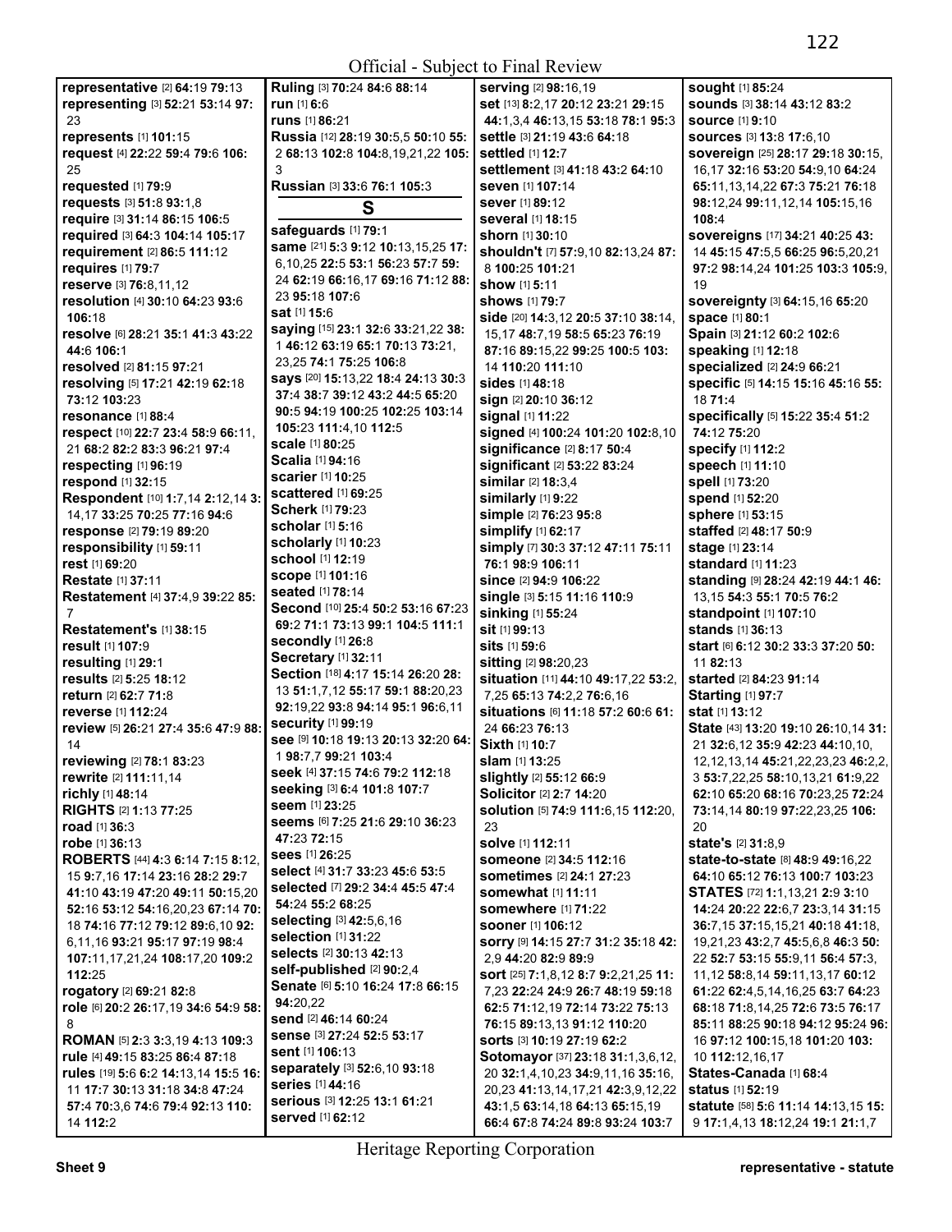Official - Subject to Final Review

**representative** [2] **64:**19 **79:**13
**representing** [3] **52:**21 **53:**14 **97:**23
**represents** [1] **101:**15
**request** [4] **22:**22 **59:**4 **79:**6 **106:**25
**requested** [1] **79:**9
**requests** [3] **51:**8 **93:**1,8
**require** [3] **31:**14 **86:**15 **106:**5
**required** [3] **64:**3 **104:**14 **105:**17
**requirement** [2] **86:**5 **111:**12
**requires** [1] **79:**7
**reserve** [3] **76:**8,11,12
**resolution** [4] **30:**10 **64:**23 **93:**6 **106:**18
**resolve** [6] **28:**21 **35:**1 **41:**3 **43:**22 **44:**6 **106:**1
**resolved** [2] **81:**15 **97:**21
**resolving** [5] **17:**21 **42:**19 **62:**18 **73:**12 **103:**23
**resonance** [1] **88:**4
**respect** [10] **22:**7 **23:**4 **58:**9 **66:**11,21 **68:**2 **82:**2 **83:**3 **96:**21 **97:**4
**respecting** [1] **96:**19
**respond** [1] **32:**15
**Respondent** [10] **1:**7,14 **2:**12,14 **3:**14,17 **33:**25 **70:**25 **77:**16 **94:**6
**response** [2] **79:**19 **89:**20
**responsibility** [1] **59:**11
**rest** [1] **69:**20
**Restate** [1] **37:**11
**Restatement** [4] **37:**4,9 **39:**22 **85:**7
**Restatement's** [1] **38:**15
**result** [1] **107:**9
**resulting** [1] **29:**1
**results** [2] **5:**25 **18:**12
**return** [2] **62:**7 **71:**8
**reverse** [1] **112:**24
**review** [5] **26:**21 **27:**4 **35:**6 **47:**9 **88:**14
**reviewing** [2] **78:**1 **83:**23
**rewrite** [2] **111:**11,14
**richly** [1] **48:**14
**RIGHTS** [2] **1:**13 **77:**25
**road** [1] **36:**3
**robe** [1] **36:**13
**ROBERTS** [44] **4:**3 **6:**14 **7:**15 **8:**12,15 **9:**7,16 **17:**14 **23:**16 **28:**2 **29:**7 **41:**10 **43:**19 **47:**20 **49:**11 **50:**15,20 **52:**16 **53:**12 **54:**16,20,23 **67:**14 **70:**18 **74:**16 **77:**12 **79:**12 **89:**6,10 **92:**6,11,16 **93:**21 **95:**17 **97:**19 **98:**4 **107:**11,17,21,24 **108:**17,20 **109:**2 **112:**25
**rogatory** [2] **69:**21 **82:**8
**role** [6] **20:**2 **26:**17,19 **34:**6 **54:**9 **58:**8
**ROMAN** [5] **2:**3 **3:**3,19 **4:**13 **109:**3
**rule** [4] **49:**15 **83:**25 **86:**4 **87:**18
**rules** [19] **5:**6 **6:**2 **14:**13,14 **15:**5 **16:**11 **17:**7 **30:**13 **31:**18 **34:**8 **47:**24 **57:**4 **70:**3,6 **74:**6 **79:**4 **92:**13 **110:**14 **112:**2
**Ruling** [3] **70:**24 **84:**6 **88:**14
**run** [1] **6:**6
**runs** [1] **86:**21
**Russia** [12] **28:**19 **30:**5,5 **50:**10 **55:**2 **68:**13 **102:**8 **104:**8,19,21,22 **105:**3
**Russian** [3] **33:**6 **76:**1 **105:**3

## S

**safeguards** [1] **79:**1
**same** [21] **5:**3 **9:**12 **10:**13,15,25 **17:**6,10,25 **22:**5 **53:**1 **56:**23 **57:**7 **59:**24 **62:**19 **66:**16,17 **69:**16 **71:**12 **88:**23 **95:**18 **107:**6
**sat** [1] **15:**6
**saying** [15] **23:**1 **32:**6 **33:**21,22 **38:**1 **46:**12 **63:**19 **65:**1 **70:**13 **73:**21,23,25 **74:**1 **75:**25 **106:**8
**says** [20] **15:**13,22 **18:**4 **24:**13 **30:**3 **37:**4 **38:**7 **39:**12 **43:**2 **44:**5 **65:**20 **90:**5 **94:**19 **100:**25 **102:**25 **103:**14 **105:**23 **111:**4,10 **112:**5
**scale** [1] **80:**25
**Scalia** [1] **94:**16
**scarier** [1] **10:**25
**scattered** [1] **69:**25
**Scherk** [1] **79:**23
**scholar** [1] **5:**16
**scholarly** [1] **10:**23
**school** [1] **12:**19
**scope** [1] **101:**16
**seated** [1] **78:**14
**Second** [10] **25:**4 **50:**2 **53:**16 **67:**23 **69:**2 **71:**1 **73:**13 **99:**1 **104:**5 **111:**1
**secondly** [1] **26:**8
**Secretary** [1] **32:**11
**Section** [18] **4:**17 **15:**14 **26:**20 **28:**13 **51:**1,7,12 **55:**17 **59:**1 **88:**20,23 **92:**19,22 **93:**8 **94:**14 **95:**1 **96:**6,11
**security** [1] **99:**19
**see** [9] **10:**18 **19:**13 **20:**13 **32:**20 **64:**1 **98:**7,7 **99:**21 **103:**4
**seek** [4] **37:**15 **74:**6 **79:**2 **112:**18
**seeking** [3] **6:**4 **101:**8 **107:**7
**seem** [1] **23:**25
**seems** [6] **7:**25 **21:**6 **29:**10 **36:**23 **47:**23 **72:**15
**sees** [1] **26:**25
**select** [4] **31:**7 **33:**23 **45:**6 **53:**5
**selected** [7] **29:**2 **34:**4 **45:**5 **47:**4 **54:**24 **55:**2 **68:**25
**selecting** [3] **42:**5,6,16
**selection** [1] **31:**22
**selects** [2] **30:**13 **42:**13
**self-published** [2] **90:**2,4
**Senate** [6] **5:**10 **16:**24 **17:**8 **66:**15 **94:**20,22
**send** [2] **46:**14 **60:**24
**sense** [3] **27:**24 **52:**5 **53:**17
**sent** [1] **106:**13
**separately** [3] **52:**6,10 **93:**18
**series** [1] **44:**16
**serious** [3] **12:**25 **13:**1 **61:**21
**served** [1] **62:**12
**serving** [2] **98:**16,19
**set** [13] **8:**2,17 **20:**12 **23:**21 **29:**15 **44:**1,3,4 **46:**13,15 **53:**18 **78:**1 **95:**3
**settle** [3] **21:**19 **43:**6 **64:**18
**settled** [1] **12:**7
**settlement** [3] **41:**18 **43:**2 **64:**10
**seven** [1] **107:**14
**sever** [1] **89:**12
**several** [1] **18:**15
**shorn** [1] **30:**10
**shouldn't** [7] **57:**9,10 **82:**13,24 **87:**8 **100:**25 **101:**21
**show** [1] **5:**11
**shows** [1] **79:**7
**side** [20] **14:**3,12 **20:**5 **37:**10 **38:**14,15,17 **48:**7,19 **58:**5 **65:**23 **76:**19 **87:**16 **89:**15,22 **99:**25 **100:**5 **103:**14 **110:**20 **111:**10
**sides** [1] **48:**18
**sign** [2] **20:**10 **36:**12
**signal** [1] **11:**22
**signed** [4] **100:**24 **101:**20 **102:**8,10
**significance** [2] **8:**17 **50:**4
**significant** [2] **53:**22 **83:**24
**similar** [2] **18:**3,4
**similarly** [1] **9:**22
**simple** [2] **76:**23 **95:**8
**simplify** [1] **62:**17
**simply** [7] **30:**3 **37:**12 **47:**11 **75:**11 **76:**1 **98:**9 **106:**11
**since** [2] **94:**9 **106:**22
**single** [3] **5:**15 **11:**16 **110:**9
**sinking** [1] **55:**24
**sit** [1] **99:**13
**sits** [1] **59:**6
**sitting** [2] **98:**20,23
**situation** [11] **44:**10 **49:**17,22 **53:**2,7,25 **65:**13 **74:**2,2 **76:**6,16
**situations** [6] **11:**18 **57:**2 **60:**6 **61:**24 **66:**23 **76:**13
**Sixth** [1] **10:**7
**slam** [1] **13:**25
**slightly** [2] **55:**12 **66:**9
**Solicitor** [2] **2:**7 **14:**20
**solution** [5] **74:**9 **111:**6,15 **112:**20,23
**solve** [1] **112:**11
**someone** [2] **34:**5 **112:**16
**sometimes** [2] **24:**1 **27:**23
**somewhat** [1] **11:**11
**somewhere** [1] **71:**22
**sooner** [1] **106:**12
**sorry** [9] **14:**15 **27:**7 **31:**2 **35:**18 **42:**2,9 **44:**20 **82:**9 **89:**9
**sort** [25] **7:**1,8,12 **8:**7 **9:**2,21,25 **11:**7,23 **22:**24 **24:**9 **26:**7 **48:**19 **59:**18 **62:**5 **71:**12,19 **72:**14 **73:**22 **75:**13 **76:**15 **89:**13,13 **91:**12 **110:**20
**sorts** [3] **10:**19 **27:**19 **62:**2
**Sotomayor** [37] **23:**18 **31:**1,3,6,12,20 **32:**1,4,10,23 **34:**9,11,16 **35:**16,20,23 **41:**13,14,17,21 **42:**3,9,12,22 **43:**1,5 **63:**14,18 **64:**13 **65:**15,19 **66:**4 **67:**8 **74:**24 **89:**8 **93:**24 **103:**7
**sought** [1] **85:**24
**sounds** [3] **38:**14 **43:**12 **83:**2
**source** [1] **9:**10
**sources** [3] **13:**8 **17:**6,10
**sovereign** [25] **28:**17 **29:**18 **30:**15,16,17 **32:**16 **53:**20 **54:**9,10 **64:**24 **65:**11,13,14,22 **67:**3 **75:**21 **76:**18 **98:**12,24 **99:**11,12,14 **105:**15,16 **108:**4
**sovereigns** [17] **34:**21 **40:**25 **43:**14 **45:**15 **47:**5,5 **66:**25 **96:**5,20,21 **97:**2 **98:**14,24 **101:**25 **103:**3 **105:**9,19
**sovereignty** [3] **64:**15,16 **65:**20
**space** [1] **80:**1
**Spain** [3] **21:**12 **60:**2 **102:**6
**speaking** [1] **12:**18
**specialized** [2] **24:**9 **66:**21
**specific** [5] **14:**15 **15:**16 **45:**16 **55:**18 **71:**4
**specifically** [5] **15:**22 **35:**4 **51:**2 **74:**12 **75:**20
**specify** [1] **112:**2
**speech** [1] **11:**10
**spell** [1] **73:**20
**spend** [1] **52:**20
**sphere** [1] **53:**15
**staffed** [2] **48:**17 **50:**9
**stage** [1] **23:**14
**standard** [1] **11:**23
**standing** [9] **28:**24 **42:**19 **44:**1 **46:**13,15 **54:**3 **55:**1 **70:**5 **76:**2
**standpoint** [1] **107:**10
**stands** [1] **36:**13
**start** [6] **6:**12 **30:**2 **33:**3 **37:**20 **50:**11 **82:**13
**started** [2] **84:**23 **91:**14
**Starting** [1] **97:**7
**stat** [1] **13:**12
**State** [43] **13:**20 **19:**10 **26:**10,14 **31:**21 **32:**6,12 **35:**9 **42:**23 **44:**10,10,12,12,13,14 **45:**21,22,23,23 **46:**2,2,3 **53:**7,22,25 **58:**10,13,21 **61:**9,22 **62:**10 **65:**20 **68:**16 **70:**23,25 **72:**24 **73:**14,14 **80:**19 **97:**22,23,25 **106:**20
**state's** [2] **31:**8,9
**state-to-state** [8] **48:**9 **49:**16,22 **64:**10 **65:**12 **76:**13 **100:**7 **103:**23
**STATES** [72] **1:**1,13,21 **2:**9 **3:**10 **14:**24 **20:**22 **22:**6,7 **23:**3,14 **31:**15 **36:**7,15 **37:**15,15,21 **40:**18 **41:**18,19,21,23 **43:**2,7 **45:**5,6,8 **46:**3 **50:**22 **52:**7 **53:**15 **55:**9,11 **56:**4 **57:**3,11,12 **58:**8,14 **59:**11,13,17 **60:**12 **61:**22 **62:**4,5,14,16,25 **63:**7 **64:**23 **68:**18 **71:**8,14,25 **72:**6 **73:**5 **76:**17 **85:**11 **88:**25 **90:**18 **94:**12 **95:**24 **96:**16 **97:**12 **100:**15,18 **101:**20 **103:**10 **112:**12,16,17
**States-Canada** [1] **68:**4
**status** [1] **52:**19
**statute** [58] **5:**6 **11:**14 **14:**13,15 **15:**9 **17:**1,4,13 **18:**12,24 **19:**1 **21:**1,7

Heritage Reporting Corporation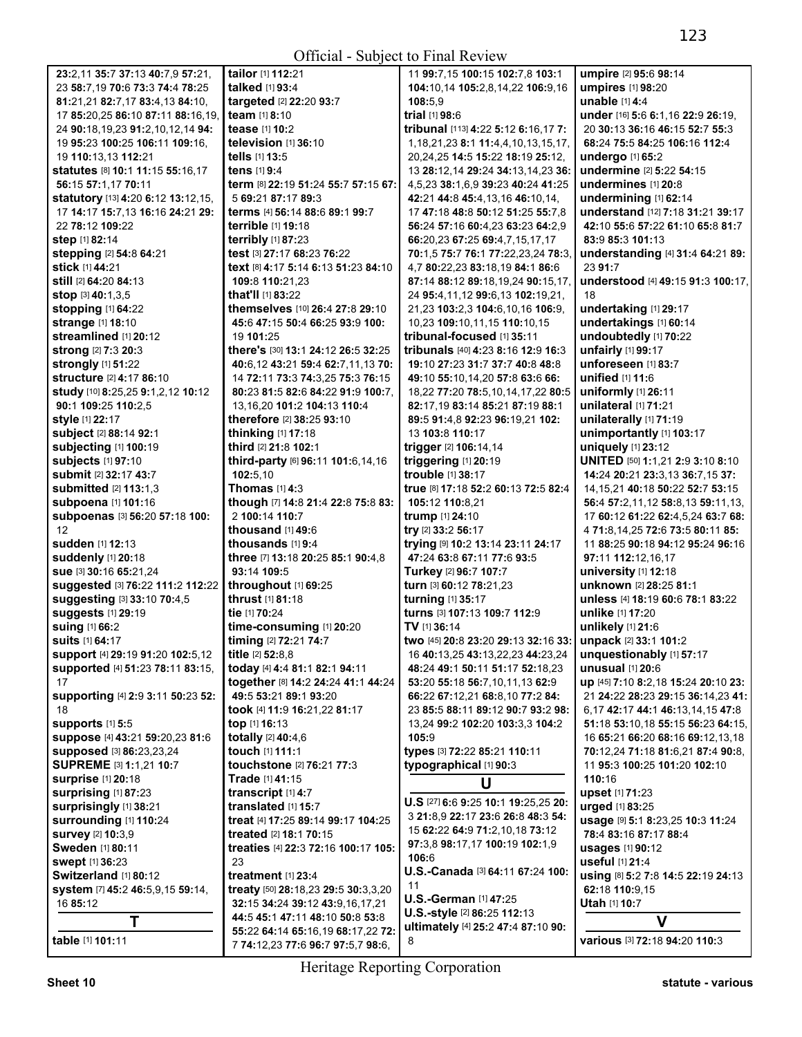**23**:2,11 **35**:7 **37**:13 **40**:7,9 **57**:21, 23 **58**:7,19 **70**:6 **73**:3 **74**:4 **78**:25 **81**:21,21 **82**:7,17 **83**:4,13 **84**:10, 17 **85**:20,25 **86**:10 **87**:11 **88**:16,19, 24 **90**:18,19,23 **91**:2,10,12,14 **94**: 19 **95**:23 **100**:25 **106**:11 **109**:16, 19 **110**:13,13 **112**:21
**statutes** [8] **10**:1 **11**:15 **55**:16,17 **56**:15 **57**:1,17 **70**:11
**statutory** [13] **4**:20 **6**:12 **13**:12,15, 17 **14**:17 **15**:7,13 **16**:16 **24**:21 **29**: 22 **78**:12 **109**:22
**step** [1] **82**:14
**stepping** [2] **54**:8 **64**:21
**stick** [1] **44**:21
**still** [2] **64**:20 **84**:13
**stop** [3] **40**:1,3,5
**stopping** [1] **64**:22
**strange** [1] **18**:10
**streamlined** [1] **20**:12
**strong** [2] **7**:3 **20**:3
**strongly** [1] **51**:22
**structure** [2] **4**:17 **86**:10
**study** [10] **8**:25,25 **9**:1,2,12 **10**:12 **90**:1 **109**:25 **110**:2,5
**style** [1] **22**:17
**subject** [2] **88**:14 **92**:1
**subjecting** [1] **100**:19
**subjects** [1] **97**:10
**submit** [2] **32**:17 **43**:7
**submitted** [2] **113**:1,3
**subpoena** [1] **101**:16
**subpoenas** [3] **56**:20 **57**:18 **100**: 12
**sudden** [1] **12**:13
**suddenly** [1] **20**:18
**sue** [3] **30**:16 **65**:21,24
**suggested** [3] **76**:22 **111**:2 **112**:22
**suggesting** [3] **33**:10 **70**:4,5
**suggests** [1] **29**:19
**suing** [1] **66**:2
**suits** [1] **64**:17
**support** [4] **29**:19 **91**:20 **102**:5,12
**supported** [4] **51**:23 **78**:11 **83**:15, 17
**supporting** [4] **2**:9 **3**:11 **50**:23 **52**: 18
**supports** [1] **5**:5
**suppose** [4] **43**:21 **59**:20,23 **81**:6
**supposed** [3] **86**:23,23,24
**SUPREME** [3] **1**:1,21 **10**:7
**surprise** [1] **20**:18
**surprising** [1] **87**:23
**surprisingly** [1] **38**:21
**surrounding** [1] **110**:24
**survey** [2] **10**:3,9
**Sweden** [1] **80**:11
**swept** [1] **36**:23
**Switzerland** [1] **80**:12
**system** [7] **45**:2 **46**:5,9,15 **59**:14, 16 **85**:12

## T

**table** [1] **101**:11
**tailor** [1] **112**:21
**talked** [1] **93**:4
**targeted** [2] **22**:20 **93**:7
**team** [1] **8**:10
**tease** [1] **10**:2
**television** [1] **36**:10
**tells** [1] **13**:5
**tens** [1] **9**:4
**term** [8] **22**:19 **51**:24 **55**:7 **57**:15 **67**: 5 **69**:21 **87**:17 **89**:3
**terms** [4] **56**:14 **88**:6 **89**:1 **99**:7
**terrible** [1] **19**:18
**terribly** [1] **87**:23
**test** [3] **27**:17 **68**:23 **76**:22
**text** [8] **4**:17 **5**:14 **6**:13 **51**:23 **84**:10 **109**:8 **110**:21,23
**that'll** [1] **83**:22
**themselves** [10] **26**:4 **27**:8 **29**:10 **45**:6 **47**:15 **50**:4 **66**:25 **93**:9 **100**: 19 **101**:25
**there's** [30] **13**:1 **24**:12 **26**:5 **32**:25 **40**:6,12 **43**:21 **59**:4 **62**:7,11,13 **70**: 14 **72**:11 **73**:3 **74**:3,25 **75**:3 **76**:15 **80**:23 **81**:5 **82**:6 **84**:22 **91**:9 **100**:7, 13,16,20 **101**:2 **104**:13 **110**:4
**therefore** [2] **38**:25 **93**:10
**thinking** [1] **17**:18
**third** [2] **21**:8 **102**:1
**third-party** [6] **96**:11 **101**:6,14,16 **102**:5,10
**Thomas** [1] **4**:3
**though** [7] **14**:8 **21**:4 **22**:8 **75**:8 **83**: 2 **100**:14 **110**:7
**thousand** [1] **49**:6
**thousands** [1] **9**:4
**three** [7] **13**:18 **20**:25 **85**:1 **90**:4,8 **93**:14 **109**:5
**throughout** [1] **69**:25
**thrust** [1] **81**:18
**tie** [1] **70**:24
**time-consuming** [1] **20**:20
**timing** [2] **72**:21 **74**:7
**title** [2] **52**:8,8
**today** [4] **4**:4 **81**:1 **82**:1 **94**:11
**together** [8] **14**:2 **24**:24 **41**:1 **44**:24 **49**:5 **53**:21 **89**:1 **93**:20
**took** [4] **11**:9 **16**:21,22 **81**:17
**top** [1] **16**:13
**totally** [2] **40**:4,6
**touch** [1] **111**:1
**touchstone** [2] **76**:21 **77**:3
**Trade** [1] **41**:15
**transcript** [1] **4**:7
**translated** [1] **15**:7
**treat** [4] **17**:25 **89**:14 **99**:17 **104**:25
**treated** [2] **18**:1 **70**:15
**treaties** [4] **22**:3 **72**:16 **100**:17 **105**: 23
**treatment** [1] **23**:4
**treaty** [50] **28**:18,23 **29**:5 **30**:3,3,20 **32**:15 **34**:24 **39**:12 **43**:9,16,17,21 **44**:5 **45**:1 **47**:11 **48**:10 **50**:8 **53**:8 **55**:22 **64**:14 **65**:16,19 **68**:17,22 **72**: 7 **74**:12,23 **77**:6 **96**:7 **97**:5,7 **98**:6, 11 **99**:7,15 **100**:15 **102**:7,8 **103**:1 **104**:10,14 **105**:2,8,14,22 **106**:9,16 **108**:5,9
**trial** [1] **98**:6
**tribunal** [113] **4**:22 **5**:12 **6**:16,17 **7**: 1,18,21,23 **8**:1 **11**:4,4,10,13,15,17, 20,24,25 **14**:5 **15**:22 **18**:19 **25**:12, 13 **28**:12,14 **29**:24 **34**:13,14,23 **36**: 4,5,23 **38**:1,6,9 **39**:23 **40**:24 **41**:25 **42**:21 **44**:8 **45**:4,13,16 **46**:10,14, 17 **47**:18 **48**:8 **50**:12 **51**:25 **55**:7,8 **56**:24 **57**:16 **60**:4,23 **63**:23 **64**:2,9 **66**:20,23 **67**:25 **69**:4,7,15,17,17 **70**:1,5 **75**:7 **76**:1 **77**:22,23,24 **78**:3, 4,7 **80**:22,23 **83**:18,19 **84**:1 **86**:6 **87**:14 **88**:12 **89**:18,19,24 **90**:15,17, 24 **95**:4,11,12 **99**:6,13 **102**:19,21, 21,23 **103**:2,3 **104**:6,10,16 **106**:9, 10,23 **109**:10,11,15 **110**:10,15
**tribunal-focused** [1] **35**:11
**tribunals** [40] **4**:23 **8**:16 **12**:9 **16**:3 **19**:10 **27**:23 **31**:7 **37**:7 **40**:8 **48**:8 **49**:10 **55**:10,14,20 **57**:8 **63**:6 **66**: 18,22 **77**:20 **78**:5,10,14,17,22 **80**:5 **82**:17,19 **83**:14 **85**:21 **87**:19 **88**:1 **89**:5 **91**:4,8 **92**:23 **96**:19,21 **102**: 13 **103**:8 **110**:17
**trigger** [2] **106**:14,14
**triggering** [1] **20**:19
**trouble** [1] **38**:17
**true** [8] **17**:18 **52**:7 **60**:13 **72**:5 **82**:4 **105**:12 **110**:8,21
**trump** [1] **24**:10
**try** [2] **33**:2 **56**:17
**trying** [9] **10**:2 **13**:14 **23**:11 **24**:17 **47**:24 **63**:8 **67**:11 **77**:6 **93**:5
**Turkey** [2] **96**:7 **107**:7
**turn** [3] **60**:12 **78**:21,23
**turning** [1] **35**:17
**turns** [3] **107**:13 **109**:7 **112**:9
**TV** [1] **36**:14
**two** [45] **20**:8 **23**:20 **29**:13 **32**:16 **33**: 16 **40**:13,25 **43**:13,22,23 **44**:23,24 **48**:24 **49**:1 **50**:11 **51**:17 **52**:18,23 **53**:20 **55**:18 **56**:7,10,11,13 **62**:9 **66**:22 **67**:12,21 **68**:8,10 **77**:2 **84**: 23 **85**:5 **88**:11 **89**:12 **90**:7 **93**:2 **98**: 13,24 **99**:2 **102**:20 **103**:3,3 **104**:2 **105**:9
**types** [3] **72**:22 **85**:21 **110**:11
**typographical** [1] **90**:3

## U

**U.S** [27] **6**:6 **9**:25 **10**:1 **19**:25,25 **20**: 3 **21**:8,9 **22**:17 **23**:6 **26**:8 **48**:3 **54**: 15 **62**:22 **64**:9 **71**:2,10,18 **73**:12 **97**:3,8 **98**:17,17 **100**:19 **102**:1,9 **106**:6
**U.S.-Canada** [3] **64**:11 **67**:24 **100**: 11
**U.S.-German** [1] **47**:25
**U.S.-style** [2] **86**:25 **112**:13
**ultimately** [4] **25**:2 **47**:4 **87**:10 **90**: 8
**umpire** [2] **95**:6 **98**:14
**umpires** [1] **98**:20
**unable** [1] **4**:4
**under** [16] **5**:6 **6**:1,16 **22**:9 **26**:19, 20 **30**:13 **36**:16 **46**:15 **52**:7 **55**:3 **68**:24 **75**:5 **84**:25 **106**:16 **112**:4
**undergo** [1] **65**:2
**undermine** [2] **5**:22 **54**:15
**undermines** [1] **20**:8
**undermining** [1] **62**:14
**understand** [12] **7**:18 **31**:21 **39**:17 **42**:10 **55**:6 **57**:22 **61**:10 **65**:8 **81**:7 **83**:9 **85**:3 **101**:13
**understanding** [4] **31**:4 **64**:21 **89**: 23 **91**:7
**understood** [4] **49**:15 **91**:3 **100**:17, 18
**undertaking** [1] **29**:17
**undertakings** [1] **60**:14
**undoubtedly** [1] **70**:22
**unfairly** [1] **99**:17
**unforeseen** [1] **83**:7
**unified** [1] **11**:6
**uniformly** [1] **26**:11
**unilateral** [1] **71**:21
**unilaterally** [1] **71**:19
**unimportantly** [1] **103**:17
**uniquely** [1] **23**:12
**UNITED** [50] **1**:1,21 **2**:9 **3**:10 **8**:10 **14**:24 **20**:21 **23**:3,13 **36**:7,15 **37**: 14,15,21 **40**:18 **50**:22 **52**:7 **53**:15 **56**:4 **57**:2,11,12 **58**:8,13 **59**:11,13, 17 **60**:12 **61**:22 **62**:4,5,24 **63**:7 **68**: 4 **71**:8,14,25 **72**:6 **73**:5 **80**:11 **85**: 11 **88**:25 **90**:18 **94**:12 **95**:24 **96**:16 **97**:11 **112**:12,16,17
**university** [1] **12**:18
**unknown** [2] **28**:25 **81**:1
**unless** [4] **18**:19 **60**:6 **78**:1 **83**:22
**unlike** [1] **17**:20
**unlikely** [1] **21**:6
**unpack** [2] **33**:1 **101**:2
**unquestionably** [1] **57**:17
**unusual** [1] **20**:6
**up** [45] **7**:10 **8**:2,18 **15**:24 **20**:10 **23**: 21 **24**:22 **28**:23 **29**:15 **36**:14,23 **41**: 6,17 **42**:17 **44**:1 **46**:13,14,15 **47**:8 **51**:18 **53**:10,18 **55**:15 **56**:23 **64**:15, 16 **65**:21 **66**:20 **68**:16 **69**:12,13,18 **70**:12,24 **71**:18 **81**:6,21 **87**:4 **90**:8, 11 **95**:3 **100**:25 **101**:20 **102**:10 **110**:16
**upset** [1] **71**:23
**urged** [1] **83**:25
**usage** [9] **5**:1 **8**:23,25 **10**:3 **11**:24 **78**:4 **83**:16 **87**:17 **88**:4
**usages** [1] **90**:12
**useful** [1] **21**:4
**using** [8] **5**:2 **7**:8 **14**:5 **22**:19 **24**:13 **62**:18 **110**:9,15
**Utah** [1] **10**:7

## V

**various** [3] **72**:18 **94**:20 **110**:3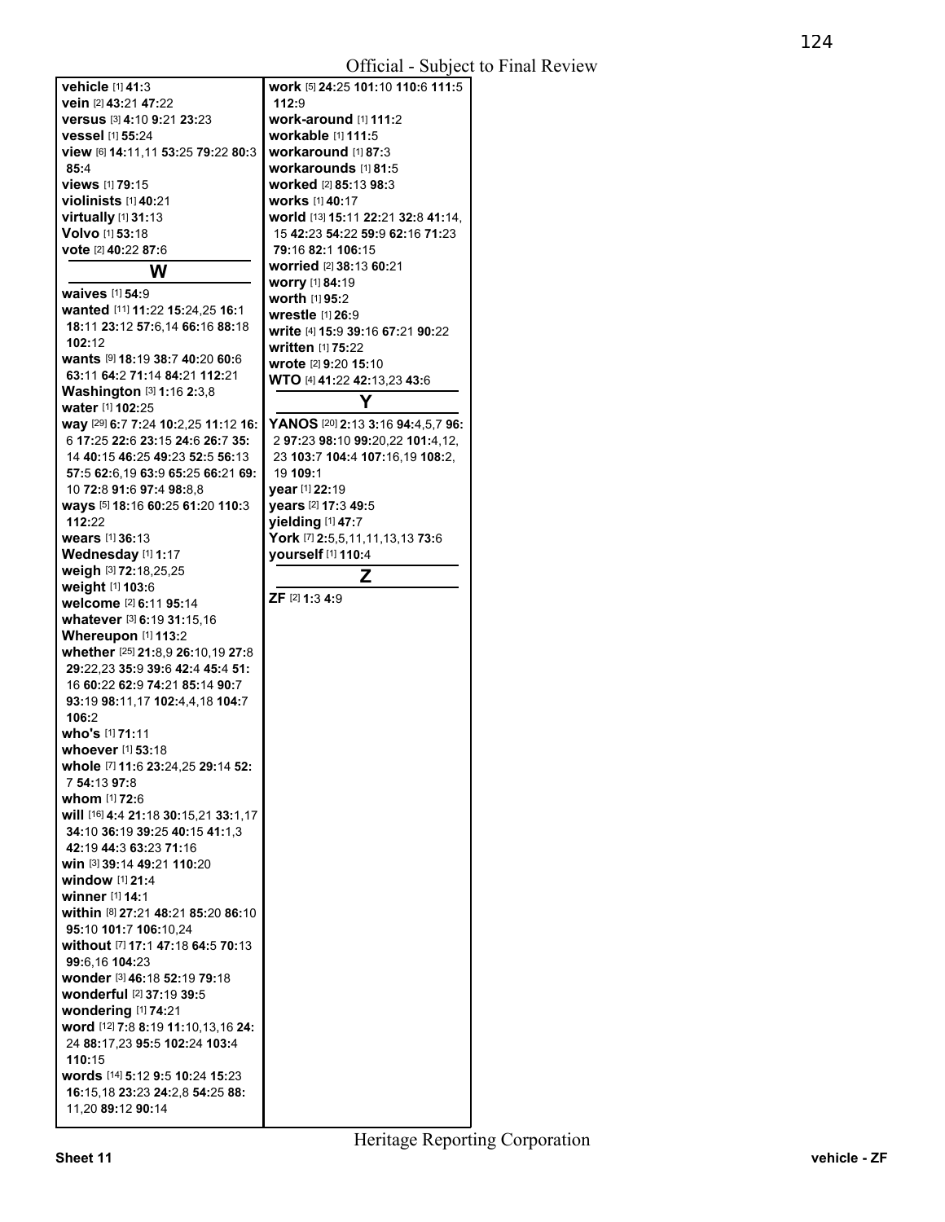**vehicle** [1] **41:**3
**vein** [2] **43:**21 **47:**22
**versus** [3] **4:**10 **9:**21 **23:**23
**vessel** [1] **55:**24
**view** [6] **14:**11,11 **53:**25 **79:**22 **80:**3 **85:**4
**views** [1] **79:**15
**violinists** [1] **40:**21
**virtually** [1] **31:**13
**Volvo** [1] **53:**18
**vote** [2] **40:**22 **87:**6

## W

**waives** [1] **54:**9
**wanted** [11] **11:**22 **15:**24,25 **16:**1 **18:**11 **23:**12 **57:**6,14 **66:**16 **88:**18 **102:**12
**wants** [9] **18:**19 **38:**7 **40:**20 **60:**6 **63:**11 **64:**2 **71:**14 **84:**21 **112:**21
**Washington** [3] **1:**16 **2:**3,8
**water** [1] **102:**25
**way** [29] **6:**7 **7:**24 **10:**2,25 **11:**12 **16:**6 **17:**25 **22:**6 **23:**15 **24:**6 **26:**7 **35:**14 **40:**15 **46:**25 **49:**23 **52:**5 **56:**13 **57:**5 **62:**6,19 **63:**9 **65:**25 **66:**21 **69:**10 **72:**8 **91:**6 **97:**4 **98:**8,8
**ways** [5] **18:**16 **60:**25 **61:**20 **110:**3 **112:**22
**wears** [1] **36:**13
**Wednesday** [1] **1:**17
**weigh** [3] **72:**18,25,25
**weight** [1] **103:**6
**welcome** [2] **6:**11 **95:**14
**whatever** [3] **6:**19 **31:**15,16
**Whereupon** [1] **113:**2
**whether** [25] **21:**8,9 **26:**10,19 **27:**8 **29:**22,23 **35:**9 **39:**6 **42:**4 **45:**4 **51:**16 **60:**22 **62:**9 **74:**21 **85:**14 **90:**7 **93:**19 **98:**11,17 **102:**4,4,18 **104:**7 **106:**2
**who's** [1] **71:**11
**whoever** [1] **53:**18
**whole** [7] **11:**6 **23:**24,25 **29:**14 **52:**7 **54:**13 **97:**8
**whom** [1] **72:**6
**will** [16] **4:**4 **21:**18 **30:**15,21 **33:**1,17 **34:**10 **36:**19 **39:**25 **40:**15 **41:**1,3 **42:**19 **44:**3 **63:**23 **71:**16
**win** [3] **39:**14 **49:**21 **110:**20
**window** [1] **21:**4
**winner** [1] **14:**1
**within** [8] **27:**21 **48:**21 **85:**20 **86:**10 **95:**10 **101:**7 **106:**10,24
**without** [7] **17:**1 **47:**18 **64:**5 **70:**13 **99:**6,16 **104:**23
**wonder** [3] **46:**18 **52:**19 **79:**18
**wonderful** [2] **37:**19 **39:**5
**wondering** [1] **74:**21
**word** [12] **7:**8 **8:**19 **11:**10,13,16 **24:**24 **88:**17,23 **95:**5 **102:**24 **103:**4 **110:**15
**words** [14] **5:**12 **9:**5 **10:**24 **15:**23 **16:**15,18 **23:**23 **24:**2,8 **54:**25 **88:**11,20 **89:**12 **90:**14
**work** [5] **24:**25 **101:**10 **110:**6 **111:**5 **112:**9
**work-around** [1] **111:**2
**workable** [1] **111:**5
**workaround** [1] **87:**3
**workarounds** [1] **81:**5
**worked** [2] **85:**13 **98:**3
**works** [1] **40:**17
**world** [13] **15:**11 **22:**21 **32:**8 **41:**14,15 **42:**23 **54:**22 **59:**9 **62:**16 **71:**23 **79:**16 **82:**1 **106:**15
**worried** [2] **38:**13 **60:**21
**worry** [1] **84:**19
**worth** [1] **95:**2
**wrestle** [1] **26:**9
**write** [4] **15:**9 **39:**16 **67:**21 **90:**22
**written** [1] **75:**22
**wrote** [2] **9:**20 **15:**10
**WTO** [4] **41:**22 **42:**13,23 **43:**6

## Y

**YANOS** [20] **2:**13 **3:**16 **94:**4,5,7 **96:**2 **97:**23 **98:**10 **99:**20,22 **101:**4,12,23 **103:**7 **104:**4 **107:**16,19 **108:**2,19 **109:**1
**year** [1] **22:**19
**years** [2] **17:**3 **49:**5
**yielding** [1] **47:**7
**York** [7] **2:**5,5,11,11,13,13 **73:**6
**yourself** [1] **110:**4

## Z

**ZF** [2] **1:**3 **4:**9